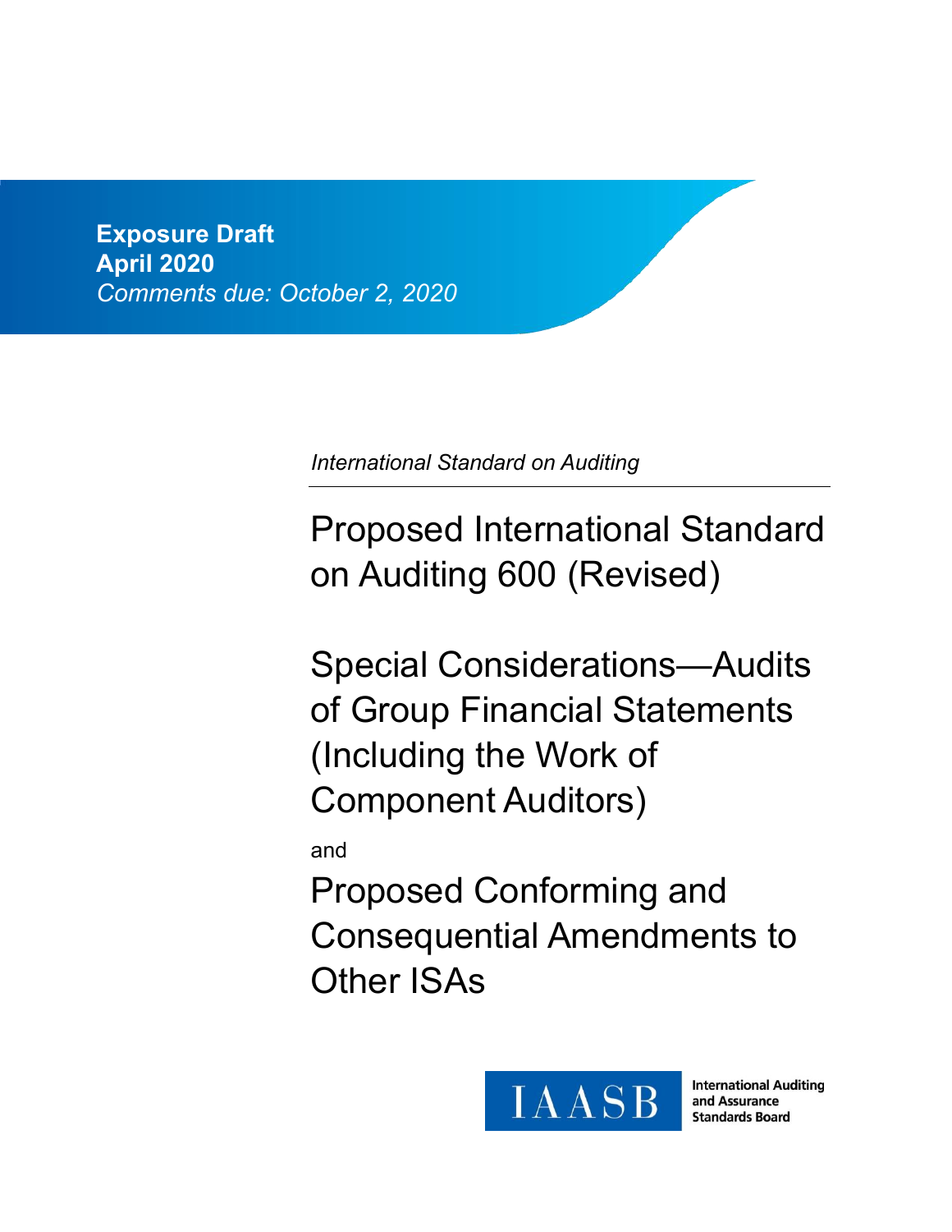**Exposure Draft**
**April 2020**
*Comments due: October 2, 2020*

*International Standard on Auditing*

# Proposed International Standard on Auditing 600 (Revised)

# Special Considerations—Audits of Group Financial Statements (Including the Work of Component Auditors)

and

# Proposed Conforming and Consequential Amendments to Other ISAs

IAASB International Auditing and Assurance Standards Board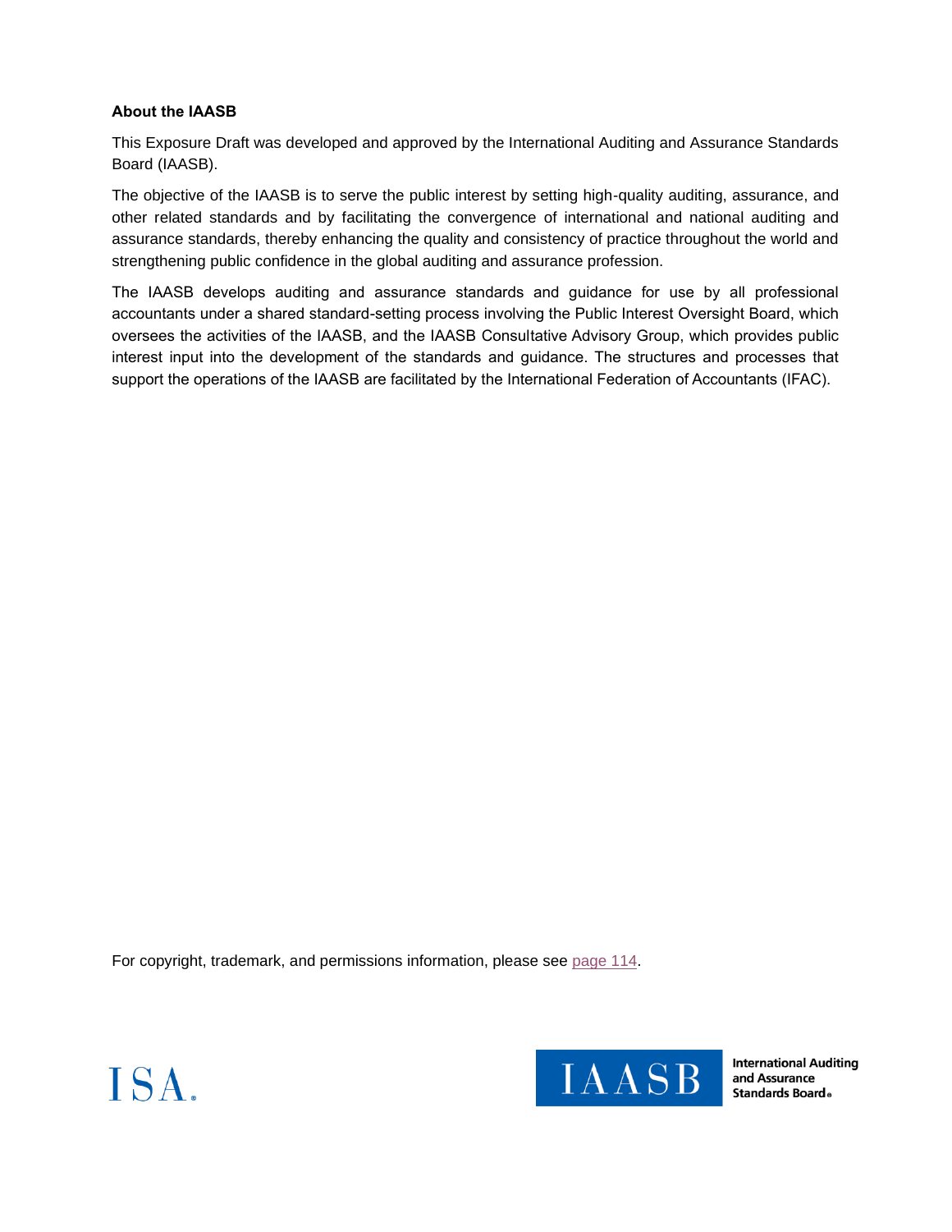**About the IAASB**

This Exposure Draft was developed and approved by the International Auditing and Assurance Standards Board (IAASB).

The objective of the IAASB is to serve the public interest by setting high-quality auditing, assurance, and other related standards and by facilitating the convergence of international and national auditing and assurance standards, thereby enhancing the quality and consistency of practice throughout the world and strengthening public confidence in the global auditing and assurance profession.

The IAASB develops auditing and assurance standards and guidance for use by all professional accountants under a shared standard-setting process involving the Public Interest Oversight Board, which oversees the activities of the IAASB, and the IAASB Consultative Advisory Group, which provides public interest input into the development of the standards and guidance. The structures and processes that support the operations of the IAASB are facilitated by the International Federation of Accountants (IFAC).

For copyright, trademark, and permissions information, please see page 114.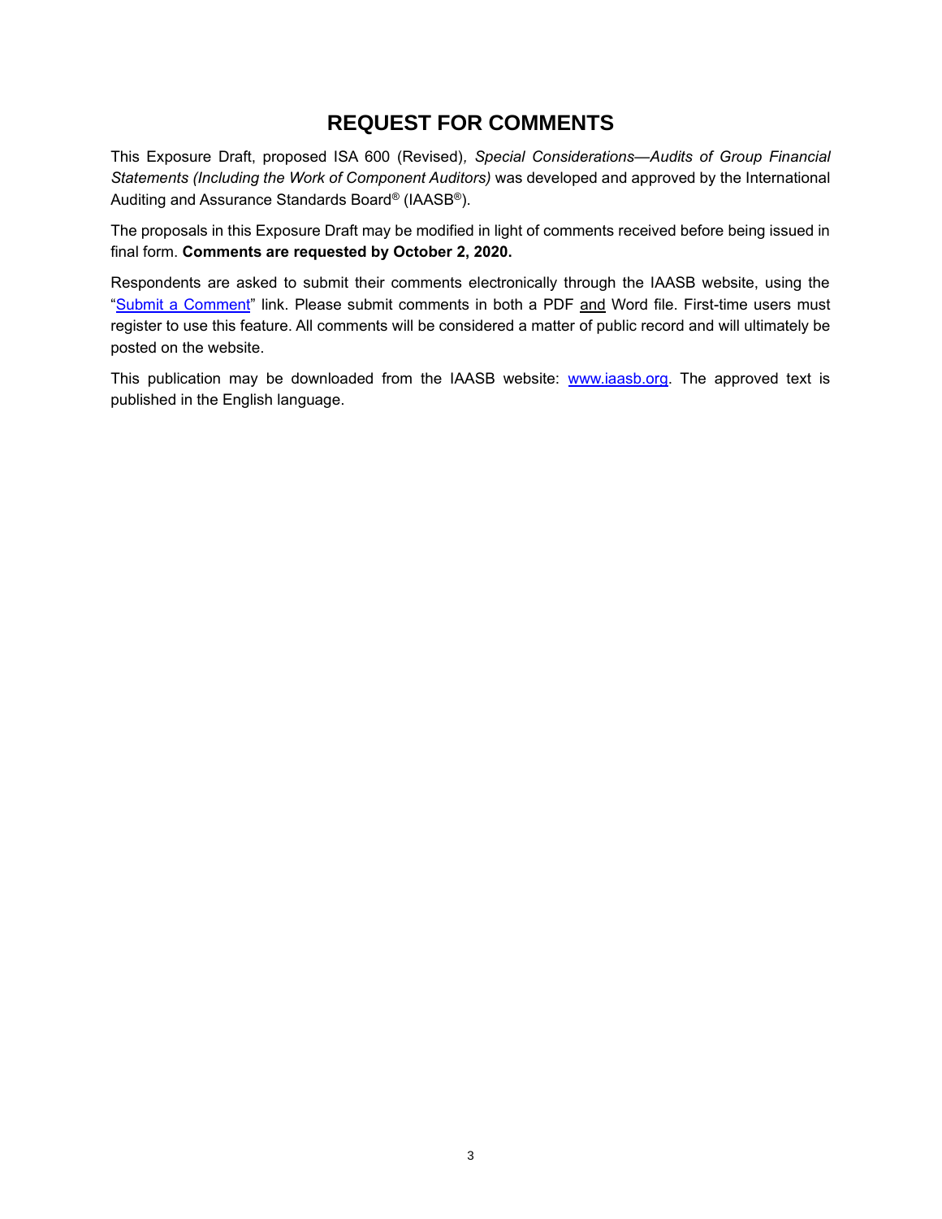# REQUEST FOR COMMENTS

This Exposure Draft, proposed ISA 600 (Revised), *Special Considerations—Audits of Group Financial Statements (Including the Work of Component Auditors)* was developed and approved by the International Auditing and Assurance Standards Board® (IAASB®).

The proposals in this Exposure Draft may be modified in light of comments received before being issued in final form. **Comments are requested by October 2, 2020.**

Respondents are asked to submit their comments electronically through the IAASB website, using the "[Submit a Comment]" link. Please submit comments in both a PDF and Word file. First-time users must register to use this feature. All comments will be considered a matter of public record and will ultimately be posted on the website.

This publication may be downloaded from the IAASB website: [www.iaasb.org]. The approved text is published in the English language.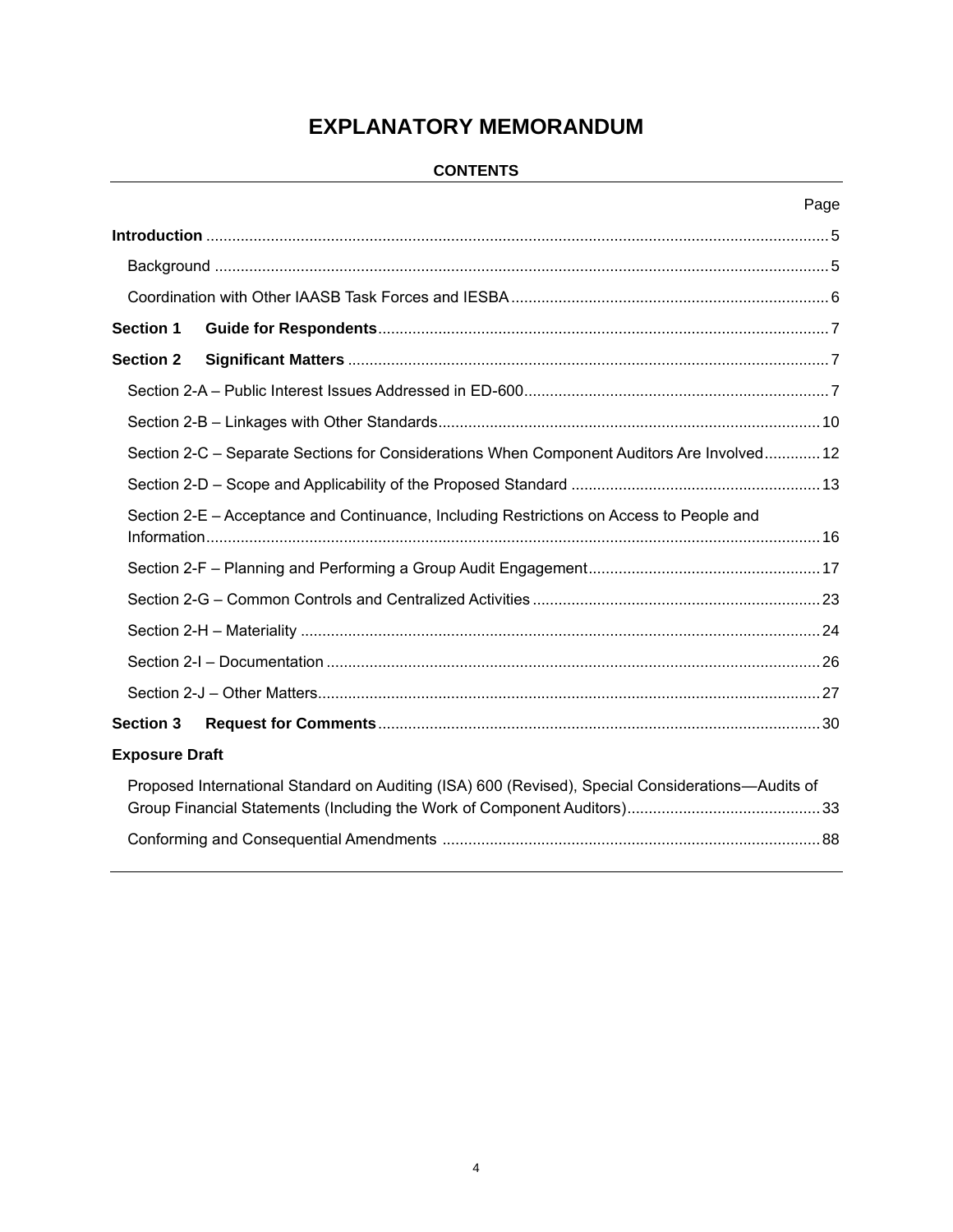# EXPLANATORY MEMORANDUM

## CONTENTS

| | Page |
|---|---|
| **Introduction** | 5 |
| Background | 5 |
| Coordination with Other IAASB Task Forces and IESBA | 6 |
| **Section 1 Guide for Respondents** | 7 |
| **Section 2 Significant Matters** | 7 |
| Section 2-A – Public Interest Issues Addressed in ED-600 | 7 |
| Section 2-B – Linkages with Other Standards | 10 |
| Section 2-C – Separate Sections for Considerations When Component Auditors Are Involved | 12 |
| Section 2-D – Scope and Applicability of the Proposed Standard | 13 |
| Section 2-E – Acceptance and Continuance, Including Restrictions on Access to People and Information | 16 |
| Section 2-F – Planning and Performing a Group Audit Engagement | 17 |
| Section 2-G – Common Controls and Centralized Activities | 23 |
| Section 2-H – Materiality | 24 |
| Section 2-I – Documentation | 26 |
| Section 2-J – Other Matters | 27 |
| **Section 3 Request for Comments** | 30 |
| **Exposure Draft** | |
| Proposed International Standard on Auditing (ISA) 600 (Revised), Special Considerations—Audits of Group Financial Statements (Including the Work of Component Auditors) | 33 |
| Conforming and Consequential Amendments | 88 |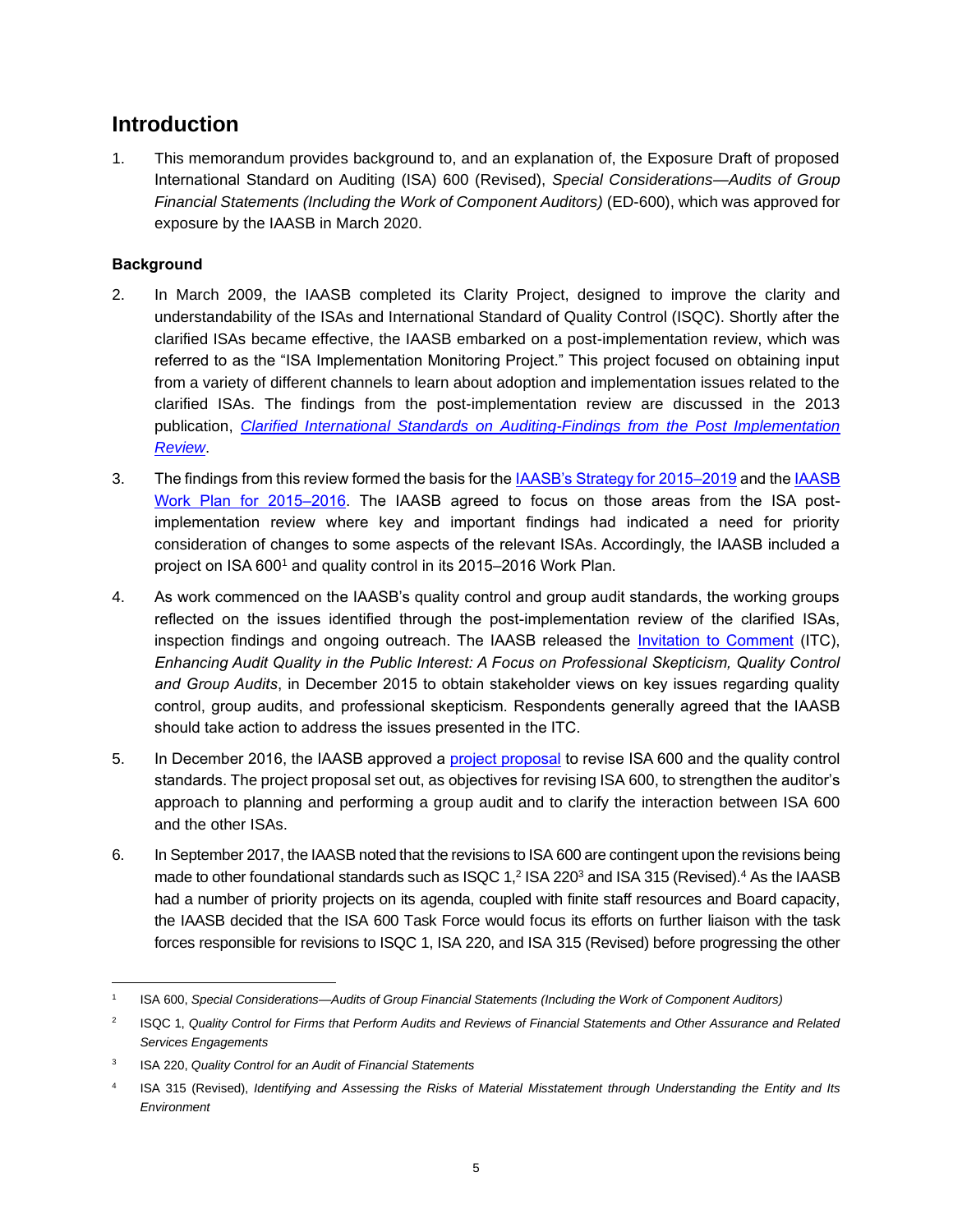## Introduction

1. This memorandum provides background to, and an explanation of, the Exposure Draft of proposed International Standard on Auditing (ISA) 600 (Revised), *Special Considerations—Audits of Group Financial Statements (Including the Work of Component Auditors)* (ED-600), which was approved for exposure by the IAASB in March 2020.

### Background

2. In March 2009, the IAASB completed its Clarity Project, designed to improve the clarity and understandability of the ISAs and International Standard of Quality Control (ISQC). Shortly after the clarified ISAs became effective, the IAASB embarked on a post-implementation review, which was referred to as the "ISA Implementation Monitoring Project." This project focused on obtaining input from a variety of different channels to learn about adoption and implementation issues related to the clarified ISAs. The findings from the post-implementation review are discussed in the 2013 publication, *Clarified International Standards on Auditing-Findings from the Post Implementation Review*.

3. The findings from this review formed the basis for the IAASB's Strategy for 2015–2019 and the IAASB Work Plan for 2015–2016. The IAASB agreed to focus on those areas from the ISA post-implementation review where key and important findings had indicated a need for priority consideration of changes to some aspects of the relevant ISAs. Accordingly, the IAASB included a project on ISA 600[1] and quality control in its 2015–2016 Work Plan.

4. As work commenced on the IAASB's quality control and group audit standards, the working groups reflected on the issues identified through the post-implementation review of the clarified ISAs, inspection findings and ongoing outreach. The IAASB released the Invitation to Comment (ITC), *Enhancing Audit Quality in the Public Interest: A Focus on Professional Skepticism, Quality Control and Group Audits*, in December 2015 to obtain stakeholder views on key issues regarding quality control, group audits, and professional skepticism. Respondents generally agreed that the IAASB should take action to address the issues presented in the ITC.

5. In December 2016, the IAASB approved a project proposal to revise ISA 600 and the quality control standards. The project proposal set out, as objectives for revising ISA 600, to strengthen the auditor's approach to planning and performing a group audit and to clarify the interaction between ISA 600 and the other ISAs.

6. In September 2017, the IAASB noted that the revisions to ISA 600 are contingent upon the revisions being made to other foundational standards such as ISQC 1,[2] ISA 220[3] and ISA 315 (Revised).[4] As the IAASB had a number of priority projects on its agenda, coupled with finite staff resources and Board capacity, the IAASB decided that the ISA 600 Task Force would focus its efforts on further liaison with the task forces responsible for revisions to ISQC 1, ISA 220, and ISA 315 (Revised) before progressing the other

---

[1] ISA 600, *Special Considerations—Audits of Group Financial Statements (Including the Work of Component Auditors)*

[2] ISQC 1, *Quality Control for Firms that Perform Audits and Reviews of Financial Statements and Other Assurance and Related Services Engagements*

[3] ISA 220, *Quality Control for an Audit of Financial Statements*

[4] ISA 315 (Revised), *Identifying and Assessing the Risks of Material Misstatement through Understanding the Entity and Its Environment*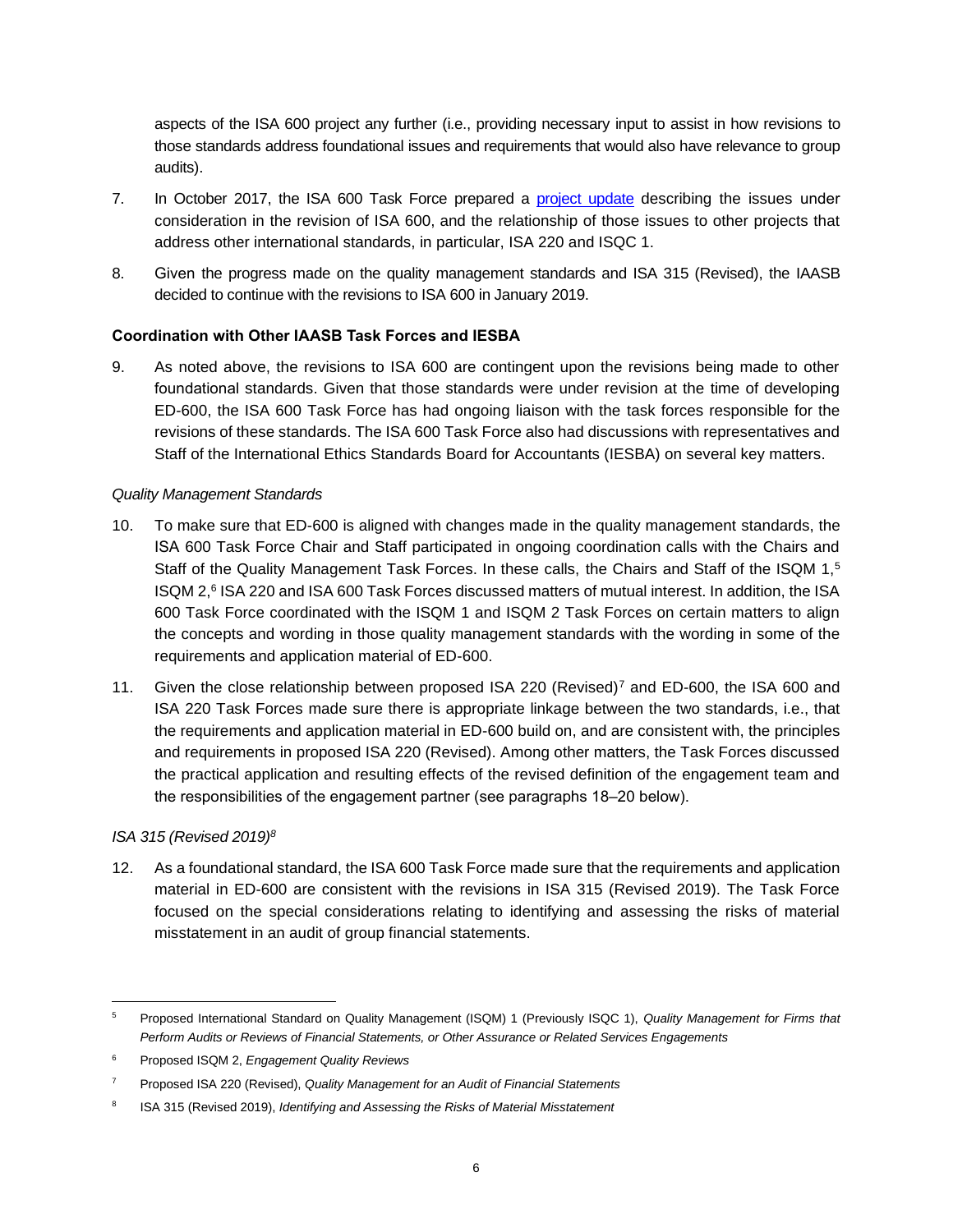aspects of the ISA 600 project any further (i.e., providing necessary input to assist in how revisions to those standards address foundational issues and requirements that would also have relevance to group audits).

7. In October 2017, the ISA 600 Task Force prepared a project update describing the issues under consideration in the revision of ISA 600, and the relationship of those issues to other projects that address other international standards, in particular, ISA 220 and ISQC 1.

8. Given the progress made on the quality management standards and ISA 315 (Revised), the IAASB decided to continue with the revisions to ISA 600 in January 2019.

### Coordination with Other IAASB Task Forces and IESBA

9. As noted above, the revisions to ISA 600 are contingent upon the revisions being made to other foundational standards. Given that those standards were under revision at the time of developing ED-600, the ISA 600 Task Force has had ongoing liaison with the task forces responsible for the revisions of these standards. The ISA 600 Task Force also had discussions with representatives and Staff of the International Ethics Standards Board for Accountants (IESBA) on several key matters.

*Quality Management Standards*

10. To make sure that ED-600 is aligned with changes made in the quality management standards, the ISA 600 Task Force Chair and Staff participated in ongoing coordination calls with the Chairs and Staff of the Quality Management Task Forces. In these calls, the Chairs and Staff of the ISQM 1,[5] ISQM 2,[6] ISA 220 and ISA 600 Task Forces discussed matters of mutual interest. In addition, the ISA 600 Task Force coordinated with the ISQM 1 and ISQM 2 Task Forces on certain matters to align the concepts and wording in those quality management standards with the wording in some of the requirements and application material of ED-600.

11. Given the close relationship between proposed ISA 220 (Revised)[7] and ED-600, the ISA 600 and ISA 220 Task Forces made sure there is appropriate linkage between the two standards, i.e., that the requirements and application material in ED-600 build on, and are consistent with, the principles and requirements in proposed ISA 220 (Revised). Among other matters, the Task Forces discussed the practical application and resulting effects of the revised definition of the engagement team and the responsibilities of the engagement partner (see paragraphs 18–20 below).

*ISA 315 (Revised 2019)[8]*

12. As a foundational standard, the ISA 600 Task Force made sure that the requirements and application material in ED-600 are consistent with the revisions in ISA 315 (Revised 2019). The Task Force focused on the special considerations relating to identifying and assessing the risks of material misstatement in an audit of group financial statements.

---

[5] Proposed International Standard on Quality Management (ISQM) 1 (Previously ISQC 1), *Quality Management for Firms that Perform Audits or Reviews of Financial Statements, or Other Assurance or Related Services Engagements*

[6] Proposed ISQM 2, *Engagement Quality Reviews*

[7] Proposed ISA 220 (Revised), *Quality Management for an Audit of Financial Statements*

[8] ISA 315 (Revised 2019), *Identifying and Assessing the Risks of Material Misstatement*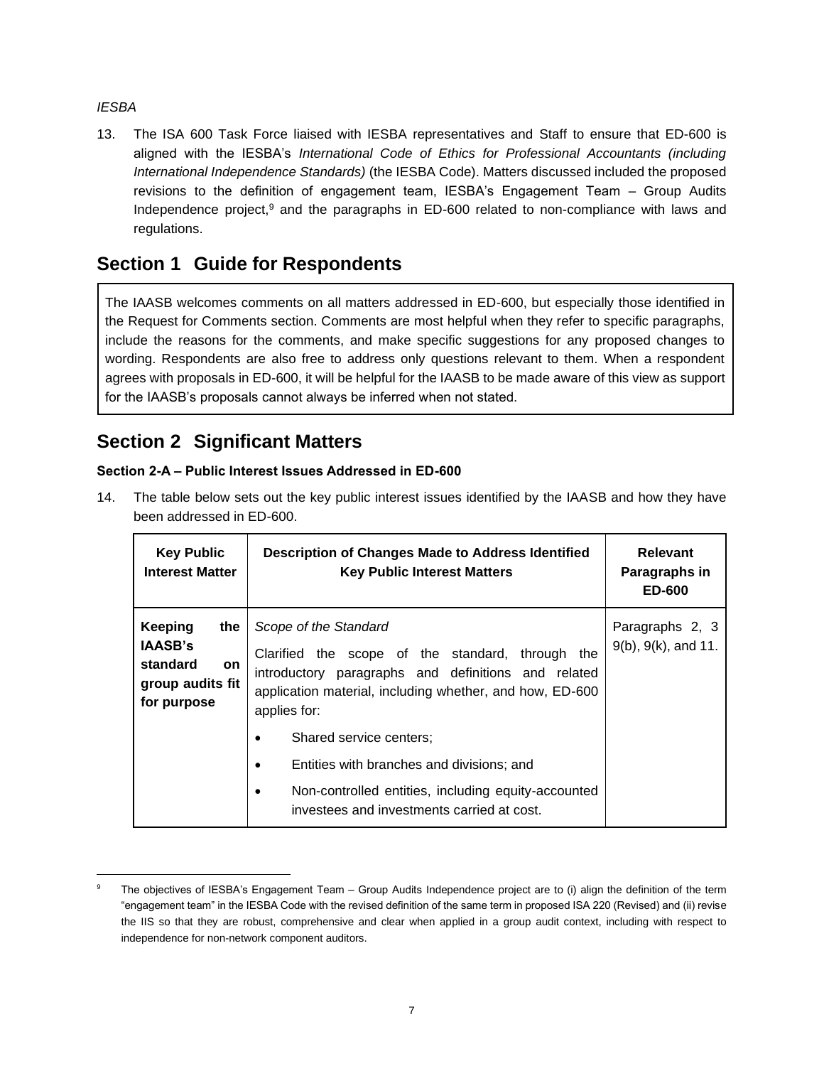*IESBA*

13. The ISA 600 Task Force liaised with IESBA representatives and Staff to ensure that ED-600 is aligned with the IESBA's *International Code of Ethics for Professional Accountants (including International Independence Standards)* (the IESBA Code). Matters discussed included the proposed revisions to the definition of engagement team, IESBA's Engagement Team – Group Audits Independence project,[9] and the paragraphs in ED-600 related to non-compliance with laws and regulations.

## Section 1 Guide for Respondents

The IAASB welcomes comments on all matters addressed in ED-600, but especially those identified in the Request for Comments section. Comments are most helpful when they refer to specific paragraphs, include the reasons for the comments, and make specific suggestions for any proposed changes to wording. Respondents are also free to address only questions relevant to them. When a respondent agrees with proposals in ED-600, it will be helpful for the IAASB to be made aware of this view as support for the IAASB's proposals cannot always be inferred when not stated.

## Section 2 Significant Matters

### Section 2-A – Public Interest Issues Addressed in ED-600

14. The table below sets out the key public interest issues identified by the IAASB and how they have been addressed in ED-600.

| Key Public Interest Matter | Description of Changes Made to Address Identified Key Public Interest Matters | Relevant Paragraphs in ED-600 |
|---|---|---|
| **Keeping the IAASB's standard on group audits fit for purpose** | *Scope of the Standard*<br><br>Clarified the scope of the standard, through the introductory paragraphs and definitions and related application material, including whether, and how, ED-600 applies for:<br>• Shared service centers;<br>• Entities with branches and divisions; and<br>• Non-controlled entities, including equity-accounted investees and investments carried at cost. | Paragraphs 2, 3 9(b), 9(k), and 11. |

[9] The objectives of IESBA's Engagement Team – Group Audits Independence project are to (i) align the definition of the term "engagement team" in the IESBA Code with the revised definition of the same term in proposed ISA 220 (Revised) and (ii) revise the IIS so that they are robust, comprehensive and clear when applied in a group audit context, including with respect to independence for non-network component auditors.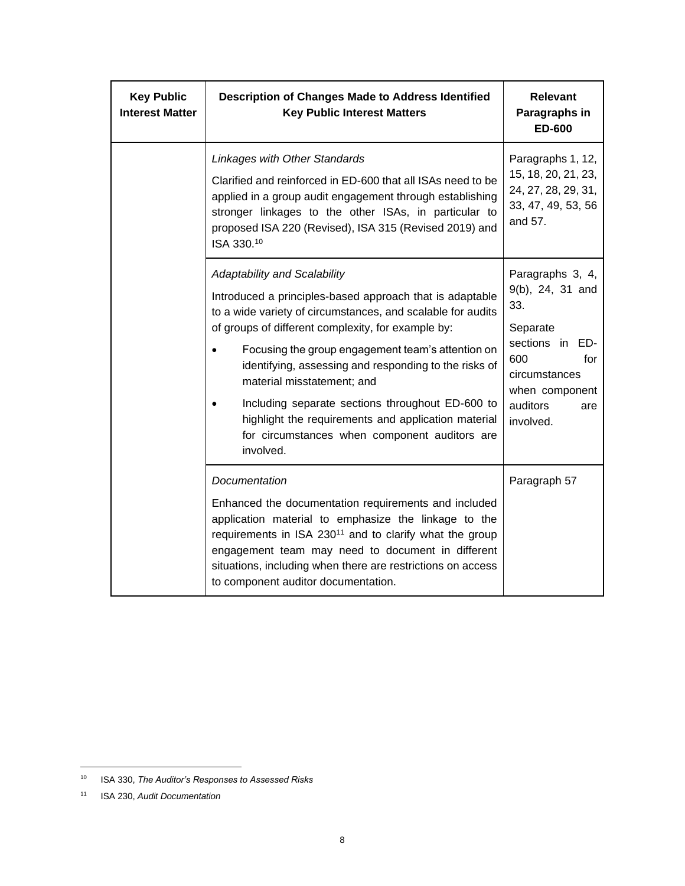| Key Public Interest Matter | Description of Changes Made to Address Identified Key Public Interest Matters | Relevant Paragraphs in ED-600 |
|---|---|---|
| | *Linkages with Other Standards*<br><br>Clarified and reinforced in ED-600 that all ISAs need to be applied in a group audit engagement through establishing stronger linkages to the other ISAs, in particular to proposed ISA 220 (Revised), ISA 315 (Revised 2019) and ISA 330.[10] | Paragraphs 1, 12, 15, 18, 20, 21, 23, 24, 27, 28, 29, 31, 33, 47, 49, 53, 56 and 57. |
| | *Adaptability and Scalability*<br><br>Introduced a principles-based approach that is adaptable to a wide variety of circumstances, and scalable for audits of groups of different complexity, for example by:<br><br>• Focusing the group engagement team's attention on identifying, assessing and responding to the risks of material misstatement; and<br><br>• Including separate sections throughout ED-600 to highlight the requirements and application material for circumstances when component auditors are involved. | Paragraphs 3, 4, 9(b), 24, 31 and 33.<br><br>Separate sections in ED-600 for circumstances when component auditors are involved. |
| | *Documentation*<br><br>Enhanced the documentation requirements and included application material to emphasize the linkage to the requirements in ISA 230[11] and to clarify what the group engagement team may need to document in different situations, including when there are restrictions on access to component auditor documentation. | Paragraph 57 |

[10] ISA 330, *The Auditor's Responses to Assessed Risks*

[11] ISA 230, *Audit Documentation*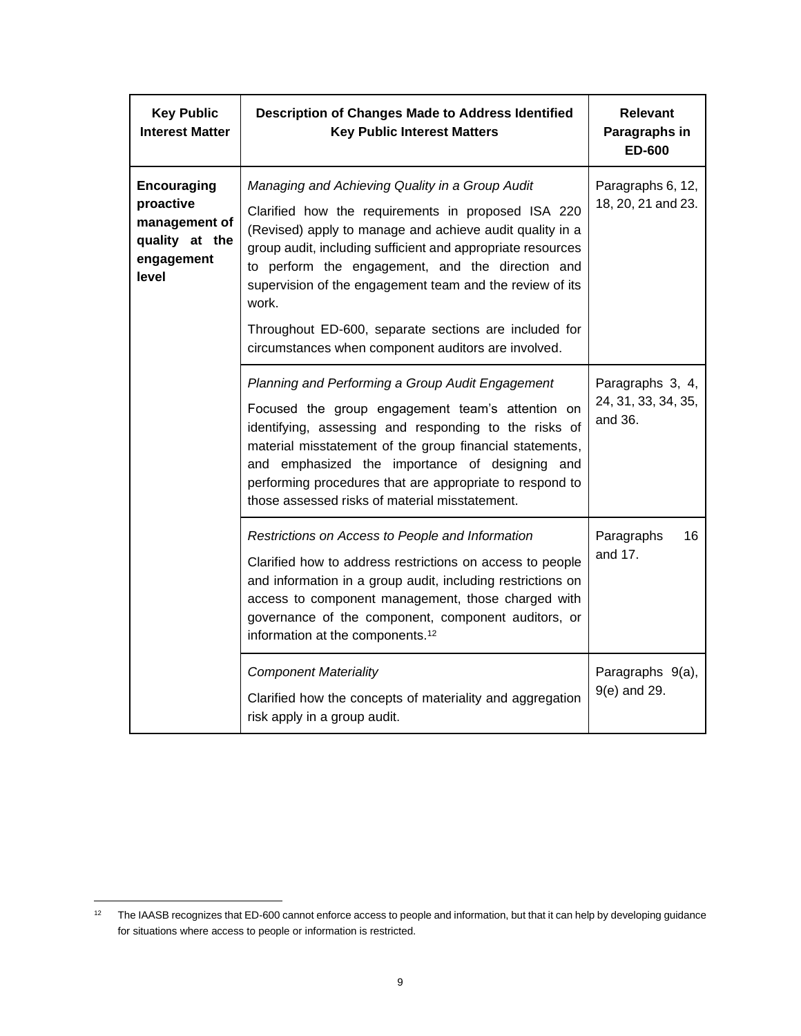| Key Public Interest Matter | Description of Changes Made to Address Identified Key Public Interest Matters | Relevant Paragraphs in ED-600 |
|---|---|---|
| **Encouraging proactive management of quality at the engagement level** | *Managing and Achieving Quality in a Group Audit*<br><br>Clarified how the requirements in proposed ISA 220 (Revised) apply to manage and achieve audit quality in a group audit, including sufficient and appropriate resources to perform the engagement, and the direction and supervision of the engagement team and the review of its work.<br><br>Throughout ED-600, separate sections are included for circumstances when component auditors are involved. | Paragraphs 6, 12, 18, 20, 21 and 23. |
| | *Planning and Performing a Group Audit Engagement*<br><br>Focused the group engagement team's attention on identifying, assessing and responding to the risks of material misstatement of the group financial statements, and emphasized the importance of designing and performing procedures that are appropriate to respond to those assessed risks of material misstatement. | Paragraphs 3, 4, 24, 31, 33, 34, 35, and 36. |
| | *Restrictions on Access to People and Information*<br><br>Clarified how to address restrictions on access to people and information in a group audit, including restrictions on access to component management, those charged with governance of the component, component auditors, or information at the components.[12] | Paragraphs 16 and 17. |
| | *Component Materiality*<br><br>Clarified how the concepts of materiality and aggregation risk apply in a group audit. | Paragraphs 9(a), 9(e) and 29. |

[12] The IAASB recognizes that ED-600 cannot enforce access to people and information, but that it can help by developing guidance for situations where access to people or information is restricted.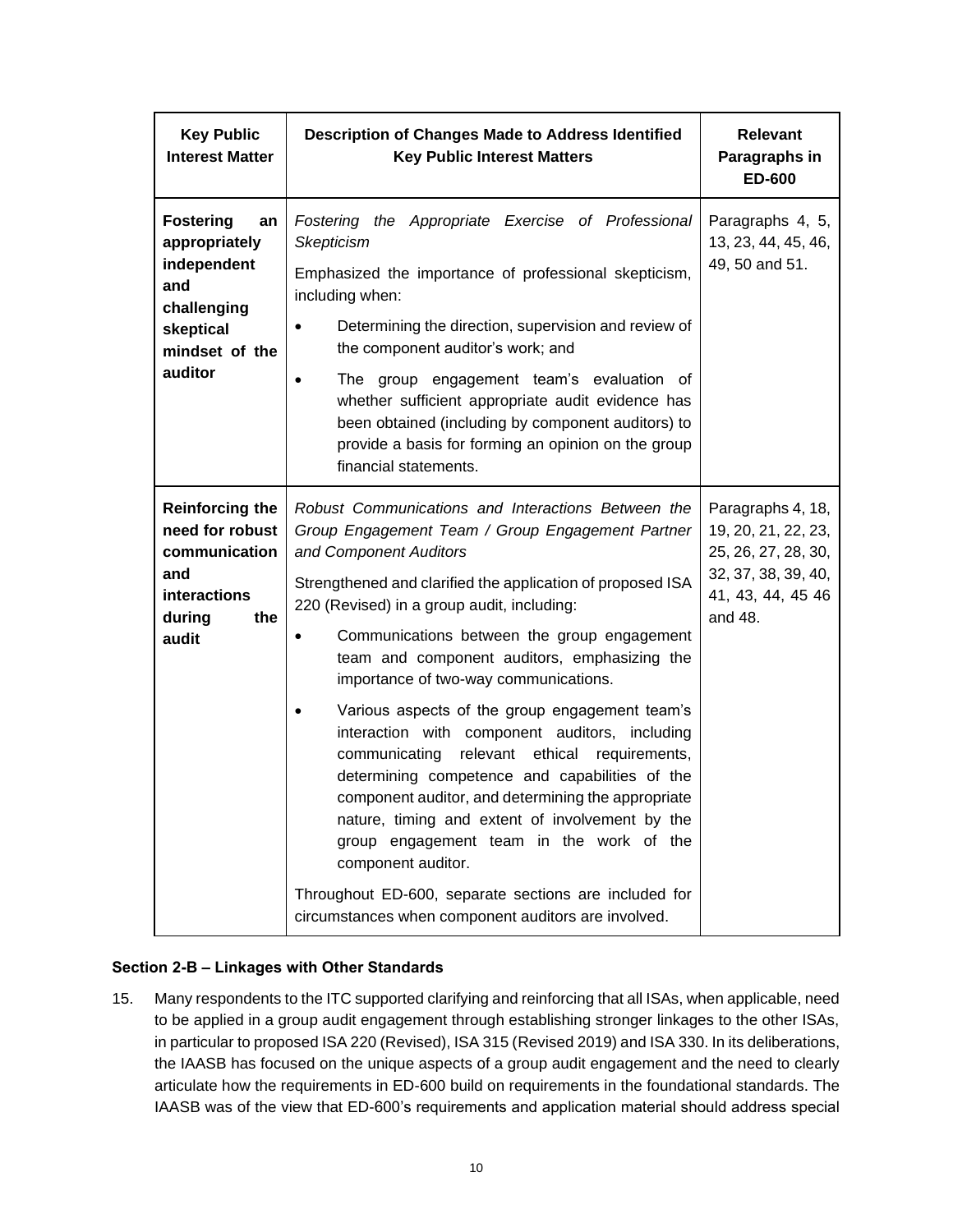| Key Public Interest Matter | Description of Changes Made to Address Identified Key Public Interest Matters | Relevant Paragraphs in ED-600 |
|---|---|---|
| **Fostering an appropriately independent and challenging skeptical mindset of the auditor** | *Fostering the Appropriate Exercise of Professional Skepticism*<br><br>Emphasized the importance of professional skepticism, including when:<br><br>• Determining the direction, supervision and review of the component auditor's work; and<br><br>• The group engagement team's evaluation of whether sufficient appropriate audit evidence has been obtained (including by component auditors) to provide a basis for forming an opinion on the group financial statements. | Paragraphs 4, 5, 13, 23, 44, 45, 46, 49, 50 and 51. |
| **Reinforcing the need for robust communication and interactions during the audit** | *Robust Communications and Interactions Between the Group Engagement Team / Group Engagement Partner and Component Auditors*<br><br>Strengthened and clarified the application of proposed ISA 220 (Revised) in a group audit, including:<br><br>• Communications between the group engagement team and component auditors, emphasizing the importance of two-way communications.<br><br>• Various aspects of the group engagement team's interaction with component auditors, including communicating relevant ethical requirements, determining competence and capabilities of the component auditor, and determining the appropriate nature, timing and extent of involvement by the group engagement team in the work of the component auditor.<br><br>Throughout ED-600, separate sections are included for circumstances when component auditors are involved. | Paragraphs 4, 18, 19, 20, 21, 22, 23, 25, 26, 27, 28, 30, 32, 37, 38, 39, 40, 41, 43, 44, 45 46 and 48. |

### Section 2-B – Linkages with Other Standards

15. Many respondents to the ITC supported clarifying and reinforcing that all ISAs, when applicable, need to be applied in a group audit engagement through establishing stronger linkages to the other ISAs, in particular to proposed ISA 220 (Revised), ISA 315 (Revised 2019) and ISA 330. In its deliberations, the IAASB has focused on the unique aspects of a group audit engagement and the need to clearly articulate how the requirements in ED-600 build on requirements in the foundational standards. The IAASB was of the view that ED-600's requirements and application material should address special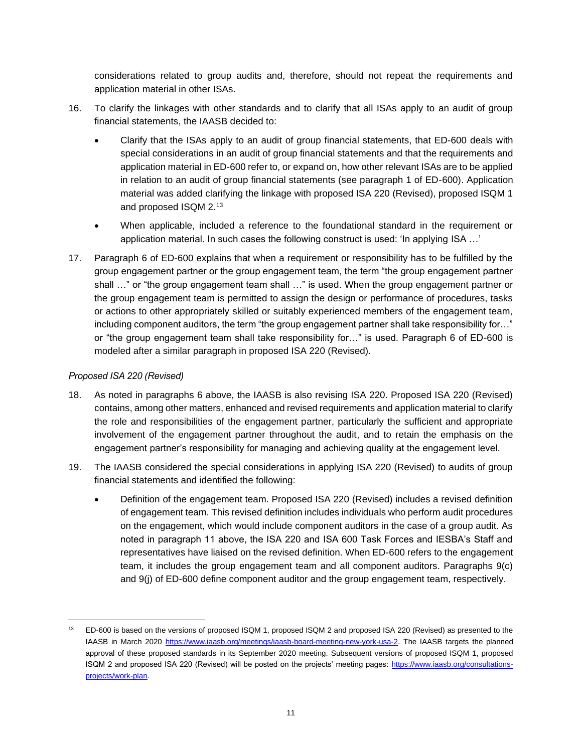considerations related to group audits and, therefore, should not repeat the requirements and application material in other ISAs.

16. To clarify the linkages with other standards and to clarify that all ISAs apply to an audit of group financial statements, the IAASB decided to:

    - Clarify that the ISAs apply to an audit of group financial statements, that ED-600 deals with special considerations in an audit of group financial statements and that the requirements and application material in ED-600 refer to, or expand on, how other relevant ISAs are to be applied in relation to an audit of group financial statements (see paragraph 1 of ED-600). Application material was added clarifying the linkage with proposed ISA 220 (Revised), proposed ISQM 1 and proposed ISQM 2.[13]
    - When applicable, included a reference to the foundational standard in the requirement or application material. In such cases the following construct is used: 'In applying ISA …'

17. Paragraph 6 of ED-600 explains that when a requirement or responsibility has to be fulfilled by the group engagement partner or the group engagement team, the term "the group engagement partner shall …" or "the group engagement team shall …" is used. When the group engagement partner or the group engagement team is permitted to assign the design or performance of procedures, tasks or actions to other appropriately skilled or suitably experienced members of the engagement team, including component auditors, the term "the group engagement partner shall take responsibility for…" or "the group engagement team shall take responsibility for…" is used. Paragraph 6 of ED-600 is modeled after a similar paragraph in proposed ISA 220 (Revised).

*Proposed ISA 220 (Revised)*

18. As noted in paragraphs 6 above, the IAASB is also revising ISA 220. Proposed ISA 220 (Revised) contains, among other matters, enhanced and revised requirements and application material to clarify the role and responsibilities of the engagement partner, particularly the sufficient and appropriate involvement of the engagement partner throughout the audit, and to retain the emphasis on the engagement partner's responsibility for managing and achieving quality at the engagement level.

19. The IAASB considered the special considerations in applying ISA 220 (Revised) to audits of group financial statements and identified the following:

    - Definition of the engagement team. Proposed ISA 220 (Revised) includes a revised definition of engagement team. This revised definition includes individuals who perform audit procedures on the engagement, which would include component auditors in the case of a group audit. As noted in paragraph 11 above, the ISA 220 and ISA 600 Task Forces and IESBA's Staff and representatives have liaised on the revised definition. When ED-600 refers to the engagement team, it includes the group engagement team and all component auditors. Paragraphs 9(c) and 9(j) of ED-600 define component auditor and the group engagement team, respectively.

---

[13] ED-600 is based on the versions of proposed ISQM 1, proposed ISQM 2 and proposed ISA 220 (Revised) as presented to the IAASB in March 2020 https://www.iaasb.org/meetings/iaasb-board-meeting-new-york-usa-2. The IAASB targets the planned approval of these proposed standards in its September 2020 meeting. Subsequent versions of proposed ISQM 1, proposed ISQM 2 and proposed ISA 220 (Revised) will be posted on the projects' meeting pages: https://www.iaasb.org/consultations-projects/work-plan.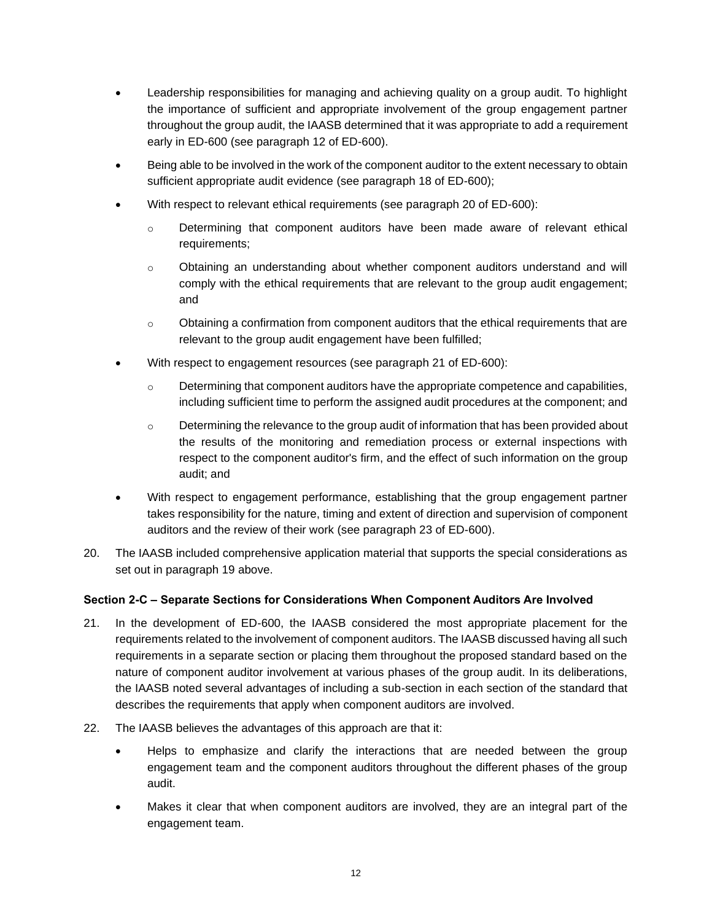- Leadership responsibilities for managing and achieving quality on a group audit. To highlight the importance of sufficient and appropriate involvement of the group engagement partner throughout the group audit, the IAASB determined that it was appropriate to add a requirement early in ED-600 (see paragraph 12 of ED-600).
- Being able to be involved in the work of the component auditor to the extent necessary to obtain sufficient appropriate audit evidence (see paragraph 18 of ED-600);
- With respect to relevant ethical requirements (see paragraph 20 of ED-600):
  - Determining that component auditors have been made aware of relevant ethical requirements;
  - Obtaining an understanding about whether component auditors understand and will comply with the ethical requirements that are relevant to the group audit engagement; and
  - Obtaining a confirmation from component auditors that the ethical requirements that are relevant to the group audit engagement have been fulfilled;
- With respect to engagement resources (see paragraph 21 of ED-600):
  - Determining that component auditors have the appropriate competence and capabilities, including sufficient time to perform the assigned audit procedures at the component; and
  - Determining the relevance to the group audit of information that has been provided about the results of the monitoring and remediation process or external inspections with respect to the component auditor's firm, and the effect of such information on the group audit; and
- With respect to engagement performance, establishing that the group engagement partner takes responsibility for the nature, timing and extent of direction and supervision of component auditors and the review of their work (see paragraph 23 of ED-600).

20. The IAASB included comprehensive application material that supports the special considerations as set out in paragraph 19 above.

**Section 2-C – Separate Sections for Considerations When Component Auditors Are Involved**

21. In the development of ED-600, the IAASB considered the most appropriate placement for the requirements related to the involvement of component auditors. The IAASB discussed having all such requirements in a separate section or placing them throughout the proposed standard based on the nature of component auditor involvement at various phases of the group audit. In its deliberations, the IAASB noted several advantages of including a sub-section in each section of the standard that describes the requirements that apply when component auditors are involved.

22. The IAASB believes the advantages of this approach are that it:
    - Helps to emphasize and clarify the interactions that are needed between the group engagement team and the component auditors throughout the different phases of the group audit.
    - Makes it clear that when component auditors are involved, they are an integral part of the engagement team.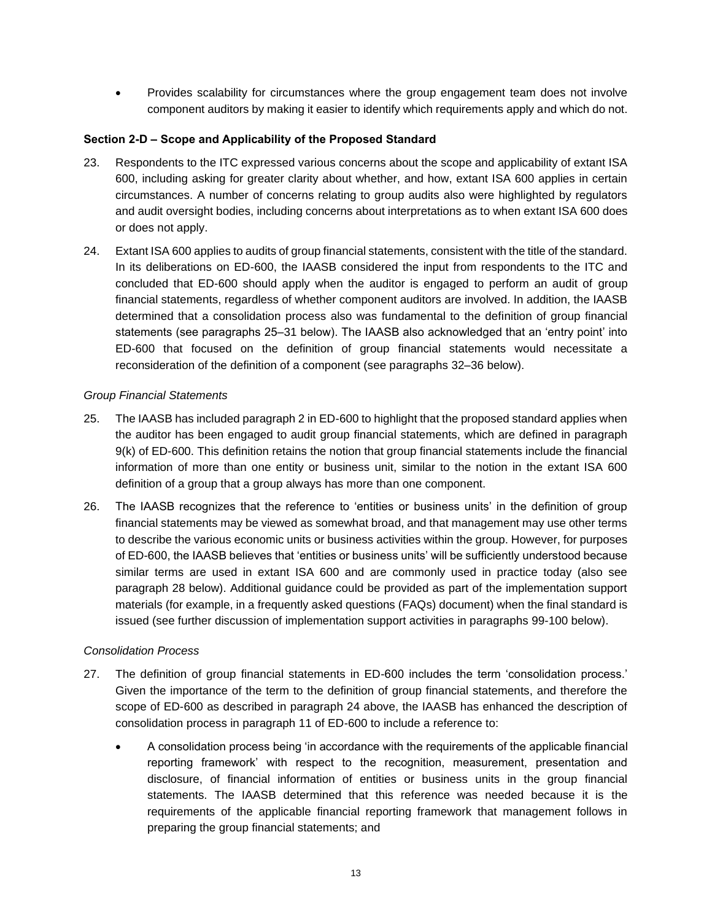- Provides scalability for circumstances where the group engagement team does not involve component auditors by making it easier to identify which requirements apply and which do not.

**Section 2-D – Scope and Applicability of the Proposed Standard**

23. Respondents to the ITC expressed various concerns about the scope and applicability of extant ISA 600, including asking for greater clarity about whether, and how, extant ISA 600 applies in certain circumstances. A number of concerns relating to group audits also were highlighted by regulators and audit oversight bodies, including concerns about interpretations as to when extant ISA 600 does or does not apply.

24. Extant ISA 600 applies to audits of group financial statements, consistent with the title of the standard. In its deliberations on ED-600, the IAASB considered the input from respondents to the ITC and concluded that ED-600 should apply when the auditor is engaged to perform an audit of group financial statements, regardless of whether component auditors are involved. In addition, the IAASB determined that a consolidation process also was fundamental to the definition of group financial statements (see paragraphs 25–31 below). The IAASB also acknowledged that an 'entry point' into ED-600 that focused on the definition of group financial statements would necessitate a reconsideration of the definition of a component (see paragraphs 32–36 below).

*Group Financial Statements*

25. The IAASB has included paragraph 2 in ED-600 to highlight that the proposed standard applies when the auditor has been engaged to audit group financial statements, which are defined in paragraph 9(k) of ED-600. This definition retains the notion that group financial statements include the financial information of more than one entity or business unit, similar to the notion in the extant ISA 600 definition of a group that a group always has more than one component.

26. The IAASB recognizes that the reference to 'entities or business units' in the definition of group financial statements may be viewed as somewhat broad, and that management may use other terms to describe the various economic units or business activities within the group. However, for purposes of ED-600, the IAASB believes that 'entities or business units' will be sufficiently understood because similar terms are used in extant ISA 600 and are commonly used in practice today (also see paragraph 28 below). Additional guidance could be provided as part of the implementation support materials (for example, in a frequently asked questions (FAQs) document) when the final standard is issued (see further discussion of implementation support activities in paragraphs 99-100 below).

*Consolidation Process*

27. The definition of group financial statements in ED-600 includes the term 'consolidation process.' Given the importance of the term to the definition of group financial statements, and therefore the scope of ED-600 as described in paragraph 24 above, the IAASB has enhanced the description of consolidation process in paragraph 11 of ED-600 to include a reference to:

    - A consolidation process being 'in accordance with the requirements of the applicable financial reporting framework' with respect to the recognition, measurement, presentation and disclosure, of financial information of entities or business units in the group financial statements. The IAASB determined that this reference was needed because it is the requirements of the applicable financial reporting framework that management follows in preparing the group financial statements; and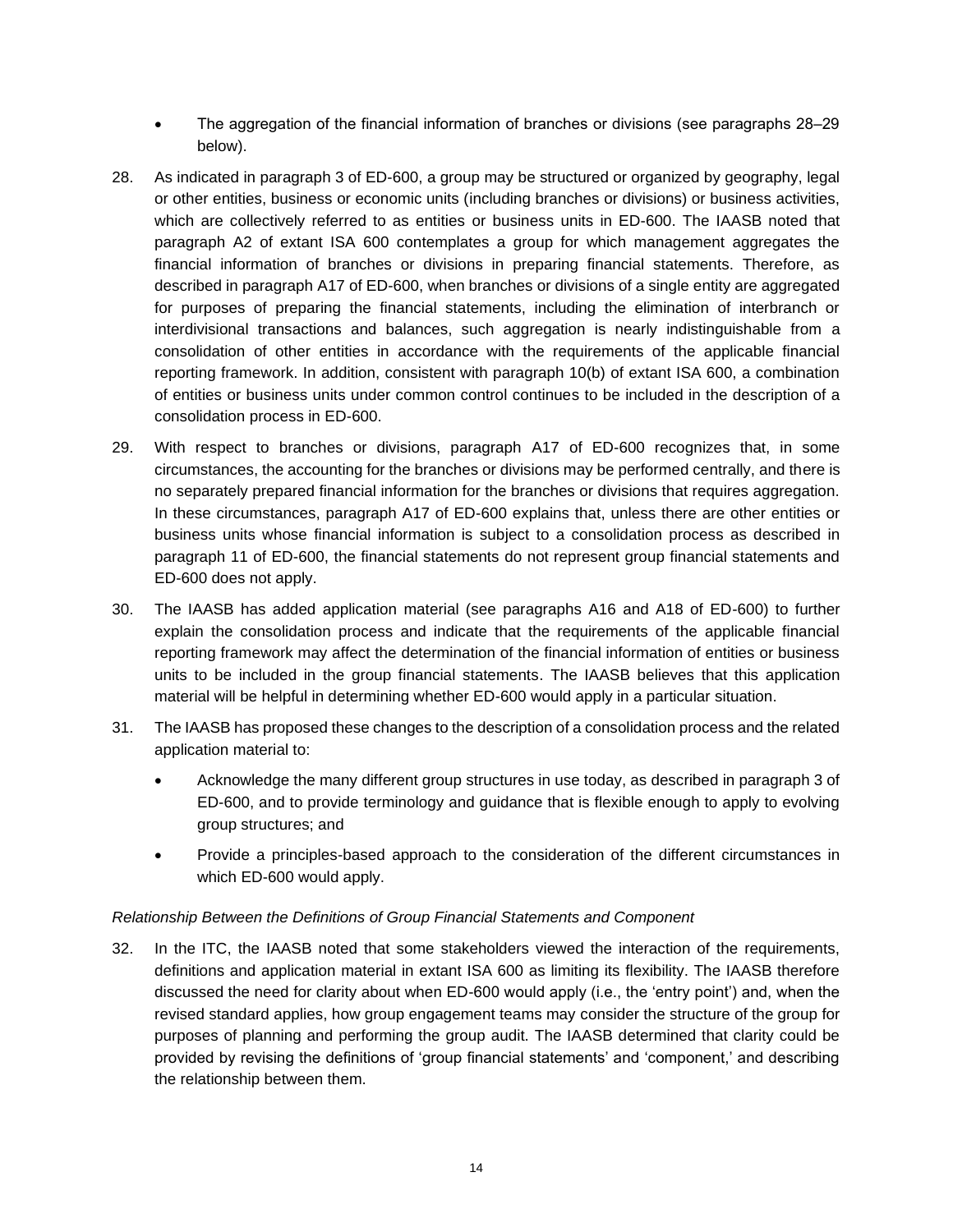- The aggregation of the financial information of branches or divisions (see paragraphs 28–29 below).

28. As indicated in paragraph 3 of ED-600, a group may be structured or organized by geography, legal or other entities, business or economic units (including branches or divisions) or business activities, which are collectively referred to as entities or business units in ED-600. The IAASB noted that paragraph A2 of extant ISA 600 contemplates a group for which management aggregates the financial information of branches or divisions in preparing financial statements. Therefore, as described in paragraph A17 of ED-600, when branches or divisions of a single entity are aggregated for purposes of preparing the financial statements, including the elimination of interbranch or interdivisional transactions and balances, such aggregation is nearly indistinguishable from a consolidation of other entities in accordance with the requirements of the applicable financial reporting framework. In addition, consistent with paragraph 10(b) of extant ISA 600, a combination of entities or business units under common control continues to be included in the description of a consolidation process in ED-600.

29. With respect to branches or divisions, paragraph A17 of ED-600 recognizes that, in some circumstances, the accounting for the branches or divisions may be performed centrally, and there is no separately prepared financial information for the branches or divisions that requires aggregation. In these circumstances, paragraph A17 of ED-600 explains that, unless there are other entities or business units whose financial information is subject to a consolidation process as described in paragraph 11 of ED-600, the financial statements do not represent group financial statements and ED-600 does not apply.

30. The IAASB has added application material (see paragraphs A16 and A18 of ED-600) to further explain the consolidation process and indicate that the requirements of the applicable financial reporting framework may affect the determination of the financial information of entities or business units to be included in the group financial statements. The IAASB believes that this application material will be helpful in determining whether ED-600 would apply in a particular situation.

31. The IAASB has proposed these changes to the description of a consolidation process and the related application material to:

    - Acknowledge the many different group structures in use today, as described in paragraph 3 of ED-600, and to provide terminology and guidance that is flexible enough to apply to evolving group structures; and
    - Provide a principles-based approach to the consideration of the different circumstances in which ED-600 would apply.

*Relationship Between the Definitions of Group Financial Statements and Component*

32. In the ITC, the IAASB noted that some stakeholders viewed the interaction of the requirements, definitions and application material in extant ISA 600 as limiting its flexibility. The IAASB therefore discussed the need for clarity about when ED-600 would apply (i.e., the 'entry point') and, when the revised standard applies, how group engagement teams may consider the structure of the group for purposes of planning and performing the group audit. The IAASB determined that clarity could be provided by revising the definitions of 'group financial statements' and 'component,' and describing the relationship between them.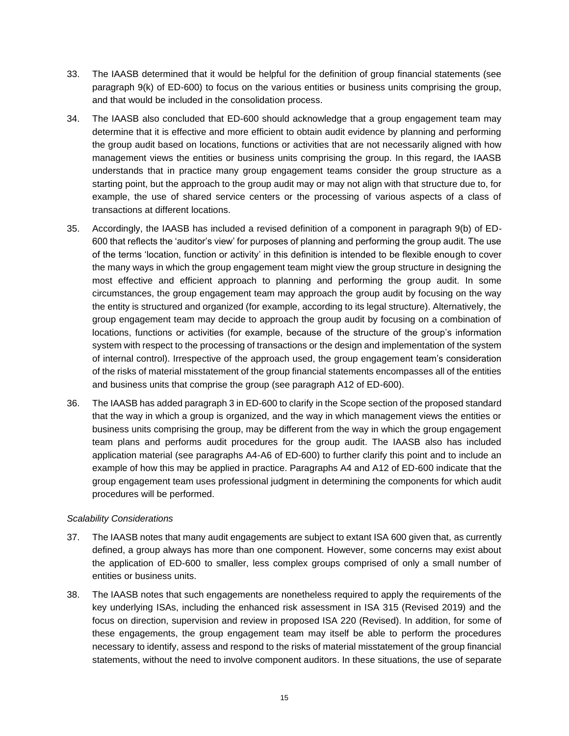33. The IAASB determined that it would be helpful for the definition of group financial statements (see paragraph 9(k) of ED-600) to focus on the various entities or business units comprising the group, and that would be included in the consolidation process.

34. The IAASB also concluded that ED-600 should acknowledge that a group engagement team may determine that it is effective and more efficient to obtain audit evidence by planning and performing the group audit based on locations, functions or activities that are not necessarily aligned with how management views the entities or business units comprising the group. In this regard, the IAASB understands that in practice many group engagement teams consider the group structure as a starting point, but the approach to the group audit may or may not align with that structure due to, for example, the use of shared service centers or the processing of various aspects of a class of transactions at different locations.

35. Accordingly, the IAASB has included a revised definition of a component in paragraph 9(b) of ED-600 that reflects the 'auditor's view' for purposes of planning and performing the group audit. The use of the terms 'location, function or activity' in this definition is intended to be flexible enough to cover the many ways in which the group engagement team might view the group structure in designing the most effective and efficient approach to planning and performing the group audit. In some circumstances, the group engagement team may approach the group audit by focusing on the way the entity is structured and organized (for example, according to its legal structure). Alternatively, the group engagement team may decide to approach the group audit by focusing on a combination of locations, functions or activities (for example, because of the structure of the group's information system with respect to the processing of transactions or the design and implementation of the system of internal control). Irrespective of the approach used, the group engagement team's consideration of the risks of material misstatement of the group financial statements encompasses all of the entities and business units that comprise the group (see paragraph A12 of ED-600).

36. The IAASB has added paragraph 3 in ED-600 to clarify in the Scope section of the proposed standard that the way in which a group is organized, and the way in which management views the entities or business units comprising the group, may be different from the way in which the group engagement team plans and performs audit procedures for the group audit. The IAASB also has included application material (see paragraphs A4-A6 of ED-600) to further clarify this point and to include an example of how this may be applied in practice. Paragraphs A4 and A12 of ED-600 indicate that the group engagement team uses professional judgment in determining the components for which audit procedures will be performed.

*Scalability Considerations*

37. The IAASB notes that many audit engagements are subject to extant ISA 600 given that, as currently defined, a group always has more than one component. However, some concerns may exist about the application of ED-600 to smaller, less complex groups comprised of only a small number of entities or business units.

38. The IAASB notes that such engagements are nonetheless required to apply the requirements of the key underlying ISAs, including the enhanced risk assessment in ISA 315 (Revised 2019) and the focus on direction, supervision and review in proposed ISA 220 (Revised). In addition, for some of these engagements, the group engagement team may itself be able to perform the procedures necessary to identify, assess and respond to the risks of material misstatement of the group financial statements, without the need to involve component auditors. In these situations, the use of separate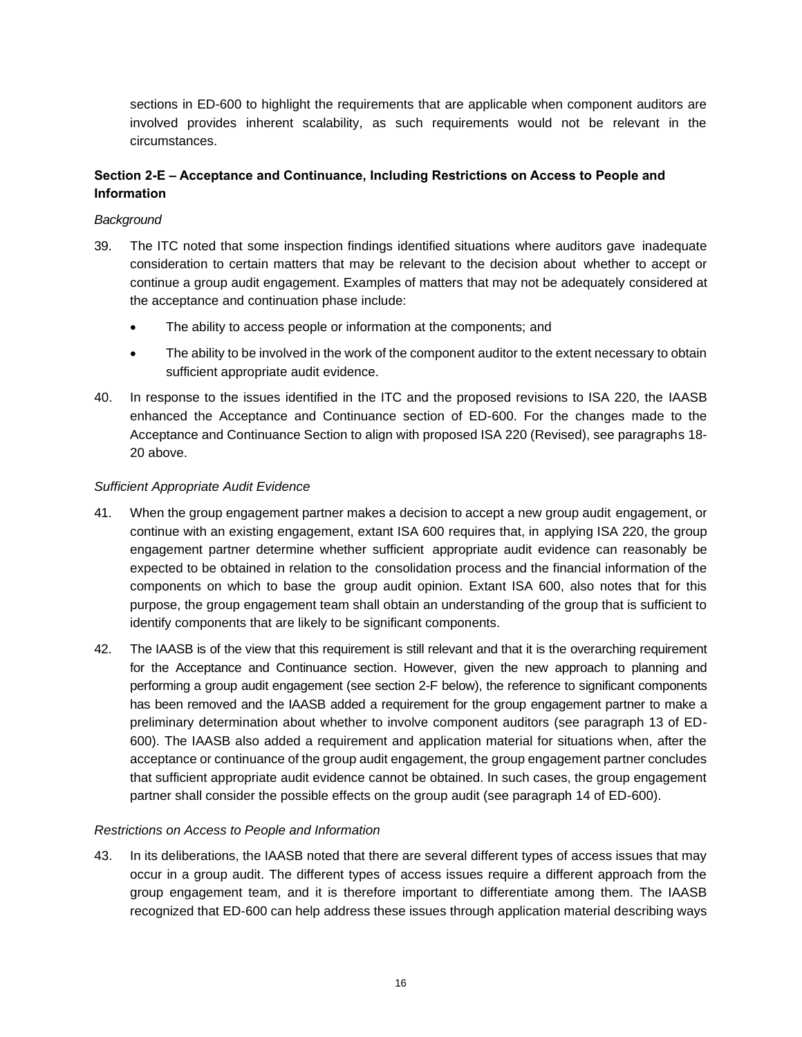sections in ED-600 to highlight the requirements that are applicable when component auditors are involved provides inherent scalability, as such requirements would not be relevant in the circumstances.

**Section 2-E – Acceptance and Continuance, Including Restrictions on Access to People and Information**

*Background*

39. The ITC noted that some inspection findings identified situations where auditors gave inadequate consideration to certain matters that may be relevant to the decision about whether to accept or continue a group audit engagement. Examples of matters that may not be adequately considered at the acceptance and continuation phase include:

    - The ability to access people or information at the components; and
    - The ability to be involved in the work of the component auditor to the extent necessary to obtain sufficient appropriate audit evidence.

40. In response to the issues identified in the ITC and the proposed revisions to ISA 220, the IAASB enhanced the Acceptance and Continuance section of ED-600. For the changes made to the Acceptance and Continuance Section to align with proposed ISA 220 (Revised), see paragraphs 18-20 above.

*Sufficient Appropriate Audit Evidence*

41. When the group engagement partner makes a decision to accept a new group audit engagement, or continue with an existing engagement, extant ISA 600 requires that, in applying ISA 220, the group engagement partner determine whether sufficient appropriate audit evidence can reasonably be expected to be obtained in relation to the consolidation process and the financial information of the components on which to base the group audit opinion. Extant ISA 600, also notes that for this purpose, the group engagement team shall obtain an understanding of the group that is sufficient to identify components that are likely to be significant components.

42. The IAASB is of the view that this requirement is still relevant and that it is the overarching requirement for the Acceptance and Continuance section. However, given the new approach to planning and performing a group audit engagement (see section 2-F below), the reference to significant components has been removed and the IAASB added a requirement for the group engagement partner to make a preliminary determination about whether to involve component auditors (see paragraph 13 of ED-600). The IAASB also added a requirement and application material for situations when, after the acceptance or continuance of the group audit engagement, the group engagement partner concludes that sufficient appropriate audit evidence cannot be obtained. In such cases, the group engagement partner shall consider the possible effects on the group audit (see paragraph 14 of ED-600).

*Restrictions on Access to People and Information*

43. In its deliberations, the IAASB noted that there are several different types of access issues that may occur in a group audit. The different types of access issues require a different approach from the group engagement team, and it is therefore important to differentiate among them. The IAASB recognized that ED-600 can help address these issues through application material describing ways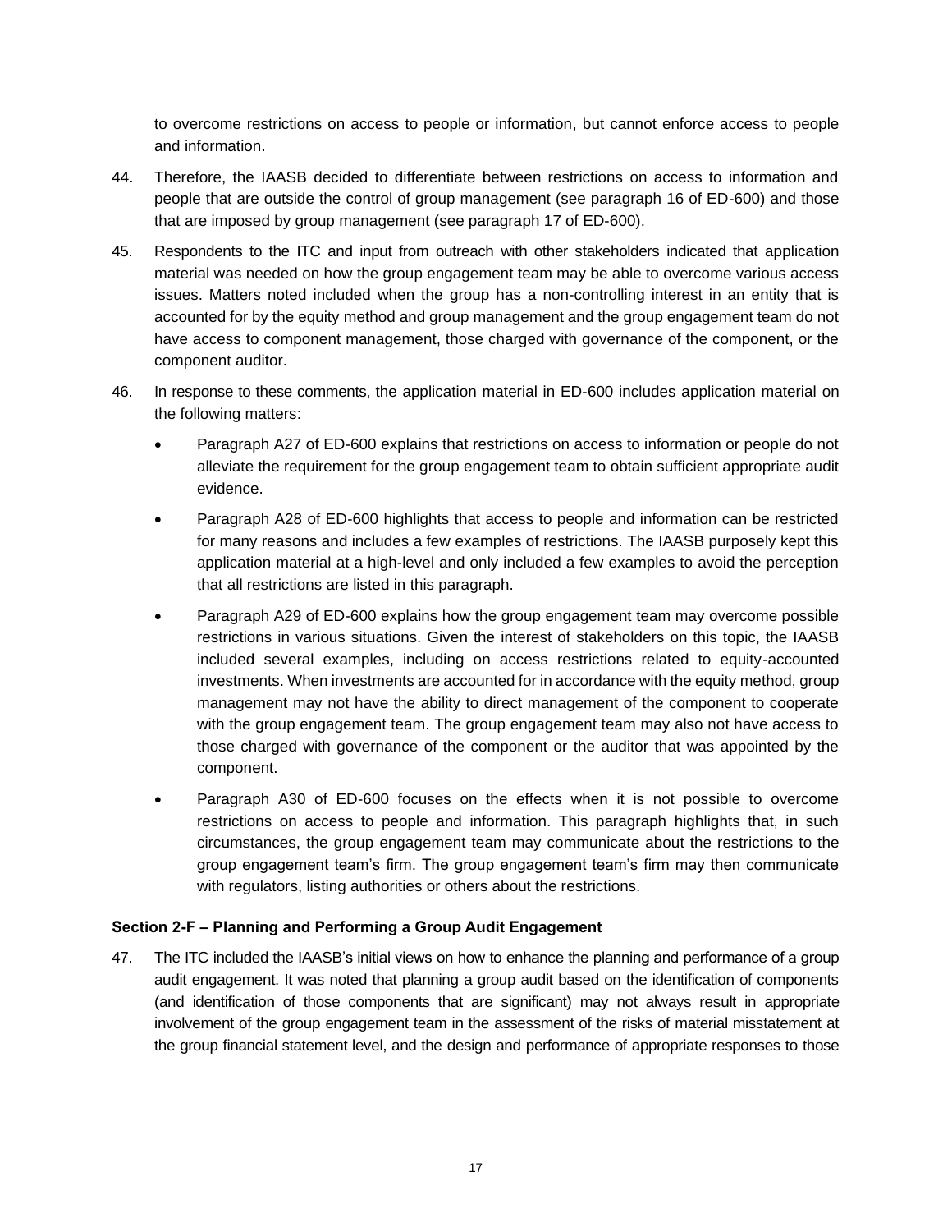to overcome restrictions on access to people or information, but cannot enforce access to people and information.

44. Therefore, the IAASB decided to differentiate between restrictions on access to information and people that are outside the control of group management (see paragraph 16 of ED-600) and those that are imposed by group management (see paragraph 17 of ED-600).

45. Respondents to the ITC and input from outreach with other stakeholders indicated that application material was needed on how the group engagement team may be able to overcome various access issues. Matters noted included when the group has a non-controlling interest in an entity that is accounted for by the equity method and group management and the group engagement team do not have access to component management, those charged with governance of the component, or the component auditor.

46. In response to these comments, the application material in ED-600 includes application material on the following matters:

    - Paragraph A27 of ED-600 explains that restrictions on access to information or people do not alleviate the requirement for the group engagement team to obtain sufficient appropriate audit evidence.
    - Paragraph A28 of ED-600 highlights that access to people and information can be restricted for many reasons and includes a few examples of restrictions. The IAASB purposely kept this application material at a high-level and only included a few examples to avoid the perception that all restrictions are listed in this paragraph.
    - Paragraph A29 of ED-600 explains how the group engagement team may overcome possible restrictions in various situations. Given the interest of stakeholders on this topic, the IAASB included several examples, including on access restrictions related to equity-accounted investments. When investments are accounted for in accordance with the equity method, group management may not have the ability to direct management of the component to cooperate with the group engagement team. The group engagement team may also not have access to those charged with governance of the component or the auditor that was appointed by the component.
    - Paragraph A30 of ED-600 focuses on the effects when it is not possible to overcome restrictions on access to people and information. This paragraph highlights that, in such circumstances, the group engagement team may communicate about the restrictions to the group engagement team's firm. The group engagement team's firm may then communicate with regulators, listing authorities or others about the restrictions.

### Section 2-F – Planning and Performing a Group Audit Engagement

47. The ITC included the IAASB's initial views on how to enhance the planning and performance of a group audit engagement. It was noted that planning a group audit based on the identification of components (and identification of those components that are significant) may not always result in appropriate involvement of the group engagement team in the assessment of the risks of material misstatement at the group financial statement level, and the design and performance of appropriate responses to those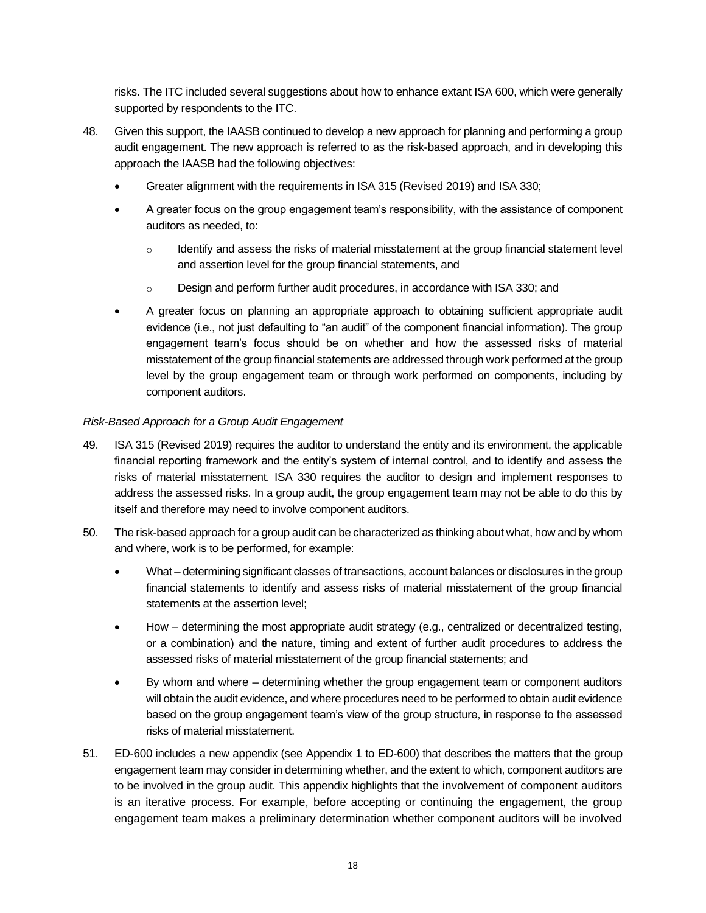risks. The ITC included several suggestions about how to enhance extant ISA 600, which were generally supported by respondents to the ITC.

48. Given this support, the IAASB continued to develop a new approach for planning and performing a group audit engagement. The new approach is referred to as the risk-based approach, and in developing this approach the IAASB had the following objectives:

    - Greater alignment with the requirements in ISA 315 (Revised 2019) and ISA 330;
    - A greater focus on the group engagement team's responsibility, with the assistance of component auditors as needed, to:
        - Identify and assess the risks of material misstatement at the group financial statement level and assertion level for the group financial statements, and
        - Design and perform further audit procedures, in accordance with ISA 330; and
    - A greater focus on planning an appropriate approach to obtaining sufficient appropriate audit evidence (i.e., not just defaulting to "an audit" of the component financial information). The group engagement team's focus should be on whether and how the assessed risks of material misstatement of the group financial statements are addressed through work performed at the group level by the group engagement team or through work performed on components, including by component auditors.

*Risk-Based Approach for a Group Audit Engagement*

49. ISA 315 (Revised 2019) requires the auditor to understand the entity and its environment, the applicable financial reporting framework and the entity's system of internal control, and to identify and assess the risks of material misstatement. ISA 330 requires the auditor to design and implement responses to address the assessed risks. In a group audit, the group engagement team may not be able to do this by itself and therefore may need to involve component auditors.

50. The risk-based approach for a group audit can be characterized as thinking about what, how and by whom and where, work is to be performed, for example:

    - What – determining significant classes of transactions, account balances or disclosures in the group financial statements to identify and assess risks of material misstatement of the group financial statements at the assertion level;
    - How – determining the most appropriate audit strategy (e.g., centralized or decentralized testing, or a combination) and the nature, timing and extent of further audit procedures to address the assessed risks of material misstatement of the group financial statements; and
    - By whom and where – determining whether the group engagement team or component auditors will obtain the audit evidence, and where procedures need to be performed to obtain audit evidence based on the group engagement team's view of the group structure, in response to the assessed risks of material misstatement.

51. ED-600 includes a new appendix (see Appendix 1 to ED-600) that describes the matters that the group engagement team may consider in determining whether, and the extent to which, component auditors are to be involved in the group audit. This appendix highlights that the involvement of component auditors is an iterative process. For example, before accepting or continuing the engagement, the group engagement team makes a preliminary determination whether component auditors will be involved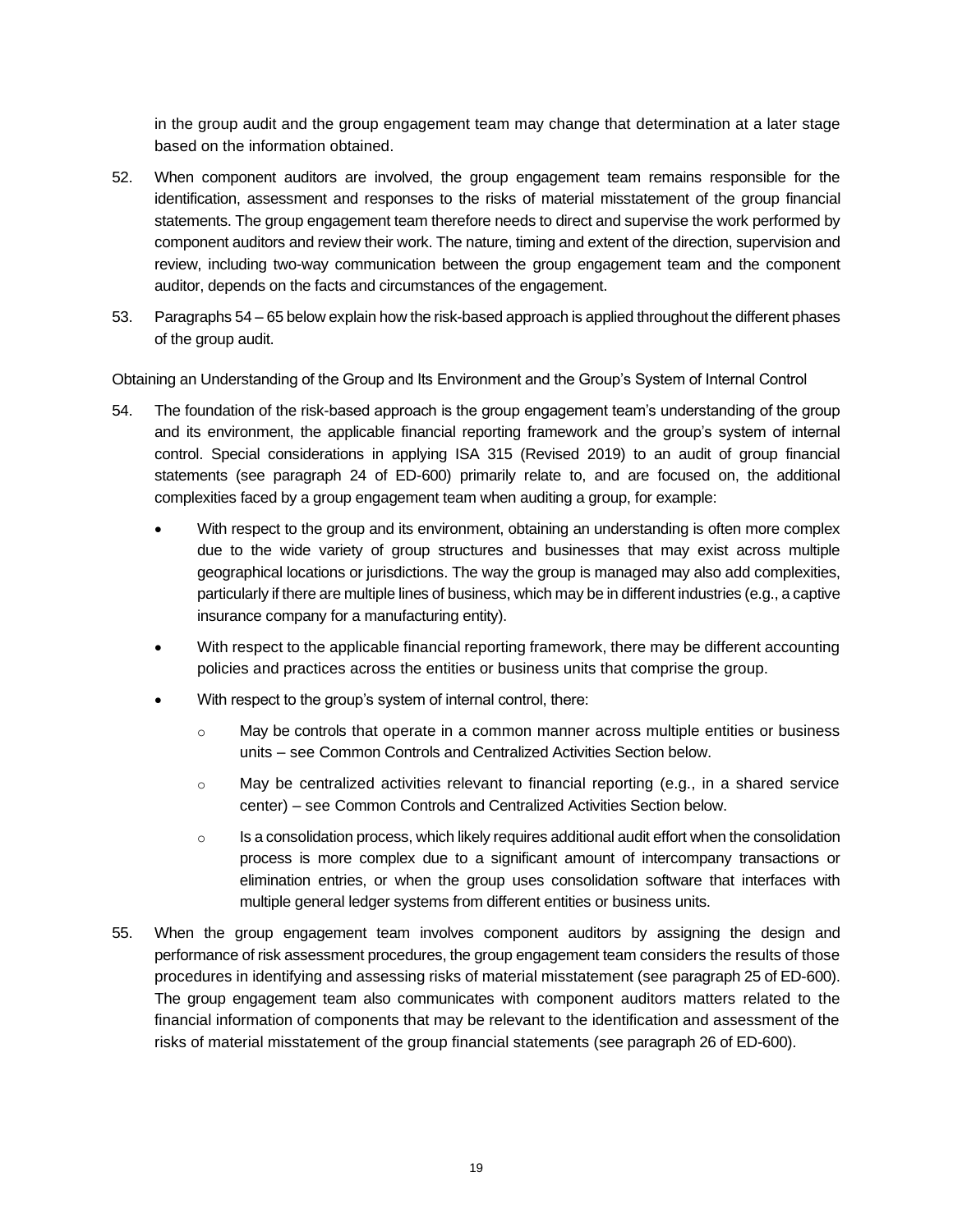in the group audit and the group engagement team may change that determination at a later stage based on the information obtained.

52. When component auditors are involved, the group engagement team remains responsible for the identification, assessment and responses to the risks of material misstatement of the group financial statements. The group engagement team therefore needs to direct and supervise the work performed by component auditors and review their work. The nature, timing and extent of the direction, supervision and review, including two-way communication between the group engagement team and the component auditor, depends on the facts and circumstances of the engagement.

53. Paragraphs 54 – 65 below explain how the risk-based approach is applied throughout the different phases of the group audit.

Obtaining an Understanding of the Group and Its Environment and the Group's System of Internal Control

54. The foundation of the risk-based approach is the group engagement team's understanding of the group and its environment, the applicable financial reporting framework and the group's system of internal control. Special considerations in applying ISA 315 (Revised 2019) to an audit of group financial statements (see paragraph 24 of ED-600) primarily relate to, and are focused on, the additional complexities faced by a group engagement team when auditing a group, for example:

    - With respect to the group and its environment, obtaining an understanding is often more complex due to the wide variety of group structures and businesses that may exist across multiple geographical locations or jurisdictions. The way the group is managed may also add complexities, particularly if there are multiple lines of business, which may be in different industries (e.g., a captive insurance company for a manufacturing entity).
    - With respect to the applicable financial reporting framework, there may be different accounting policies and practices across the entities or business units that comprise the group.
    - With respect to the group's system of internal control, there:
        - May be controls that operate in a common manner across multiple entities or business units – see Common Controls and Centralized Activities Section below.
        - May be centralized activities relevant to financial reporting (e.g., in a shared service center) – see Common Controls and Centralized Activities Section below.
        - Is a consolidation process, which likely requires additional audit effort when the consolidation process is more complex due to a significant amount of intercompany transactions or elimination entries, or when the group uses consolidation software that interfaces with multiple general ledger systems from different entities or business units.

55. When the group engagement team involves component auditors by assigning the design and performance of risk assessment procedures, the group engagement team considers the results of those procedures in identifying and assessing risks of material misstatement (see paragraph 25 of ED-600). The group engagement team also communicates with component auditors matters related to the financial information of components that may be relevant to the identification and assessment of the risks of material misstatement of the group financial statements (see paragraph 26 of ED-600).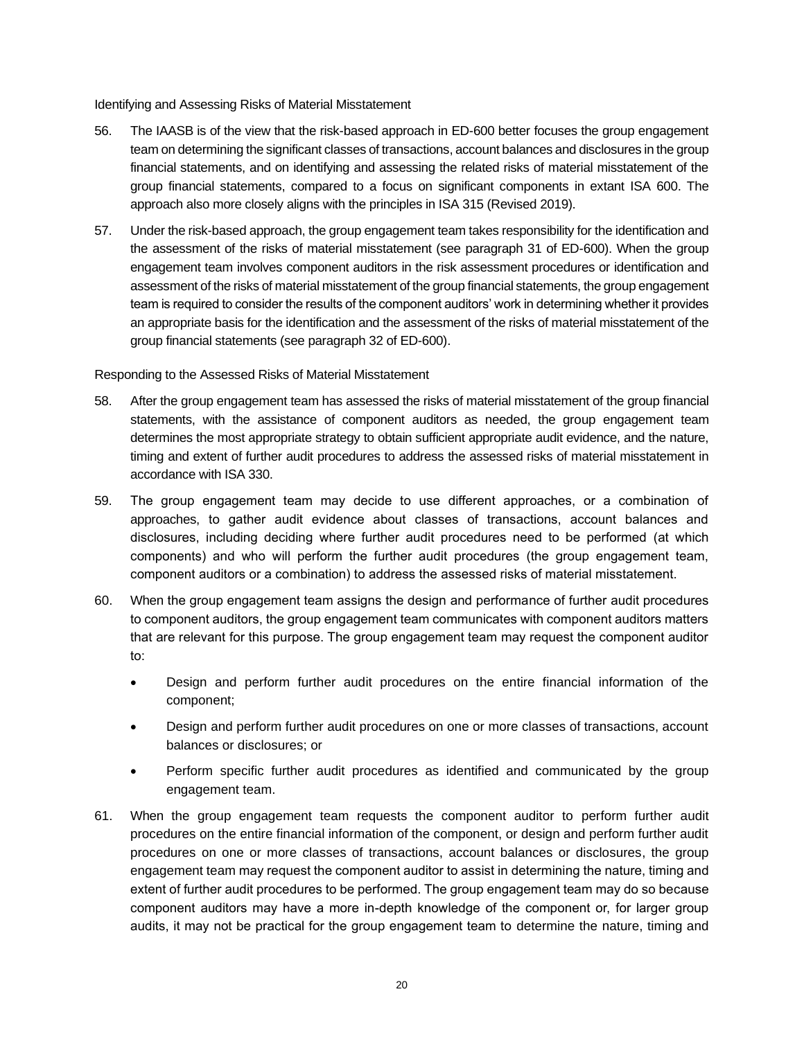### Identifying and Assessing Risks of Material Misstatement

56. The IAASB is of the view that the risk-based approach in ED-600 better focuses the group engagement team on determining the significant classes of transactions, account balances and disclosures in the group financial statements, and on identifying and assessing the related risks of material misstatement of the group financial statements, compared to a focus on significant components in extant ISA 600. The approach also more closely aligns with the principles in ISA 315 (Revised 2019).

57. Under the risk-based approach, the group engagement team takes responsibility for the identification and the assessment of the risks of material misstatement (see paragraph 31 of ED-600). When the group engagement team involves component auditors in the risk assessment procedures or identification and assessment of the risks of material misstatement of the group financial statements, the group engagement team is required to consider the results of the component auditors' work in determining whether it provides an appropriate basis for the identification and the assessment of the risks of material misstatement of the group financial statements (see paragraph 32 of ED-600).

### Responding to the Assessed Risks of Material Misstatement

58. After the group engagement team has assessed the risks of material misstatement of the group financial statements, with the assistance of component auditors as needed, the group engagement team determines the most appropriate strategy to obtain sufficient appropriate audit evidence, and the nature, timing and extent of further audit procedures to address the assessed risks of material misstatement in accordance with ISA 330.

59. The group engagement team may decide to use different approaches, or a combination of approaches, to gather audit evidence about classes of transactions, account balances and disclosures, including deciding where further audit procedures need to be performed (at which components) and who will perform the further audit procedures (the group engagement team, component auditors or a combination) to address the assessed risks of material misstatement.

60. When the group engagement team assigns the design and performance of further audit procedures to component auditors, the group engagement team communicates with component auditors matters that are relevant for this purpose. The group engagement team may request the component auditor to:

    - Design and perform further audit procedures on the entire financial information of the component;
    - Design and perform further audit procedures on one or more classes of transactions, account balances or disclosures; or
    - Perform specific further audit procedures as identified and communicated by the group engagement team.

61. When the group engagement team requests the component auditor to perform further audit procedures on the entire financial information of the component, or design and perform further audit procedures on one or more classes of transactions, account balances or disclosures, the group engagement team may request the component auditor to assist in determining the nature, timing and extent of further audit procedures to be performed. The group engagement team may do so because component auditors may have a more in-depth knowledge of the component or, for larger group audits, it may not be practical for the group engagement team to determine the nature, timing and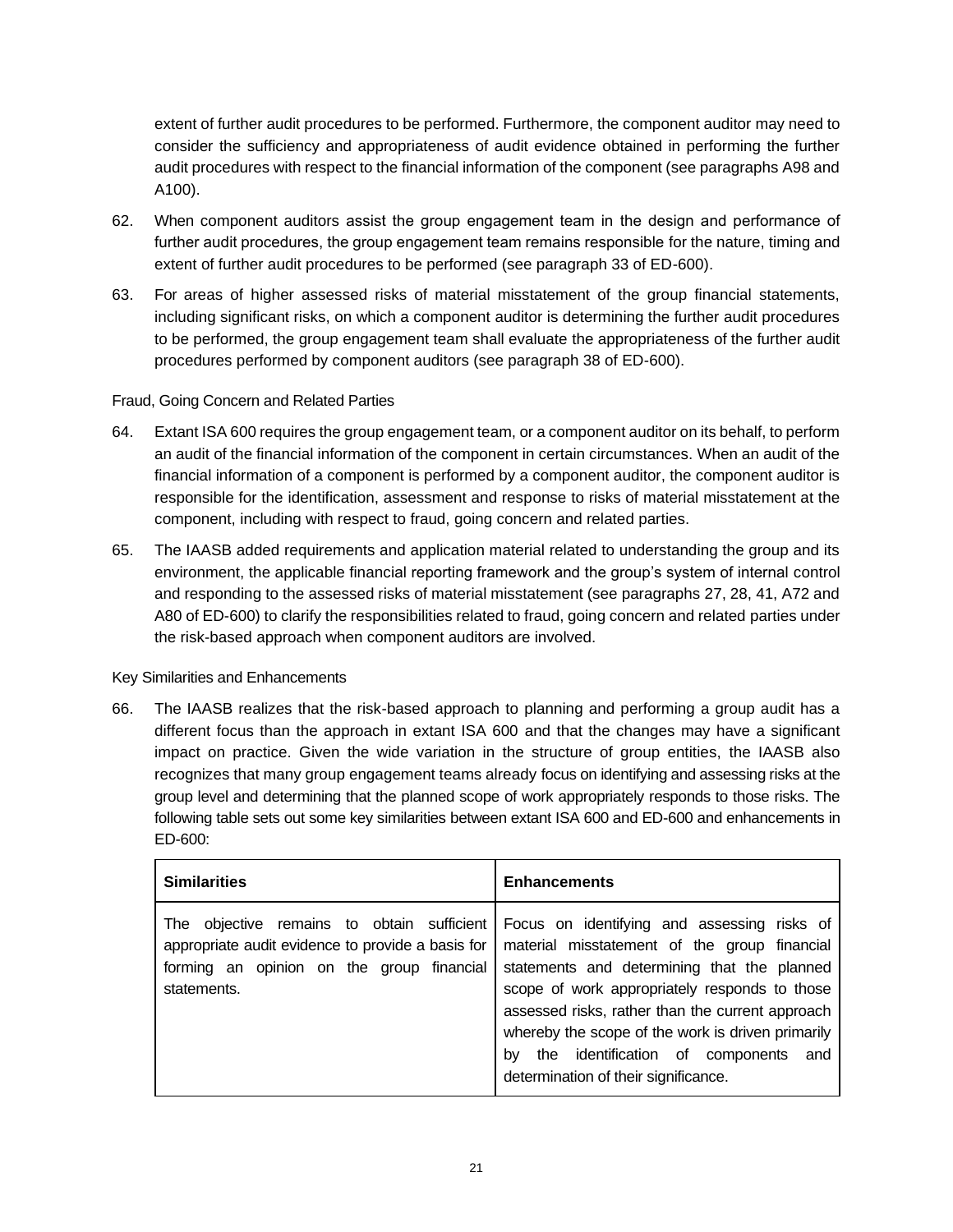extent of further audit procedures to be performed. Furthermore, the component auditor may need to consider the sufficiency and appropriateness of audit evidence obtained in performing the further audit procedures with respect to the financial information of the component (see paragraphs A98 and A100).

62. When component auditors assist the group engagement team in the design and performance of further audit procedures, the group engagement team remains responsible for the nature, timing and extent of further audit procedures to be performed (see paragraph 33 of ED-600).

63. For areas of higher assessed risks of material misstatement of the group financial statements, including significant risks, on which a component auditor is determining the further audit procedures to be performed, the group engagement team shall evaluate the appropriateness of the further audit procedures performed by component auditors (see paragraph 38 of ED-600).

Fraud, Going Concern and Related Parties

64. Extant ISA 600 requires the group engagement team, or a component auditor on its behalf, to perform an audit of the financial information of the component in certain circumstances. When an audit of the financial information of a component is performed by a component auditor, the component auditor is responsible for the identification, assessment and response to risks of material misstatement at the component, including with respect to fraud, going concern and related parties.

65. The IAASB added requirements and application material related to understanding the group and its environment, the applicable financial reporting framework and the group's system of internal control and responding to the assessed risks of material misstatement (see paragraphs 27, 28, 41, A72 and A80 of ED-600) to clarify the responsibilities related to fraud, going concern and related parties under the risk-based approach when component auditors are involved.

Key Similarities and Enhancements

66. The IAASB realizes that the risk-based approach to planning and performing a group audit has a different focus than the approach in extant ISA 600 and that the changes may have a significant impact on practice. Given the wide variation in the structure of group entities, the IAASB also recognizes that many group engagement teams already focus on identifying and assessing risks at the group level and determining that the planned scope of work appropriately responds to those risks. The following table sets out some key similarities between extant ISA 600 and ED-600 and enhancements in ED-600:

| **Similarities** | **Enhancements** |
|---|---|
| The objective remains to obtain sufficient appropriate audit evidence to provide a basis for forming an opinion on the group financial statements. | Focus on identifying and assessing risks of material misstatement of the group financial statements and determining that the planned scope of work appropriately responds to those assessed risks, rather than the current approach whereby the scope of the work is driven primarily by the identification of components and determination of their significance. |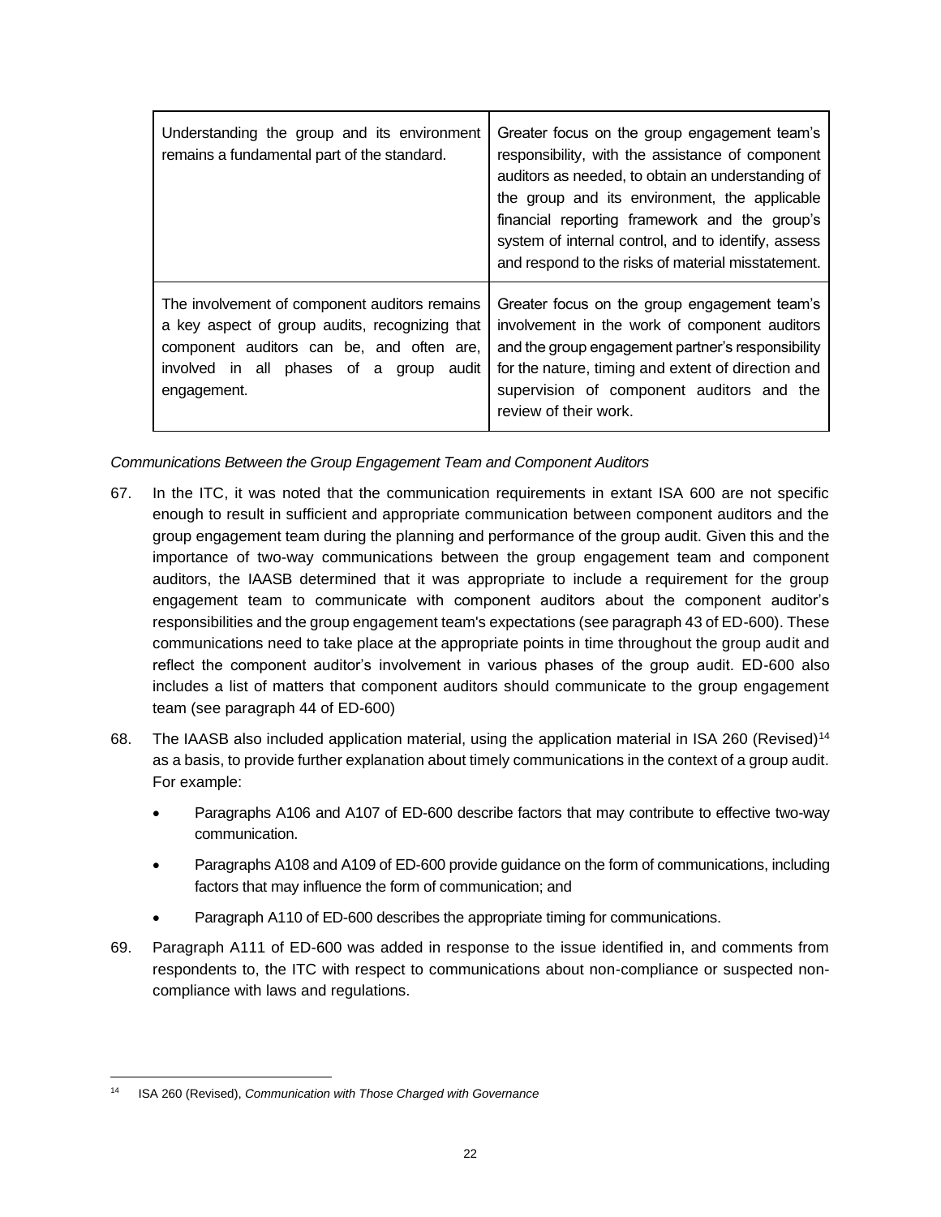| | |
|---|---|
| Understanding the group and its environment remains a fundamental part of the standard. | Greater focus on the group engagement team's responsibility, with the assistance of component auditors as needed, to obtain an understanding of the group and its environment, the applicable financial reporting framework and the group's system of internal control, and to identify, assess and respond to the risks of material misstatement. |
| The involvement of component auditors remains a key aspect of group audits, recognizing that component auditors can be, and often are, involved in all phases of a group audit engagement. | Greater focus on the group engagement team's involvement in the work of component auditors and the group engagement partner's responsibility for the nature, timing and extent of direction and supervision of component auditors and the review of their work. |

*Communications Between the Group Engagement Team and Component Auditors*

67. In the ITC, it was noted that the communication requirements in extant ISA 600 are not specific enough to result in sufficient and appropriate communication between component auditors and the group engagement team during the planning and performance of the group audit. Given this and the importance of two-way communications between the group engagement team and component auditors, the IAASB determined that it was appropriate to include a requirement for the group engagement team to communicate with component auditors about the component auditor's responsibilities and the group engagement team's expectations (see paragraph 43 of ED-600). These communications need to take place at the appropriate points in time throughout the group audit and reflect the component auditor's involvement in various phases of the group audit. ED-600 also includes a list of matters that component auditors should communicate to the group engagement team (see paragraph 44 of ED-600)

68. The IAASB also included application material, using the application material in ISA 260 (Revised)[14] as a basis, to provide further explanation about timely communications in the context of a group audit. For example:

    - Paragraphs A106 and A107 of ED-600 describe factors that may contribute to effective two-way communication.
    - Paragraphs A108 and A109 of ED-600 provide guidance on the form of communications, including factors that may influence the form of communication; and
    - Paragraph A110 of ED-600 describes the appropriate timing for communications.

69. Paragraph A111 of ED-600 was added in response to the issue identified in, and comments from respondents to, the ITC with respect to communications about non-compliance or suspected non-compliance with laws and regulations.

[14] ISA 260 (Revised), *Communication with Those Charged with Governance*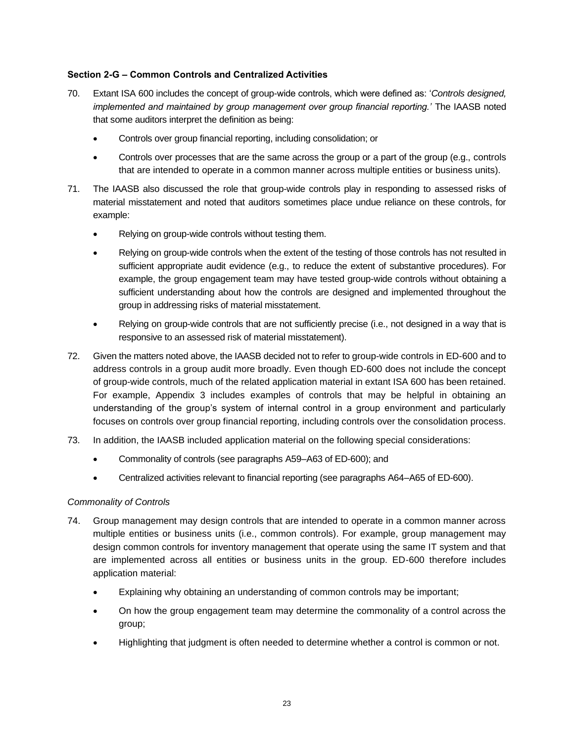**Section 2-G – Common Controls and Centralized Activities**

70. Extant ISA 600 includes the concept of group-wide controls, which were defined as: '*Controls designed, implemented and maintained by group management over group financial reporting.*' The IAASB noted that some auditors interpret the definition as being:

    - Controls over group financial reporting, including consolidation; or
    - Controls over processes that are the same across the group or a part of the group (e.g., controls that are intended to operate in a common manner across multiple entities or business units).

71. The IAASB also discussed the role that group-wide controls play in responding to assessed risks of material misstatement and noted that auditors sometimes place undue reliance on these controls, for example:

    - Relying on group-wide controls without testing them.
    - Relying on group-wide controls when the extent of the testing of those controls has not resulted in sufficient appropriate audit evidence (e.g., to reduce the extent of substantive procedures). For example, the group engagement team may have tested group-wide controls without obtaining a sufficient understanding about how the controls are designed and implemented throughout the group in addressing risks of material misstatement.
    - Relying on group-wide controls that are not sufficiently precise (i.e., not designed in a way that is responsive to an assessed risk of material misstatement).

72. Given the matters noted above, the IAASB decided not to refer to group-wide controls in ED-600 and to address controls in a group audit more broadly. Even though ED-600 does not include the concept of group-wide controls, much of the related application material in extant ISA 600 has been retained. For example, Appendix 3 includes examples of controls that may be helpful in obtaining an understanding of the group's system of internal control in a group environment and particularly focuses on controls over group financial reporting, including controls over the consolidation process.

73. In addition, the IAASB included application material on the following special considerations:

    - Commonality of controls (see paragraphs A59–A63 of ED-600); and
    - Centralized activities relevant to financial reporting (see paragraphs A64–A65 of ED-600).

*Commonality of Controls*

74. Group management may design controls that are intended to operate in a common manner across multiple entities or business units (i.e., common controls). For example, group management may design common controls for inventory management that operate using the same IT system and that are implemented across all entities or business units in the group. ED-600 therefore includes application material:

    - Explaining why obtaining an understanding of common controls may be important;
    - On how the group engagement team may determine the commonality of a control across the group;
    - Highlighting that judgment is often needed to determine whether a control is common or not.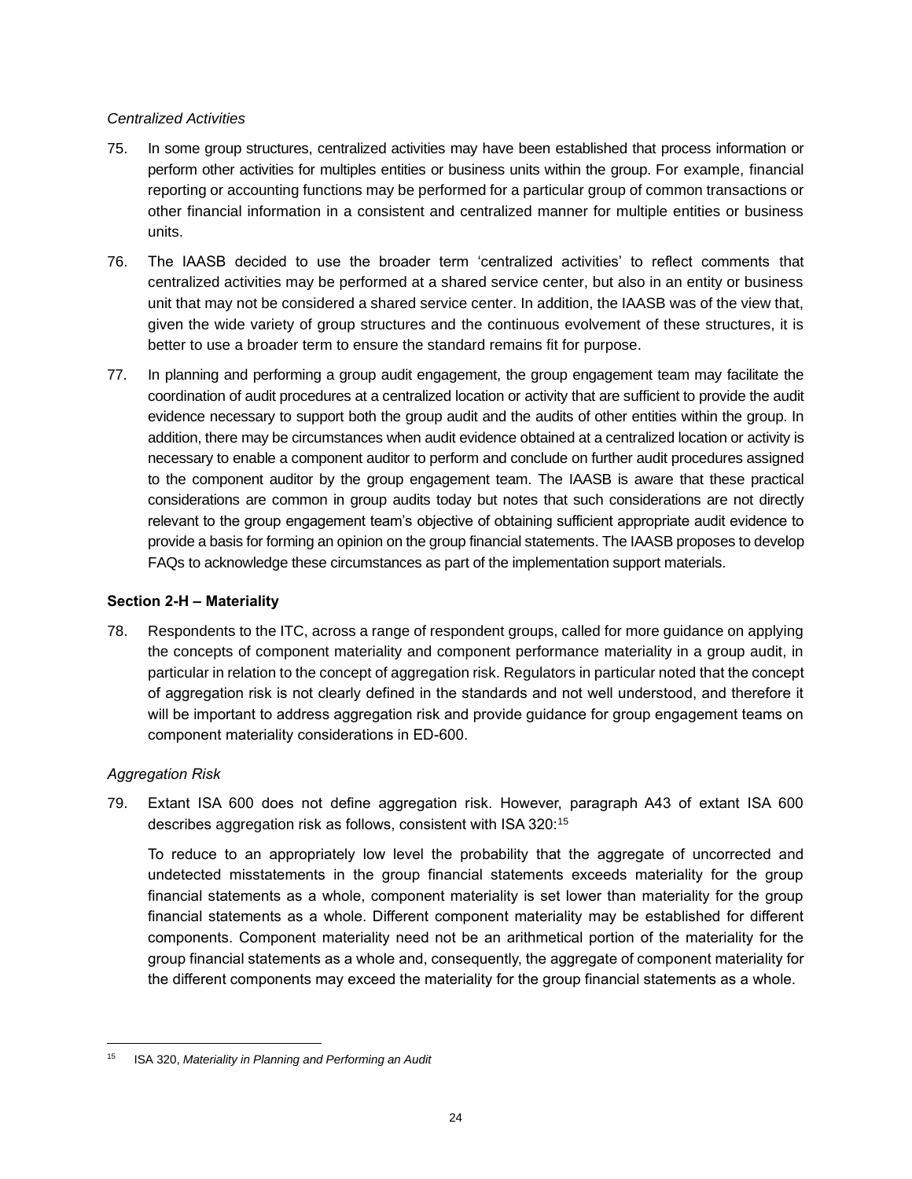*Centralized Activities*

75. In some group structures, centralized activities may have been established that process information or perform other activities for multiples entities or business units within the group. For example, financial reporting or accounting functions may be performed for a particular group of common transactions or other financial information in a consistent and centralized manner for multiple entities or business units.

76. The IAASB decided to use the broader term 'centralized activities' to reflect comments that centralized activities may be performed at a shared service center, but also in an entity or business unit that may not be considered a shared service center. In addition, the IAASB was of the view that, given the wide variety of group structures and the continuous evolvement of these structures, it is better to use a broader term to ensure the standard remains fit for purpose.

77. In planning and performing a group audit engagement, the group engagement team may facilitate the coordination of audit procedures at a centralized location or activity that are sufficient to provide the audit evidence necessary to support both the group audit and the audits of other entities within the group. In addition, there may be circumstances when audit evidence obtained at a centralized location or activity is necessary to enable a component auditor to perform and conclude on further audit procedures assigned to the component auditor by the group engagement team. The IAASB is aware that these practical considerations are common in group audits today but notes that such considerations are not directly relevant to the group engagement team's objective of obtaining sufficient appropriate audit evidence to provide a basis for forming an opinion on the group financial statements. The IAASB proposes to develop FAQs to acknowledge these circumstances as part of the implementation support materials.

**Section 2-H – Materiality**

78. Respondents to the ITC, across a range of respondent groups, called for more guidance on applying the concepts of component materiality and component performance materiality in a group audit, in particular in relation to the concept of aggregation risk. Regulators in particular noted that the concept of aggregation risk is not clearly defined in the standards and not well understood, and therefore it will be important to address aggregation risk and provide guidance for group engagement teams on component materiality considerations in ED-600.

*Aggregation Risk*

79. Extant ISA 600 does not define aggregation risk. However, paragraph A43 of extant ISA 600 describes aggregation risk as follows, consistent with ISA 320:[15]

    To reduce to an appropriately low level the probability that the aggregate of uncorrected and undetected misstatements in the group financial statements exceeds materiality for the group financial statements as a whole, component materiality is set lower than materiality for the group financial statements as a whole. Different component materiality may be established for different components. Component materiality need not be an arithmetical portion of the materiality for the group financial statements as a whole and, consequently, the aggregate of component materiality for the different components may exceed the materiality for the group financial statements as a whole.

[15] ISA 320, *Materiality in Planning and Performing an Audit*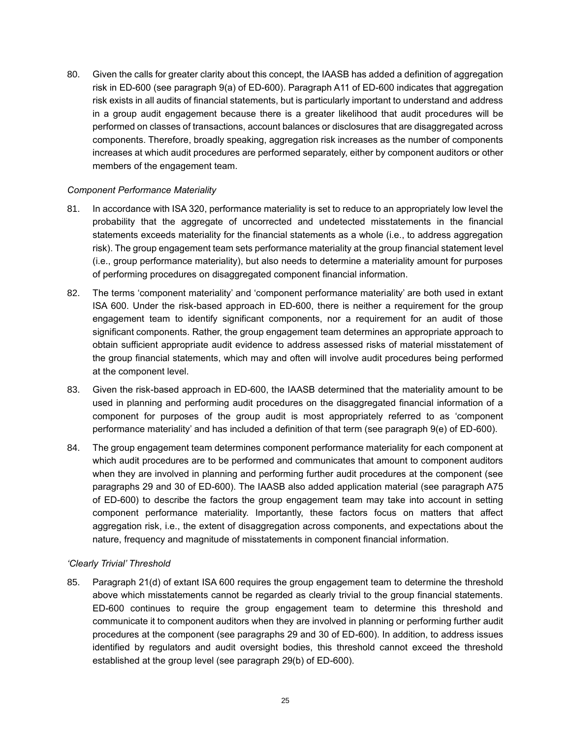80. Given the calls for greater clarity about this concept, the IAASB has added a definition of aggregation risk in ED-600 (see paragraph 9(a) of ED-600). Paragraph A11 of ED-600 indicates that aggregation risk exists in all audits of financial statements, but is particularly important to understand and address in a group audit engagement because there is a greater likelihood that audit procedures will be performed on classes of transactions, account balances or disclosures that are disaggregated across components. Therefore, broadly speaking, aggregation risk increases as the number of components increases at which audit procedures are performed separately, either by component auditors or other members of the engagement team.

*Component Performance Materiality*

81. In accordance with ISA 320, performance materiality is set to reduce to an appropriately low level the probability that the aggregate of uncorrected and undetected misstatements in the financial statements exceeds materiality for the financial statements as a whole (i.e., to address aggregation risk). The group engagement team sets performance materiality at the group financial statement level (i.e., group performance materiality), but also needs to determine a materiality amount for purposes of performing procedures on disaggregated component financial information.

82. The terms 'component materiality' and 'component performance materiality' are both used in extant ISA 600. Under the risk-based approach in ED-600, there is neither a requirement for the group engagement team to identify significant components, nor a requirement for an audit of those significant components. Rather, the group engagement team determines an appropriate approach to obtain sufficient appropriate audit evidence to address assessed risks of material misstatement of the group financial statements, which may and often will involve audit procedures being performed at the component level.

83. Given the risk-based approach in ED-600, the IAASB determined that the materiality amount to be used in planning and performing audit procedures on the disaggregated financial information of a component for purposes of the group audit is most appropriately referred to as 'component performance materiality' and has included a definition of that term (see paragraph 9(e) of ED-600).

84. The group engagement team determines component performance materiality for each component at which audit procedures are to be performed and communicates that amount to component auditors when they are involved in planning and performing further audit procedures at the component (see paragraphs 29 and 30 of ED-600). The IAASB also added application material (see paragraph A75 of ED-600) to describe the factors the group engagement team may take into account in setting component performance materiality. Importantly, these factors focus on matters that affect aggregation risk, i.e., the extent of disaggregation across components, and expectations about the nature, frequency and magnitude of misstatements in component financial information.

*'Clearly Trivial' Threshold*

85. Paragraph 21(d) of extant ISA 600 requires the group engagement team to determine the threshold above which misstatements cannot be regarded as clearly trivial to the group financial statements. ED-600 continues to require the group engagement team to determine this threshold and communicate it to component auditors when they are involved in planning or performing further audit procedures at the component (see paragraphs 29 and 30 of ED-600). In addition, to address issues identified by regulators and audit oversight bodies, this threshold cannot exceed the threshold established at the group level (see paragraph 29(b) of ED-600).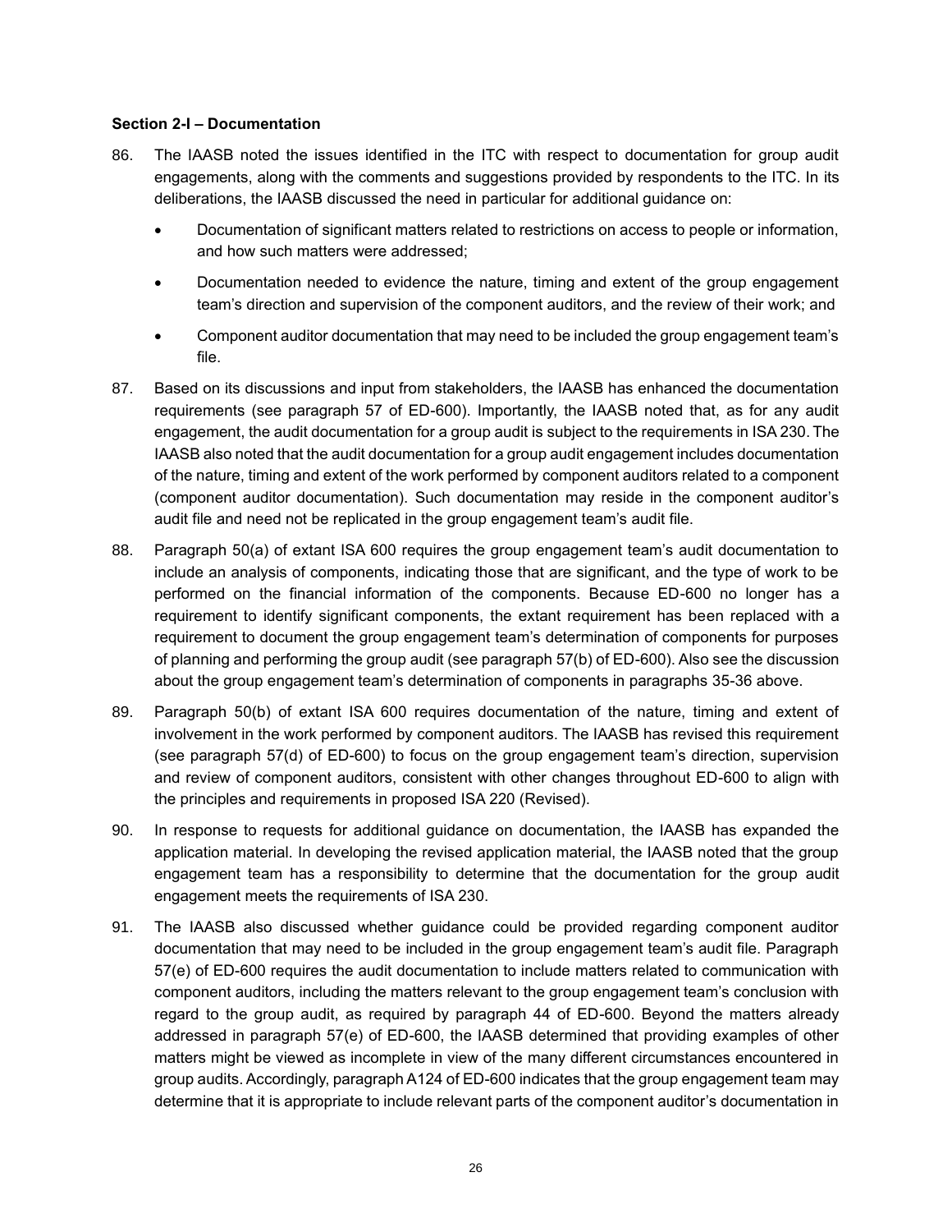**Section 2-I – Documentation**

86. The IAASB noted the issues identified in the ITC with respect to documentation for group audit engagements, along with the comments and suggestions provided by respondents to the ITC. In its deliberations, the IAASB discussed the need in particular for additional guidance on:

    - Documentation of significant matters related to restrictions on access to people or information, and how such matters were addressed;
    - Documentation needed to evidence the nature, timing and extent of the group engagement team's direction and supervision of the component auditors, and the review of their work; and
    - Component auditor documentation that may need to be included the group engagement team's file.

87. Based on its discussions and input from stakeholders, the IAASB has enhanced the documentation requirements (see paragraph 57 of ED-600). Importantly, the IAASB noted that, as for any audit engagement, the audit documentation for a group audit is subject to the requirements in ISA 230. The IAASB also noted that the audit documentation for a group audit engagement includes documentation of the nature, timing and extent of the work performed by component auditors related to a component (component auditor documentation). Such documentation may reside in the component auditor's audit file and need not be replicated in the group engagement team's audit file.

88. Paragraph 50(a) of extant ISA 600 requires the group engagement team's audit documentation to include an analysis of components, indicating those that are significant, and the type of work to be performed on the financial information of the components. Because ED-600 no longer has a requirement to identify significant components, the extant requirement has been replaced with a requirement to document the group engagement team's determination of components for purposes of planning and performing the group audit (see paragraph 57(b) of ED-600). Also see the discussion about the group engagement team's determination of components in paragraphs 35-36 above.

89. Paragraph 50(b) of extant ISA 600 requires documentation of the nature, timing and extent of involvement in the work performed by component auditors. The IAASB has revised this requirement (see paragraph 57(d) of ED-600) to focus on the group engagement team's direction, supervision and review of component auditors, consistent with other changes throughout ED-600 to align with the principles and requirements in proposed ISA 220 (Revised).

90. In response to requests for additional guidance on documentation, the IAASB has expanded the application material. In developing the revised application material, the IAASB noted that the group engagement team has a responsibility to determine that the documentation for the group audit engagement meets the requirements of ISA 230.

91. The IAASB also discussed whether guidance could be provided regarding component auditor documentation that may need to be included in the group engagement team's audit file. Paragraph 57(e) of ED-600 requires the audit documentation to include matters related to communication with component auditors, including the matters relevant to the group engagement team's conclusion with regard to the group audit, as required by paragraph 44 of ED-600. Beyond the matters already addressed in paragraph 57(e) of ED-600, the IAASB determined that providing examples of other matters might be viewed as incomplete in view of the many different circumstances encountered in group audits. Accordingly, paragraph A124 of ED-600 indicates that the group engagement team may determine that it is appropriate to include relevant parts of the component auditor's documentation in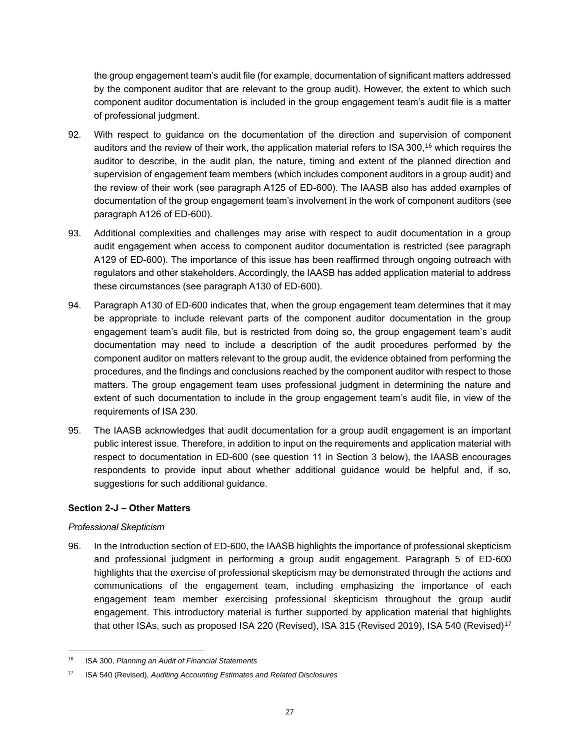the group engagement team's audit file (for example, documentation of significant matters addressed by the component auditor that are relevant to the group audit). However, the extent to which such component auditor documentation is included in the group engagement team's audit file is a matter of professional judgment.

92. With respect to guidance on the documentation of the direction and supervision of component auditors and the review of their work, the application material refers to ISA 300,[16] which requires the auditor to describe, in the audit plan, the nature, timing and extent of the planned direction and supervision of engagement team members (which includes component auditors in a group audit) and the review of their work (see paragraph A125 of ED-600). The IAASB also has added examples of documentation of the group engagement team's involvement in the work of component auditors (see paragraph A126 of ED-600).

93. Additional complexities and challenges may arise with respect to audit documentation in a group audit engagement when access to component auditor documentation is restricted (see paragraph A129 of ED-600). The importance of this issue has been reaffirmed through ongoing outreach with regulators and other stakeholders. Accordingly, the IAASB has added application material to address these circumstances (see paragraph A130 of ED-600).

94. Paragraph A130 of ED-600 indicates that, when the group engagement team determines that it may be appropriate to include relevant parts of the component auditor documentation in the group engagement team's audit file, but is restricted from doing so, the group engagement team's audit documentation may need to include a description of the audit procedures performed by the component auditor on matters relevant to the group audit, the evidence obtained from performing the procedures, and the findings and conclusions reached by the component auditor with respect to those matters. The group engagement team uses professional judgment in determining the nature and extent of such documentation to include in the group engagement team's audit file, in view of the requirements of ISA 230.

95. The IAASB acknowledges that audit documentation for a group audit engagement is an important public interest issue. Therefore, in addition to input on the requirements and application material with respect to documentation in ED-600 (see question 11 in Section 3 below), the IAASB encourages respondents to provide input about whether additional guidance would be helpful and, if so, suggestions for such additional guidance.

**Section 2-J – Other Matters**

*Professional Skepticism*

96. In the Introduction section of ED-600, the IAASB highlights the importance of professional skepticism and professional judgment in performing a group audit engagement. Paragraph 5 of ED-600 highlights that the exercise of professional skepticism may be demonstrated through the actions and communications of the engagement team, including emphasizing the importance of each engagement team member exercising professional skepticism throughout the group audit engagement. This introductory material is further supported by application material that highlights that other ISAs, such as proposed ISA 220 (Revised), ISA 315 (Revised 2019), ISA 540 (Revised)[17]

---

[16] ISA 300, *Planning an Audit of Financial Statements*

[17] ISA 540 (Revised), *Auditing Accounting Estimates and Related Disclosures*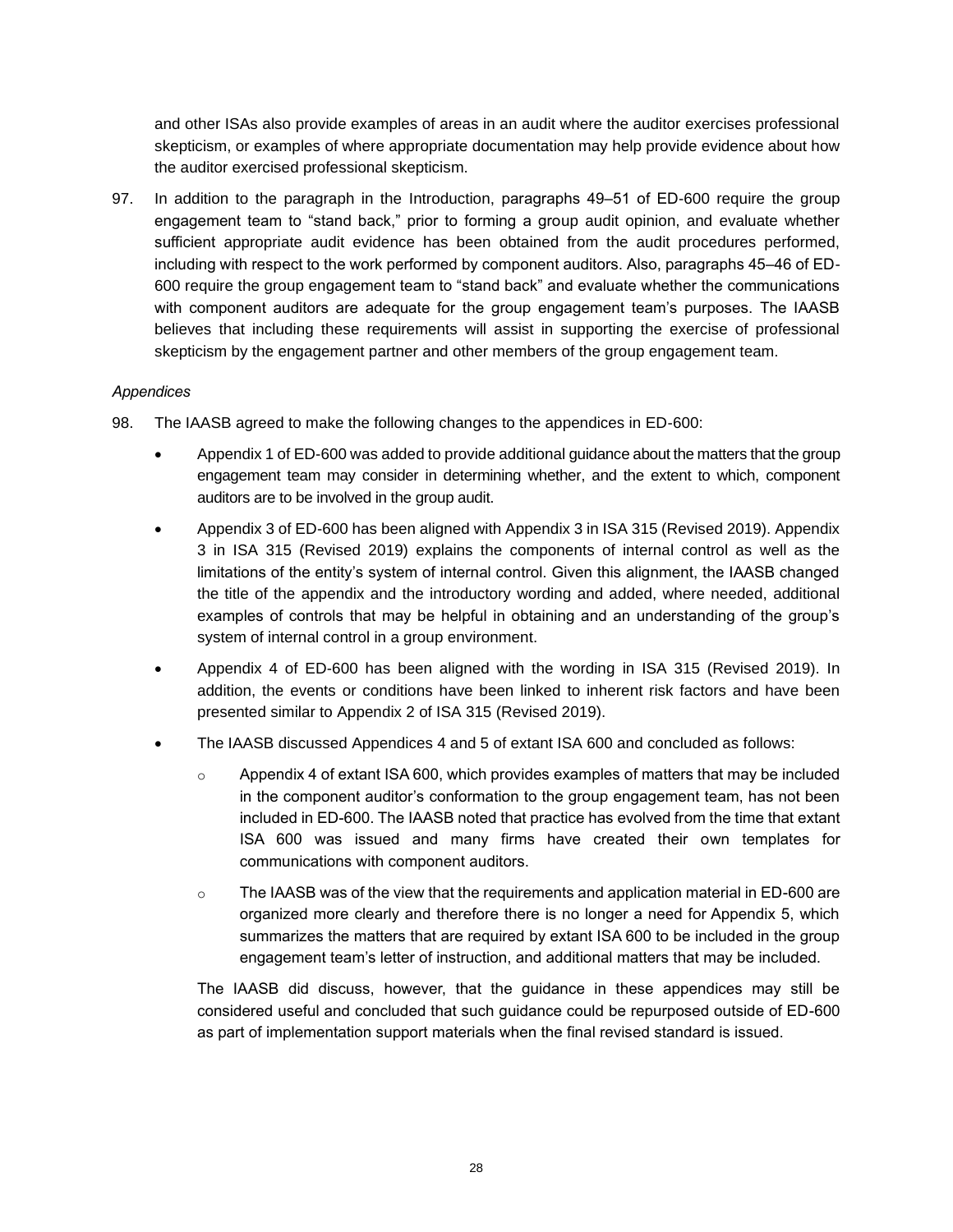and other ISAs also provide examples of areas in an audit where the auditor exercises professional skepticism, or examples of where appropriate documentation may help provide evidence about how the auditor exercised professional skepticism.

97. In addition to the paragraph in the Introduction, paragraphs 49–51 of ED-600 require the group engagement team to "stand back," prior to forming a group audit opinion, and evaluate whether sufficient appropriate audit evidence has been obtained from the audit procedures performed, including with respect to the work performed by component auditors. Also, paragraphs 45–46 of ED-600 require the group engagement team to "stand back" and evaluate whether the communications with component auditors are adequate for the group engagement team's purposes. The IAASB believes that including these requirements will assist in supporting the exercise of professional skepticism by the engagement partner and other members of the group engagement team.

*Appendices*

98. The IAASB agreed to make the following changes to the appendices in ED-600:

    - Appendix 1 of ED-600 was added to provide additional guidance about the matters that the group engagement team may consider in determining whether, and the extent to which, component auditors are to be involved in the group audit.
    - Appendix 3 of ED-600 has been aligned with Appendix 3 in ISA 315 (Revised 2019). Appendix 3 in ISA 315 (Revised 2019) explains the components of internal control as well as the limitations of the entity's system of internal control. Given this alignment, the IAASB changed the title of the appendix and the introductory wording and added, where needed, additional examples of controls that may be helpful in obtaining and an understanding of the group's system of internal control in a group environment.
    - Appendix 4 of ED-600 has been aligned with the wording in ISA 315 (Revised 2019). In addition, the events or conditions have been linked to inherent risk factors and have been presented similar to Appendix 2 of ISA 315 (Revised 2019).
    - The IAASB discussed Appendices 4 and 5 of extant ISA 600 and concluded as follows:
        - Appendix 4 of extant ISA 600, which provides examples of matters that may be included in the component auditor's conformation to the group engagement team, has not been included in ED-600. The IAASB noted that practice has evolved from the time that extant ISA 600 was issued and many firms have created their own templates for communications with component auditors.
        - The IAASB was of the view that the requirements and application material in ED-600 are organized more clearly and therefore there is no longer a need for Appendix 5, which summarizes the matters that are required by extant ISA 600 to be included in the group engagement team's letter of instruction, and additional matters that may be included.

    The IAASB did discuss, however, that the guidance in these appendices may still be considered useful and concluded that such guidance could be repurposed outside of ED-600 as part of implementation support materials when the final revised standard is issued.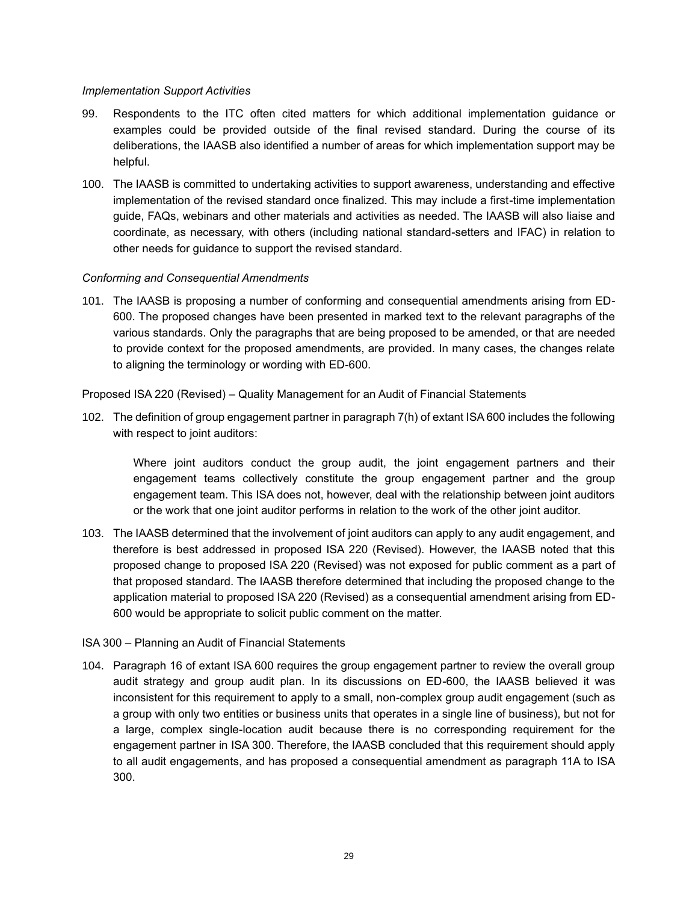*Implementation Support Activities*

99. Respondents to the ITC often cited matters for which additional implementation guidance or examples could be provided outside of the final revised standard. During the course of its deliberations, the IAASB also identified a number of areas for which implementation support may be helpful.

100. The IAASB is committed to undertaking activities to support awareness, understanding and effective implementation of the revised standard once finalized. This may include a first-time implementation guide, FAQs, webinars and other materials and activities as needed. The IAASB will also liaise and coordinate, as necessary, with others (including national standard-setters and IFAC) in relation to other needs for guidance to support the revised standard.

*Conforming and Consequential Amendments*

101. The IAASB is proposing a number of conforming and consequential amendments arising from ED-600. The proposed changes have been presented in marked text to the relevant paragraphs of the various standards. Only the paragraphs that are being proposed to be amended, or that are needed to provide context for the proposed amendments, are provided. In many cases, the changes relate to aligning the terminology or wording with ED-600.

Proposed ISA 220 (Revised) – Quality Management for an Audit of Financial Statements

102. The definition of group engagement partner in paragraph 7(h) of extant ISA 600 includes the following with respect to joint auditors:

    > Where joint auditors conduct the group audit, the joint engagement partners and their engagement teams collectively constitute the group engagement partner and the group engagement team. This ISA does not, however, deal with the relationship between joint auditors or the work that one joint auditor performs in relation to the work of the other joint auditor.

103. The IAASB determined that the involvement of joint auditors can apply to any audit engagement, and therefore is best addressed in proposed ISA 220 (Revised). However, the IAASB noted that this proposed change to proposed ISA 220 (Revised) was not exposed for public comment as a part of that proposed standard. The IAASB therefore determined that including the proposed change to the application material to proposed ISA 220 (Revised) as a consequential amendment arising from ED-600 would be appropriate to solicit public comment on the matter.

ISA 300 – Planning an Audit of Financial Statements

104. Paragraph 16 of extant ISA 600 requires the group engagement partner to review the overall group audit strategy and group audit plan. In its discussions on ED-600, the IAASB believed it was inconsistent for this requirement to apply to a small, non-complex group audit engagement (such as a group with only two entities or business units that operates in a single line of business), but not for a large, complex single-location audit because there is no corresponding requirement for the engagement partner in ISA 300. Therefore, the IAASB concluded that this requirement should apply to all audit engagements, and has proposed a consequential amendment as paragraph 11A to ISA 300.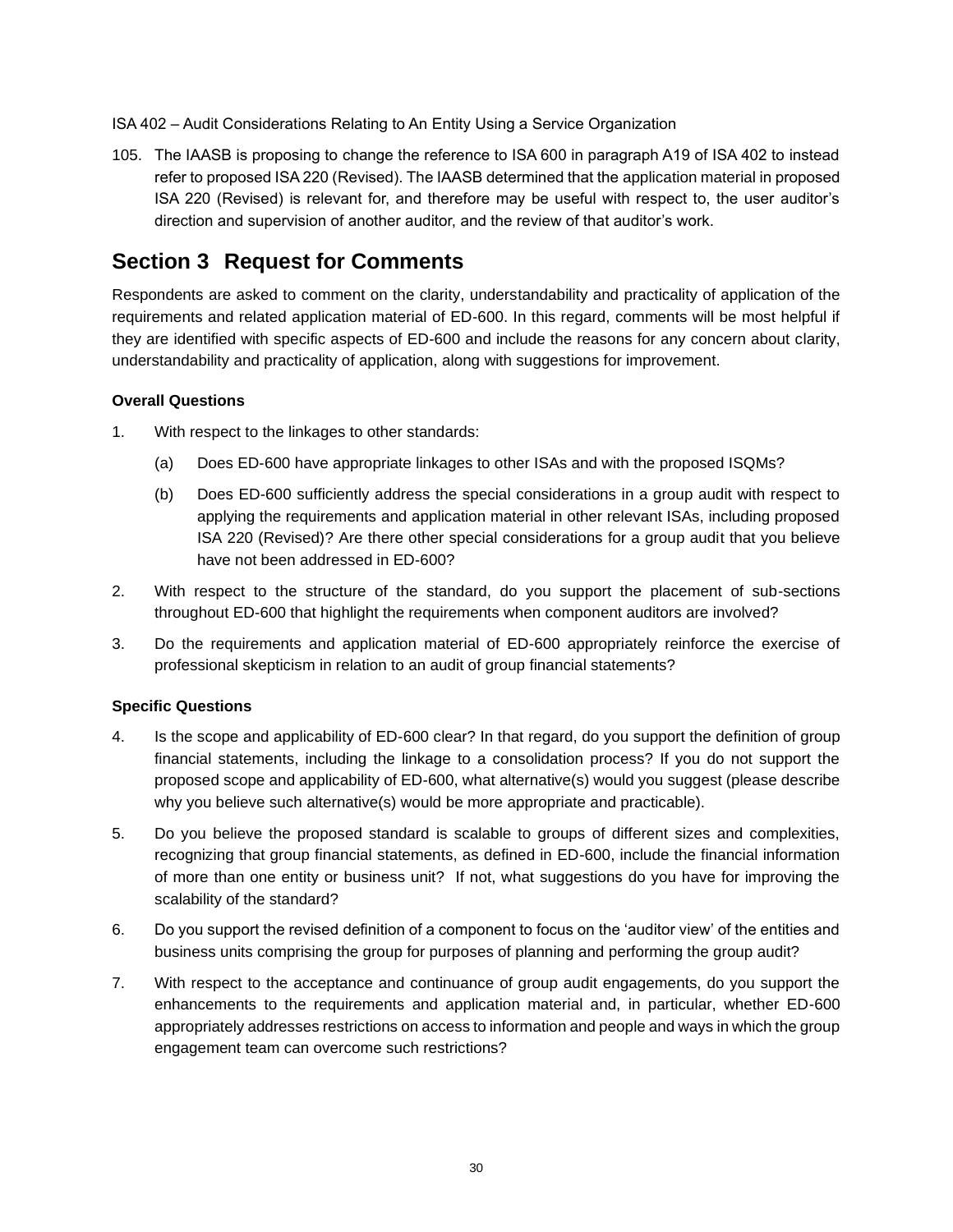ISA 402 – Audit Considerations Relating to An Entity Using a Service Organization

105. The IAASB is proposing to change the reference to ISA 600 in paragraph A19 of ISA 402 to instead refer to proposed ISA 220 (Revised). The IAASB determined that the application material in proposed ISA 220 (Revised) is relevant for, and therefore may be useful with respect to, the user auditor's direction and supervision of another auditor, and the review of that auditor's work.

## Section 3 Request for Comments

Respondents are asked to comment on the clarity, understandability and practicality of application of the requirements and related application material of ED-600. In this regard, comments will be most helpful if they are identified with specific aspects of ED-600 and include the reasons for any concern about clarity, understandability and practicality of application, along with suggestions for improvement.

**Overall Questions**

1. With respect to the linkages to other standards:
   (a) Does ED-600 have appropriate linkages to other ISAs and with the proposed ISQMs?
   (b) Does ED-600 sufficiently address the special considerations in a group audit with respect to applying the requirements and application material in other relevant ISAs, including proposed ISA 220 (Revised)? Are there other special considerations for a group audit that you believe have not been addressed in ED-600?
2. With respect to the structure of the standard, do you support the placement of sub-sections throughout ED-600 that highlight the requirements when component auditors are involved?
3. Do the requirements and application material of ED-600 appropriately reinforce the exercise of professional skepticism in relation to an audit of group financial statements?

**Specific Questions**

4. Is the scope and applicability of ED-600 clear? In that regard, do you support the definition of group financial statements, including the linkage to a consolidation process? If you do not support the proposed scope and applicability of ED-600, what alternative(s) would you suggest (please describe why you believe such alternative(s) would be more appropriate and practicable).
5. Do you believe the proposed standard is scalable to groups of different sizes and complexities, recognizing that group financial statements, as defined in ED-600, include the financial information of more than one entity or business unit? If not, what suggestions do you have for improving the scalability of the standard?
6. Do you support the revised definition of a component to focus on the 'auditor view' of the entities and business units comprising the group for purposes of planning and performing the group audit?
7. With respect to the acceptance and continuance of group audit engagements, do you support the enhancements to the requirements and application material and, in particular, whether ED-600 appropriately addresses restrictions on access to information and people and ways in which the group engagement team can overcome such restrictions?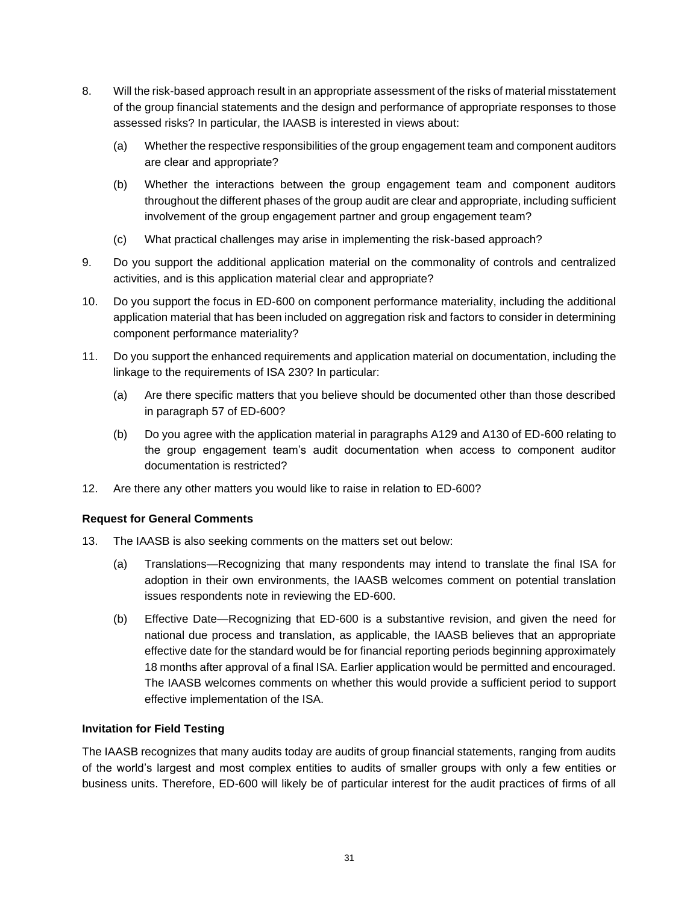8. Will the risk-based approach result in an appropriate assessment of the risks of material misstatement of the group financial statements and the design and performance of appropriate responses to those assessed risks? In particular, the IAASB is interested in views about:

   (a) Whether the respective responsibilities of the group engagement team and component auditors are clear and appropriate?

   (b) Whether the interactions between the group engagement team and component auditors throughout the different phases of the group audit are clear and appropriate, including sufficient involvement of the group engagement partner and group engagement team?

   (c) What practical challenges may arise in implementing the risk-based approach?

9. Do you support the additional application material on the commonality of controls and centralized activities, and is this application material clear and appropriate?

10. Do you support the focus in ED-600 on component performance materiality, including the additional application material that has been included on aggregation risk and factors to consider in determining component performance materiality?

11. Do you support the enhanced requirements and application material on documentation, including the linkage to the requirements of ISA 230? In particular:

    (a) Are there specific matters that you believe should be documented other than those described in paragraph 57 of ED-600?

    (b) Do you agree with the application material in paragraphs A129 and A130 of ED-600 relating to the group engagement team's audit documentation when access to component auditor documentation is restricted?

12. Are there any other matters you would like to raise in relation to ED-600?

**Request for General Comments**

13. The IAASB is also seeking comments on the matters set out below:

    (a) Translations—Recognizing that many respondents may intend to translate the final ISA for adoption in their own environments, the IAASB welcomes comment on potential translation issues respondents note in reviewing the ED-600.

    (b) Effective Date—Recognizing that ED-600 is a substantive revision, and given the need for national due process and translation, as applicable, the IAASB believes that an appropriate effective date for the standard would be for financial reporting periods beginning approximately 18 months after approval of a final ISA. Earlier application would be permitted and encouraged. The IAASB welcomes comments on whether this would provide a sufficient period to support effective implementation of the ISA.

**Invitation for Field Testing**

The IAASB recognizes that many audits today are audits of group financial statements, ranging from audits of the world's largest and most complex entities to audits of smaller groups with only a few entities or business units. Therefore, ED-600 will likely be of particular interest for the audit practices of firms of all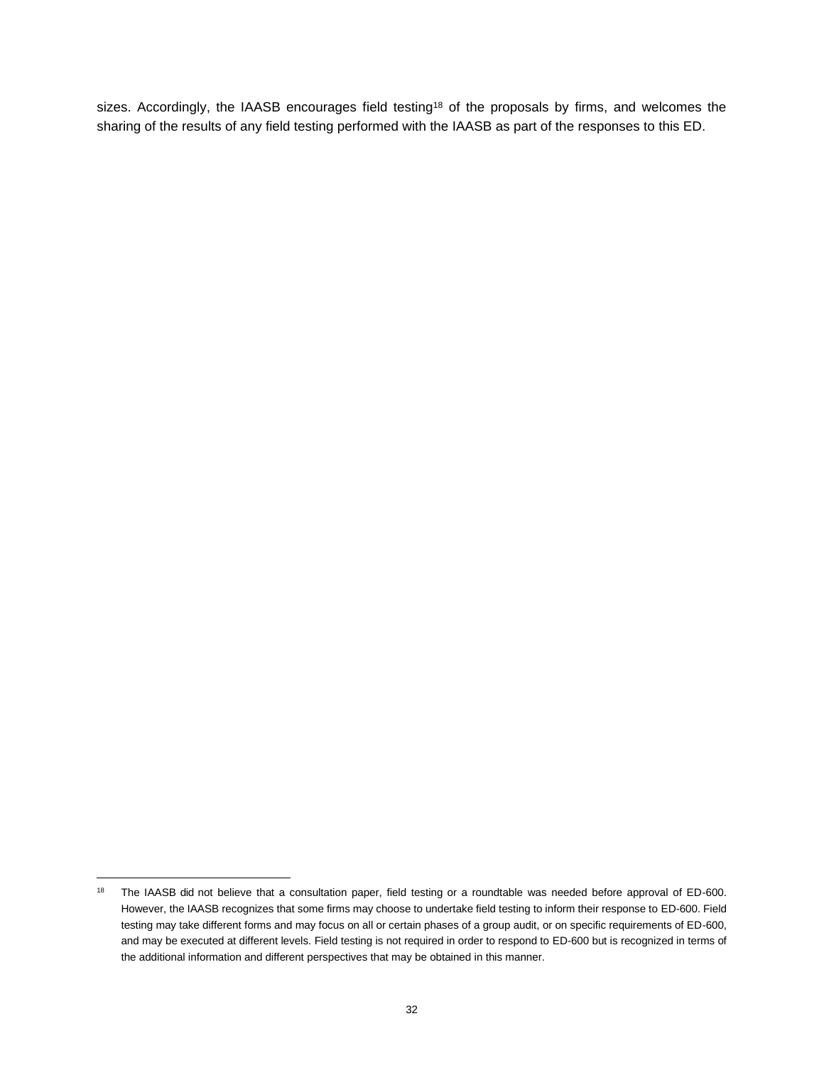sizes. Accordingly, the IAASB encourages field testing[18] of the proposals by firms, and welcomes the sharing of the results of any field testing performed with the IAASB as part of the responses to this ED.

---

[18] The IAASB did not believe that a consultation paper, field testing or a roundtable was needed before approval of ED-600. However, the IAASB recognizes that some firms may choose to undertake field testing to inform their response to ED-600. Field testing may take different forms and may focus on all or certain phases of a group audit, or on specific requirements of ED-600, and may be executed at different levels. Field testing is not required in order to respond to ED-600 but is recognized in terms of the additional information and different perspectives that may be obtained in this manner.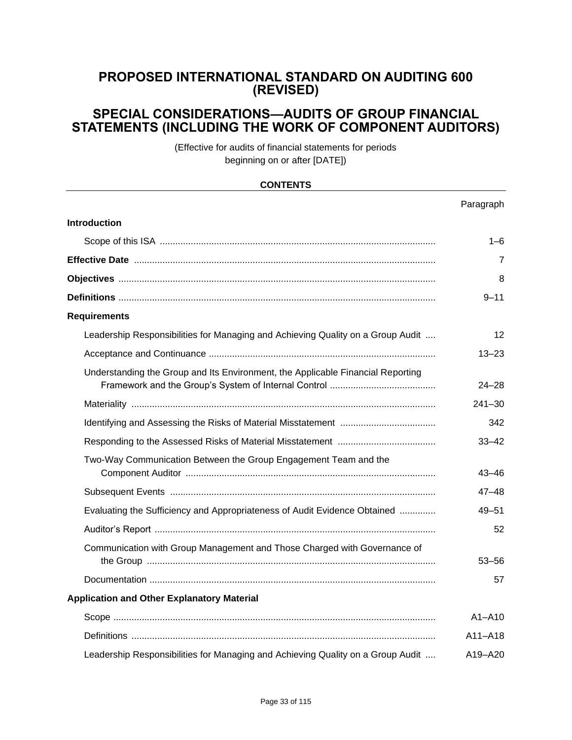# PROPOSED INTERNATIONAL STANDARD ON AUDITING 600 (REVISED)

# SPECIAL CONSIDERATIONS—AUDITS OF GROUP FINANCIAL STATEMENTS (INCLUDING THE WORK OF COMPONENT AUDITORS)

(Effective for audits of financial statements for periods beginning on or after [DATE])

**CONTENTS**

| | Paragraph |
|---|---|
| **Introduction** | |
| Scope of this ISA | 1–6 |
| **Effective Date** | 7 |
| **Objectives** | 8 |
| **Definitions** | 9–11 |
| **Requirements** | |
| Leadership Responsibilities for Managing and Achieving Quality on a Group Audit | 12 |
| Acceptance and Continuance | 13–23 |
| Understanding the Group and Its Environment, the Applicable Financial Reporting Framework and the Group's System of Internal Control | 24–28 |
| Materiality | 241–30 |
| Identifying and Assessing the Risks of Material Misstatement | 342 |
| Responding to the Assessed Risks of Material Misstatement | 33–42 |
| Two-Way Communication Between the Group Engagement Team and the Component Auditor | 43–46 |
| Subsequent Events | 47–48 |
| Evaluating the Sufficiency and Appropriateness of Audit Evidence Obtained | 49–51 |
| Auditor's Report | 52 |
| Communication with Group Management and Those Charged with Governance of the Group | 53–56 |
| Documentation | 57 |
| **Application and Other Explanatory Material** | |
| Scope | A1–A10 |
| Definitions | A11–A18 |
| Leadership Responsibilities for Managing and Achieving Quality on a Group Audit | A19–A20 |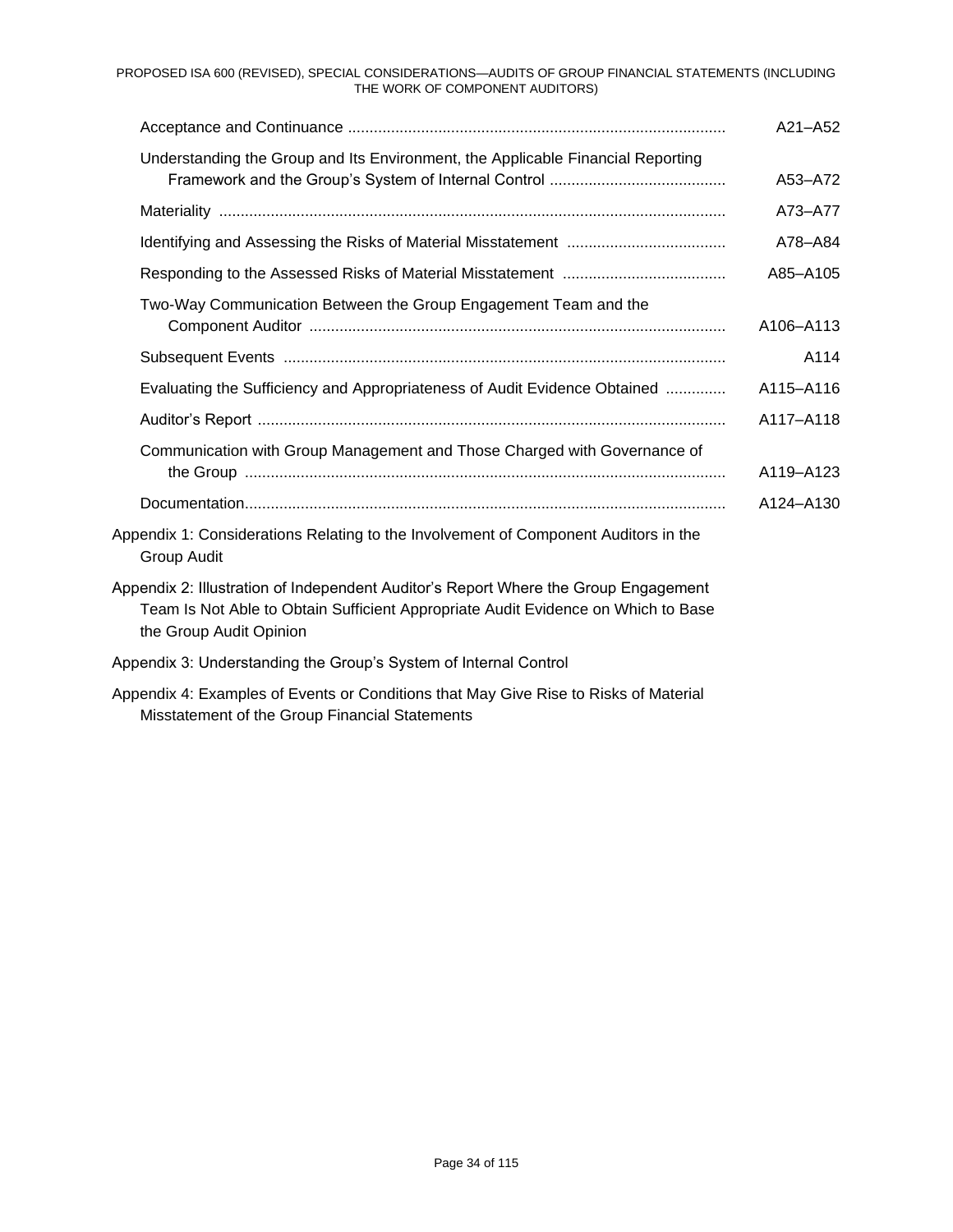| | |
|---|---|
| Acceptance and Continuance | A21–A52 |
| Understanding the Group and Its Environment, the Applicable Financial Reporting Framework and the Group's System of Internal Control | A53–A72 |
| Materiality | A73–A77 |
| Identifying and Assessing the Risks of Material Misstatement | A78–A84 |
| Responding to the Assessed Risks of Material Misstatement | A85–A105 |
| Two-Way Communication Between the Group Engagement Team and the Component Auditor | A106–A113 |
| Subsequent Events | A114 |
| Evaluating the Sufficiency and Appropriateness of Audit Evidence Obtained | A115–A116 |
| Auditor's Report | A117–A118 |
| Communication with Group Management and Those Charged with Governance of the Group | A119–A123 |
| Documentation | A124–A130 |

Appendix 1: Considerations Relating to the Involvement of Component Auditors in the Group Audit

Appendix 2: Illustration of Independent Auditor's Report Where the Group Engagement Team Is Not Able to Obtain Sufficient Appropriate Audit Evidence on Which to Base the Group Audit Opinion

Appendix 3: Understanding the Group's System of Internal Control

Appendix 4: Examples of Events or Conditions that May Give Rise to Risks of Material Misstatement of the Group Financial Statements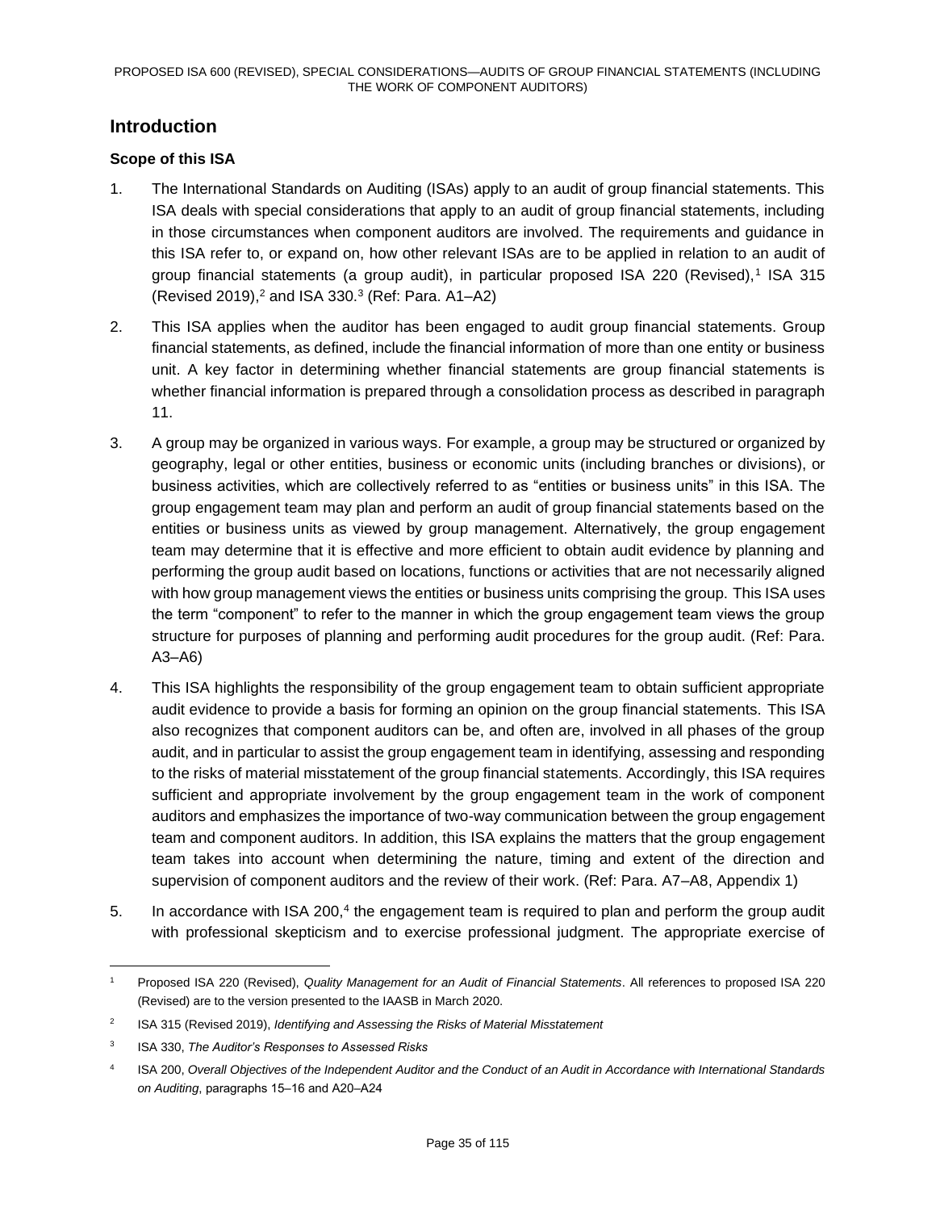## Introduction

### Scope of this ISA

1. The International Standards on Auditing (ISAs) apply to an audit of group financial statements. This ISA deals with special considerations that apply to an audit of group financial statements, including in those circumstances when component auditors are involved. The requirements and guidance in this ISA refer to, or expand on, how other relevant ISAs are to be applied in relation to an audit of group financial statements (a group audit), in particular proposed ISA 220 (Revised),[1] ISA 315 (Revised 2019),[2] and ISA 330.[3] (Ref: Para. A1–A2)

2. This ISA applies when the auditor has been engaged to audit group financial statements. Group financial statements, as defined, include the financial information of more than one entity or business unit. A key factor in determining whether financial statements are group financial statements is whether financial information is prepared through a consolidation process as described in paragraph 11.

3. A group may be organized in various ways. For example, a group may be structured or organized by geography, legal or other entities, business or economic units (including branches or divisions), or business activities, which are collectively referred to as "entities or business units" in this ISA. The group engagement team may plan and perform an audit of group financial statements based on the entities or business units as viewed by group management. Alternatively, the group engagement team may determine that it is effective and more efficient to obtain audit evidence by planning and performing the group audit based on locations, functions or activities that are not necessarily aligned with how group management views the entities or business units comprising the group. This ISA uses the term "component" to refer to the manner in which the group engagement team views the group structure for purposes of planning and performing audit procedures for the group audit. (Ref: Para. A3–A6)

4. This ISA highlights the responsibility of the group engagement team to obtain sufficient appropriate audit evidence to provide a basis for forming an opinion on the group financial statements. This ISA also recognizes that component auditors can be, and often are, involved in all phases of the group audit, and in particular to assist the group engagement team in identifying, assessing and responding to the risks of material misstatement of the group financial statements. Accordingly, this ISA requires sufficient and appropriate involvement by the group engagement team in the work of component auditors and emphasizes the importance of two-way communication between the group engagement team and component auditors. In addition, this ISA explains the matters that the group engagement team takes into account when determining the nature, timing and extent of the direction and supervision of component auditors and the review of their work. (Ref: Para. A7–A8, Appendix 1)

5. In accordance with ISA 200,[4] the engagement team is required to plan and perform the group audit with professional skepticism and to exercise professional judgment. The appropriate exercise of

---

[1] Proposed ISA 220 (Revised), *Quality Management for an Audit of Financial Statements*. All references to proposed ISA 220 (Revised) are to the version presented to the IAASB in March 2020.

[2] ISA 315 (Revised 2019), *Identifying and Assessing the Risks of Material Misstatement*

[3] ISA 330, *The Auditor's Responses to Assessed Risks*

[4] ISA 200, *Overall Objectives of the Independent Auditor and the Conduct of an Audit in Accordance with International Standards on Auditing*, paragraphs 15–16 and A20–A24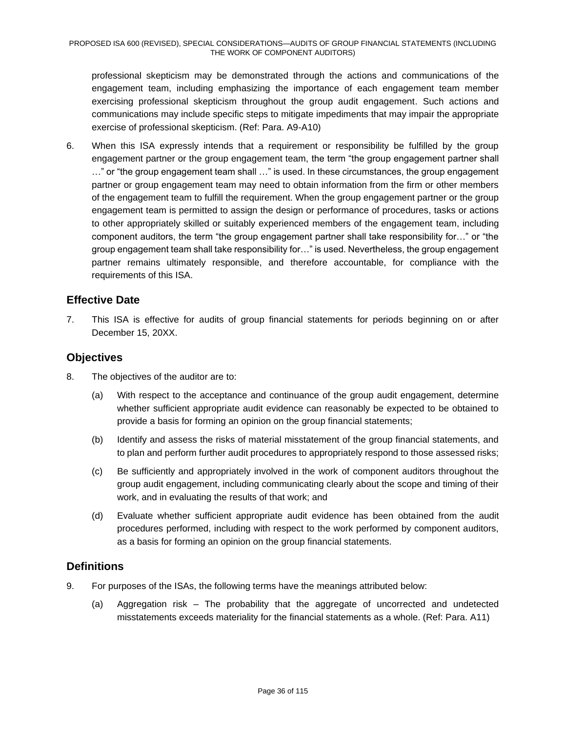professional skepticism may be demonstrated through the actions and communications of the engagement team, including emphasizing the importance of each engagement team member exercising professional skepticism throughout the group audit engagement. Such actions and communications may include specific steps to mitigate impediments that may impair the appropriate exercise of professional skepticism. (Ref: Para. A9-A10)

6. When this ISA expressly intends that a requirement or responsibility be fulfilled by the group engagement partner or the group engagement team, the term "the group engagement partner shall …" or "the group engagement team shall …" is used. In these circumstances, the group engagement partner or group engagement team may need to obtain information from the firm or other members of the engagement team to fulfill the requirement. When the group engagement partner or the group engagement team is permitted to assign the design or performance of procedures, tasks or actions to other appropriately skilled or suitably experienced members of the engagement team, including component auditors, the term "the group engagement partner shall take responsibility for…" or "the group engagement team shall take responsibility for…" is used. Nevertheless, the group engagement partner remains ultimately responsible, and therefore accountable, for compliance with the requirements of this ISA.

## Effective Date

7. This ISA is effective for audits of group financial statements for periods beginning on or after December 15, 20XX.

## Objectives

8. The objectives of the auditor are to:

   (a) With respect to the acceptance and continuance of the group audit engagement, determine whether sufficient appropriate audit evidence can reasonably be expected to be obtained to provide a basis for forming an opinion on the group financial statements;

   (b) Identify and assess the risks of material misstatement of the group financial statements, and to plan and perform further audit procedures to appropriately respond to those assessed risks;

   (c) Be sufficiently and appropriately involved in the work of component auditors throughout the group audit engagement, including communicating clearly about the scope and timing of their work, and in evaluating the results of that work; and

   (d) Evaluate whether sufficient appropriate audit evidence has been obtained from the audit procedures performed, including with respect to the work performed by component auditors, as a basis for forming an opinion on the group financial statements.

## Definitions

9. For purposes of the ISAs, the following terms have the meanings attributed below:

   (a) Aggregation risk – The probability that the aggregate of uncorrected and undetected misstatements exceeds materiality for the financial statements as a whole. (Ref: Para. A11)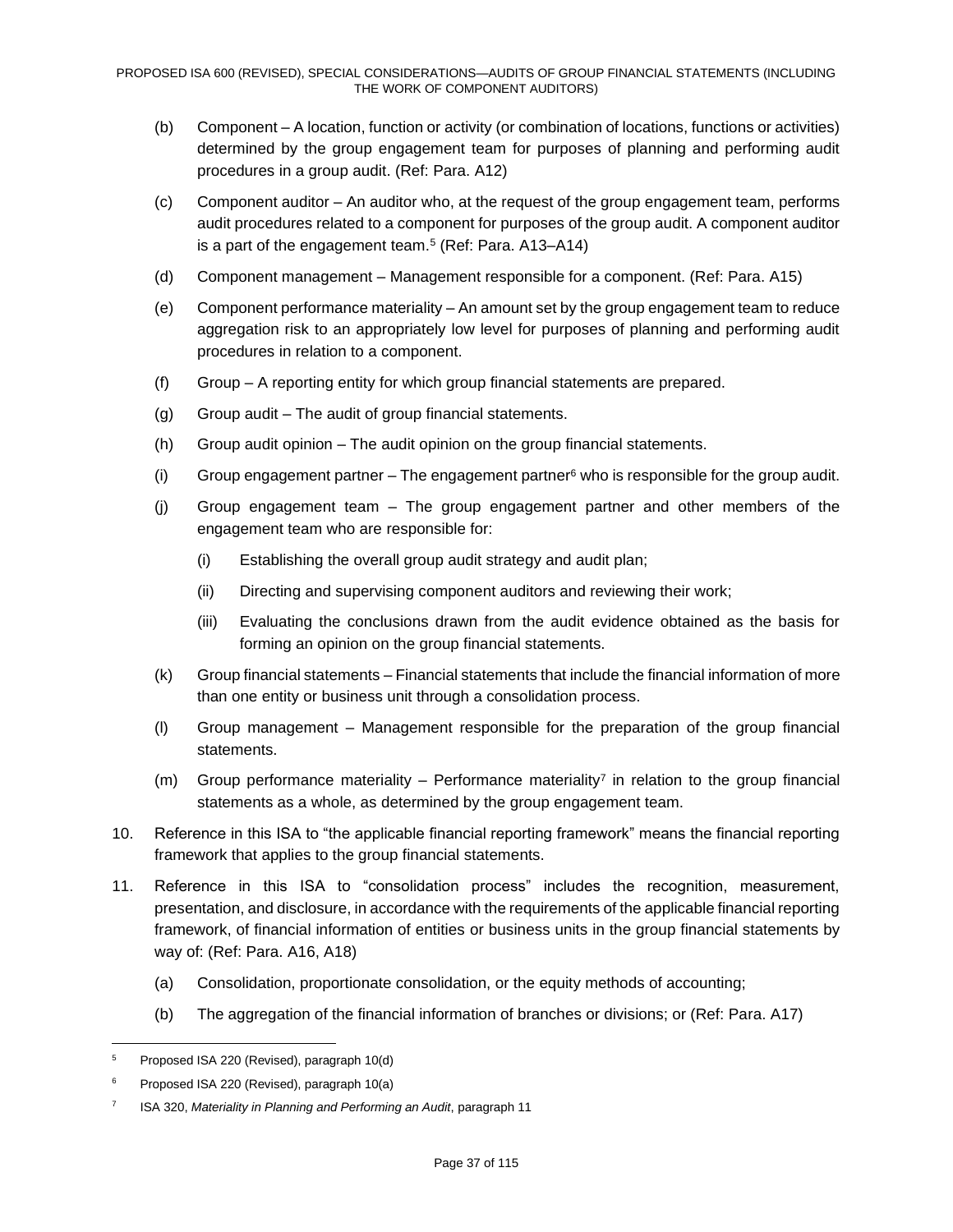(b) Component – A location, function or activity (or combination of locations, functions or activities) determined by the group engagement team for purposes of planning and performing audit procedures in a group audit. (Ref: Para. A12)

(c) Component auditor – An auditor who, at the request of the group engagement team, performs audit procedures related to a component for purposes of the group audit. A component auditor is a part of the engagement team.[5] (Ref: Para. A13–A14)

(d) Component management – Management responsible for a component. (Ref: Para. A15)

(e) Component performance materiality – An amount set by the group engagement team to reduce aggregation risk to an appropriately low level for purposes of planning and performing audit procedures in relation to a component.

(f) Group – A reporting entity for which group financial statements are prepared.

(g) Group audit – The audit of group financial statements.

(h) Group audit opinion – The audit opinion on the group financial statements.

(i) Group engagement partner – The engagement partner[6] who is responsible for the group audit.

(j) Group engagement team – The group engagement partner and other members of the engagement team who are responsible for:

  (i) Establishing the overall group audit strategy and audit plan;

  (ii) Directing and supervising component auditors and reviewing their work;

  (iii) Evaluating the conclusions drawn from the audit evidence obtained as the basis for forming an opinion on the group financial statements.

(k) Group financial statements – Financial statements that include the financial information of more than one entity or business unit through a consolidation process.

(l) Group management – Management responsible for the preparation of the group financial statements.

(m) Group performance materiality – Performance materiality[7] in relation to the group financial statements as a whole, as determined by the group engagement team.

10. Reference in this ISA to "the applicable financial reporting framework" means the financial reporting framework that applies to the group financial statements.

11. Reference in this ISA to "consolidation process" includes the recognition, measurement, presentation, and disclosure, in accordance with the requirements of the applicable financial reporting framework, of financial information of entities or business units in the group financial statements by way of: (Ref: Para. A16, A18)

  (a) Consolidation, proportionate consolidation, or the equity methods of accounting;

  (b) The aggregation of the financial information of branches or divisions; or (Ref: Para. A17)

---

[5] Proposed ISA 220 (Revised), paragraph 10(d)

[6] Proposed ISA 220 (Revised), paragraph 10(a)

[7] ISA 320, *Materiality in Planning and Performing an Audit*, paragraph 11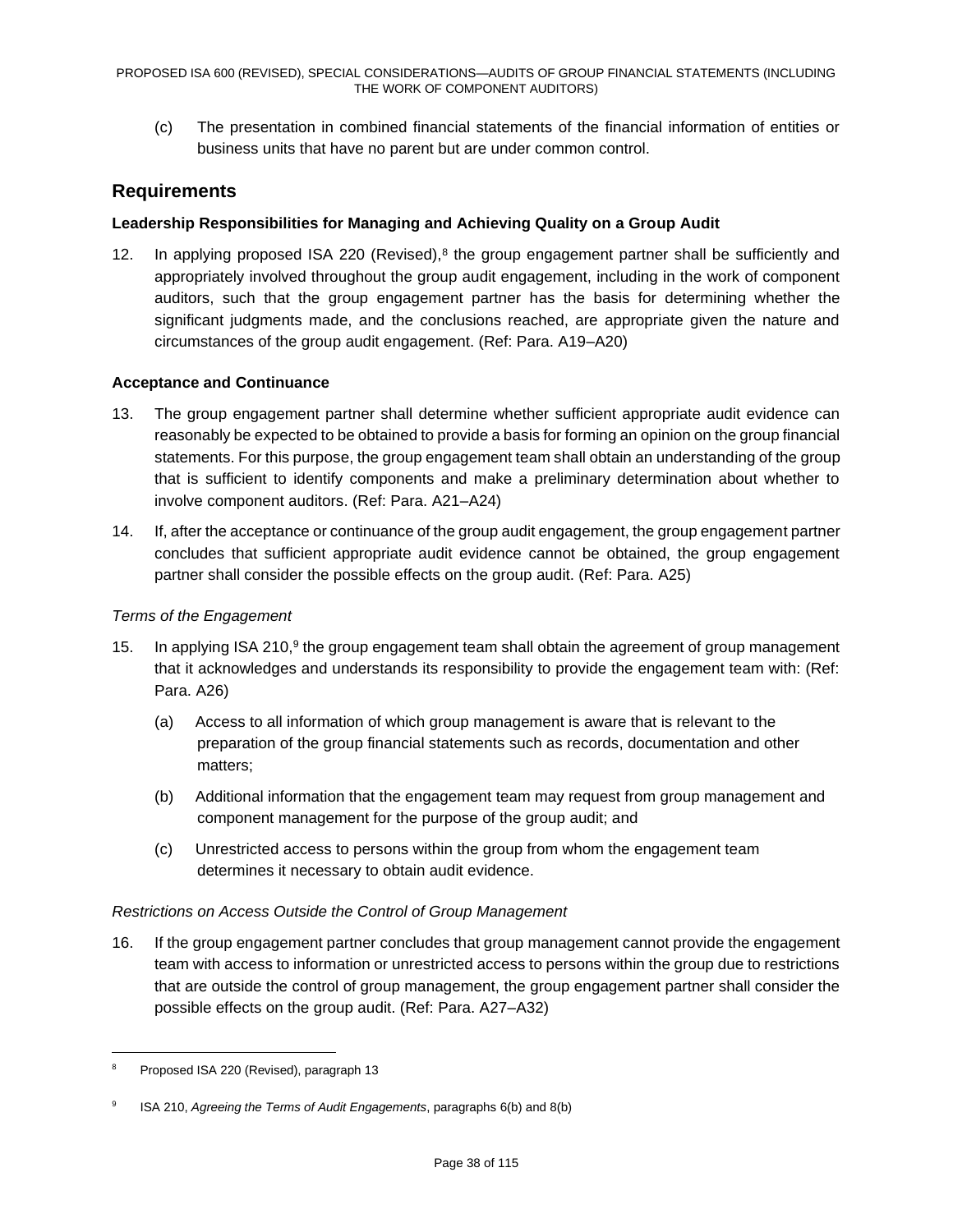(c) The presentation in combined financial statements of the financial information of entities or business units that have no parent but are under common control.

## Requirements

**Leadership Responsibilities for Managing and Achieving Quality on a Group Audit**

12. In applying proposed ISA 220 (Revised),[8] the group engagement partner shall be sufficiently and appropriately involved throughout the group audit engagement, including in the work of component auditors, such that the group engagement partner has the basis for determining whether the significant judgments made, and the conclusions reached, are appropriate given the nature and circumstances of the group audit engagement. (Ref: Para. A19–A20)

**Acceptance and Continuance**

13. The group engagement partner shall determine whether sufficient appropriate audit evidence can reasonably be expected to be obtained to provide a basis for forming an opinion on the group financial statements. For this purpose, the group engagement team shall obtain an understanding of the group that is sufficient to identify components and make a preliminary determination about whether to involve component auditors. (Ref: Para. A21–A24)

14. If, after the acceptance or continuance of the group audit engagement, the group engagement partner concludes that sufficient appropriate audit evidence cannot be obtained, the group engagement partner shall consider the possible effects on the group audit. (Ref: Para. A25)

*Terms of the Engagement*

15. In applying ISA 210,[9] the group engagement team shall obtain the agreement of group management that it acknowledges and understands its responsibility to provide the engagement team with: (Ref: Para. A26)

    (a) Access to all information of which group management is aware that is relevant to the preparation of the group financial statements such as records, documentation and other matters;

    (b) Additional information that the engagement team may request from group management and component management for the purpose of the group audit; and

    (c) Unrestricted access to persons within the group from whom the engagement team determines it necessary to obtain audit evidence.

*Restrictions on Access Outside the Control of Group Management*

16. If the group engagement partner concludes that group management cannot provide the engagement team with access to information or unrestricted access to persons within the group due to restrictions that are outside the control of group management, the group engagement partner shall consider the possible effects on the group audit. (Ref: Para. A27–A32)

---

[8] Proposed ISA 220 (Revised), paragraph 13

[9] ISA 210, *Agreeing the Terms of Audit Engagements*, paragraphs 6(b) and 8(b)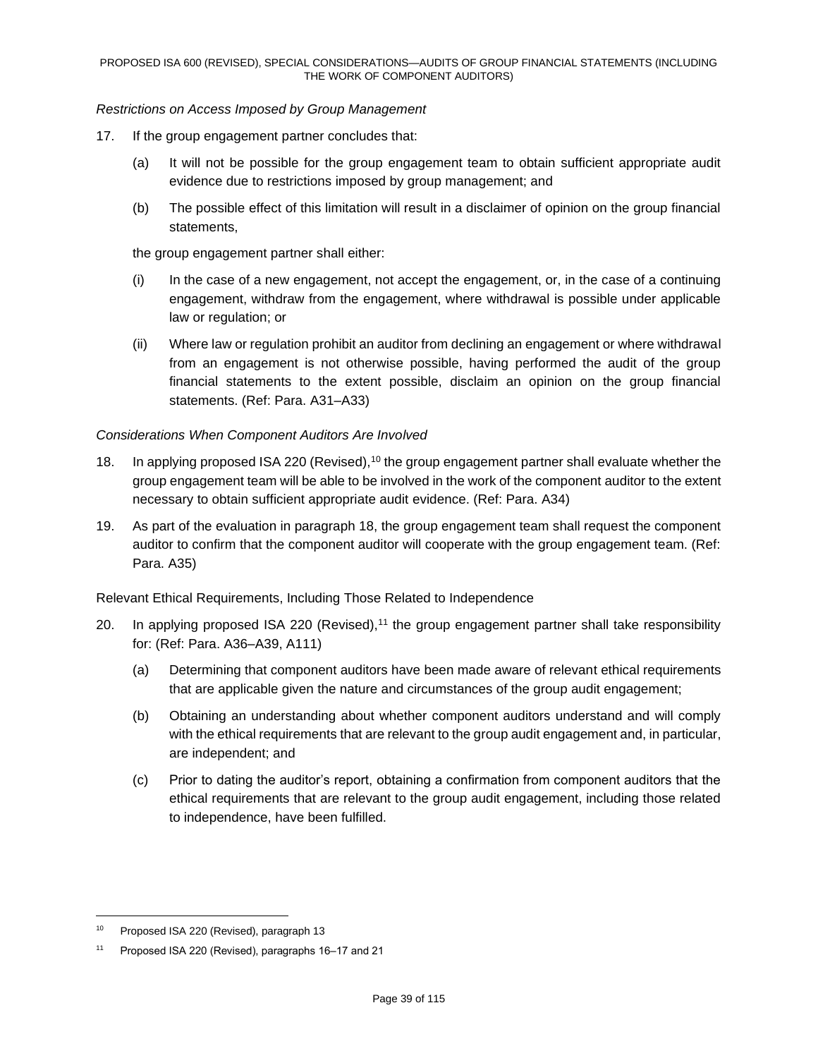*Restrictions on Access Imposed by Group Management*

17. If the group engagement partner concludes that:

    (a) It will not be possible for the group engagement team to obtain sufficient appropriate audit evidence due to restrictions imposed by group management; and

    (b) The possible effect of this limitation will result in a disclaimer of opinion on the group financial statements,

    the group engagement partner shall either:

    (i) In the case of a new engagement, not accept the engagement, or, in the case of a continuing engagement, withdraw from the engagement, where withdrawal is possible under applicable law or regulation; or

    (ii) Where law or regulation prohibit an auditor from declining an engagement or where withdrawal from an engagement is not otherwise possible, having performed the audit of the group financial statements to the extent possible, disclaim an opinion on the group financial statements. (Ref: Para. A31–A33)

*Considerations When Component Auditors Are Involved*

18. In applying proposed ISA 220 (Revised),[10] the group engagement partner shall evaluate whether the group engagement team will be able to be involved in the work of the component auditor to the extent necessary to obtain sufficient appropriate audit evidence. (Ref: Para. A34)

19. As part of the evaluation in paragraph 18, the group engagement team shall request the component auditor to confirm that the component auditor will cooperate with the group engagement team. (Ref: Para. A35)

Relevant Ethical Requirements, Including Those Related to Independence

20. In applying proposed ISA 220 (Revised),[11] the group engagement partner shall take responsibility for: (Ref: Para. A36–A39, A111)

    (a) Determining that component auditors have been made aware of relevant ethical requirements that are applicable given the nature and circumstances of the group audit engagement;

    (b) Obtaining an understanding about whether component auditors understand and will comply with the ethical requirements that are relevant to the group audit engagement and, in particular, are independent; and

    (c) Prior to dating the auditor's report, obtaining a confirmation from component auditors that the ethical requirements that are relevant to the group audit engagement, including those related to independence, have been fulfilled.

---

[10] Proposed ISA 220 (Revised), paragraph 13

[11] Proposed ISA 220 (Revised), paragraphs 16–17 and 21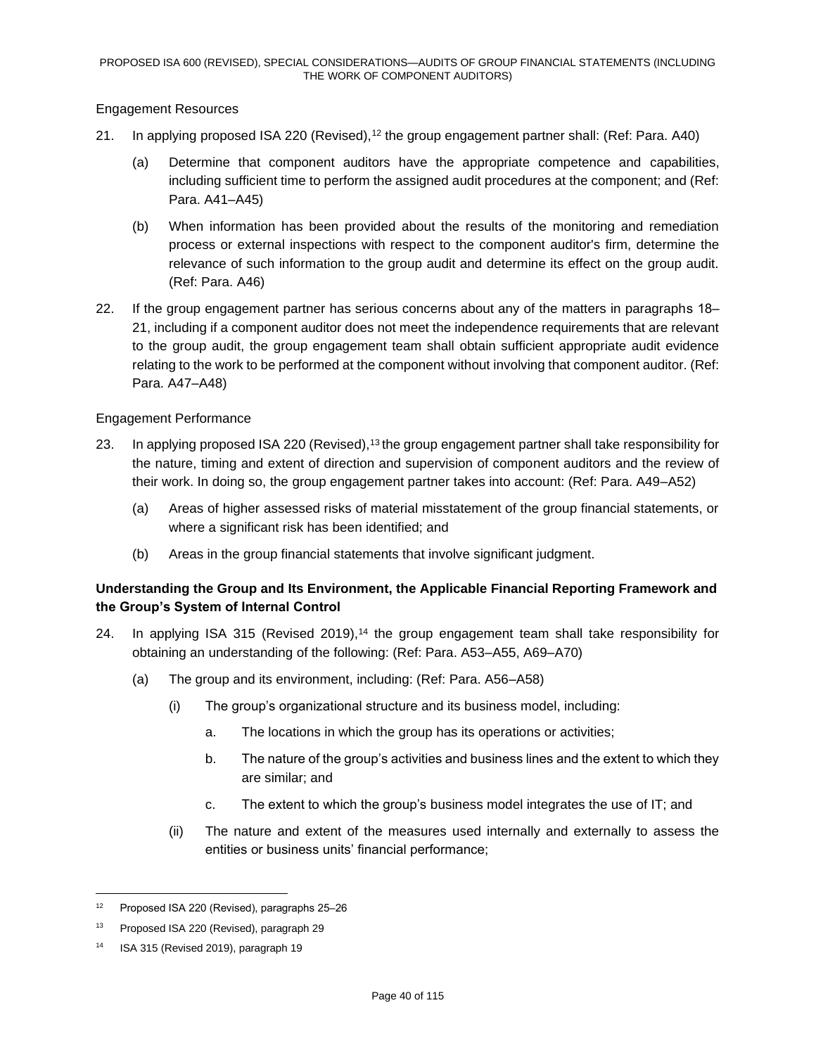Engagement Resources

21. In applying proposed ISA 220 (Revised),[12] the group engagement partner shall: (Ref: Para. A40)

    (a) Determine that component auditors have the appropriate competence and capabilities, including sufficient time to perform the assigned audit procedures at the component; and (Ref: Para. A41–A45)

    (b) When information has been provided about the results of the monitoring and remediation process or external inspections with respect to the component auditor's firm, determine the relevance of such information to the group audit and determine its effect on the group audit. (Ref: Para. A46)

22. If the group engagement partner has serious concerns about any of the matters in paragraphs 18–21, including if a component auditor does not meet the independence requirements that are relevant to the group audit, the group engagement team shall obtain sufficient appropriate audit evidence relating to the work to be performed at the component without involving that component auditor. (Ref: Para. A47–A48)

Engagement Performance

23. In applying proposed ISA 220 (Revised),[13] the group engagement partner shall take responsibility for the nature, timing and extent of direction and supervision of component auditors and the review of their work. In doing so, the group engagement partner takes into account: (Ref: Para. A49–A52)

    (a) Areas of higher assessed risks of material misstatement of the group financial statements, or where a significant risk has been identified; and

    (b) Areas in the group financial statements that involve significant judgment.

**Understanding the Group and Its Environment, the Applicable Financial Reporting Framework and the Group's System of Internal Control**

24. In applying ISA 315 (Revised 2019),[14] the group engagement team shall take responsibility for obtaining an understanding of the following: (Ref: Para. A53–A55, A69–A70)

    (a) The group and its environment, including: (Ref: Para. A56–A58)

        (i) The group's organizational structure and its business model, including:

            a. The locations in which the group has its operations or activities;

            b. The nature of the group's activities and business lines and the extent to which they are similar; and

            c. The extent to which the group's business model integrates the use of IT; and

        (ii) The nature and extent of the measures used internally and externally to assess the entities or business units' financial performance;

---

[12] Proposed ISA 220 (Revised), paragraphs 25–26

[13] Proposed ISA 220 (Revised), paragraph 29

[14] ISA 315 (Revised 2019), paragraph 19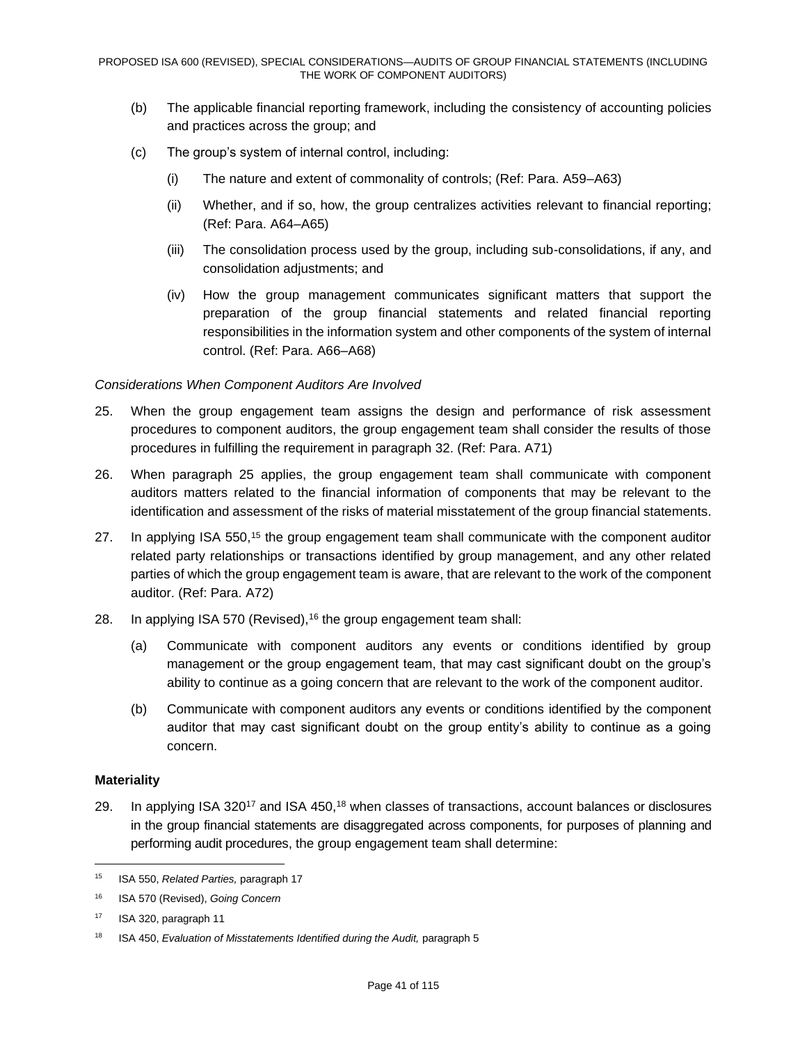(b) The applicable financial reporting framework, including the consistency of accounting policies and practices across the group; and

(c) The group's system of internal control, including:

   (i) The nature and extent of commonality of controls; (Ref: Para. A59–A63)

   (ii) Whether, and if so, how, the group centralizes activities relevant to financial reporting; (Ref: Para. A64–A65)

   (iii) The consolidation process used by the group, including sub-consolidations, if any, and consolidation adjustments; and

   (iv) How the group management communicates significant matters that support the preparation of the group financial statements and related financial reporting responsibilities in the information system and other components of the system of internal control. (Ref: Para. A66–A68)

*Considerations When Component Auditors Are Involved*

25. When the group engagement team assigns the design and performance of risk assessment procedures to component auditors, the group engagement team shall consider the results of those procedures in fulfilling the requirement in paragraph 32. (Ref: Para. A71)

26. When paragraph 25 applies, the group engagement team shall communicate with component auditors matters related to the financial information of components that may be relevant to the identification and assessment of the risks of material misstatement of the group financial statements.

27. In applying ISA 550,[15] the group engagement team shall communicate with the component auditor related party relationships or transactions identified by group management, and any other related parties of which the group engagement team is aware, that are relevant to the work of the component auditor. (Ref: Para. A72)

28. In applying ISA 570 (Revised),[16] the group engagement team shall:

   (a) Communicate with component auditors any events or conditions identified by group management or the group engagement team, that may cast significant doubt on the group's ability to continue as a going concern that are relevant to the work of the component auditor.

   (b) Communicate with component auditors any events or conditions identified by the component auditor that may cast significant doubt on the group entity's ability to continue as a going concern.

**Materiality**

29. In applying ISA 320[17] and ISA 450,[18] when classes of transactions, account balances or disclosures in the group financial statements are disaggregated across components, for purposes of planning and performing audit procedures, the group engagement team shall determine:

---

[15] ISA 550, *Related Parties,* paragraph 17

[16] ISA 570 (Revised), *Going Concern*

[17] ISA 320, paragraph 11

[18] ISA 450, *Evaluation of Misstatements Identified during the Audit,* paragraph 5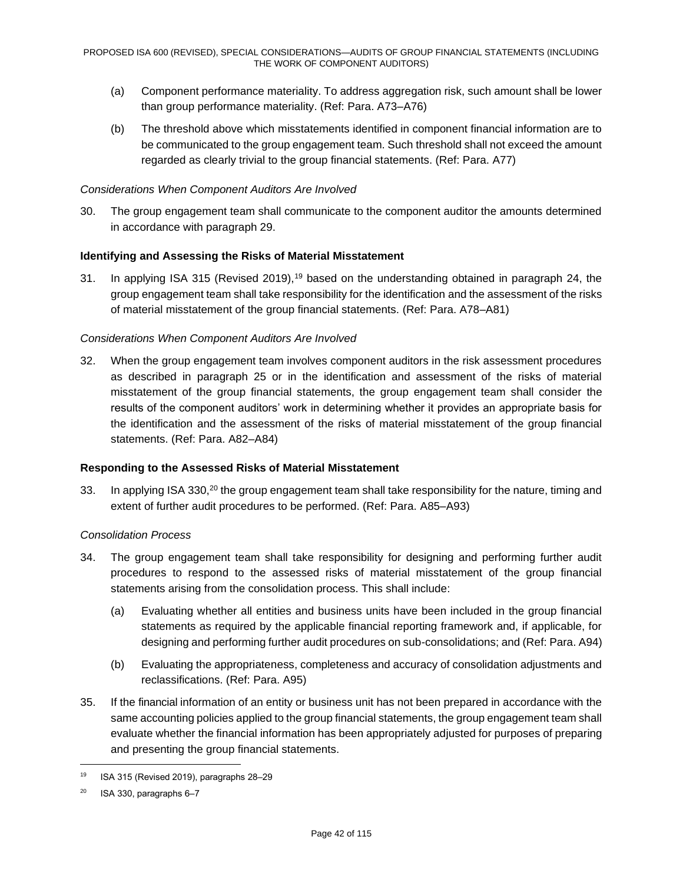(a) Component performance materiality. To address aggregation risk, such amount shall be lower than group performance materiality. (Ref: Para. A73–A76)

(b) The threshold above which misstatements identified in component financial information are to be communicated to the group engagement team. Such threshold shall not exceed the amount regarded as clearly trivial to the group financial statements. (Ref: Para. A77)

*Considerations When Component Auditors Are Involved*

30. The group engagement team shall communicate to the component auditor the amounts determined in accordance with paragraph 29.

**Identifying and Assessing the Risks of Material Misstatement**

31. In applying ISA 315 (Revised 2019),[19] based on the understanding obtained in paragraph 24, the group engagement team shall take responsibility for the identification and the assessment of the risks of material misstatement of the group financial statements. (Ref: Para. A78–A81)

*Considerations When Component Auditors Are Involved*

32. When the group engagement team involves component auditors in the risk assessment procedures as described in paragraph 25 or in the identification and assessment of the risks of material misstatement of the group financial statements, the group engagement team shall consider the results of the component auditors' work in determining whether it provides an appropriate basis for the identification and the assessment of the risks of material misstatement of the group financial statements. (Ref: Para. A82–A84)

**Responding to the Assessed Risks of Material Misstatement**

33. In applying ISA 330,[20] the group engagement team shall take responsibility for the nature, timing and extent of further audit procedures to be performed. (Ref: Para. A85–A93)

*Consolidation Process*

34. The group engagement team shall take responsibility for designing and performing further audit procedures to respond to the assessed risks of material misstatement of the group financial statements arising from the consolidation process. This shall include:

    (a) Evaluating whether all entities and business units have been included in the group financial statements as required by the applicable financial reporting framework and, if applicable, for designing and performing further audit procedures on sub-consolidations; and (Ref: Para. A94)

    (b) Evaluating the appropriateness, completeness and accuracy of consolidation adjustments and reclassifications. (Ref: Para. A95)

35. If the financial information of an entity or business unit has not been prepared in accordance with the same accounting policies applied to the group financial statements, the group engagement team shall evaluate whether the financial information has been appropriately adjusted for purposes of preparing and presenting the group financial statements.

---

[19] ISA 315 (Revised 2019), paragraphs 28–29

[20] ISA 330, paragraphs 6–7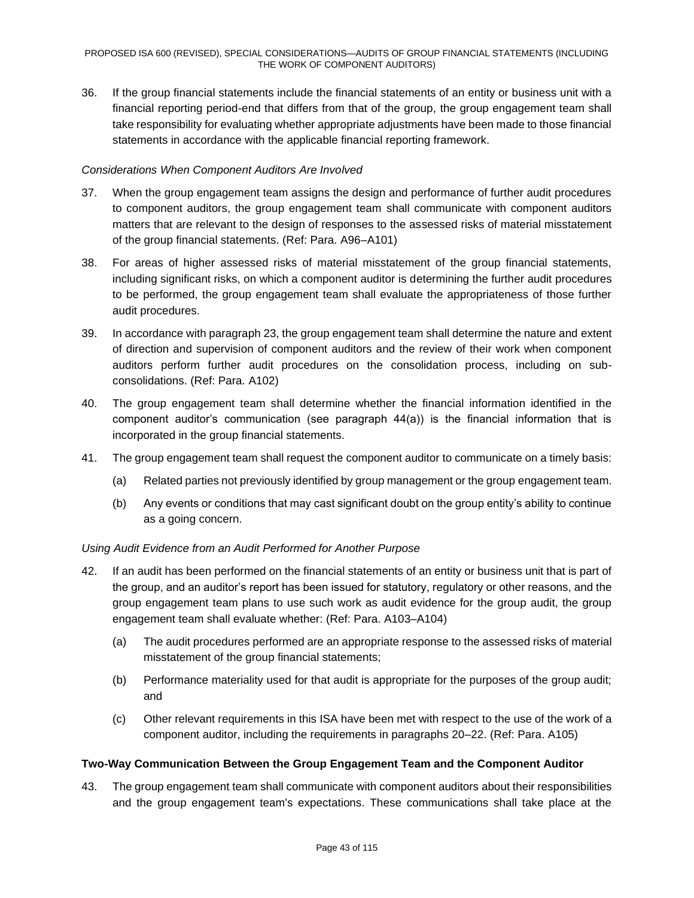36. If the group financial statements include the financial statements of an entity or business unit with a financial reporting period-end that differs from that of the group, the group engagement team shall take responsibility for evaluating whether appropriate adjustments have been made to those financial statements in accordance with the applicable financial reporting framework.

*Considerations When Component Auditors Are Involved*

37. When the group engagement team assigns the design and performance of further audit procedures to component auditors, the group engagement team shall communicate with component auditors matters that are relevant to the design of responses to the assessed risks of material misstatement of the group financial statements. (Ref: Para. A96–A101)

38. For areas of higher assessed risks of material misstatement of the group financial statements, including significant risks, on which a component auditor is determining the further audit procedures to be performed, the group engagement team shall evaluate the appropriateness of those further audit procedures.

39. In accordance with paragraph 23, the group engagement team shall determine the nature and extent of direction and supervision of component auditors and the review of their work when component auditors perform further audit procedures on the consolidation process, including on sub-consolidations. (Ref: Para. A102)

40. The group engagement team shall determine whether the financial information identified in the component auditor's communication (see paragraph 44(a)) is the financial information that is incorporated in the group financial statements.

41. The group engagement team shall request the component auditor to communicate on a timely basis:

    (a) Related parties not previously identified by group management or the group engagement team.

    (b) Any events or conditions that may cast significant doubt on the group entity's ability to continue as a going concern.

*Using Audit Evidence from an Audit Performed for Another Purpose*

42. If an audit has been performed on the financial statements of an entity or business unit that is part of the group, and an auditor's report has been issued for statutory, regulatory or other reasons, and the group engagement team plans to use such work as audit evidence for the group audit, the group engagement team shall evaluate whether: (Ref: Para. A103–A104)

    (a) The audit procedures performed are an appropriate response to the assessed risks of material misstatement of the group financial statements;

    (b) Performance materiality used for that audit is appropriate for the purposes of the group audit; and

    (c) Other relevant requirements in this ISA have been met with respect to the use of the work of a component auditor, including the requirements in paragraphs 20–22. (Ref: Para. A105)

**Two-Way Communication Between the Group Engagement Team and the Component Auditor**

43. The group engagement team shall communicate with component auditors about their responsibilities and the group engagement team's expectations. These communications shall take place at the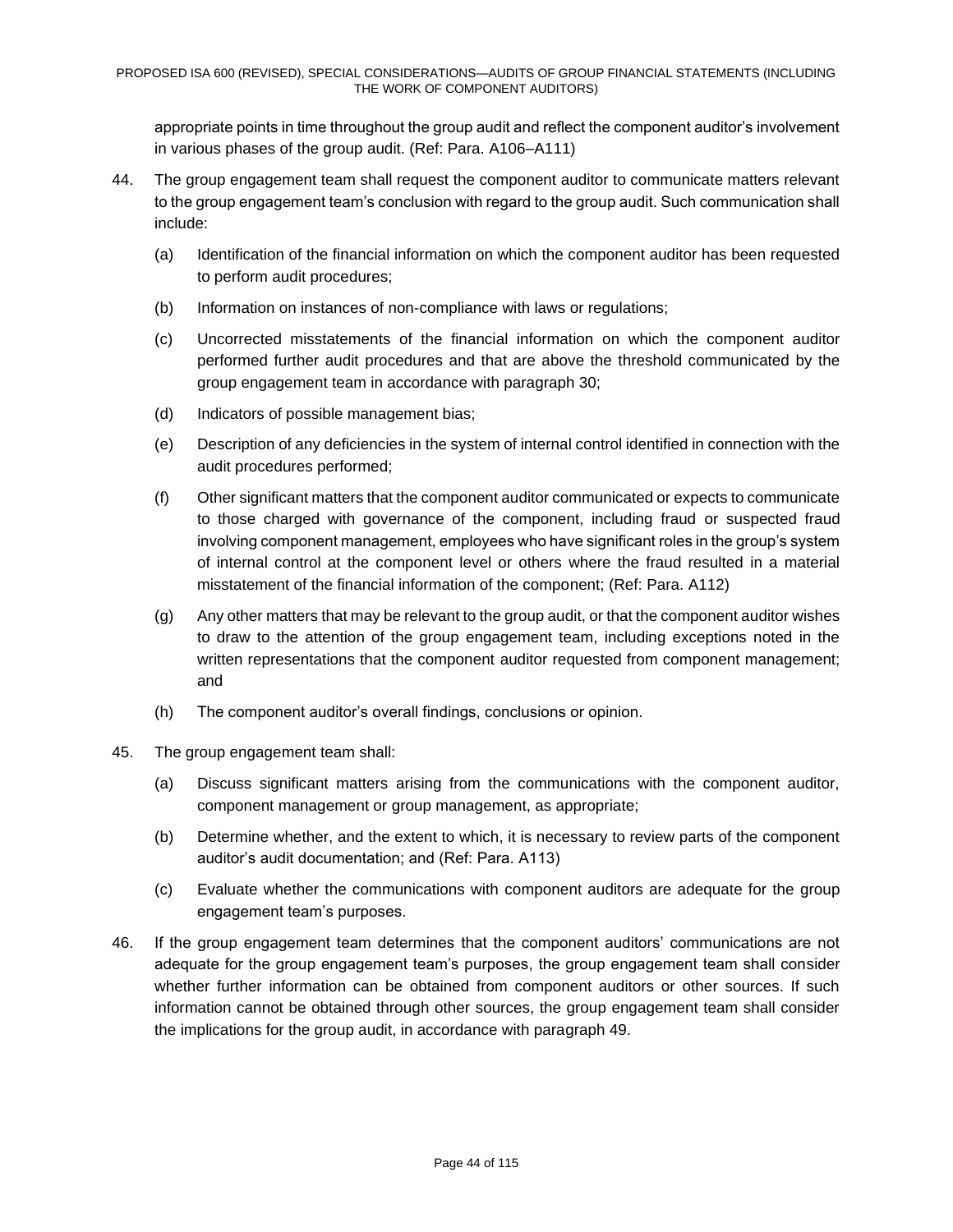appropriate points in time throughout the group audit and reflect the component auditor's involvement in various phases of the group audit. (Ref: Para. A106–A111)

44. The group engagement team shall request the component auditor to communicate matters relevant to the group engagement team's conclusion with regard to the group audit. Such communication shall include:

    (a) Identification of the financial information on which the component auditor has been requested to perform audit procedures;

    (b) Information on instances of non-compliance with laws or regulations;

    (c) Uncorrected misstatements of the financial information on which the component auditor performed further audit procedures and that are above the threshold communicated by the group engagement team in accordance with paragraph 30;

    (d) Indicators of possible management bias;

    (e) Description of any deficiencies in the system of internal control identified in connection with the audit procedures performed;

    (f) Other significant matters that the component auditor communicated or expects to communicate to those charged with governance of the component, including fraud or suspected fraud involving component management, employees who have significant roles in the group's system of internal control at the component level or others where the fraud resulted in a material misstatement of the financial information of the component; (Ref: Para. A112)

    (g) Any other matters that may be relevant to the group audit, or that the component auditor wishes to draw to the attention of the group engagement team, including exceptions noted in the written representations that the component auditor requested from component management; and

    (h) The component auditor's overall findings, conclusions or opinion.

45. The group engagement team shall:

    (a) Discuss significant matters arising from the communications with the component auditor, component management or group management, as appropriate;

    (b) Determine whether, and the extent to which, it is necessary to review parts of the component auditor's audit documentation; and (Ref: Para. A113)

    (c) Evaluate whether the communications with component auditors are adequate for the group engagement team's purposes.

46. If the group engagement team determines that the component auditors' communications are not adequate for the group engagement team's purposes, the group engagement team shall consider whether further information can be obtained from component auditors or other sources. If such information cannot be obtained through other sources, the group engagement team shall consider the implications for the group audit, in accordance with paragraph 49.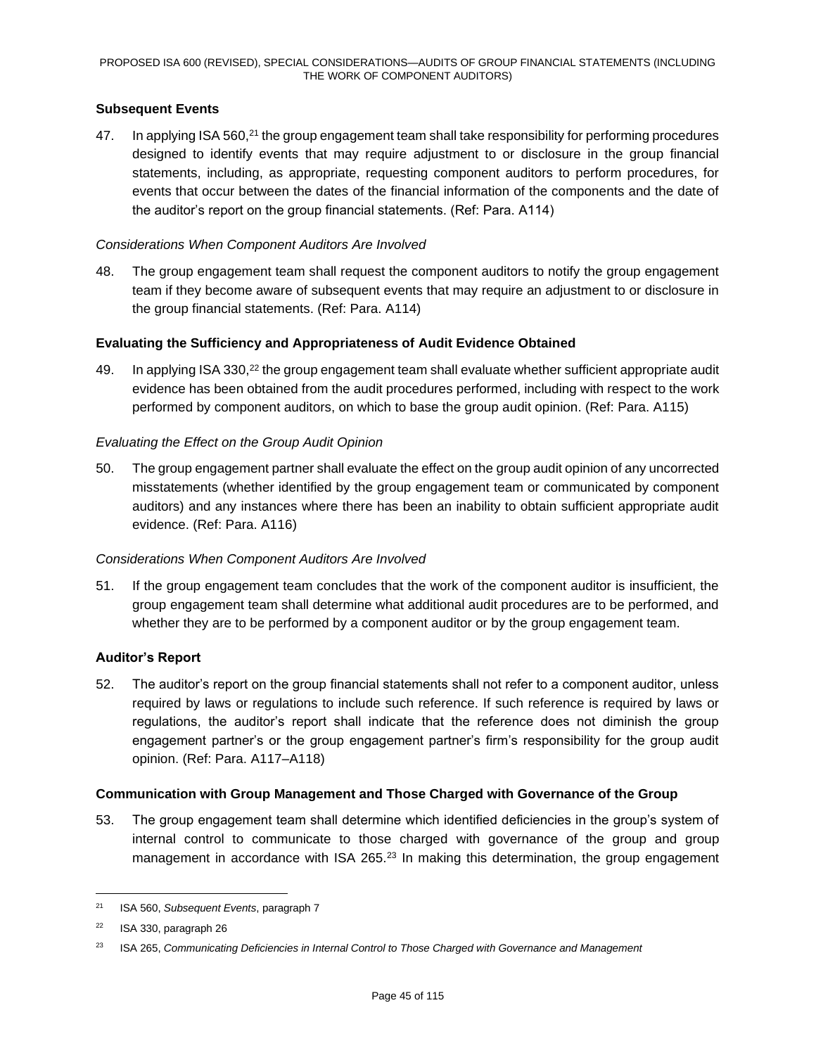### Subsequent Events

47. In applying ISA 560,[21] the group engagement team shall take responsibility for performing procedures designed to identify events that may require adjustment to or disclosure in the group financial statements, including, as appropriate, requesting component auditors to perform procedures, for events that occur between the dates of the financial information of the components and the date of the auditor's report on the group financial statements. (Ref: Para. A114)

*Considerations When Component Auditors Are Involved*

48. The group engagement team shall request the component auditors to notify the group engagement team if they become aware of subsequent events that may require an adjustment to or disclosure in the group financial statements. (Ref: Para. A114)

### Evaluating the Sufficiency and Appropriateness of Audit Evidence Obtained

49. In applying ISA 330,[22] the group engagement team shall evaluate whether sufficient appropriate audit evidence has been obtained from the audit procedures performed, including with respect to the work performed by component auditors, on which to base the group audit opinion. (Ref: Para. A115)

*Evaluating the Effect on the Group Audit Opinion*

50. The group engagement partner shall evaluate the effect on the group audit opinion of any uncorrected misstatements (whether identified by the group engagement team or communicated by component auditors) and any instances where there has been an inability to obtain sufficient appropriate audit evidence. (Ref: Para. A116)

*Considerations When Component Auditors Are Involved*

51. If the group engagement team concludes that the work of the component auditor is insufficient, the group engagement team shall determine what additional audit procedures are to be performed, and whether they are to be performed by a component auditor or by the group engagement team.

### Auditor's Report

52. The auditor's report on the group financial statements shall not refer to a component auditor, unless required by laws or regulations to include such reference. If such reference is required by laws or regulations, the auditor's report shall indicate that the reference does not diminish the group engagement partner's or the group engagement partner's firm's responsibility for the group audit opinion. (Ref: Para. A117–A118)

### Communication with Group Management and Those Charged with Governance of the Group

53. The group engagement team shall determine which identified deficiencies in the group's system of internal control to communicate to those charged with governance of the group and group management in accordance with ISA 265.[23] In making this determination, the group engagement

---

[21] ISA 560, *Subsequent Events*, paragraph 7

[22] ISA 330, paragraph 26

[23] ISA 265, *Communicating Deficiencies in Internal Control to Those Charged with Governance and Management*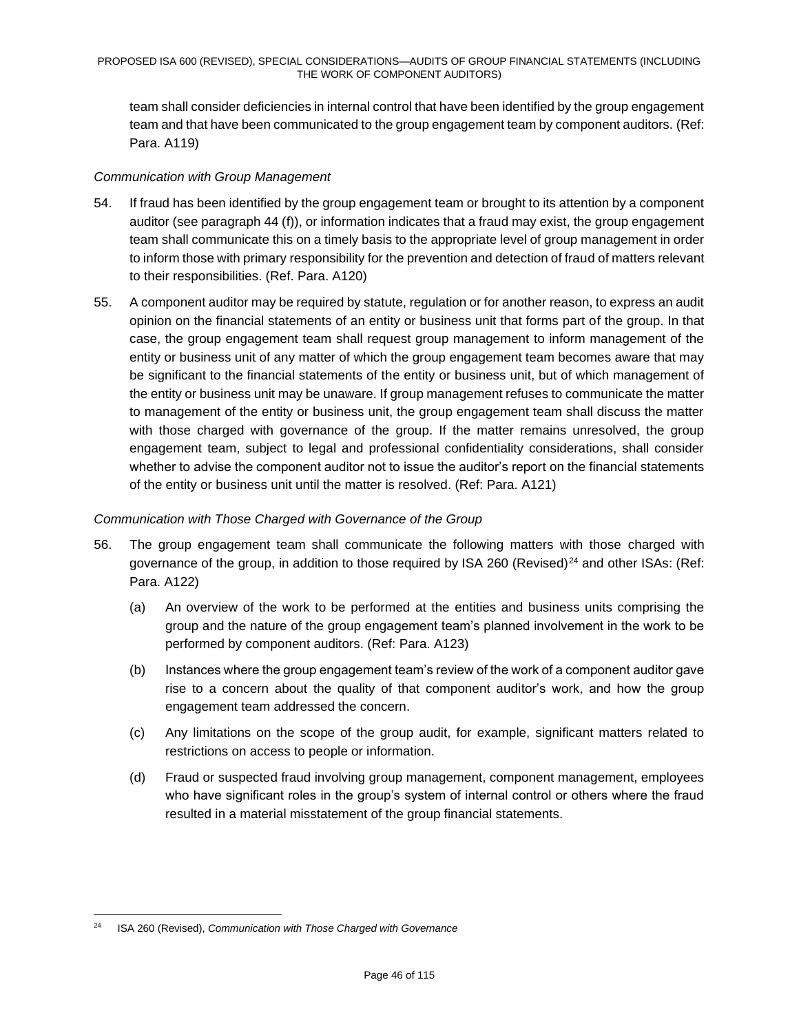team shall consider deficiencies in internal control that have been identified by the group engagement team and that have been communicated to the group engagement team by component auditors. (Ref: Para. A119)

*Communication with Group Management*

54. If fraud has been identified by the group engagement team or brought to its attention by a component auditor (see paragraph 44 (f)), or information indicates that a fraud may exist, the group engagement team shall communicate this on a timely basis to the appropriate level of group management in order to inform those with primary responsibility for the prevention and detection of fraud of matters relevant to their responsibilities. (Ref. Para. A120)

55. A component auditor may be required by statute, regulation or for another reason, to express an audit opinion on the financial statements of an entity or business unit that forms part of the group. In that case, the group engagement team shall request group management to inform management of the entity or business unit of any matter of which the group engagement team becomes aware that may be significant to the financial statements of the entity or business unit, but of which management of the entity or business unit may be unaware. If group management refuses to communicate the matter to management of the entity or business unit, the group engagement team shall discuss the matter with those charged with governance of the group. If the matter remains unresolved, the group engagement team, subject to legal and professional confidentiality considerations, shall consider whether to advise the component auditor not to issue the auditor's report on the financial statements of the entity or business unit until the matter is resolved. (Ref: Para. A121)

*Communication with Those Charged with Governance of the Group*

56. The group engagement team shall communicate the following matters with those charged with governance of the group, in addition to those required by ISA 260 (Revised)[24] and other ISAs: (Ref: Para. A122)

    (a) An overview of the work to be performed at the entities and business units comprising the group and the nature of the group engagement team's planned involvement in the work to be performed by component auditors. (Ref: Para. A123)

    (b) Instances where the group engagement team's review of the work of a component auditor gave rise to a concern about the quality of that component auditor's work, and how the group engagement team addressed the concern.

    (c) Any limitations on the scope of the group audit, for example, significant matters related to restrictions on access to people or information.

    (d) Fraud or suspected fraud involving group management, component management, employees who have significant roles in the group's system of internal control or others where the fraud resulted in a material misstatement of the group financial statements.

---

[24] ISA 260 (Revised), *Communication with Those Charged with Governance*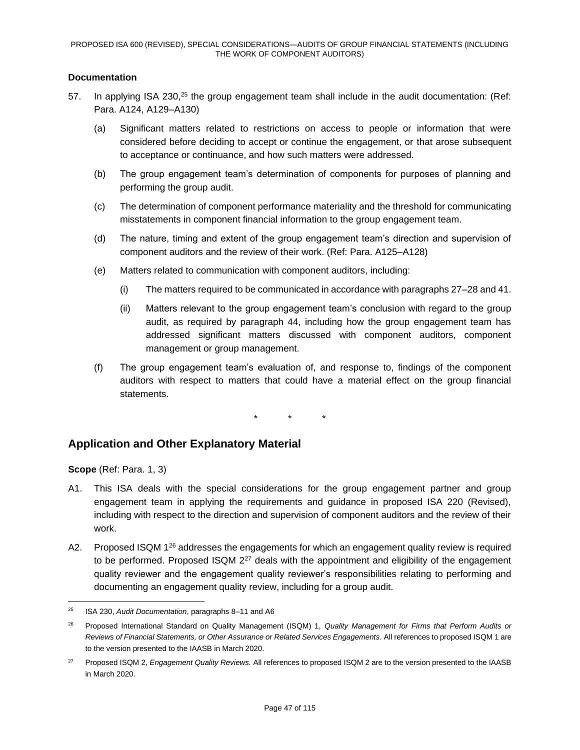**Documentation**

57. In applying ISA 230,[25] the group engagement team shall include in the audit documentation: (Ref: Para. A124, A129–A130)

    (a) Significant matters related to restrictions on access to people or information that were considered before deciding to accept or continue the engagement, or that arose subsequent to acceptance or continuance, and how such matters were addressed.

    (b) The group engagement team's determination of components for purposes of planning and performing the group audit.

    (c) The determination of component performance materiality and the threshold for communicating misstatements in component financial information to the group engagement team.

    (d) The nature, timing and extent of the group engagement team's direction and supervision of component auditors and the review of their work. (Ref: Para. A125–A128)

    (e) Matters related to communication with component auditors, including:

        (i) The matters required to be communicated in accordance with paragraphs 27–28 and 41.

        (ii) Matters relevant to the group engagement team's conclusion with regard to the group audit, as required by paragraph 44, including how the group engagement team has addressed significant matters discussed with component auditors, component management or group management.

    (f) The group engagement team's evaluation of, and response to, findings of the component auditors with respect to matters that could have a material effect on the group financial statements.

\* \* \*

## Application and Other Explanatory Material

**Scope** (Ref: Para. 1, 3)

A1. This ISA deals with the special considerations for the group engagement partner and group engagement team in applying the requirements and guidance in proposed ISA 220 (Revised), including with respect to the direction and supervision of component auditors and the review of their work.

A2. Proposed ISQM 1[26] addresses the engagements for which an engagement quality review is required to be performed. Proposed ISQM 2[27] deals with the appointment and eligibility of the engagement quality reviewer and the engagement quality reviewer's responsibilities relating to performing and documenting an engagement quality review, including for a group audit.

---

[25] ISA 230, *Audit Documentation*, paragraphs 8–11 and A6

[26] Proposed International Standard on Quality Management (ISQM) 1, *Quality Management for Firms that Perform Audits or Reviews of Financial Statements, or Other Assurance or Related Services Engagements.* All references to proposed ISQM 1 are to the version presented to the IAASB in March 2020.

[27] Proposed ISQM 2, *Engagement Quality Reviews.* All references to proposed ISQM 2 are to the version presented to the IAASB in March 2020.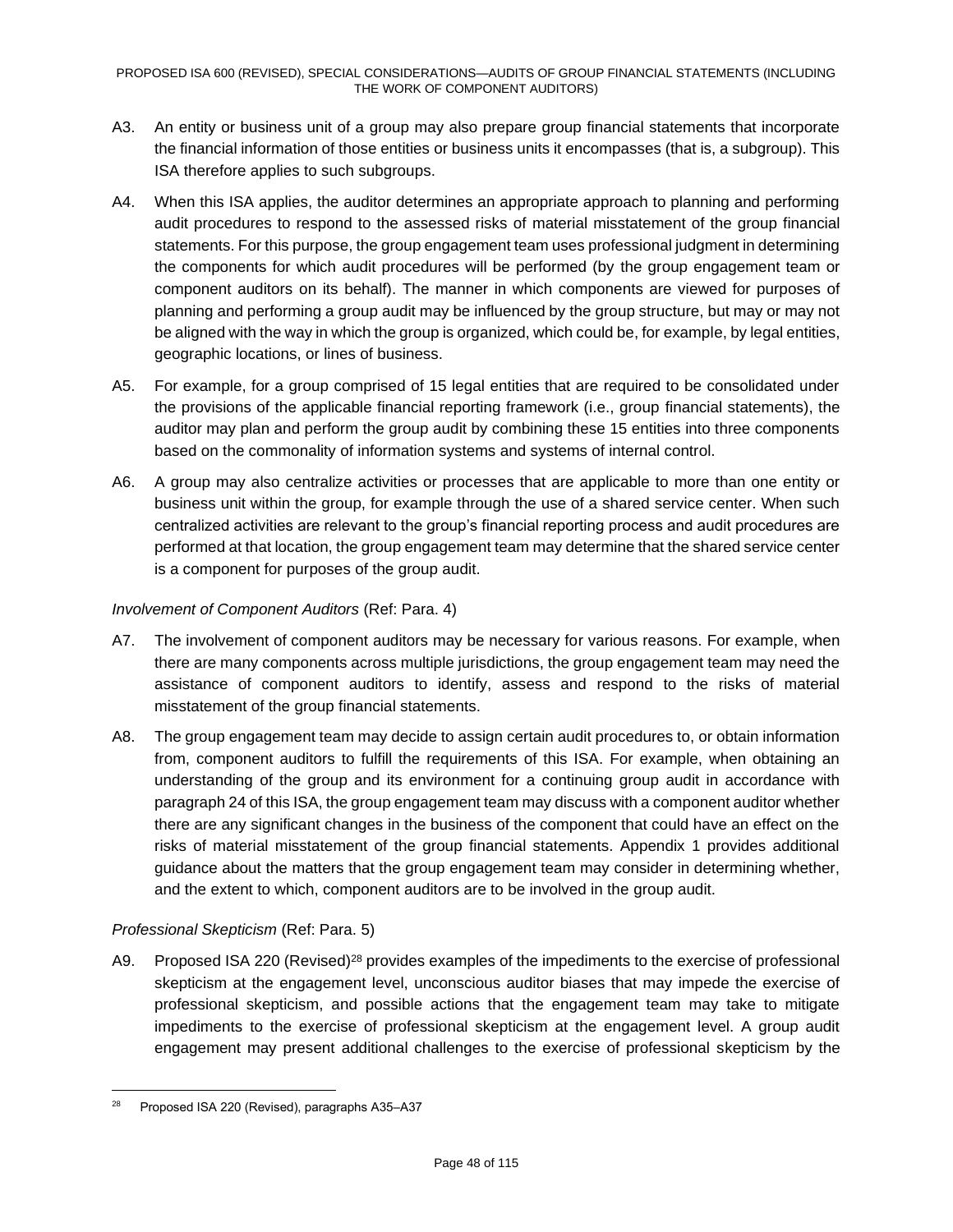A3. An entity or business unit of a group may also prepare group financial statements that incorporate the financial information of those entities or business units it encompasses (that is, a subgroup). This ISA therefore applies to such subgroups.

A4. When this ISA applies, the auditor determines an appropriate approach to planning and performing audit procedures to respond to the assessed risks of material misstatement of the group financial statements. For this purpose, the group engagement team uses professional judgment in determining the components for which audit procedures will be performed (by the group engagement team or component auditors on its behalf). The manner in which components are viewed for purposes of planning and performing a group audit may be influenced by the group structure, but may or may not be aligned with the way in which the group is organized, which could be, for example, by legal entities, geographic locations, or lines of business.

A5. For example, for a group comprised of 15 legal entities that are required to be consolidated under the provisions of the applicable financial reporting framework (i.e., group financial statements), the auditor may plan and perform the group audit by combining these 15 entities into three components based on the commonality of information systems and systems of internal control.

A6. A group may also centralize activities or processes that are applicable to more than one entity or business unit within the group, for example through the use of a shared service center. When such centralized activities are relevant to the group's financial reporting process and audit procedures are performed at that location, the group engagement team may determine that the shared service center is a component for purposes of the group audit.

*Involvement of Component Auditors* (Ref: Para. 4)

A7. The involvement of component auditors may be necessary for various reasons. For example, when there are many components across multiple jurisdictions, the group engagement team may need the assistance of component auditors to identify, assess and respond to the risks of material misstatement of the group financial statements.

A8. The group engagement team may decide to assign certain audit procedures to, or obtain information from, component auditors to fulfill the requirements of this ISA. For example, when obtaining an understanding of the group and its environment for a continuing group audit in accordance with paragraph 24 of this ISA, the group engagement team may discuss with a component auditor whether there are any significant changes in the business of the component that could have an effect on the risks of material misstatement of the group financial statements. Appendix 1 provides additional guidance about the matters that the group engagement team may consider in determining whether, and the extent to which, component auditors are to be involved in the group audit.

*Professional Skepticism* (Ref: Para. 5)

A9. Proposed ISA 220 (Revised)[28] provides examples of the impediments to the exercise of professional skepticism at the engagement level, unconscious auditor biases that may impede the exercise of professional skepticism, and possible actions that the engagement team may take to mitigate impediments to the exercise of professional skepticism at the engagement level. A group audit engagement may present additional challenges to the exercise of professional skepticism by the

[28] Proposed ISA 220 (Revised), paragraphs A35–A37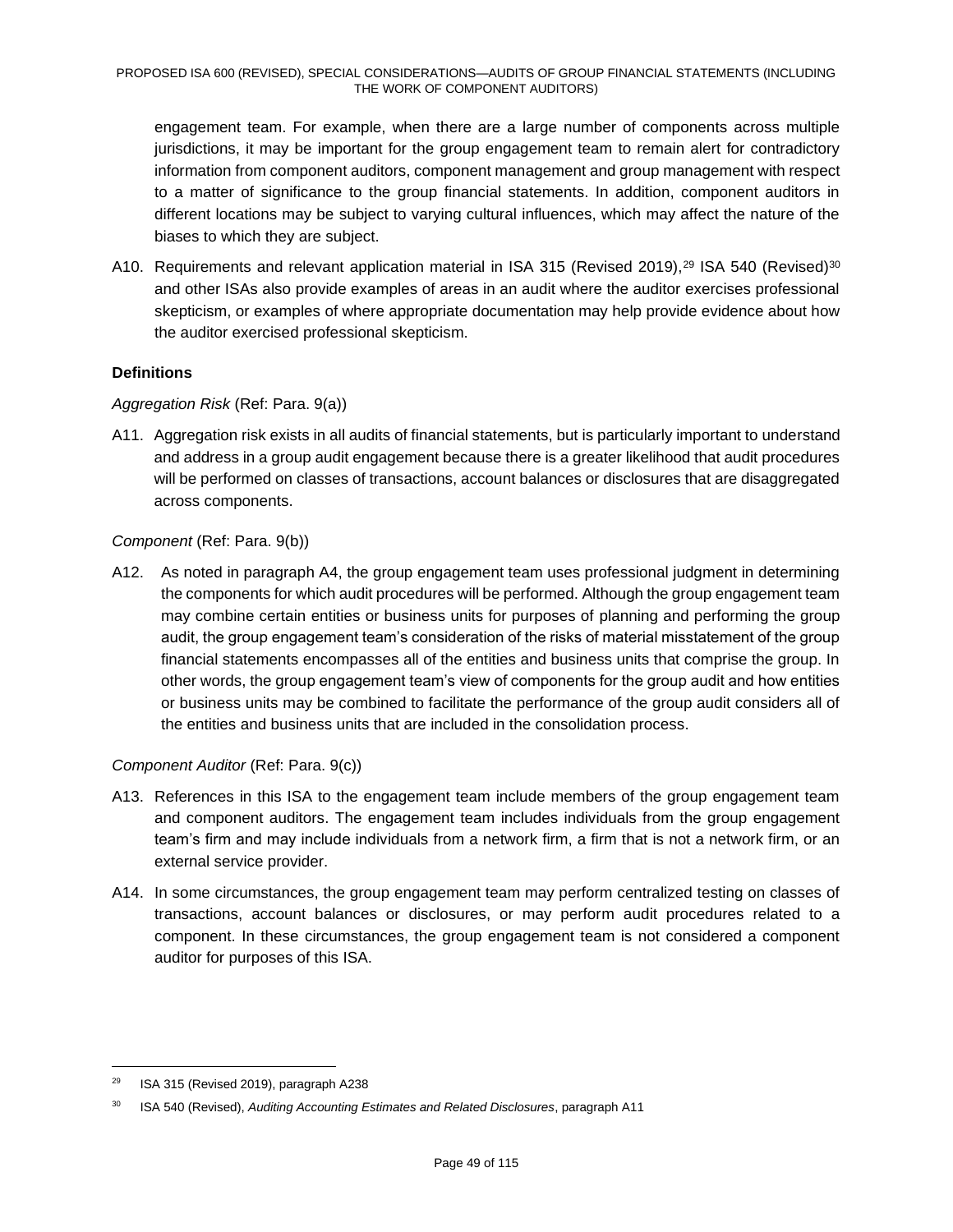engagement team. For example, when there are a large number of components across multiple jurisdictions, it may be important for the group engagement team to remain alert for contradictory information from component auditors, component management and group management with respect to a matter of significance to the group financial statements. In addition, component auditors in different locations may be subject to varying cultural influences, which may affect the nature of the biases to which they are subject.

A10. Requirements and relevant application material in ISA 315 (Revised 2019),[29] ISA 540 (Revised)[30] and other ISAs also provide examples of areas in an audit where the auditor exercises professional skepticism, or examples of where appropriate documentation may help provide evidence about how the auditor exercised professional skepticism.

**Definitions**

*Aggregation Risk* (Ref: Para. 9(a))

A11. Aggregation risk exists in all audits of financial statements, but is particularly important to understand and address in a group audit engagement because there is a greater likelihood that audit procedures will be performed on classes of transactions, account balances or disclosures that are disaggregated across components.

*Component* (Ref: Para. 9(b))

A12. As noted in paragraph A4, the group engagement team uses professional judgment in determining the components for which audit procedures will be performed. Although the group engagement team may combine certain entities or business units for purposes of planning and performing the group audit, the group engagement team's consideration of the risks of material misstatement of the group financial statements encompasses all of the entities and business units that comprise the group. In other words, the group engagement team's view of components for the group audit and how entities or business units may be combined to facilitate the performance of the group audit considers all of the entities and business units that are included in the consolidation process.

*Component Auditor* (Ref: Para. 9(c))

A13. References in this ISA to the engagement team include members of the group engagement team and component auditors. The engagement team includes individuals from the group engagement team's firm and may include individuals from a network firm, a firm that is not a network firm, or an external service provider.

A14. In some circumstances, the group engagement team may perform centralized testing on classes of transactions, account balances or disclosures, or may perform audit procedures related to a component. In these circumstances, the group engagement team is not considered a component auditor for purposes of this ISA.

---

[29] ISA 315 (Revised 2019), paragraph A238

[30] ISA 540 (Revised), *Auditing Accounting Estimates and Related Disclosures*, paragraph A11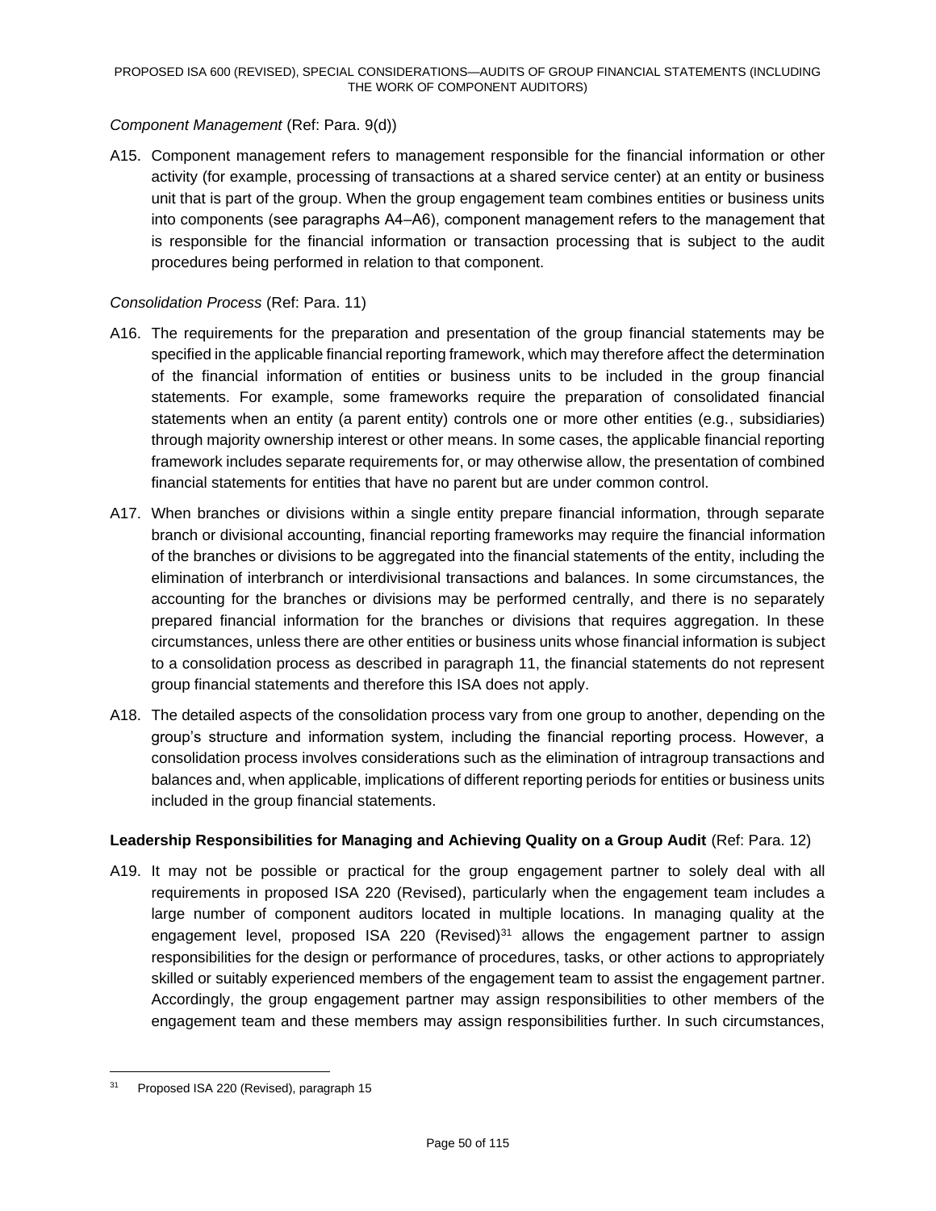*Component Management* (Ref: Para. 9(d))

A15. Component management refers to management responsible for the financial information or other activity (for example, processing of transactions at a shared service center) at an entity or business unit that is part of the group. When the group engagement team combines entities or business units into components (see paragraphs A4–A6), component management refers to the management that is responsible for the financial information or transaction processing that is subject to the audit procedures being performed in relation to that component.

*Consolidation Process* (Ref: Para. 11)

A16. The requirements for the preparation and presentation of the group financial statements may be specified in the applicable financial reporting framework, which may therefore affect the determination of the financial information of entities or business units to be included in the group financial statements. For example, some frameworks require the preparation of consolidated financial statements when an entity (a parent entity) controls one or more other entities (e.g., subsidiaries) through majority ownership interest or other means. In some cases, the applicable financial reporting framework includes separate requirements for, or may otherwise allow, the presentation of combined financial statements for entities that have no parent but are under common control.

A17. When branches or divisions within a single entity prepare financial information, through separate branch or divisional accounting, financial reporting frameworks may require the financial information of the branches or divisions to be aggregated into the financial statements of the entity, including the elimination of interbranch or interdivisional transactions and balances. In some circumstances, the accounting for the branches or divisions may be performed centrally, and there is no separately prepared financial information for the branches or divisions that requires aggregation. In these circumstances, unless there are other entities or business units whose financial information is subject to a consolidation process as described in paragraph 11, the financial statements do not represent group financial statements and therefore this ISA does not apply.

A18. The detailed aspects of the consolidation process vary from one group to another, depending on the group's structure and information system, including the financial reporting process. However, a consolidation process involves considerations such as the elimination of intragroup transactions and balances and, when applicable, implications of different reporting periods for entities or business units included in the group financial statements.

**Leadership Responsibilities for Managing and Achieving Quality on a Group Audit** (Ref: Para. 12)

A19. It may not be possible or practical for the group engagement partner to solely deal with all requirements in proposed ISA 220 (Revised), particularly when the engagement team includes a large number of component auditors located in multiple locations. In managing quality at the engagement level, proposed ISA 220 (Revised)[31] allows the engagement partner to assign responsibilities for the design or performance of procedures, tasks, or other actions to appropriately skilled or suitably experienced members of the engagement team to assist the engagement partner. Accordingly, the group engagement partner may assign responsibilities to other members of the engagement team and these members may assign responsibilities further. In such circumstances,

[31] Proposed ISA 220 (Revised), paragraph 15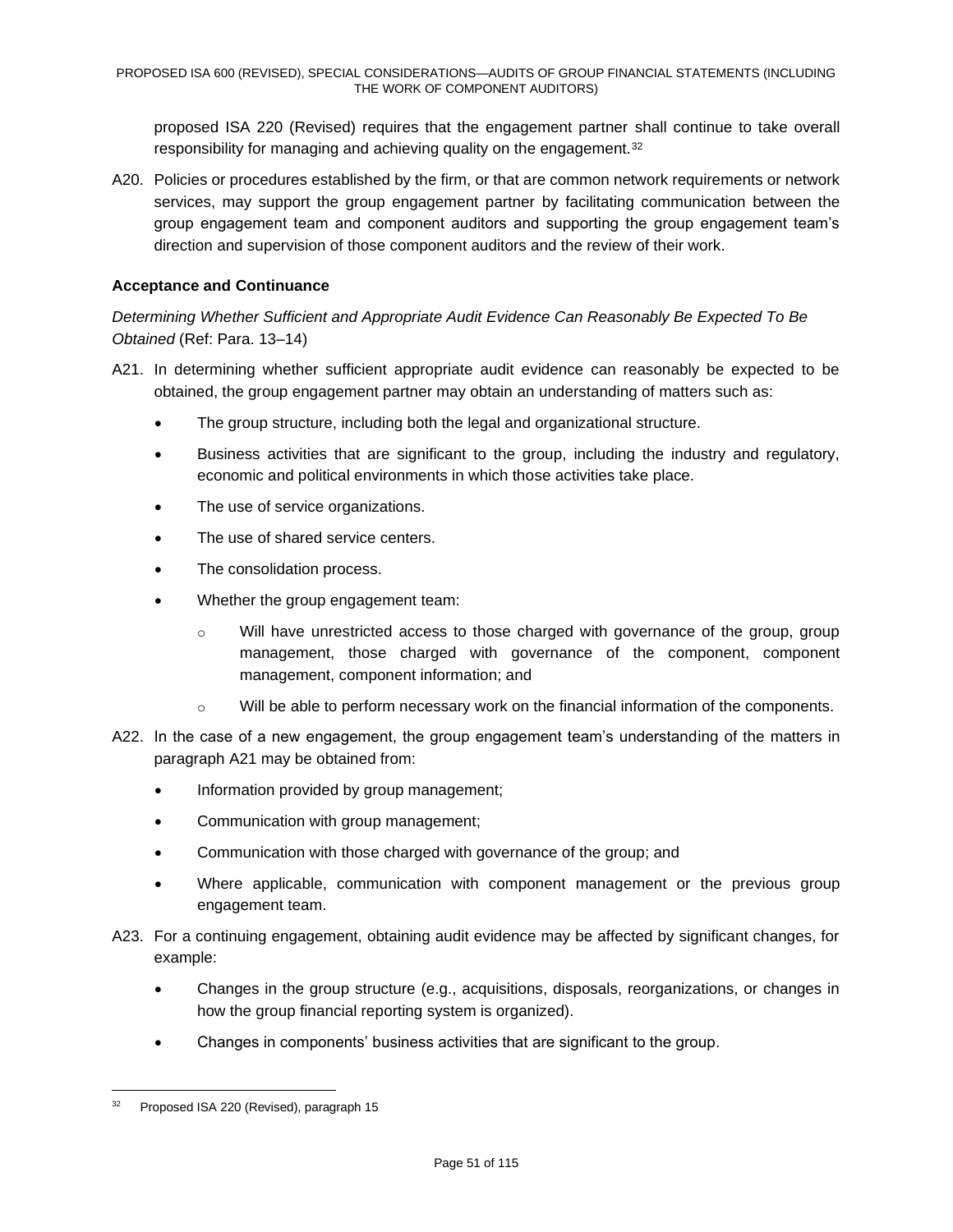proposed ISA 220 (Revised) requires that the engagement partner shall continue to take overall responsibility for managing and achieving quality on the engagement.[32]

A20. Policies or procedures established by the firm, or that are common network requirements or network services, may support the group engagement partner by facilitating communication between the group engagement team and component auditors and supporting the group engagement team's direction and supervision of those component auditors and the review of their work.

### Acceptance and Continuance

*Determining Whether Sufficient and Appropriate Audit Evidence Can Reasonably Be Expected To Be Obtained* (Ref: Para. 13–14)

A21. In determining whether sufficient appropriate audit evidence can reasonably be expected to be obtained, the group engagement partner may obtain an understanding of matters such as:

- The group structure, including both the legal and organizational structure.
- Business activities that are significant to the group, including the industry and regulatory, economic and political environments in which those activities take place.
- The use of service organizations.
- The use of shared service centers.
- The consolidation process.
- Whether the group engagement team:
    - Will have unrestricted access to those charged with governance of the group, group management, those charged with governance of the component, component management, component information; and
    - Will be able to perform necessary work on the financial information of the components.

A22. In the case of a new engagement, the group engagement team's understanding of the matters in paragraph A21 may be obtained from:

- Information provided by group management;
- Communication with group management;
- Communication with those charged with governance of the group; and
- Where applicable, communication with component management or the previous group engagement team.

A23. For a continuing engagement, obtaining audit evidence may be affected by significant changes, for example:

- Changes in the group structure (e.g., acquisitions, disposals, reorganizations, or changes in how the group financial reporting system is organized).
- Changes in components' business activities that are significant to the group.

---

[32] Proposed ISA 220 (Revised), paragraph 15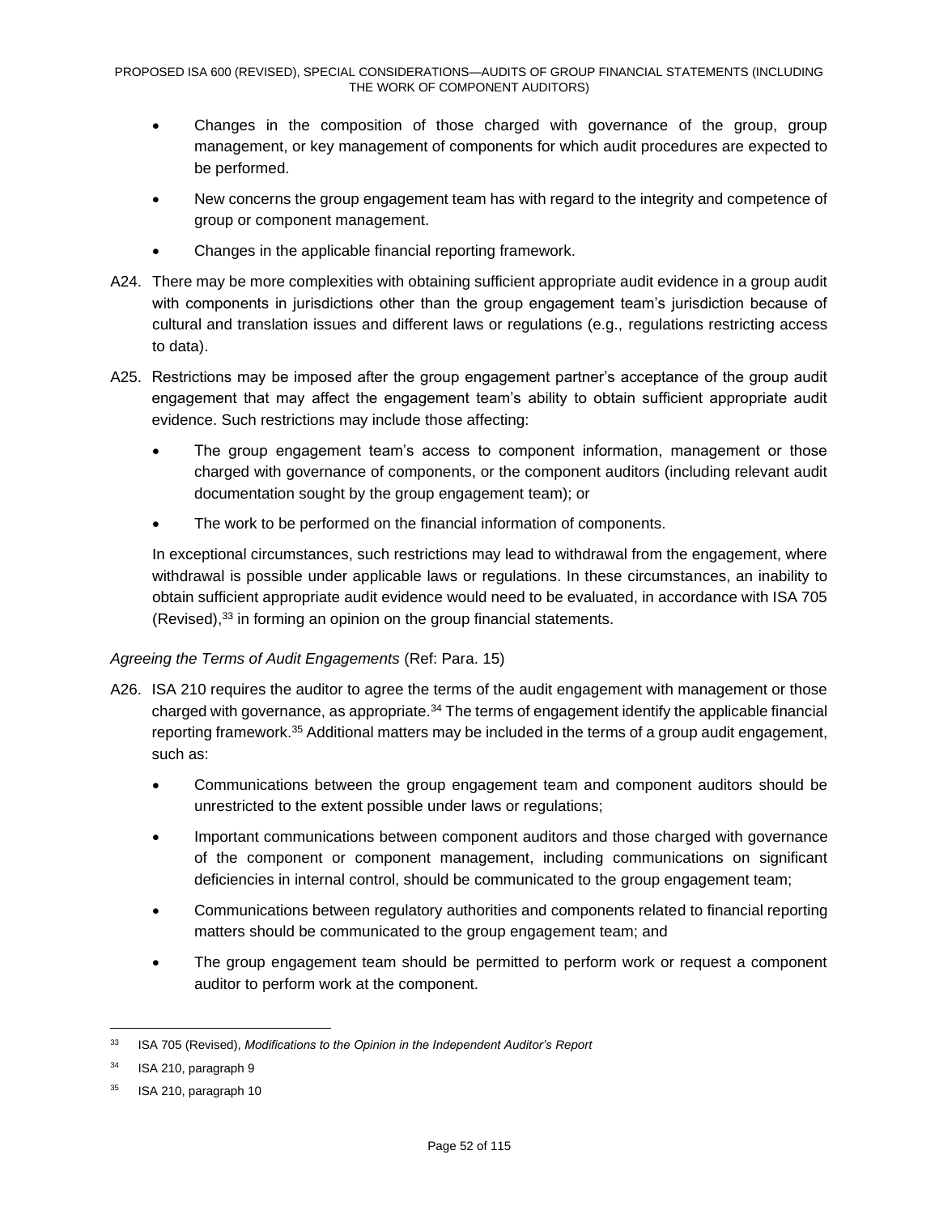- Changes in the composition of those charged with governance of the group, group management, or key management of components for which audit procedures are expected to be performed.
- New concerns the group engagement team has with regard to the integrity and competence of group or component management.
- Changes in the applicable financial reporting framework.

A24. There may be more complexities with obtaining sufficient appropriate audit evidence in a group audit with components in jurisdictions other than the group engagement team's jurisdiction because of cultural and translation issues and different laws or regulations (e.g., regulations restricting access to data).

A25. Restrictions may be imposed after the group engagement partner's acceptance of the group audit engagement that may affect the engagement team's ability to obtain sufficient appropriate audit evidence. Such restrictions may include those affecting:

- The group engagement team's access to component information, management or those charged with governance of components, or the component auditors (including relevant audit documentation sought by the group engagement team); or
- The work to be performed on the financial information of components.

In exceptional circumstances, such restrictions may lead to withdrawal from the engagement, where withdrawal is possible under applicable laws or regulations. In these circumstances, an inability to obtain sufficient appropriate audit evidence would need to be evaluated, in accordance with ISA 705 (Revised),[33] in forming an opinion on the group financial statements.

*Agreeing the Terms of Audit Engagements* (Ref: Para. 15)

A26. ISA 210 requires the auditor to agree the terms of the audit engagement with management or those charged with governance, as appropriate.[34] The terms of engagement identify the applicable financial reporting framework.[35] Additional matters may be included in the terms of a group audit engagement, such as:

- Communications between the group engagement team and component auditors should be unrestricted to the extent possible under laws or regulations;
- Important communications between component auditors and those charged with governance of the component or component management, including communications on significant deficiencies in internal control, should be communicated to the group engagement team;
- Communications between regulatory authorities and components related to financial reporting matters should be communicated to the group engagement team; and
- The group engagement team should be permitted to perform work or request a component auditor to perform work at the component.

---

[33] ISA 705 (Revised), *Modifications to the Opinion in the Independent Auditor's Report*

[34] ISA 210, paragraph 9

[35] ISA 210, paragraph 10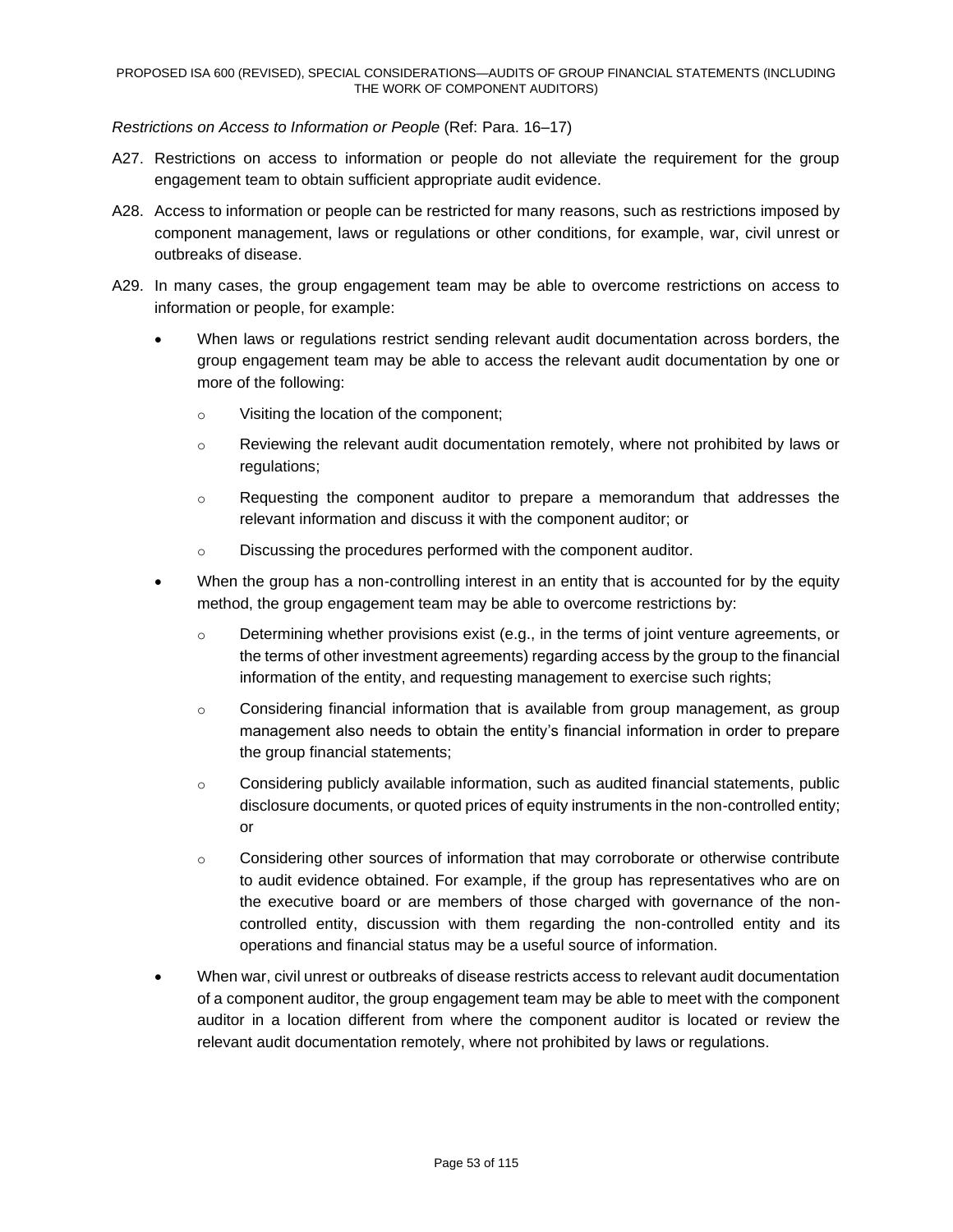*Restrictions on Access to Information or People* (Ref: Para. 16–17)

A27. Restrictions on access to information or people do not alleviate the requirement for the group engagement team to obtain sufficient appropriate audit evidence.

A28. Access to information or people can be restricted for many reasons, such as restrictions imposed by component management, laws or regulations or other conditions, for example, war, civil unrest or outbreaks of disease.

A29. In many cases, the group engagement team may be able to overcome restrictions on access to information or people, for example:

- When laws or regulations restrict sending relevant audit documentation across borders, the group engagement team may be able to access the relevant audit documentation by one or more of the following:
  - Visiting the location of the component;
  - Reviewing the relevant audit documentation remotely, where not prohibited by laws or regulations;
  - Requesting the component auditor to prepare a memorandum that addresses the relevant information and discuss it with the component auditor; or
  - Discussing the procedures performed with the component auditor.
- When the group has a non-controlling interest in an entity that is accounted for by the equity method, the group engagement team may be able to overcome restrictions by:
  - Determining whether provisions exist (e.g., in the terms of joint venture agreements, or the terms of other investment agreements) regarding access by the group to the financial information of the entity, and requesting management to exercise such rights;
  - Considering financial information that is available from group management, as group management also needs to obtain the entity's financial information in order to prepare the group financial statements;
  - Considering publicly available information, such as audited financial statements, public disclosure documents, or quoted prices of equity instruments in the non-controlled entity; or
  - Considering other sources of information that may corroborate or otherwise contribute to audit evidence obtained. For example, if the group has representatives who are on the executive board or are members of those charged with governance of the non-controlled entity, discussion with them regarding the non-controlled entity and its operations and financial status may be a useful source of information.
- When war, civil unrest or outbreaks of disease restricts access to relevant audit documentation of a component auditor, the group engagement team may be able to meet with the component auditor in a location different from where the component auditor is located or review the relevant audit documentation remotely, where not prohibited by laws or regulations.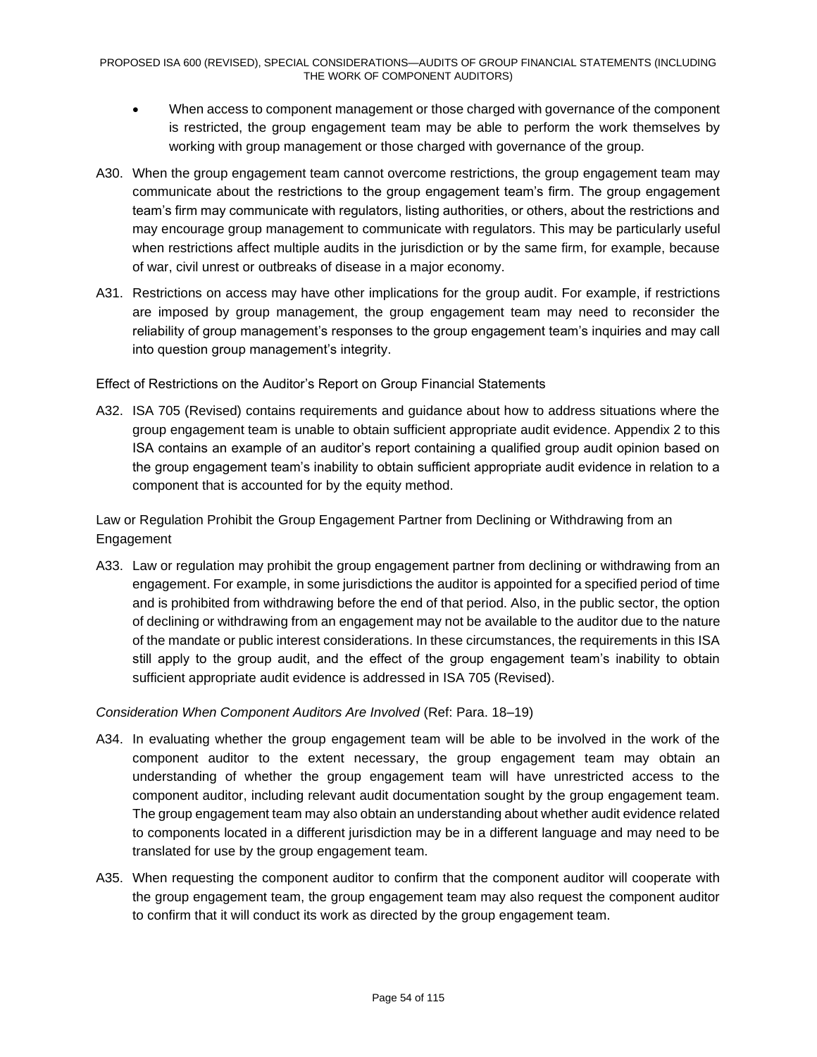- When access to component management or those charged with governance of the component is restricted, the group engagement team may be able to perform the work themselves by working with group management or those charged with governance of the group.

A30. When the group engagement team cannot overcome restrictions, the group engagement team may communicate about the restrictions to the group engagement team's firm. The group engagement team's firm may communicate with regulators, listing authorities, or others, about the restrictions and may encourage group management to communicate with regulators. This may be particularly useful when restrictions affect multiple audits in the jurisdiction or by the same firm, for example, because of war, civil unrest or outbreaks of disease in a major economy.

A31. Restrictions on access may have other implications for the group audit. For example, if restrictions are imposed by group management, the group engagement team may need to reconsider the reliability of group management's responses to the group engagement team's inquiries and may call into question group management's integrity.

Effect of Restrictions on the Auditor's Report on Group Financial Statements

A32. ISA 705 (Revised) contains requirements and guidance about how to address situations where the group engagement team is unable to obtain sufficient appropriate audit evidence. Appendix 2 to this ISA contains an example of an auditor's report containing a qualified group audit opinion based on the group engagement team's inability to obtain sufficient appropriate audit evidence in relation to a component that is accounted for by the equity method.

Law or Regulation Prohibit the Group Engagement Partner from Declining or Withdrawing from an Engagement

A33. Law or regulation may prohibit the group engagement partner from declining or withdrawing from an engagement. For example, in some jurisdictions the auditor is appointed for a specified period of time and is prohibited from withdrawing before the end of that period. Also, in the public sector, the option of declining or withdrawing from an engagement may not be available to the auditor due to the nature of the mandate or public interest considerations. In these circumstances, the requirements in this ISA still apply to the group audit, and the effect of the group engagement team's inability to obtain sufficient appropriate audit evidence is addressed in ISA 705 (Revised).

*Consideration When Component Auditors Are Involved* (Ref: Para. 18–19)

A34. In evaluating whether the group engagement team will be able to be involved in the work of the component auditor to the extent necessary, the group engagement team may obtain an understanding of whether the group engagement team will have unrestricted access to the component auditor, including relevant audit documentation sought by the group engagement team. The group engagement team may also obtain an understanding about whether audit evidence related to components located in a different jurisdiction may be in a different language and may need to be translated for use by the group engagement team.

A35. When requesting the component auditor to confirm that the component auditor will cooperate with the group engagement team, the group engagement team may also request the component auditor to confirm that it will conduct its work as directed by the group engagement team.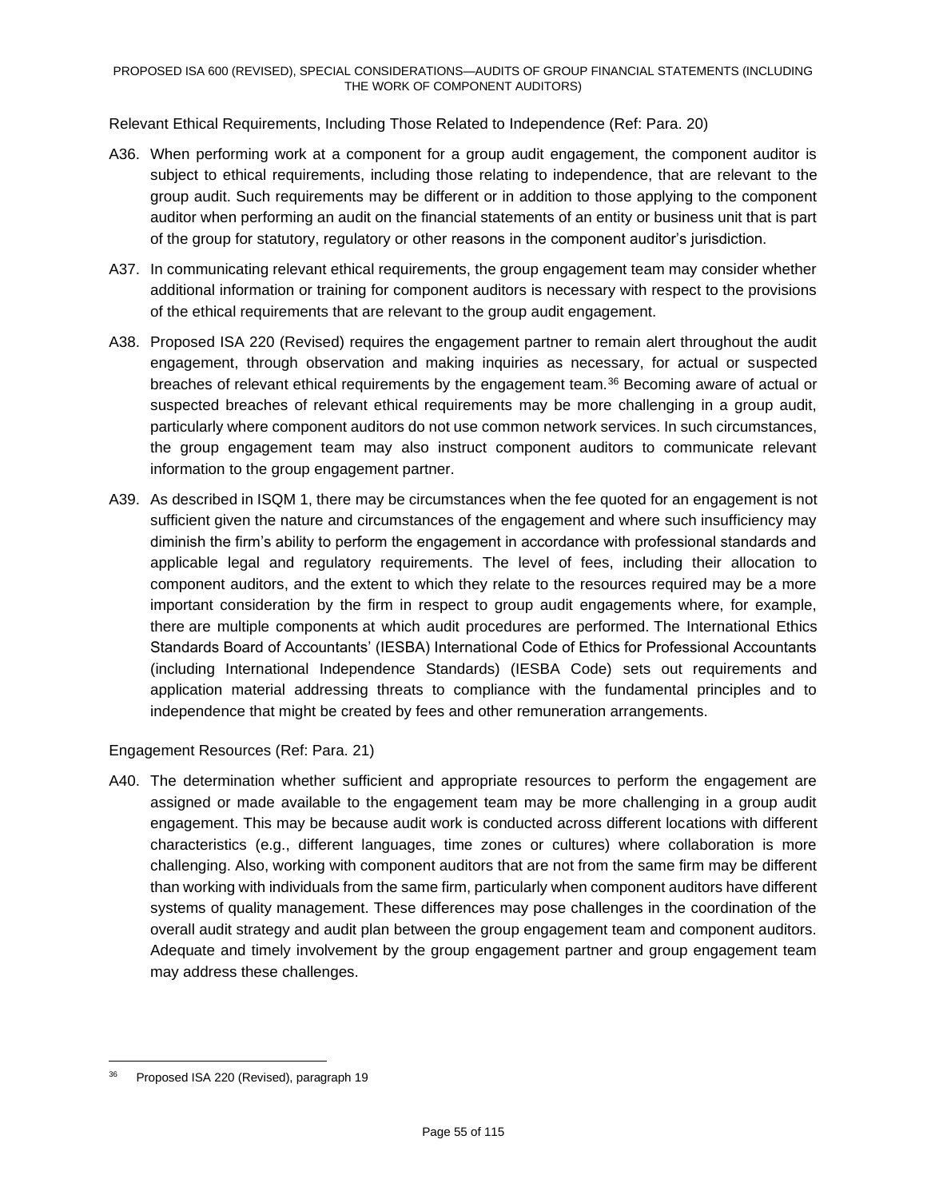Relevant Ethical Requirements, Including Those Related to Independence (Ref: Para. 20)

A36. When performing work at a component for a group audit engagement, the component auditor is subject to ethical requirements, including those relating to independence, that are relevant to the group audit. Such requirements may be different or in addition to those applying to the component auditor when performing an audit on the financial statements of an entity or business unit that is part of the group for statutory, regulatory or other reasons in the component auditor's jurisdiction.

A37. In communicating relevant ethical requirements, the group engagement team may consider whether additional information or training for component auditors is necessary with respect to the provisions of the ethical requirements that are relevant to the group audit engagement.

A38. Proposed ISA 220 (Revised) requires the engagement partner to remain alert throughout the audit engagement, through observation and making inquiries as necessary, for actual or suspected breaches of relevant ethical requirements by the engagement team.[36] Becoming aware of actual or suspected breaches of relevant ethical requirements may be more challenging in a group audit, particularly where component auditors do not use common network services. In such circumstances, the group engagement team may also instruct component auditors to communicate relevant information to the group engagement partner.

A39. As described in ISQM 1, there may be circumstances when the fee quoted for an engagement is not sufficient given the nature and circumstances of the engagement and where such insufficiency may diminish the firm's ability to perform the engagement in accordance with professional standards and applicable legal and regulatory requirements. The level of fees, including their allocation to component auditors, and the extent to which they relate to the resources required may be a more important consideration by the firm in respect to group audit engagements where, for example, there are multiple components at which audit procedures are performed. The International Ethics Standards Board of Accountants' (IESBA) International Code of Ethics for Professional Accountants (including International Independence Standards) (IESBA Code) sets out requirements and application material addressing threats to compliance with the fundamental principles and to independence that might be created by fees and other remuneration arrangements.

Engagement Resources (Ref: Para. 21)

A40. The determination whether sufficient and appropriate resources to perform the engagement are assigned or made available to the engagement team may be more challenging in a group audit engagement. This may be because audit work is conducted across different locations with different characteristics (e.g., different languages, time zones or cultures) where collaboration is more challenging. Also, working with component auditors that are not from the same firm may be different than working with individuals from the same firm, particularly when component auditors have different systems of quality management. These differences may pose challenges in the coordination of the overall audit strategy and audit plan between the group engagement team and component auditors. Adequate and timely involvement by the group engagement partner and group engagement team may address these challenges.

---

[36] Proposed ISA 220 (Revised), paragraph 19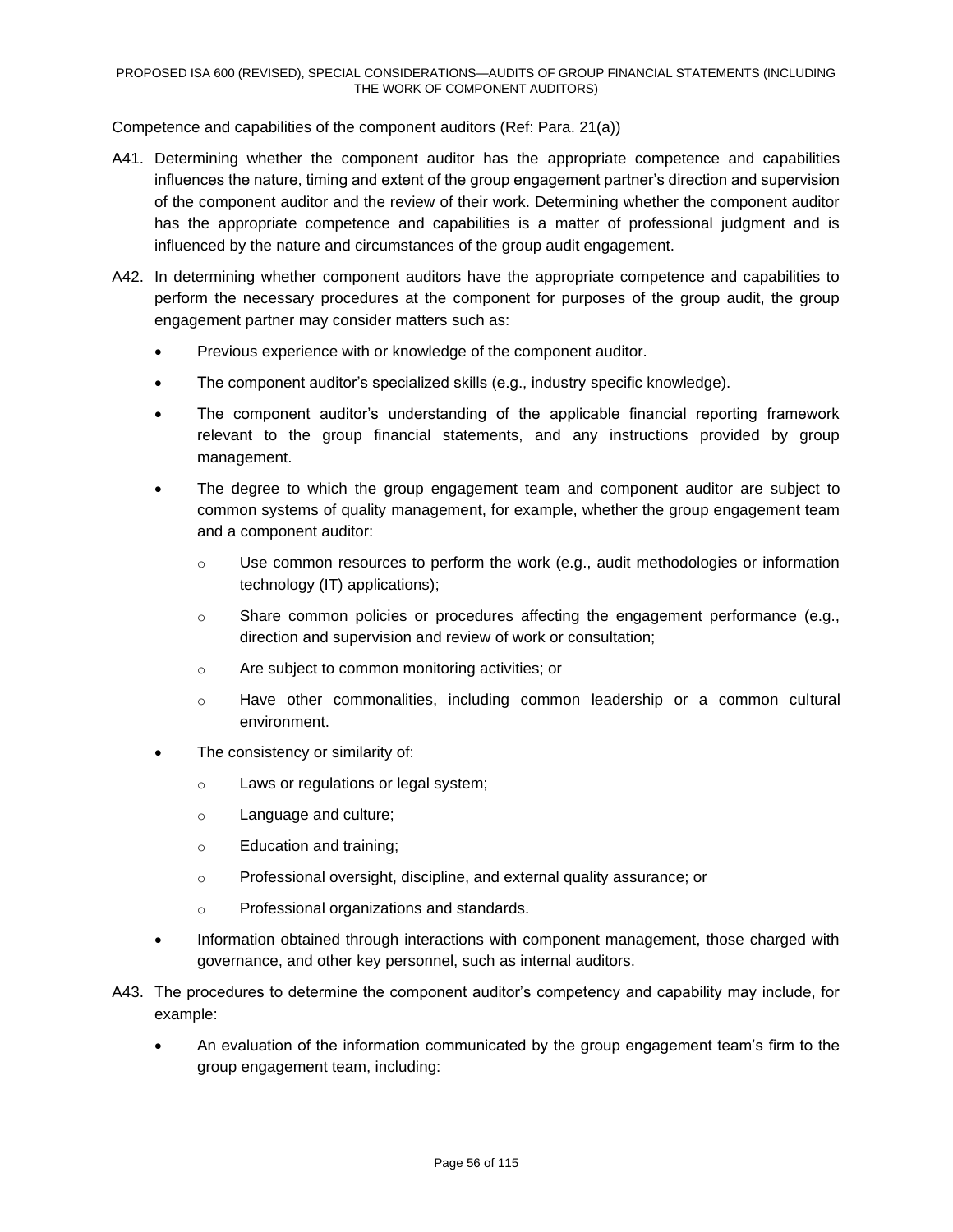Competence and capabilities of the component auditors (Ref: Para. 21(a))

A41. Determining whether the component auditor has the appropriate competence and capabilities influences the nature, timing and extent of the group engagement partner's direction and supervision of the component auditor and the review of their work. Determining whether the component auditor has the appropriate competence and capabilities is a matter of professional judgment and is influenced by the nature and circumstances of the group audit engagement.

A42. In determining whether component auditors have the appropriate competence and capabilities to perform the necessary procedures at the component for purposes of the group audit, the group engagement partner may consider matters such as:

- Previous experience with or knowledge of the component auditor.
- The component auditor's specialized skills (e.g., industry specific knowledge).
- The component auditor's understanding of the applicable financial reporting framework relevant to the group financial statements, and any instructions provided by group management.
- The degree to which the group engagement team and component auditor are subject to common systems of quality management, for example, whether the group engagement team and a component auditor:
  - Use common resources to perform the work (e.g., audit methodologies or information technology (IT) applications);
  - Share common policies or procedures affecting the engagement performance (e.g., direction and supervision and review of work or consultation;
  - Are subject to common monitoring activities; or
  - Have other commonalities, including common leadership or a common cultural environment.
- The consistency or similarity of:
  - Laws or regulations or legal system;
  - Language and culture;
  - Education and training;
  - Professional oversight, discipline, and external quality assurance; or
  - Professional organizations and standards.
- Information obtained through interactions with component management, those charged with governance, and other key personnel, such as internal auditors.

A43. The procedures to determine the component auditor's competency and capability may include, for example:

- An evaluation of the information communicated by the group engagement team's firm to the group engagement team, including: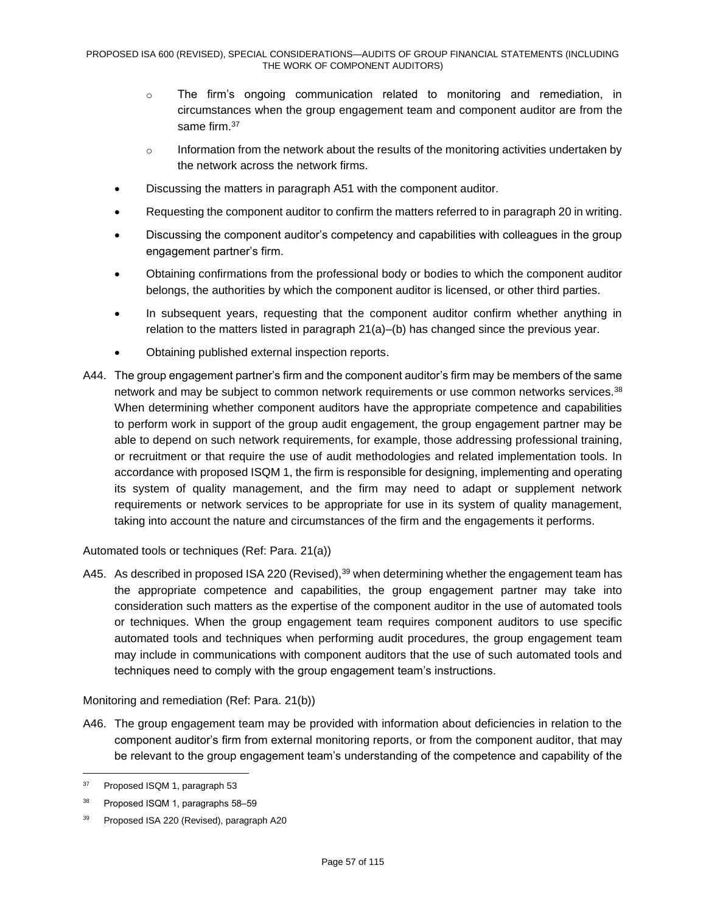- The firm's ongoing communication related to monitoring and remediation, in circumstances when the group engagement team and component auditor are from the same firm.[37]
   - Information from the network about the results of the monitoring activities undertaken by the network across the network firms.
- Discussing the matters in paragraph A51 with the component auditor.
- Requesting the component auditor to confirm the matters referred to in paragraph 20 in writing.
- Discussing the component auditor's competency and capabilities with colleagues in the group engagement partner's firm.
- Obtaining confirmations from the professional body or bodies to which the component auditor belongs, the authorities by which the component auditor is licensed, or other third parties.
- In subsequent years, requesting that the component auditor confirm whether anything in relation to the matters listed in paragraph 21(a)–(b) has changed since the previous year.
- Obtaining published external inspection reports.

A44. The group engagement partner's firm and the component auditor's firm may be members of the same network and may be subject to common network requirements or use common networks services.[38] When determining whether component auditors have the appropriate competence and capabilities to perform work in support of the group audit engagement, the group engagement partner may be able to depend on such network requirements, for example, those addressing professional training, or recruitment or that require the use of audit methodologies and related implementation tools. In accordance with proposed ISQM 1, the firm is responsible for designing, implementing and operating its system of quality management, and the firm may need to adapt or supplement network requirements or network services to be appropriate for use in its system of quality management, taking into account the nature and circumstances of the firm and the engagements it performs.

Automated tools or techniques (Ref: Para. 21(a))

A45. As described in proposed ISA 220 (Revised),[39] when determining whether the engagement team has the appropriate competence and capabilities, the group engagement partner may take into consideration such matters as the expertise of the component auditor in the use of automated tools or techniques. When the group engagement team requires component auditors to use specific automated tools and techniques when performing audit procedures, the group engagement team may include in communications with component auditors that the use of such automated tools and techniques need to comply with the group engagement team's instructions.

Monitoring and remediation (Ref: Para. 21(b))

A46. The group engagement team may be provided with information about deficiencies in relation to the component auditor's firm from external monitoring reports, or from the component auditor, that may be relevant to the group engagement team's understanding of the competence and capability of the

---

[37] Proposed ISQM 1, paragraph 53

[38] Proposed ISQM 1, paragraphs 58–59

[39] Proposed ISA 220 (Revised), paragraph A20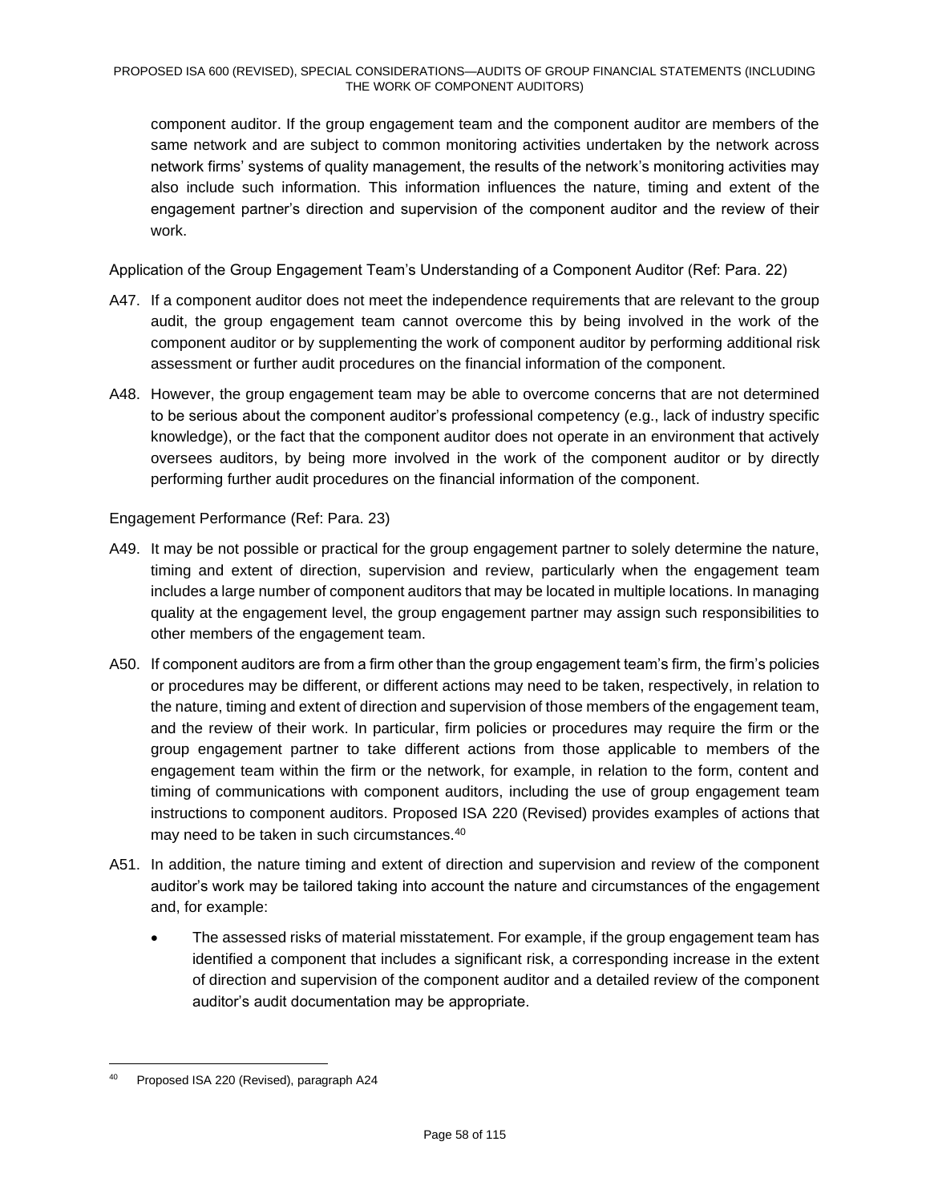component auditor. If the group engagement team and the component auditor are members of the same network and are subject to common monitoring activities undertaken by the network across network firms' systems of quality management, the results of the network's monitoring activities may also include such information. This information influences the nature, timing and extent of the engagement partner's direction and supervision of the component auditor and the review of their work.

Application of the Group Engagement Team's Understanding of a Component Auditor (Ref: Para. 22)

A47. If a component auditor does not meet the independence requirements that are relevant to the group audit, the group engagement team cannot overcome this by being involved in the work of the component auditor or by supplementing the work of component auditor by performing additional risk assessment or further audit procedures on the financial information of the component.

A48. However, the group engagement team may be able to overcome concerns that are not determined to be serious about the component auditor's professional competency (e.g., lack of industry specific knowledge), or the fact that the component auditor does not operate in an environment that actively oversees auditors, by being more involved in the work of the component auditor or by directly performing further audit procedures on the financial information of the component.

Engagement Performance (Ref: Para. 23)

A49. It may be not possible or practical for the group engagement partner to solely determine the nature, timing and extent of direction, supervision and review, particularly when the engagement team includes a large number of component auditors that may be located in multiple locations. In managing quality at the engagement level, the group engagement partner may assign such responsibilities to other members of the engagement team.

A50. If component auditors are from a firm other than the group engagement team's firm, the firm's policies or procedures may be different, or different actions may need to be taken, respectively, in relation to the nature, timing and extent of direction and supervision of those members of the engagement team, and the review of their work. In particular, firm policies or procedures may require the firm or the group engagement partner to take different actions from those applicable to members of the engagement team within the firm or the network, for example, in relation to the form, content and timing of communications with component auditors, including the use of group engagement team instructions to component auditors. Proposed ISA 220 (Revised) provides examples of actions that may need to be taken in such circumstances.[40]

A51. In addition, the nature timing and extent of direction and supervision and review of the component auditor's work may be tailored taking into account the nature and circumstances of the engagement and, for example:

- The assessed risks of material misstatement. For example, if the group engagement team has identified a component that includes a significant risk, a corresponding increase in the extent of direction and supervision of the component auditor and a detailed review of the component auditor's audit documentation may be appropriate.

---

[40] Proposed ISA 220 (Revised), paragraph A24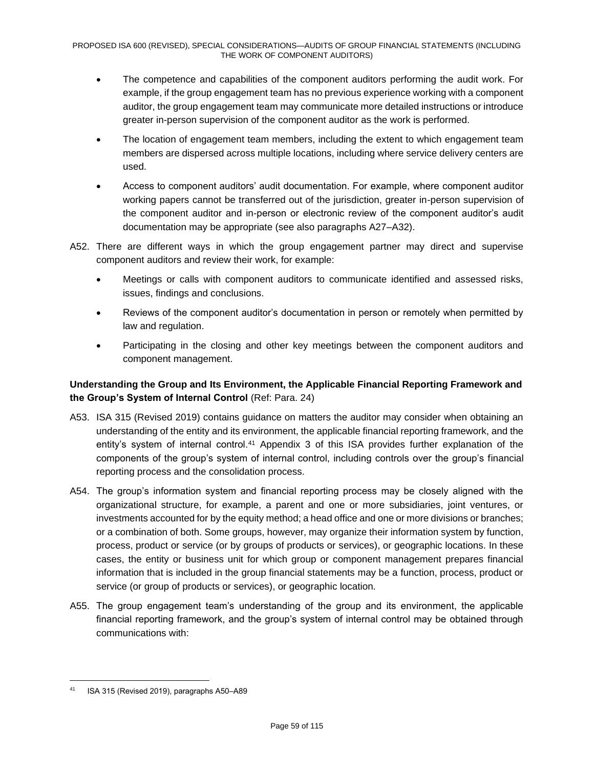- The competence and capabilities of the component auditors performing the audit work. For example, if the group engagement team has no previous experience working with a component auditor, the group engagement team may communicate more detailed instructions or introduce greater in-person supervision of the component auditor as the work is performed.
- The location of engagement team members, including the extent to which engagement team members are dispersed across multiple locations, including where service delivery centers are used.
- Access to component auditors' audit documentation. For example, where component auditor working papers cannot be transferred out of the jurisdiction, greater in-person supervision of the component auditor and in-person or electronic review of the component auditor's audit documentation may be appropriate (see also paragraphs A27–A32).

A52. There are different ways in which the group engagement partner may direct and supervise component auditors and review their work, for example:

- Meetings or calls with component auditors to communicate identified and assessed risks, issues, findings and conclusions.
- Reviews of the component auditor's documentation in person or remotely when permitted by law and regulation.
- Participating in the closing and other key meetings between the component auditors and component management.

**Understanding the Group and Its Environment, the Applicable Financial Reporting Framework and the Group's System of Internal Control** (Ref: Para. 24)

A53. ISA 315 (Revised 2019) contains guidance on matters the auditor may consider when obtaining an understanding of the entity and its environment, the applicable financial reporting framework, and the entity's system of internal control.[41] Appendix 3 of this ISA provides further explanation of the components of the group's system of internal control, including controls over the group's financial reporting process and the consolidation process.

A54. The group's information system and financial reporting process may be closely aligned with the organizational structure, for example, a parent and one or more subsidiaries, joint ventures, or investments accounted for by the equity method; a head office and one or more divisions or branches; or a combination of both. Some groups, however, may organize their information system by function, process, product or service (or by groups of products or services), or geographic locations. In these cases, the entity or business unit for which group or component management prepares financial information that is included in the group financial statements may be a function, process, product or service (or group of products or services), or geographic location.

A55. The group engagement team's understanding of the group and its environment, the applicable financial reporting framework, and the group's system of internal control may be obtained through communications with:

---

[41] ISA 315 (Revised 2019), paragraphs A50–A89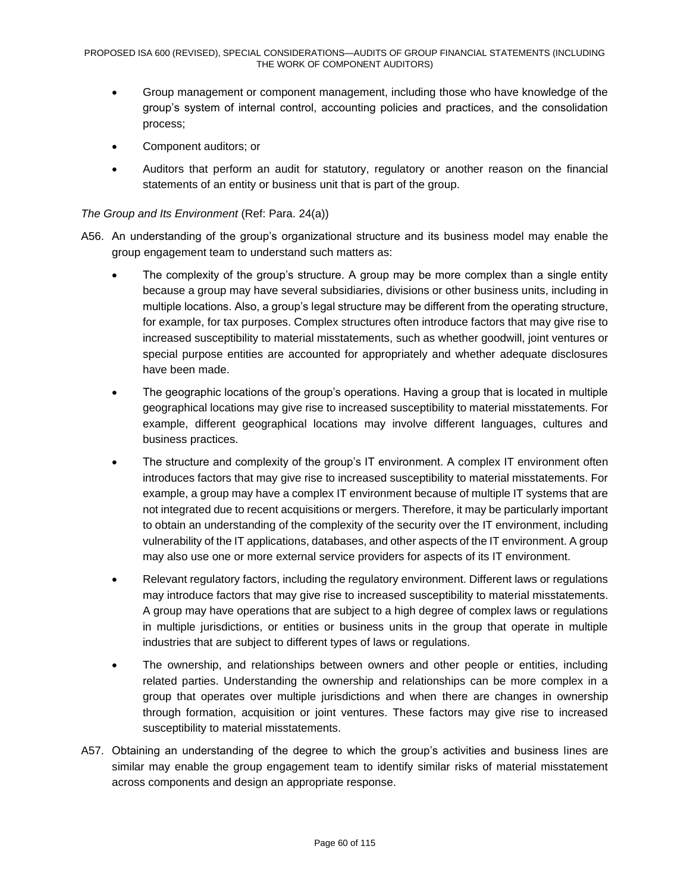- Group management or component management, including those who have knowledge of the group's system of internal control, accounting policies and practices, and the consolidation process;
- Component auditors; or
- Auditors that perform an audit for statutory, regulatory or another reason on the financial statements of an entity or business unit that is part of the group.

*The Group and Its Environment* (Ref: Para. 24(a))

A56. An understanding of the group's organizational structure and its business model may enable the group engagement team to understand such matters as:

- The complexity of the group's structure. A group may be more complex than a single entity because a group may have several subsidiaries, divisions or other business units, including in multiple locations. Also, a group's legal structure may be different from the operating structure, for example, for tax purposes. Complex structures often introduce factors that may give rise to increased susceptibility to material misstatements, such as whether goodwill, joint ventures or special purpose entities are accounted for appropriately and whether adequate disclosures have been made.
- The geographic locations of the group's operations. Having a group that is located in multiple geographical locations may give rise to increased susceptibility to material misstatements. For example, different geographical locations may involve different languages, cultures and business practices.
- The structure and complexity of the group's IT environment. A complex IT environment often introduces factors that may give rise to increased susceptibility to material misstatements. For example, a group may have a complex IT environment because of multiple IT systems that are not integrated due to recent acquisitions or mergers. Therefore, it may be particularly important to obtain an understanding of the complexity of the security over the IT environment, including vulnerability of the IT applications, databases, and other aspects of the IT environment. A group may also use one or more external service providers for aspects of its IT environment.
- Relevant regulatory factors, including the regulatory environment. Different laws or regulations may introduce factors that may give rise to increased susceptibility to material misstatements. A group may have operations that are subject to a high degree of complex laws or regulations in multiple jurisdictions, or entities or business units in the group that operate in multiple industries that are subject to different types of laws or regulations.
- The ownership, and relationships between owners and other people or entities, including related parties. Understanding the ownership and relationships can be more complex in a group that operates over multiple jurisdictions and when there are changes in ownership through formation, acquisition or joint ventures. These factors may give rise to increased susceptibility to material misstatements.

A57. Obtaining an understanding of the degree to which the group's activities and business lines are similar may enable the group engagement team to identify similar risks of material misstatement across components and design an appropriate response.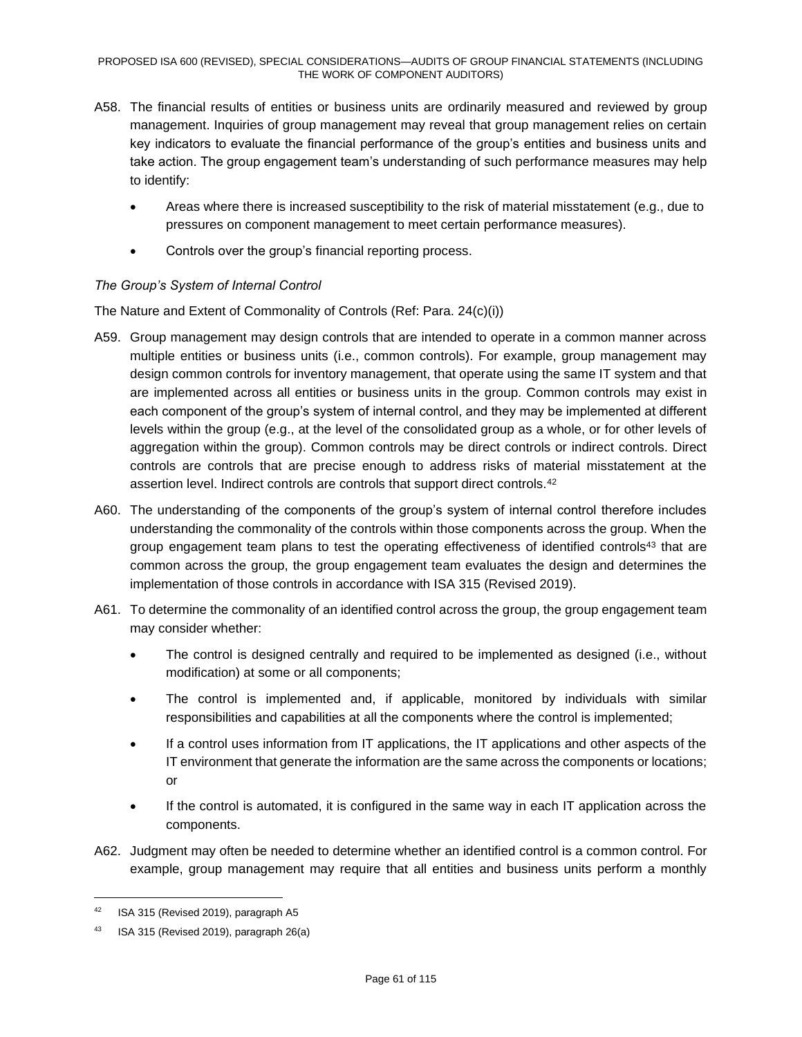A58. The financial results of entities or business units are ordinarily measured and reviewed by group management. Inquiries of group management may reveal that group management relies on certain key indicators to evaluate the financial performance of the group's entities and business units and take action. The group engagement team's understanding of such performance measures may help to identify:

- Areas where there is increased susceptibility to the risk of material misstatement (e.g., due to pressures on component management to meet certain performance measures).
- Controls over the group's financial reporting process.

*The Group's System of Internal Control*

The Nature and Extent of Commonality of Controls (Ref: Para. 24(c)(i))

A59. Group management may design controls that are intended to operate in a common manner across multiple entities or business units (i.e., common controls). For example, group management may design common controls for inventory management, that operate using the same IT system and that are implemented across all entities or business units in the group. Common controls may exist in each component of the group's system of internal control, and they may be implemented at different levels within the group (e.g., at the level of the consolidated group as a whole, or for other levels of aggregation within the group). Common controls may be direct controls or indirect controls. Direct controls are controls that are precise enough to address risks of material misstatement at the assertion level. Indirect controls are controls that support direct controls.[42]

A60. The understanding of the components of the group's system of internal control therefore includes understanding the commonality of the controls within those components across the group. When the group engagement team plans to test the operating effectiveness of identified controls[43] that are common across the group, the group engagement team evaluates the design and determines the implementation of those controls in accordance with ISA 315 (Revised 2019).

A61. To determine the commonality of an identified control across the group, the group engagement team may consider whether:

- The control is designed centrally and required to be implemented as designed (i.e., without modification) at some or all components;
- The control is implemented and, if applicable, monitored by individuals with similar responsibilities and capabilities at all the components where the control is implemented;
- If a control uses information from IT applications, the IT applications and other aspects of the IT environment that generate the information are the same across the components or locations; or
- If the control is automated, it is configured in the same way in each IT application across the components.

A62. Judgment may often be needed to determine whether an identified control is a common control. For example, group management may require that all entities and business units perform a monthly

---

[42] ISA 315 (Revised 2019), paragraph A5

[43] ISA 315 (Revised 2019), paragraph 26(a)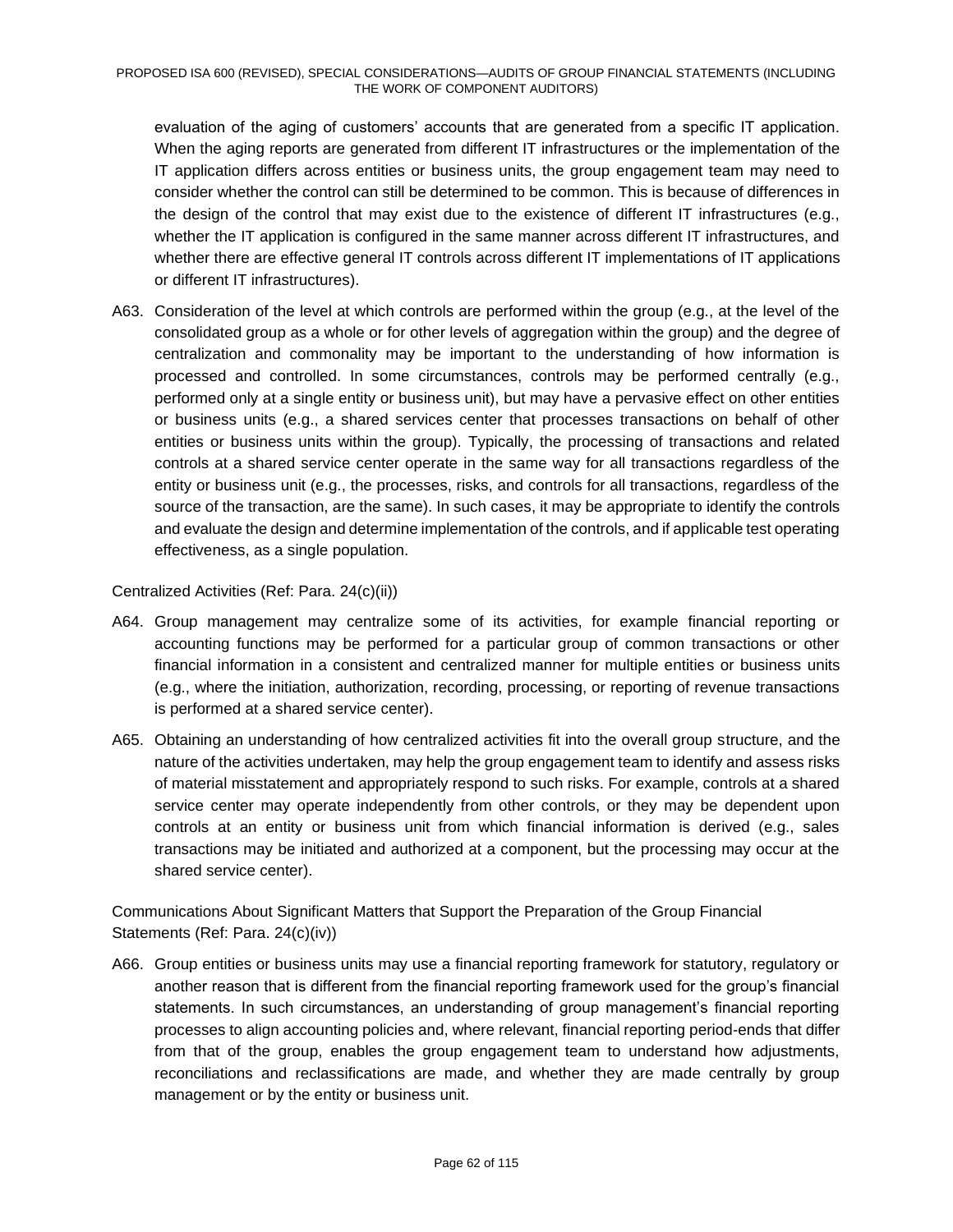evaluation of the aging of customers' accounts that are generated from a specific IT application. When the aging reports are generated from different IT infrastructures or the implementation of the IT application differs across entities or business units, the group engagement team may need to consider whether the control can still be determined to be common. This is because of differences in the design of the control that may exist due to the existence of different IT infrastructures (e.g., whether the IT application is configured in the same manner across different IT infrastructures, and whether there are effective general IT controls across different IT implementations of IT applications or different IT infrastructures).

A63. Consideration of the level at which controls are performed within the group (e.g., at the level of the consolidated group as a whole or for other levels of aggregation within the group) and the degree of centralization and commonality may be important to the understanding of how information is processed and controlled. In some circumstances, controls may be performed centrally (e.g., performed only at a single entity or business unit), but may have a pervasive effect on other entities or business units (e.g., a shared services center that processes transactions on behalf of other entities or business units within the group). Typically, the processing of transactions and related controls at a shared service center operate in the same way for all transactions regardless of the entity or business unit (e.g., the processes, risks, and controls for all transactions, regardless of the source of the transaction, are the same). In such cases, it may be appropriate to identify the controls and evaluate the design and determine implementation of the controls, and if applicable test operating effectiveness, as a single population.

Centralized Activities (Ref: Para. 24(c)(ii))

A64. Group management may centralize some of its activities, for example financial reporting or accounting functions may be performed for a particular group of common transactions or other financial information in a consistent and centralized manner for multiple entities or business units (e.g., where the initiation, authorization, recording, processing, or reporting of revenue transactions is performed at a shared service center).

A65. Obtaining an understanding of how centralized activities fit into the overall group structure, and the nature of the activities undertaken, may help the group engagement team to identify and assess risks of material misstatement and appropriately respond to such risks. For example, controls at a shared service center may operate independently from other controls, or they may be dependent upon controls at an entity or business unit from which financial information is derived (e.g., sales transactions may be initiated and authorized at a component, but the processing may occur at the shared service center).

Communications About Significant Matters that Support the Preparation of the Group Financial Statements (Ref: Para. 24(c)(iv))

A66. Group entities or business units may use a financial reporting framework for statutory, regulatory or another reason that is different from the financial reporting framework used for the group's financial statements. In such circumstances, an understanding of group management's financial reporting processes to align accounting policies and, where relevant, financial reporting period-ends that differ from that of the group, enables the group engagement team to understand how adjustments, reconciliations and reclassifications are made, and whether they are made centrally by group management or by the entity or business unit.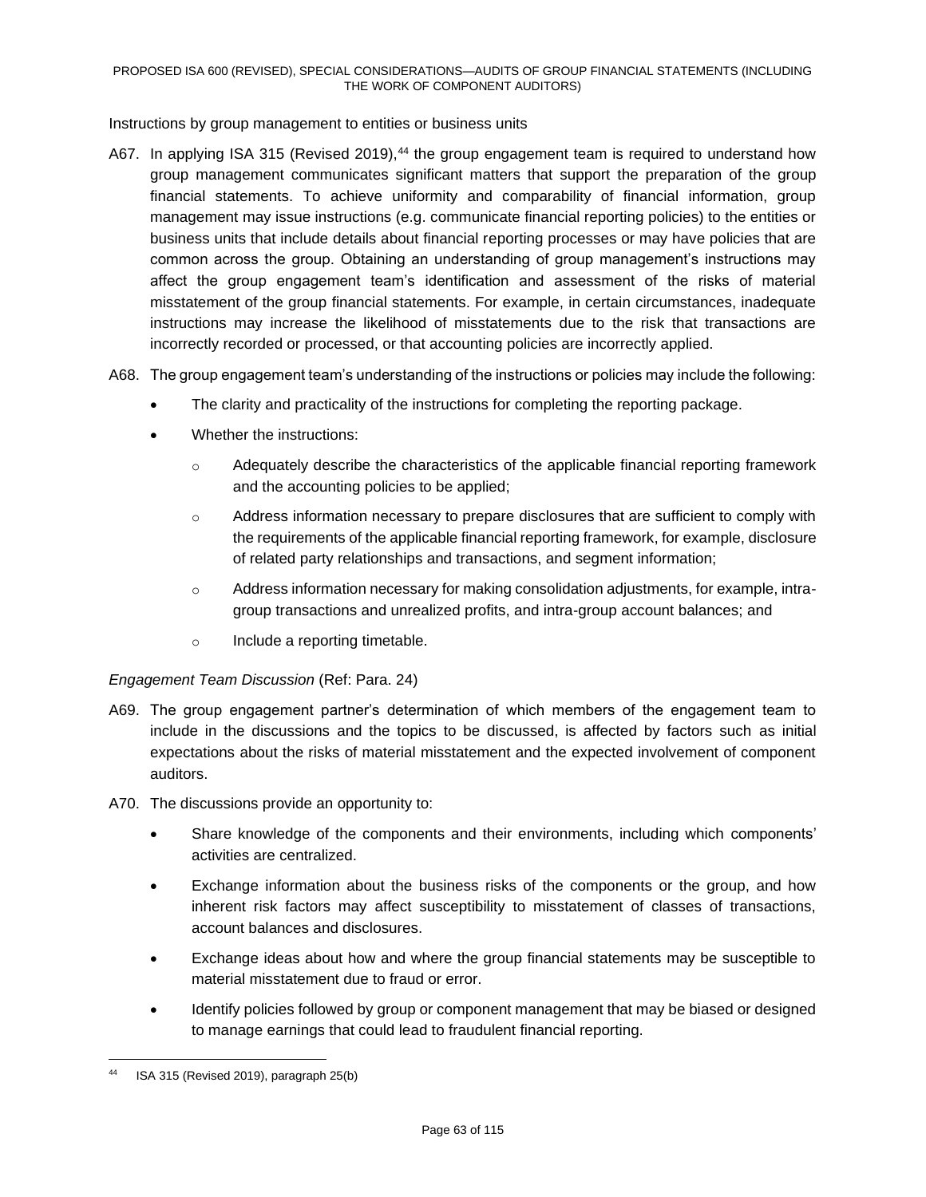Instructions by group management to entities or business units

A67. In applying ISA 315 (Revised 2019),[44] the group engagement team is required to understand how group management communicates significant matters that support the preparation of the group financial statements. To achieve uniformity and comparability of financial information, group management may issue instructions (e.g. communicate financial reporting policies) to the entities or business units that include details about financial reporting processes or may have policies that are common across the group. Obtaining an understanding of group management's instructions may affect the group engagement team's identification and assessment of the risks of material misstatement of the group financial statements. For example, in certain circumstances, inadequate instructions may increase the likelihood of misstatements due to the risk that transactions are incorrectly recorded or processed, or that accounting policies are incorrectly applied.

A68. The group engagement team's understanding of the instructions or policies may include the following:

- The clarity and practicality of the instructions for completing the reporting package.
- Whether the instructions:
  - Adequately describe the characteristics of the applicable financial reporting framework and the accounting policies to be applied;
  - Address information necessary to prepare disclosures that are sufficient to comply with the requirements of the applicable financial reporting framework, for example, disclosure of related party relationships and transactions, and segment information;
  - Address information necessary for making consolidation adjustments, for example, intra-group transactions and unrealized profits, and intra-group account balances; and
  - Include a reporting timetable.

*Engagement Team Discussion* (Ref: Para. 24)

A69. The group engagement partner's determination of which members of the engagement team to include in the discussions and the topics to be discussed, is affected by factors such as initial expectations about the risks of material misstatement and the expected involvement of component auditors.

A70. The discussions provide an opportunity to:

- Share knowledge of the components and their environments, including which components' activities are centralized.
- Exchange information about the business risks of the components or the group, and how inherent risk factors may affect susceptibility to misstatement of classes of transactions, account balances and disclosures.
- Exchange ideas about how and where the group financial statements may be susceptible to material misstatement due to fraud or error.
- Identify policies followed by group or component management that may be biased or designed to manage earnings that could lead to fraudulent financial reporting.

---

[44] ISA 315 (Revised 2019), paragraph 25(b)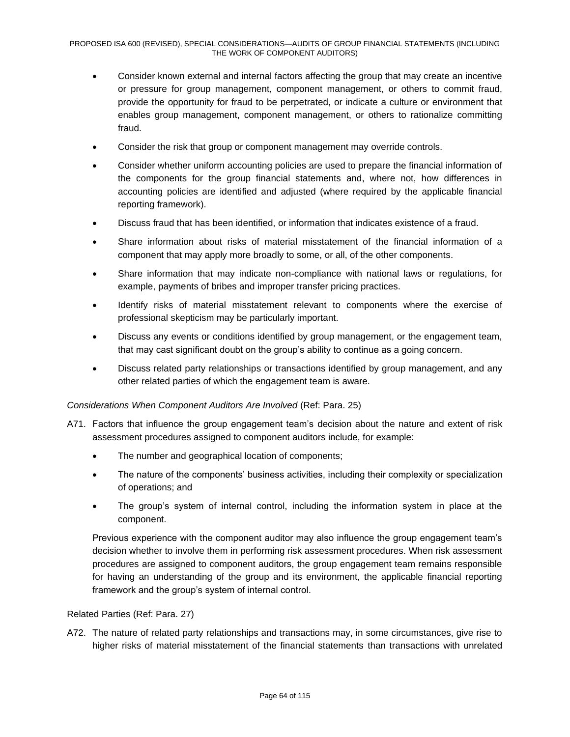- Consider known external and internal factors affecting the group that may create an incentive or pressure for group management, component management, or others to commit fraud, provide the opportunity for fraud to be perpetrated, or indicate a culture or environment that enables group management, component management, or others to rationalize committing fraud.
- Consider the risk that group or component management may override controls.
- Consider whether uniform accounting policies are used to prepare the financial information of the components for the group financial statements and, where not, how differences in accounting policies are identified and adjusted (where required by the applicable financial reporting framework).
- Discuss fraud that has been identified, or information that indicates existence of a fraud.
- Share information about risks of material misstatement of the financial information of a component that may apply more broadly to some, or all, of the other components.
- Share information that may indicate non-compliance with national laws or regulations, for example, payments of bribes and improper transfer pricing practices.
- Identify risks of material misstatement relevant to components where the exercise of professional skepticism may be particularly important.
- Discuss any events or conditions identified by group management, or the engagement team, that may cast significant doubt on the group's ability to continue as a going concern.
- Discuss related party relationships or transactions identified by group management, and any other related parties of which the engagement team is aware.

*Considerations When Component Auditors Are Involved* (Ref: Para. 25)

A71. Factors that influence the group engagement team's decision about the nature and extent of risk assessment procedures assigned to component auditors include, for example:

- The number and geographical location of components;
- The nature of the components' business activities, including their complexity or specialization of operations; and
- The group's system of internal control, including the information system in place at the component.

Previous experience with the component auditor may also influence the group engagement team's decision whether to involve them in performing risk assessment procedures. When risk assessment procedures are assigned to component auditors, the group engagement team remains responsible for having an understanding of the group and its environment, the applicable financial reporting framework and the group's system of internal control.

Related Parties (Ref: Para. 27)

A72. The nature of related party relationships and transactions may, in some circumstances, give rise to higher risks of material misstatement of the financial statements than transactions with unrelated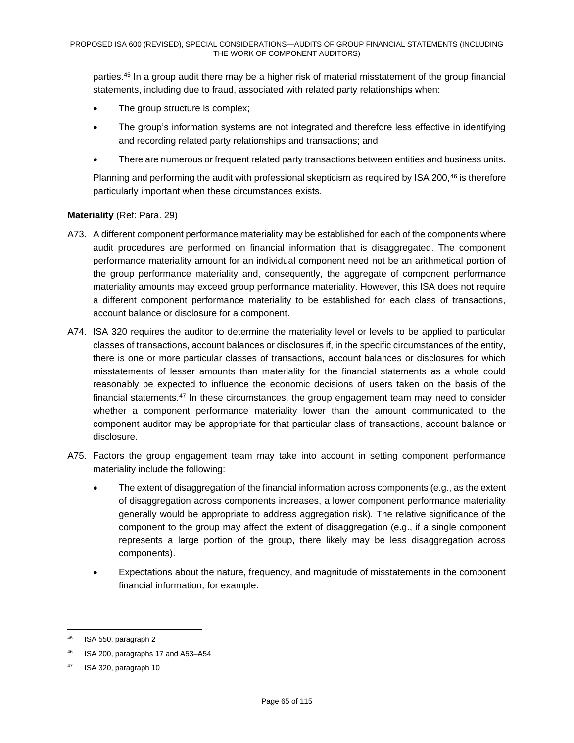parties.[45] In a group audit there may be a higher risk of material misstatement of the group financial statements, including due to fraud, associated with related party relationships when:

- The group structure is complex;
- The group's information systems are not integrated and therefore less effective in identifying and recording related party relationships and transactions; and
- There are numerous or frequent related party transactions between entities and business units.

Planning and performing the audit with professional skepticism as required by ISA 200,[46] is therefore particularly important when these circumstances exists.

**Materiality** (Ref: Para. 29)

A73. A different component performance materiality may be established for each of the components where audit procedures are performed on financial information that is disaggregated. The component performance materiality amount for an individual component need not be an arithmetical portion of the group performance materiality and, consequently, the aggregate of component performance materiality amounts may exceed group performance materiality. However, this ISA does not require a different component performance materiality to be established for each class of transactions, account balance or disclosure for a component.

A74. ISA 320 requires the auditor to determine the materiality level or levels to be applied to particular classes of transactions, account balances or disclosures if, in the specific circumstances of the entity, there is one or more particular classes of transactions, account balances or disclosures for which misstatements of lesser amounts than materiality for the financial statements as a whole could reasonably be expected to influence the economic decisions of users taken on the basis of the financial statements.[47] In these circumstances, the group engagement team may need to consider whether a component performance materiality lower than the amount communicated to the component auditor may be appropriate for that particular class of transactions, account balance or disclosure.

A75. Factors the group engagement team may take into account in setting component performance materiality include the following:

- The extent of disaggregation of the financial information across components (e.g., as the extent of disaggregation across components increases, a lower component performance materiality generally would be appropriate to address aggregation risk). The relative significance of the component to the group may affect the extent of disaggregation (e.g., if a single component represents a large portion of the group, there likely may be less disaggregation across components).
- Expectations about the nature, frequency, and magnitude of misstatements in the component financial information, for example:

---

[45] ISA 550, paragraph 2

[46] ISA 200, paragraphs 17 and A53–A54

[47] ISA 320, paragraph 10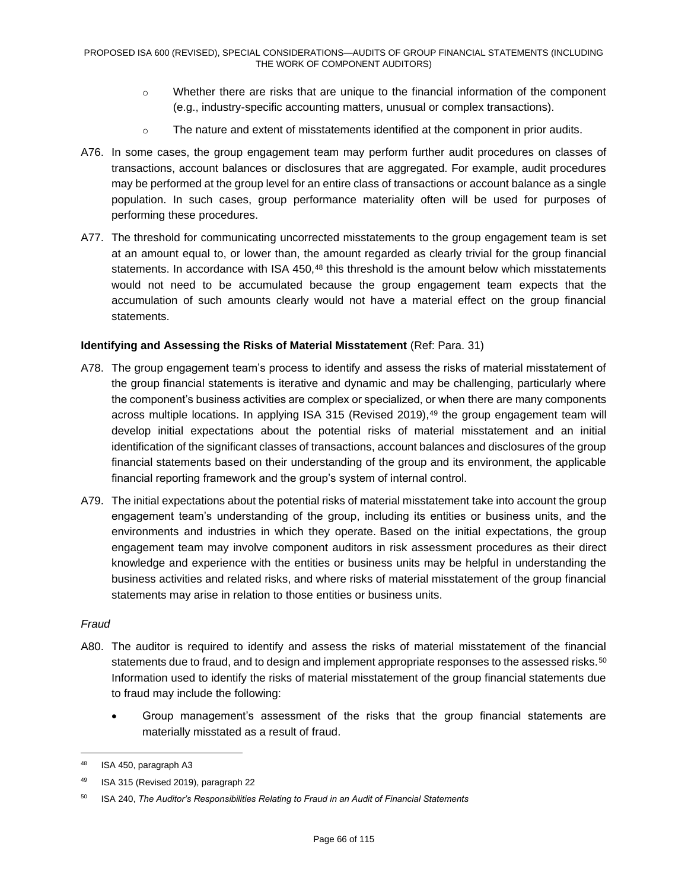- Whether there are risks that are unique to the financial information of the component (e.g., industry-specific accounting matters, unusual or complex transactions).
- The nature and extent of misstatements identified at the component in prior audits.

A76. In some cases, the group engagement team may perform further audit procedures on classes of transactions, account balances or disclosures that are aggregated. For example, audit procedures may be performed at the group level for an entire class of transactions or account balance as a single population. In such cases, group performance materiality often will be used for purposes of performing these procedures.

A77. The threshold for communicating uncorrected misstatements to the group engagement team is set at an amount equal to, or lower than, the amount regarded as clearly trivial for the group financial statements. In accordance with ISA 450,[48] this threshold is the amount below which misstatements would not need to be accumulated because the group engagement team expects that the accumulation of such amounts clearly would not have a material effect on the group financial statements.

**Identifying and Assessing the Risks of Material Misstatement** (Ref: Para. 31)

A78. The group engagement team's process to identify and assess the risks of material misstatement of the group financial statements is iterative and dynamic and may be challenging, particularly where the component's business activities are complex or specialized, or when there are many components across multiple locations. In applying ISA 315 (Revised 2019),[49] the group engagement team will develop initial expectations about the potential risks of material misstatement and an initial identification of the significant classes of transactions, account balances and disclosures of the group financial statements based on their understanding of the group and its environment, the applicable financial reporting framework and the group's system of internal control.

A79. The initial expectations about the potential risks of material misstatement take into account the group engagement team's understanding of the group, including its entities or business units, and the environments and industries in which they operate. Based on the initial expectations, the group engagement team may involve component auditors in risk assessment procedures as their direct knowledge and experience with the entities or business units may be helpful in understanding the business activities and related risks, and where risks of material misstatement of the group financial statements may arise in relation to those entities or business units.

*Fraud*

A80. The auditor is required to identify and assess the risks of material misstatement of the financial statements due to fraud, and to design and implement appropriate responses to the assessed risks.[50] Information used to identify the risks of material misstatement of the group financial statements due to fraud may include the following:

- Group management's assessment of the risks that the group financial statements are materially misstated as a result of fraud.

---

[48] ISA 450, paragraph A3

[49] ISA 315 (Revised 2019), paragraph 22

[50] ISA 240, *The Auditor's Responsibilities Relating to Fraud in an Audit of Financial Statements*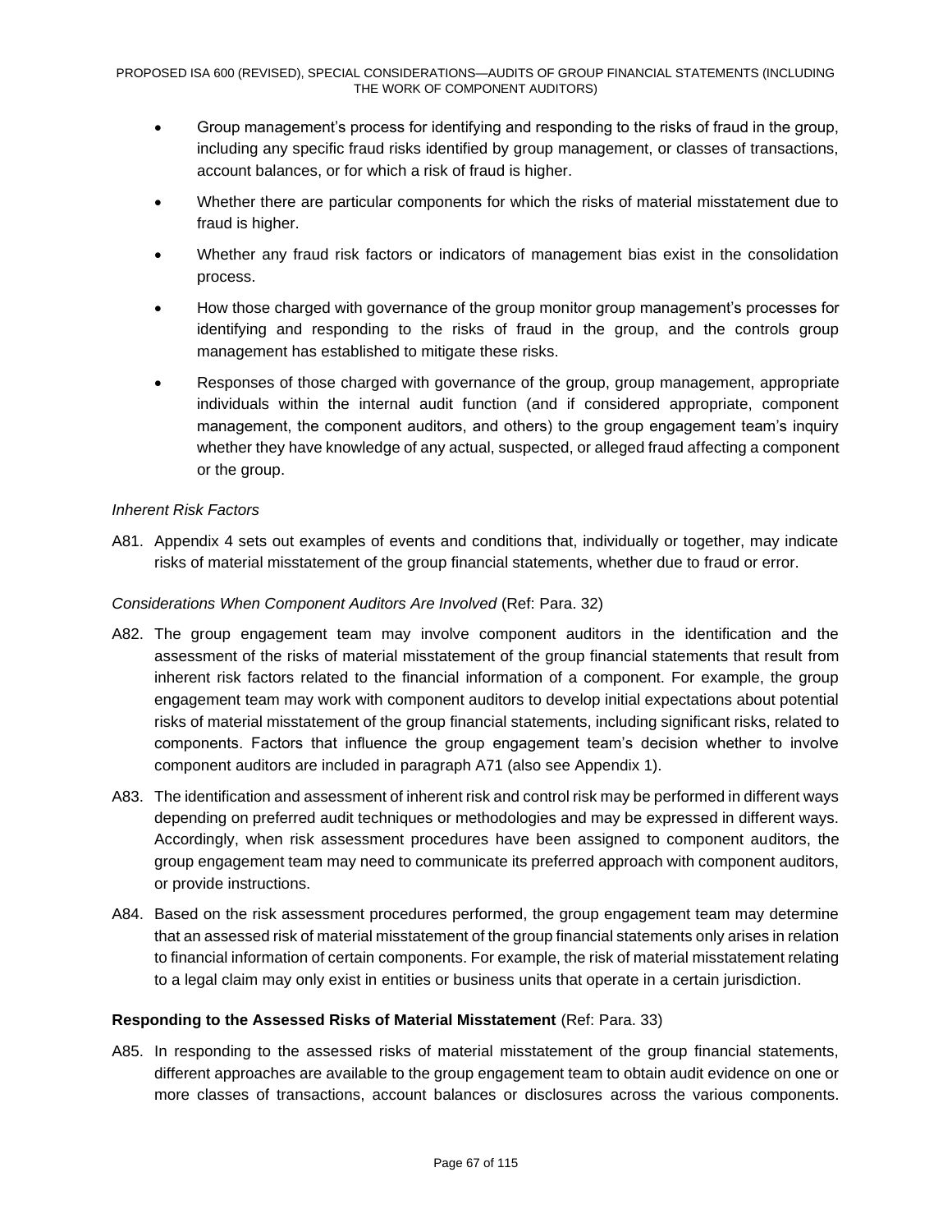- Group management's process for identifying and responding to the risks of fraud in the group, including any specific fraud risks identified by group management, or classes of transactions, account balances, or for which a risk of fraud is higher.
- Whether there are particular components for which the risks of material misstatement due to fraud is higher.
- Whether any fraud risk factors or indicators of management bias exist in the consolidation process.
- How those charged with governance of the group monitor group management's processes for identifying and responding to the risks of fraud in the group, and the controls group management has established to mitigate these risks.
- Responses of those charged with governance of the group, group management, appropriate individuals within the internal audit function (and if considered appropriate, component management, the component auditors, and others) to the group engagement team's inquiry whether they have knowledge of any actual, suspected, or alleged fraud affecting a component or the group.

*Inherent Risk Factors*

A81. Appendix 4 sets out examples of events and conditions that, individually or together, may indicate risks of material misstatement of the group financial statements, whether due to fraud or error.

*Considerations When Component Auditors Are Involved* (Ref: Para. 32)

A82. The group engagement team may involve component auditors in the identification and the assessment of the risks of material misstatement of the group financial statements that result from inherent risk factors related to the financial information of a component. For example, the group engagement team may work with component auditors to develop initial expectations about potential risks of material misstatement of the group financial statements, including significant risks, related to components. Factors that influence the group engagement team's decision whether to involve component auditors are included in paragraph A71 (also see Appendix 1).

A83. The identification and assessment of inherent risk and control risk may be performed in different ways depending on preferred audit techniques or methodologies and may be expressed in different ways. Accordingly, when risk assessment procedures have been assigned to component auditors, the group engagement team may need to communicate its preferred approach with component auditors, or provide instructions.

A84. Based on the risk assessment procedures performed, the group engagement team may determine that an assessed risk of material misstatement of the group financial statements only arises in relation to financial information of certain components. For example, the risk of material misstatement relating to a legal claim may only exist in entities or business units that operate in a certain jurisdiction.

**Responding to the Assessed Risks of Material Misstatement** (Ref: Para. 33)

A85. In responding to the assessed risks of material misstatement of the group financial statements, different approaches are available to the group engagement team to obtain audit evidence on one or more classes of transactions, account balances or disclosures across the various components.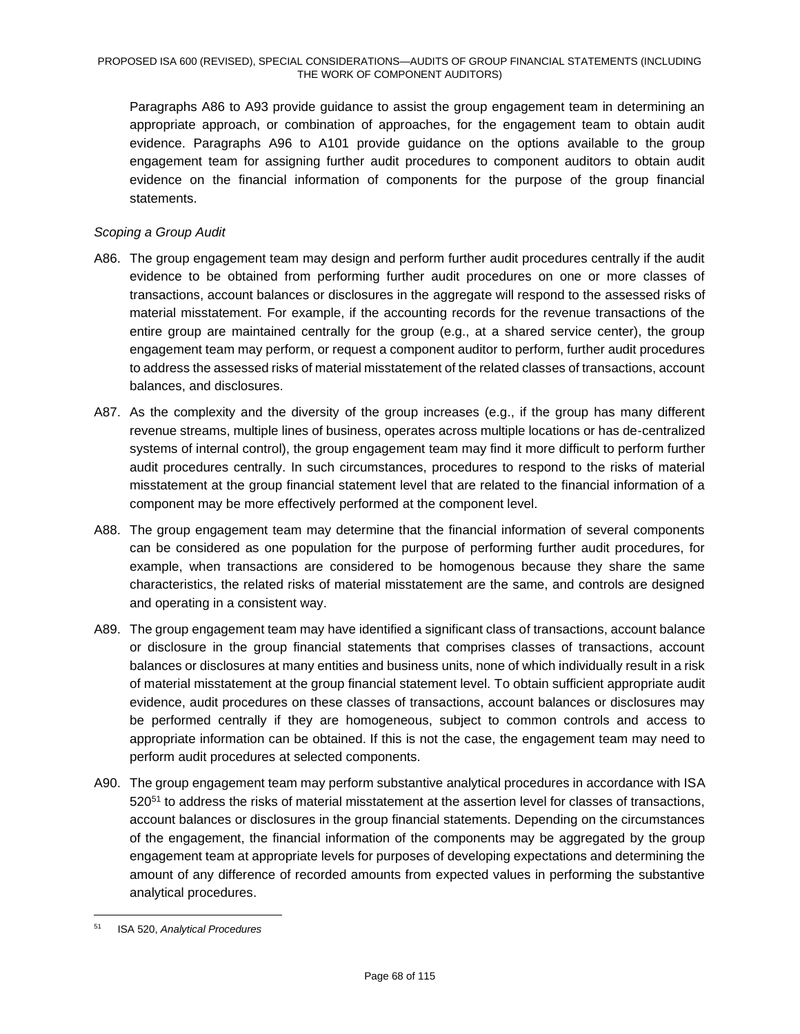Paragraphs A86 to A93 provide guidance to assist the group engagement team in determining an appropriate approach, or combination of approaches, for the engagement team to obtain audit evidence. Paragraphs A96 to A101 provide guidance on the options available to the group engagement team for assigning further audit procedures to component auditors to obtain audit evidence on the financial information of components for the purpose of the group financial statements.

*Scoping a Group Audit*

A86. The group engagement team may design and perform further audit procedures centrally if the audit evidence to be obtained from performing further audit procedures on one or more classes of transactions, account balances or disclosures in the aggregate will respond to the assessed risks of material misstatement. For example, if the accounting records for the revenue transactions of the entire group are maintained centrally for the group (e.g., at a shared service center), the group engagement team may perform, or request a component auditor to perform, further audit procedures to address the assessed risks of material misstatement of the related classes of transactions, account balances, and disclosures.

A87. As the complexity and the diversity of the group increases (e.g., if the group has many different revenue streams, multiple lines of business, operates across multiple locations or has de-centralized systems of internal control), the group engagement team may find it more difficult to perform further audit procedures centrally. In such circumstances, procedures to respond to the risks of material misstatement at the group financial statement level that are related to the financial information of a component may be more effectively performed at the component level.

A88. The group engagement team may determine that the financial information of several components can be considered as one population for the purpose of performing further audit procedures, for example, when transactions are considered to be homogenous because they share the same characteristics, the related risks of material misstatement are the same, and controls are designed and operating in a consistent way.

A89. The group engagement team may have identified a significant class of transactions, account balance or disclosure in the group financial statements that comprises classes of transactions, account balances or disclosures at many entities and business units, none of which individually result in a risk of material misstatement at the group financial statement level. To obtain sufficient appropriate audit evidence, audit procedures on these classes of transactions, account balances or disclosures may be performed centrally if they are homogeneous, subject to common controls and access to appropriate information can be obtained. If this is not the case, the engagement team may need to perform audit procedures at selected components.

A90. The group engagement team may perform substantive analytical procedures in accordance with ISA 520[51] to address the risks of material misstatement at the assertion level for classes of transactions, account balances or disclosures in the group financial statements. Depending on the circumstances of the engagement, the financial information of the components may be aggregated by the group engagement team at appropriate levels for purposes of developing expectations and determining the amount of any difference of recorded amounts from expected values in performing the substantive analytical procedures.

---

[51] ISA 520, *Analytical Procedures*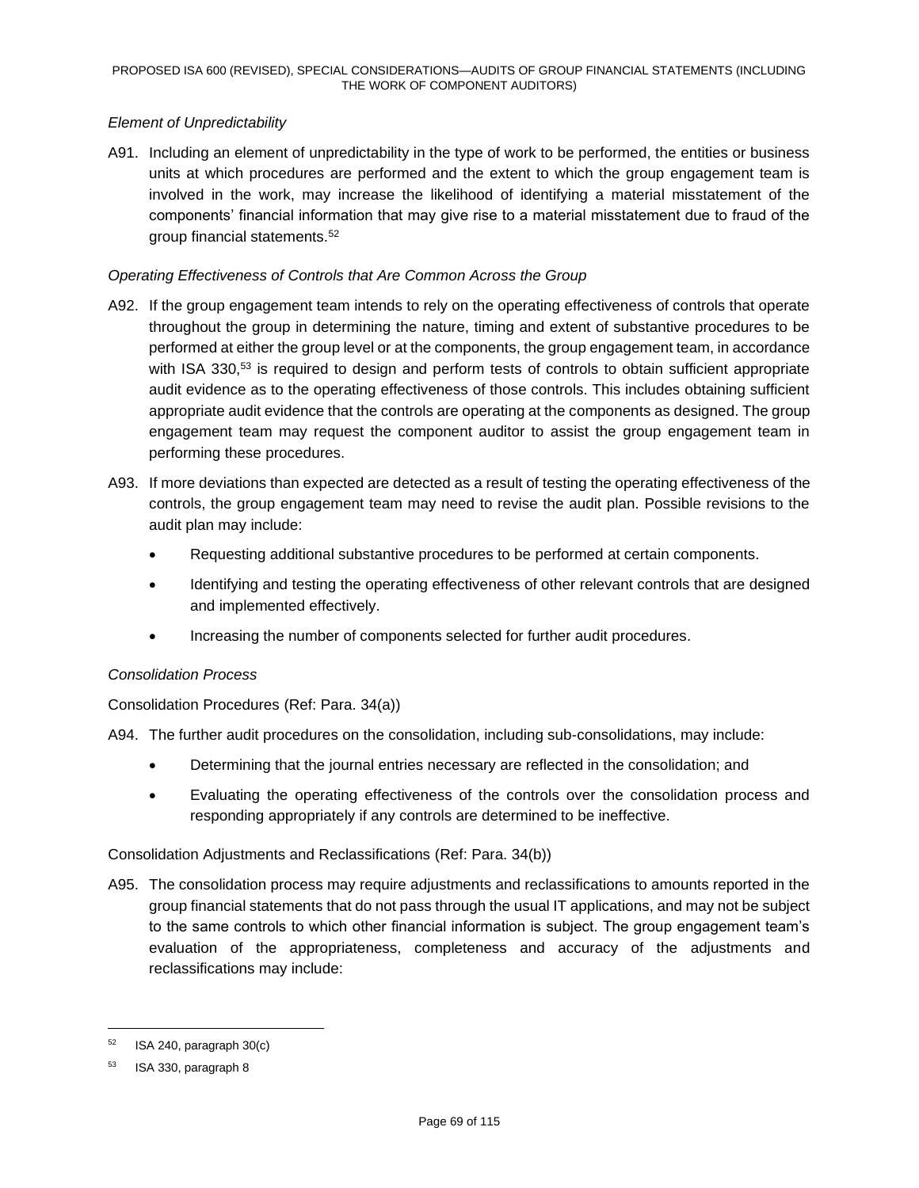*Element of Unpredictability*

A91. Including an element of unpredictability in the type of work to be performed, the entities or business units at which procedures are performed and the extent to which the group engagement team is involved in the work, may increase the likelihood of identifying a material misstatement of the components' financial information that may give rise to a material misstatement due to fraud of the group financial statements.[52]

*Operating Effectiveness of Controls that Are Common Across the Group*

A92. If the group engagement team intends to rely on the operating effectiveness of controls that operate throughout the group in determining the nature, timing and extent of substantive procedures to be performed at either the group level or at the components, the group engagement team, in accordance with ISA 330,[53] is required to design and perform tests of controls to obtain sufficient appropriate audit evidence as to the operating effectiveness of those controls. This includes obtaining sufficient appropriate audit evidence that the controls are operating at the components as designed. The group engagement team may request the component auditor to assist the group engagement team in performing these procedures.

A93. If more deviations than expected are detected as a result of testing the operating effectiveness of the controls, the group engagement team may need to revise the audit plan. Possible revisions to the audit plan may include:

- Requesting additional substantive procedures to be performed at certain components.
- Identifying and testing the operating effectiveness of other relevant controls that are designed and implemented effectively.
- Increasing the number of components selected for further audit procedures.

*Consolidation Process*

Consolidation Procedures (Ref: Para. 34(a))

A94. The further audit procedures on the consolidation, including sub-consolidations, may include:

- Determining that the journal entries necessary are reflected in the consolidation; and
- Evaluating the operating effectiveness of the controls over the consolidation process and responding appropriately if any controls are determined to be ineffective.

Consolidation Adjustments and Reclassifications (Ref: Para. 34(b))

A95. The consolidation process may require adjustments and reclassifications to amounts reported in the group financial statements that do not pass through the usual IT applications, and may not be subject to the same controls to which other financial information is subject. The group engagement team's evaluation of the appropriateness, completeness and accuracy of the adjustments and reclassifications may include:

---

[52] ISA 240, paragraph 30(c)

[53] ISA 330, paragraph 8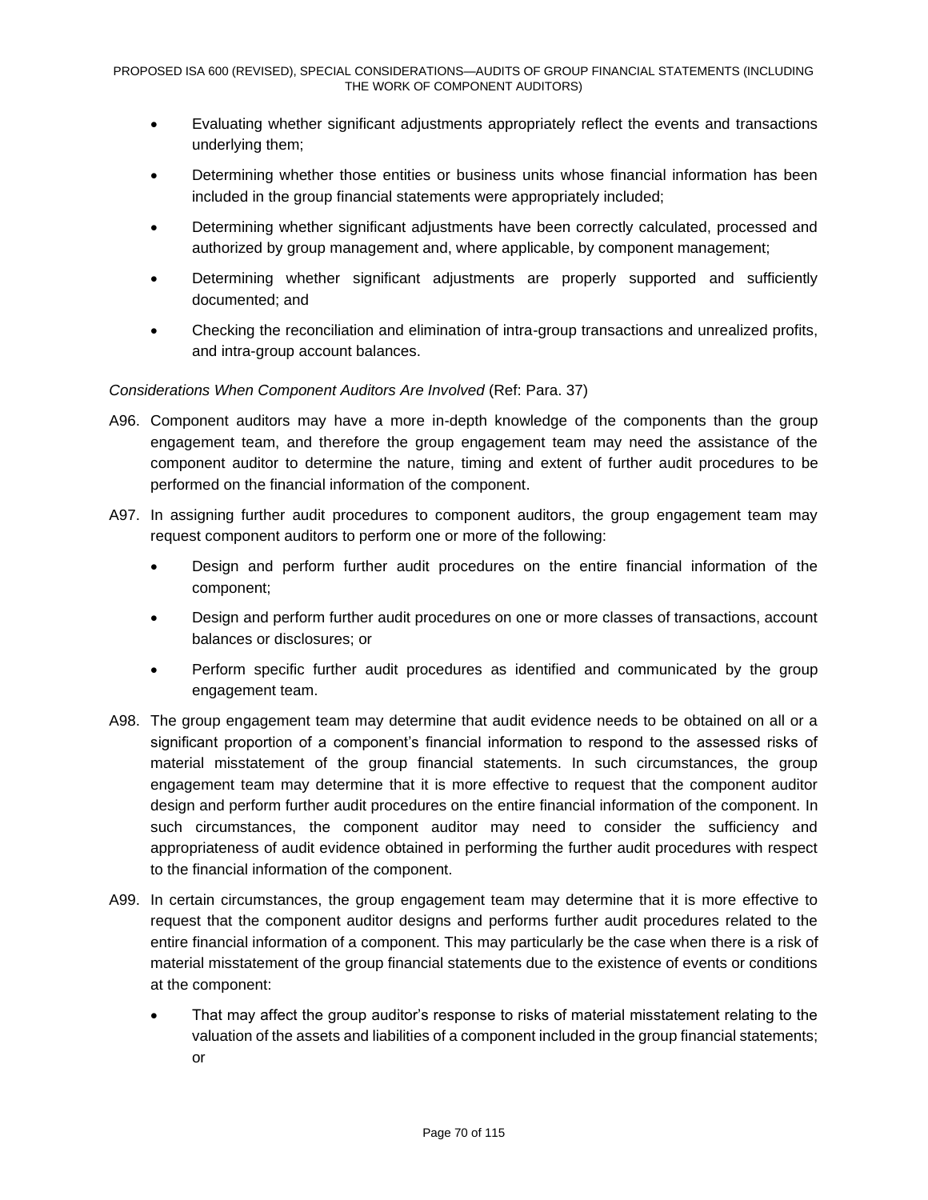- Evaluating whether significant adjustments appropriately reflect the events and transactions underlying them;
- Determining whether those entities or business units whose financial information has been included in the group financial statements were appropriately included;
- Determining whether significant adjustments have been correctly calculated, processed and authorized by group management and, where applicable, by component management;
- Determining whether significant adjustments are properly supported and sufficiently documented; and
- Checking the reconciliation and elimination of intra-group transactions and unrealized profits, and intra-group account balances.

*Considerations When Component Auditors Are Involved* (Ref: Para. 37)

A96. Component auditors may have a more in-depth knowledge of the components than the group engagement team, and therefore the group engagement team may need the assistance of the component auditor to determine the nature, timing and extent of further audit procedures to be performed on the financial information of the component.

A97. In assigning further audit procedures to component auditors, the group engagement team may request component auditors to perform one or more of the following:

- Design and perform further audit procedures on the entire financial information of the component;
- Design and perform further audit procedures on one or more classes of transactions, account balances or disclosures; or
- Perform specific further audit procedures as identified and communicated by the group engagement team.

A98. The group engagement team may determine that audit evidence needs to be obtained on all or a significant proportion of a component's financial information to respond to the assessed risks of material misstatement of the group financial statements. In such circumstances, the group engagement team may determine that it is more effective to request that the component auditor design and perform further audit procedures on the entire financial information of the component. In such circumstances, the component auditor may need to consider the sufficiency and appropriateness of audit evidence obtained in performing the further audit procedures with respect to the financial information of the component.

A99. In certain circumstances, the group engagement team may determine that it is more effective to request that the component auditor designs and performs further audit procedures related to the entire financial information of a component. This may particularly be the case when there is a risk of material misstatement of the group financial statements due to the existence of events or conditions at the component:

- That may affect the group auditor's response to risks of material misstatement relating to the valuation of the assets and liabilities of a component included in the group financial statements; or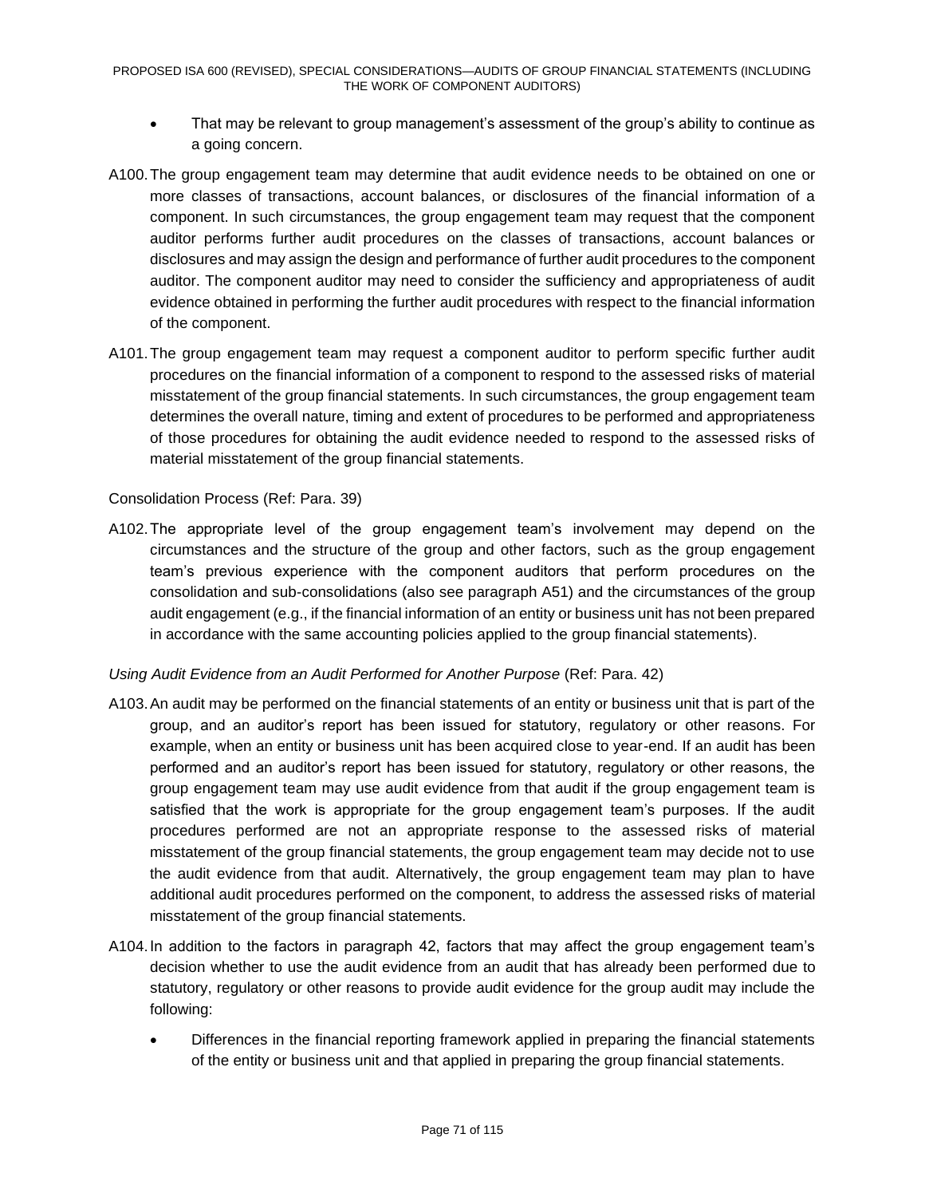- That may be relevant to group management's assessment of the group's ability to continue as a going concern.

A100. The group engagement team may determine that audit evidence needs to be obtained on one or more classes of transactions, account balances, or disclosures of the financial information of a component. In such circumstances, the group engagement team may request that the component auditor performs further audit procedures on the classes of transactions, account balances or disclosures and may assign the design and performance of further audit procedures to the component auditor. The component auditor may need to consider the sufficiency and appropriateness of audit evidence obtained in performing the further audit procedures with respect to the financial information of the component.

A101. The group engagement team may request a component auditor to perform specific further audit procedures on the financial information of a component to respond to the assessed risks of material misstatement of the group financial statements. In such circumstances, the group engagement team determines the overall nature, timing and extent of procedures to be performed and appropriateness of those procedures for obtaining the audit evidence needed to respond to the assessed risks of material misstatement of the group financial statements.

Consolidation Process (Ref: Para. 39)

A102. The appropriate level of the group engagement team's involvement may depend on the circumstances and the structure of the group and other factors, such as the group engagement team's previous experience with the component auditors that perform procedures on the consolidation and sub-consolidations (also see paragraph A51) and the circumstances of the group audit engagement (e.g., if the financial information of an entity or business unit has not been prepared in accordance with the same accounting policies applied to the group financial statements).

*Using Audit Evidence from an Audit Performed for Another Purpose* (Ref: Para. 42)

A103. An audit may be performed on the financial statements of an entity or business unit that is part of the group, and an auditor's report has been issued for statutory, regulatory or other reasons. For example, when an entity or business unit has been acquired close to year-end. If an audit has been performed and an auditor's report has been issued for statutory, regulatory or other reasons, the group engagement team may use audit evidence from that audit if the group engagement team is satisfied that the work is appropriate for the group engagement team's purposes. If the audit procedures performed are not an appropriate response to the assessed risks of material misstatement of the group financial statements, the group engagement team may decide not to use the audit evidence from that audit. Alternatively, the group engagement team may plan to have additional audit procedures performed on the component, to address the assessed risks of material misstatement of the group financial statements.

A104. In addition to the factors in paragraph 42, factors that may affect the group engagement team's decision whether to use the audit evidence from an audit that has already been performed due to statutory, regulatory or other reasons to provide audit evidence for the group audit may include the following:

- Differences in the financial reporting framework applied in preparing the financial statements of the entity or business unit and that applied in preparing the group financial statements.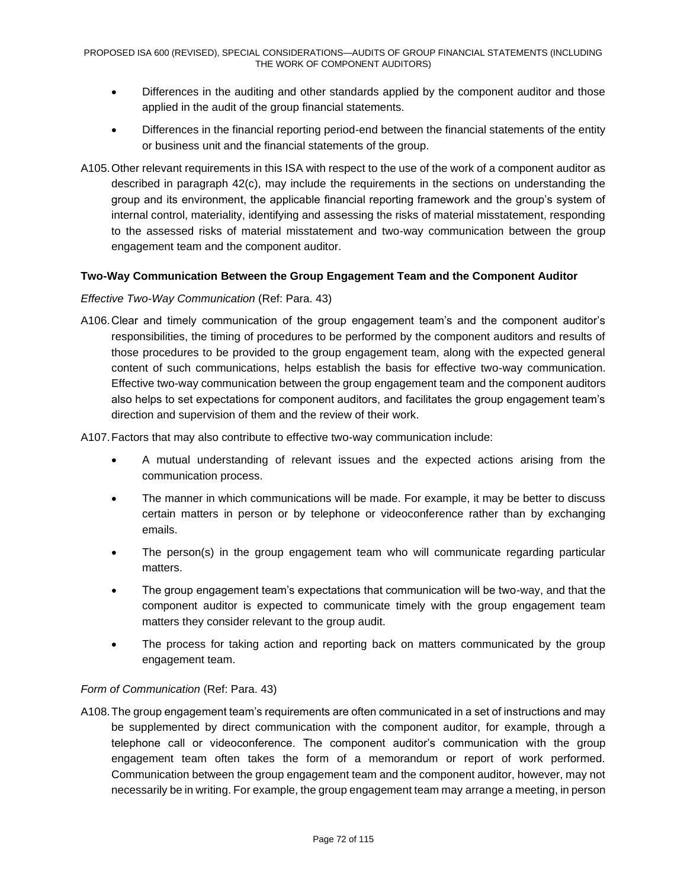- Differences in the auditing and other standards applied by the component auditor and those applied in the audit of the group financial statements.
- Differences in the financial reporting period-end between the financial statements of the entity or business unit and the financial statements of the group.

A105. Other relevant requirements in this ISA with respect to the use of the work of a component auditor as described in paragraph 42(c), may include the requirements in the sections on understanding the group and its environment, the applicable financial reporting framework and the group's system of internal control, materiality, identifying and assessing the risks of material misstatement, responding to the assessed risks of material misstatement and two-way communication between the group engagement team and the component auditor.

**Two-Way Communication Between the Group Engagement Team and the Component Auditor**

*Effective Two-Way Communication* (Ref: Para. 43)

A106. Clear and timely communication of the group engagement team's and the component auditor's responsibilities, the timing of procedures to be performed by the component auditors and results of those procedures to be provided to the group engagement team, along with the expected general content of such communications, helps establish the basis for effective two-way communication. Effective two-way communication between the group engagement team and the component auditors also helps to set expectations for component auditors, and facilitates the group engagement team's direction and supervision of them and the review of their work.

A107. Factors that may also contribute to effective two-way communication include:

- A mutual understanding of relevant issues and the expected actions arising from the communication process.
- The manner in which communications will be made. For example, it may be better to discuss certain matters in person or by telephone or videoconference rather than by exchanging emails.
- The person(s) in the group engagement team who will communicate regarding particular matters.
- The group engagement team's expectations that communication will be two-way, and that the component auditor is expected to communicate timely with the group engagement team matters they consider relevant to the group audit.
- The process for taking action and reporting back on matters communicated by the group engagement team.

*Form of Communication* (Ref: Para. 43)

A108. The group engagement team's requirements are often communicated in a set of instructions and may be supplemented by direct communication with the component auditor, for example, through a telephone call or videoconference. The component auditor's communication with the group engagement team often takes the form of a memorandum or report of work performed. Communication between the group engagement team and the component auditor, however, may not necessarily be in writing. For example, the group engagement team may arrange a meeting, in person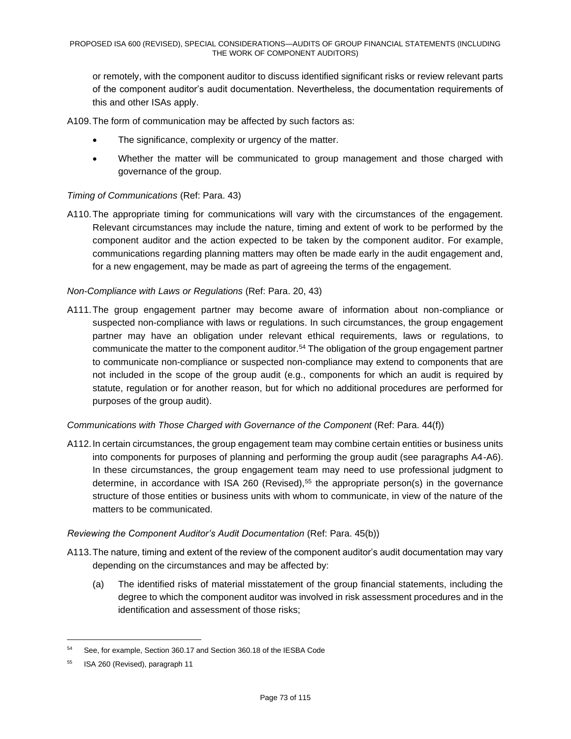or remotely, with the component auditor to discuss identified significant risks or review relevant parts of the component auditor's audit documentation. Nevertheless, the documentation requirements of this and other ISAs apply.

A109. The form of communication may be affected by such factors as:

- The significance, complexity or urgency of the matter.
- Whether the matter will be communicated to group management and those charged with governance of the group.

*Timing of Communications* (Ref: Para. 43)

A110. The appropriate timing for communications will vary with the circumstances of the engagement. Relevant circumstances may include the nature, timing and extent of work to be performed by the component auditor and the action expected to be taken by the component auditor. For example, communications regarding planning matters may often be made early in the audit engagement and, for a new engagement, may be made as part of agreeing the terms of the engagement.

*Non-Compliance with Laws or Regulations* (Ref: Para. 20, 43)

A111. The group engagement partner may become aware of information about non-compliance or suspected non-compliance with laws or regulations. In such circumstances, the group engagement partner may have an obligation under relevant ethical requirements, laws or regulations, to communicate the matter to the component auditor.[54] The obligation of the group engagement partner to communicate non-compliance or suspected non-compliance may extend to components that are not included in the scope of the group audit (e.g., components for which an audit is required by statute, regulation or for another reason, but for which no additional procedures are performed for purposes of the group audit).

*Communications with Those Charged with Governance of the Component* (Ref: Para. 44(f))

A112. In certain circumstances, the group engagement team may combine certain entities or business units into components for purposes of planning and performing the group audit (see paragraphs A4-A6). In these circumstances, the group engagement team may need to use professional judgment to determine, in accordance with ISA 260 (Revised),[55] the appropriate person(s) in the governance structure of those entities or business units with whom to communicate, in view of the nature of the matters to be communicated.

*Reviewing the Component Auditor's Audit Documentation* (Ref: Para. 45(b))

A113. The nature, timing and extent of the review of the component auditor's audit documentation may vary depending on the circumstances and may be affected by:

(a) The identified risks of material misstatement of the group financial statements, including the degree to which the component auditor was involved in risk assessment procedures and in the identification and assessment of those risks;

---

[54] See, for example, Section 360.17 and Section 360.18 of the IESBA Code

[55] ISA 260 (Revised), paragraph 11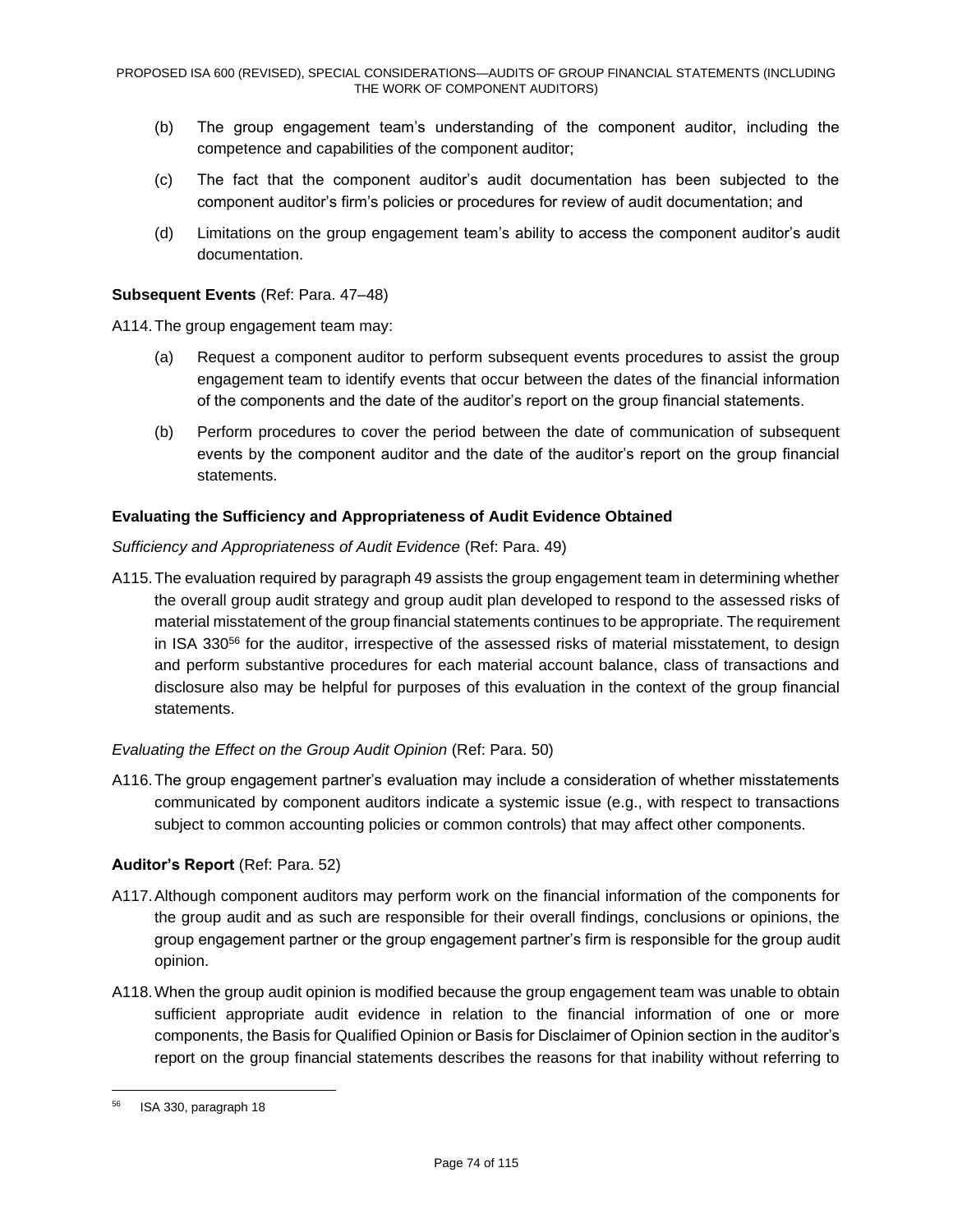(b) The group engagement team's understanding of the component auditor, including the competence and capabilities of the component auditor;

(c) The fact that the component auditor's audit documentation has been subjected to the component auditor's firm's policies or procedures for review of audit documentation; and

(d) Limitations on the group engagement team's ability to access the component auditor's audit documentation.

**Subsequent Events** (Ref: Para. 47–48)

A114. The group engagement team may:

(a) Request a component auditor to perform subsequent events procedures to assist the group engagement team to identify events that occur between the dates of the financial information of the components and the date of the auditor's report on the group financial statements.

(b) Perform procedures to cover the period between the date of communication of subsequent events by the component auditor and the date of the auditor's report on the group financial statements.

**Evaluating the Sufficiency and Appropriateness of Audit Evidence Obtained**

*Sufficiency and Appropriateness of Audit Evidence* (Ref: Para. 49)

A115. The evaluation required by paragraph 49 assists the group engagement team in determining whether the overall group audit strategy and group audit plan developed to respond to the assessed risks of material misstatement of the group financial statements continues to be appropriate. The requirement in ISA 330[56] for the auditor, irrespective of the assessed risks of material misstatement, to design and perform substantive procedures for each material account balance, class of transactions and disclosure also may be helpful for purposes of this evaluation in the context of the group financial statements.

*Evaluating the Effect on the Group Audit Opinion* (Ref: Para. 50)

A116. The group engagement partner's evaluation may include a consideration of whether misstatements communicated by component auditors indicate a systemic issue (e.g., with respect to transactions subject to common accounting policies or common controls) that may affect other components.

**Auditor's Report** (Ref: Para. 52)

A117. Although component auditors may perform work on the financial information of the components for the group audit and as such are responsible for their overall findings, conclusions or opinions, the group engagement partner or the group engagement partner's firm is responsible for the group audit opinion.

A118. When the group audit opinion is modified because the group engagement team was unable to obtain sufficient appropriate audit evidence in relation to the financial information of one or more components, the Basis for Qualified Opinion or Basis for Disclaimer of Opinion section in the auditor's report on the group financial statements describes the reasons for that inability without referring to

---

[56] ISA 330, paragraph 18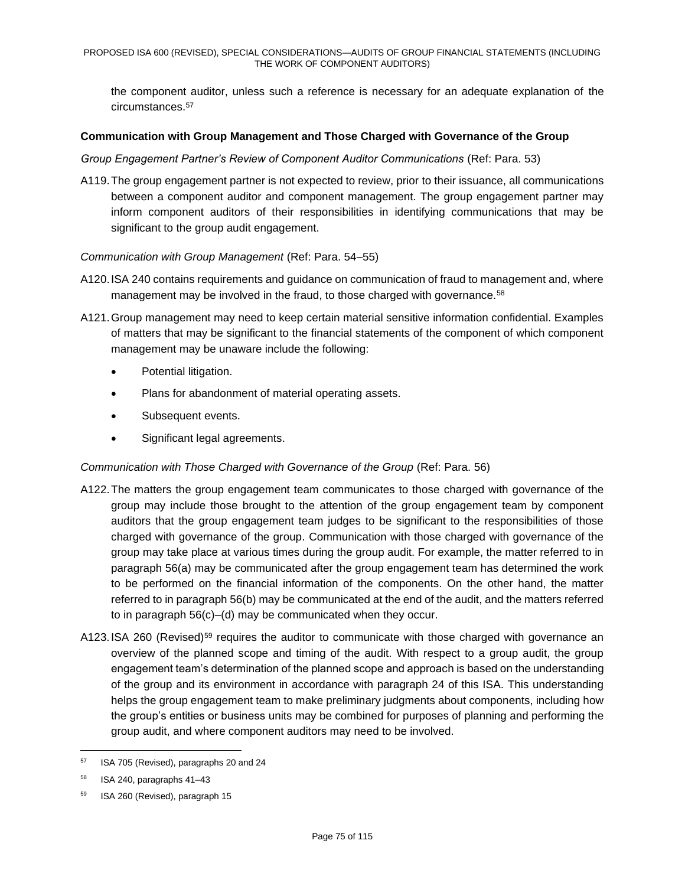the component auditor, unless such a reference is necessary for an adequate explanation of the circumstances.[57]

### Communication with Group Management and Those Charged with Governance of the Group

*Group Engagement Partner's Review of Component Auditor Communications* (Ref: Para. 53)

A119. The group engagement partner is not expected to review, prior to their issuance, all communications between a component auditor and component management. The group engagement partner may inform component auditors of their responsibilities in identifying communications that may be significant to the group audit engagement.

*Communication with Group Management* (Ref: Para. 54–55)

A120. ISA 240 contains requirements and guidance on communication of fraud to management and, where management may be involved in the fraud, to those charged with governance.[58]

A121. Group management may need to keep certain material sensitive information confidential. Examples of matters that may be significant to the financial statements of the component of which component management may be unaware include the following:

- Potential litigation.
- Plans for abandonment of material operating assets.
- Subsequent events.
- Significant legal agreements.

*Communication with Those Charged with Governance of the Group* (Ref: Para. 56)

A122. The matters the group engagement team communicates to those charged with governance of the group may include those brought to the attention of the group engagement team by component auditors that the group engagement team judges to be significant to the responsibilities of those charged with governance of the group. Communication with those charged with governance of the group may take place at various times during the group audit. For example, the matter referred to in paragraph 56(a) may be communicated after the group engagement team has determined the work to be performed on the financial information of the components. On the other hand, the matter referred to in paragraph 56(b) may be communicated at the end of the audit, and the matters referred to in paragraph 56(c)–(d) may be communicated when they occur.

A123. ISA 260 (Revised)[59] requires the auditor to communicate with those charged with governance an overview of the planned scope and timing of the audit. With respect to a group audit, the group engagement team's determination of the planned scope and approach is based on the understanding of the group and its environment in accordance with paragraph 24 of this ISA. This understanding helps the group engagement team to make preliminary judgments about components, including how the group's entities or business units may be combined for purposes of planning and performing the group audit, and where component auditors may need to be involved.

---

[57] ISA 705 (Revised), paragraphs 20 and 24

[58] ISA 240, paragraphs 41–43

[59] ISA 260 (Revised), paragraph 15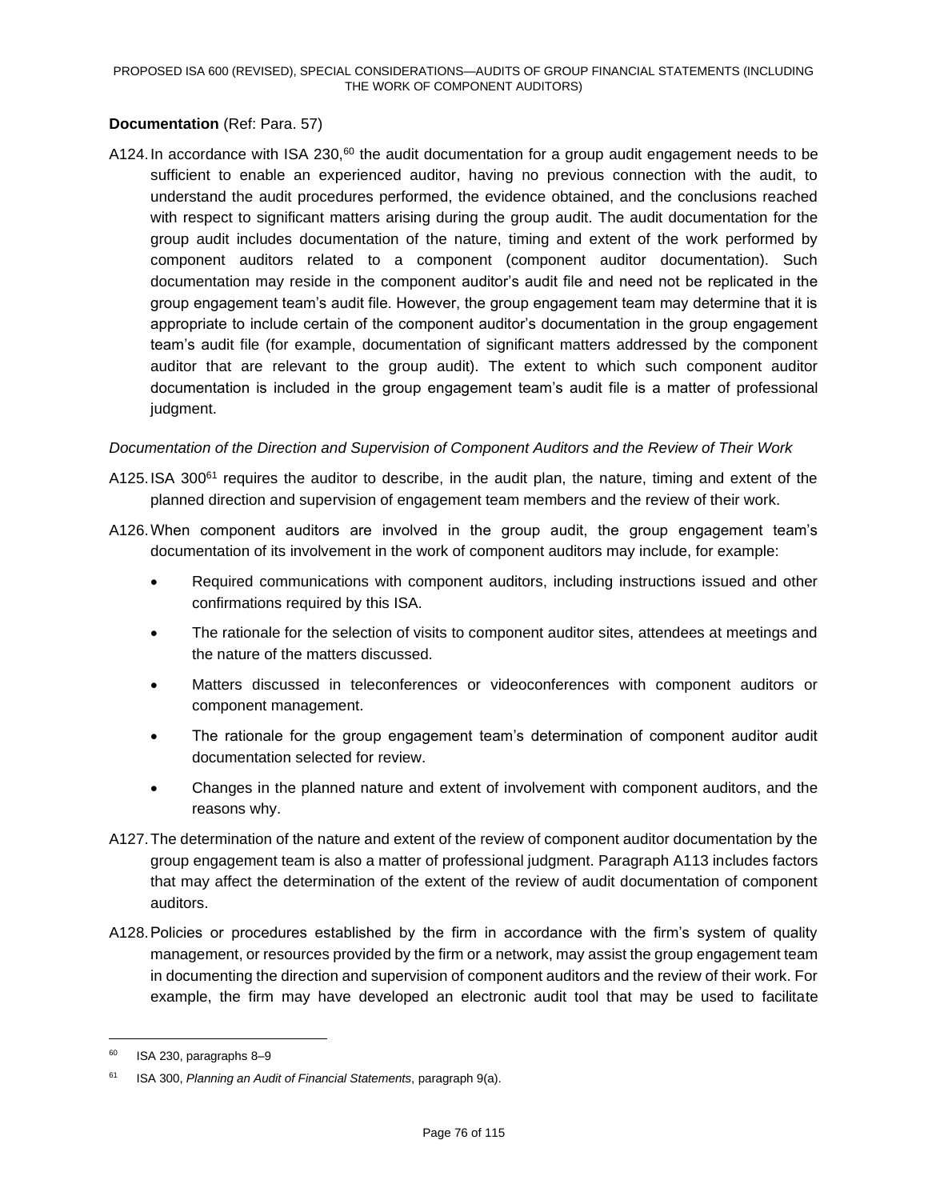**Documentation** (Ref: Para. 57)

A124. In accordance with ISA 230,[60] the audit documentation for a group audit engagement needs to be sufficient to enable an experienced auditor, having no previous connection with the audit, to understand the audit procedures performed, the evidence obtained, and the conclusions reached with respect to significant matters arising during the group audit. The audit documentation for the group audit includes documentation of the nature, timing and extent of the work performed by component auditors related to a component (component auditor documentation). Such documentation may reside in the component auditor's audit file and need not be replicated in the group engagement team's audit file. However, the group engagement team may determine that it is appropriate to include certain of the component auditor's documentation in the group engagement team's audit file (for example, documentation of significant matters addressed by the component auditor that are relevant to the group audit). The extent to which such component auditor documentation is included in the group engagement team's audit file is a matter of professional judgment.

*Documentation of the Direction and Supervision of Component Auditors and the Review of Their Work*

A125. ISA 300[61] requires the auditor to describe, in the audit plan, the nature, timing and extent of the planned direction and supervision of engagement team members and the review of their work.

A126. When component auditors are involved in the group audit, the group engagement team's documentation of its involvement in the work of component auditors may include, for example:

- Required communications with component auditors, including instructions issued and other confirmations required by this ISA.
- The rationale for the selection of visits to component auditor sites, attendees at meetings and the nature of the matters discussed.
- Matters discussed in teleconferences or videoconferences with component auditors or component management.
- The rationale for the group engagement team's determination of component auditor audit documentation selected for review.
- Changes in the planned nature and extent of involvement with component auditors, and the reasons why.

A127. The determination of the nature and extent of the review of component auditor documentation by the group engagement team is also a matter of professional judgment. Paragraph A113 includes factors that may affect the determination of the extent of the review of audit documentation of component auditors.

A128. Policies or procedures established by the firm in accordance with the firm's system of quality management, or resources provided by the firm or a network, may assist the group engagement team in documenting the direction and supervision of component auditors and the review of their work. For example, the firm may have developed an electronic audit tool that may be used to facilitate

---

[60] ISA 230, paragraphs 8–9

[61] ISA 300, *Planning an Audit of Financial Statements*, paragraph 9(a).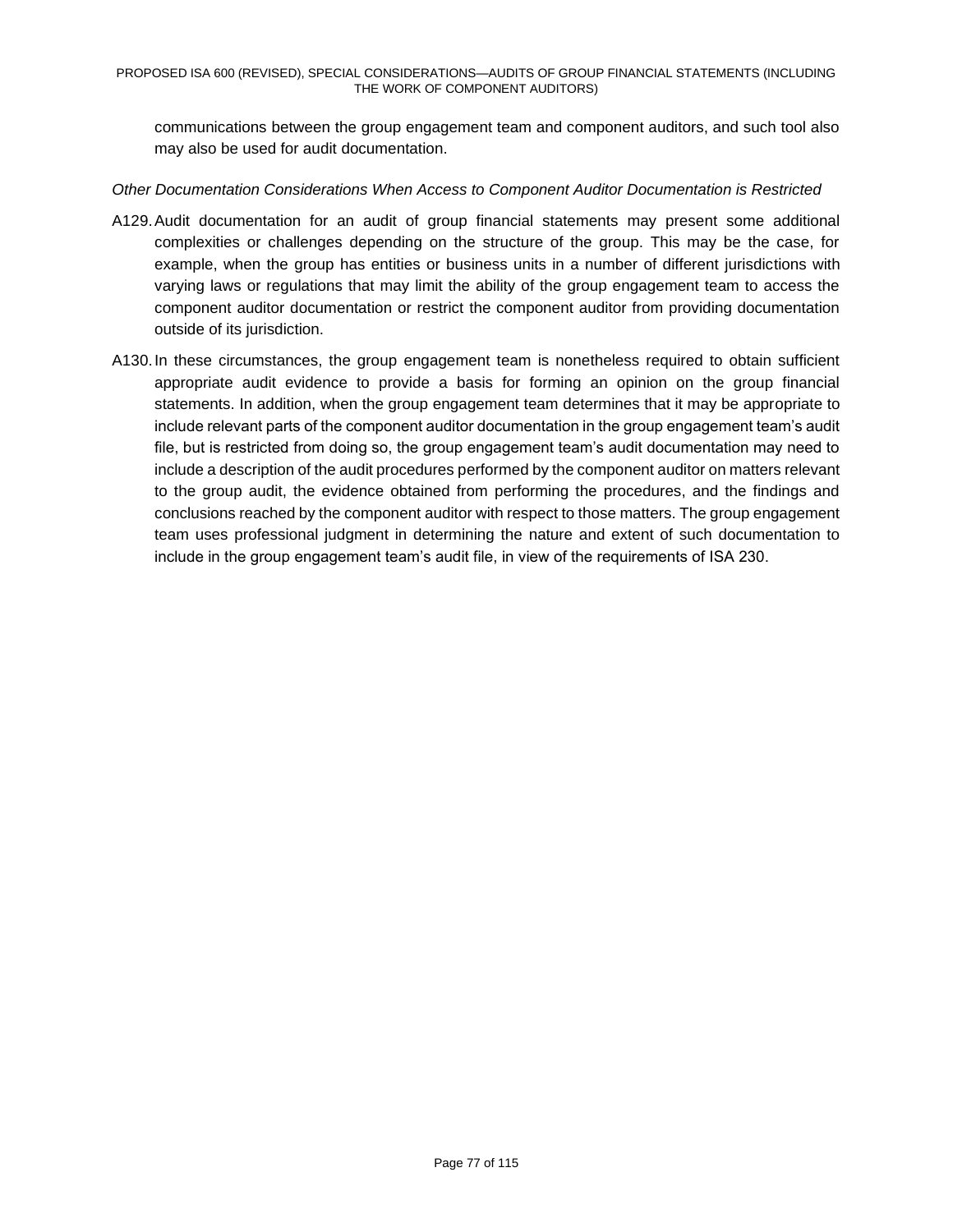communications between the group engagement team and component auditors, and such tool also may also be used for audit documentation.

*Other Documentation Considerations When Access to Component Auditor Documentation is Restricted*

A129. Audit documentation for an audit of group financial statements may present some additional complexities or challenges depending on the structure of the group. This may be the case, for example, when the group has entities or business units in a number of different jurisdictions with varying laws or regulations that may limit the ability of the group engagement team to access the component auditor documentation or restrict the component auditor from providing documentation outside of its jurisdiction.

A130. In these circumstances, the group engagement team is nonetheless required to obtain sufficient appropriate audit evidence to provide a basis for forming an opinion on the group financial statements. In addition, when the group engagement team determines that it may be appropriate to include relevant parts of the component auditor documentation in the group engagement team's audit file, but is restricted from doing so, the group engagement team's audit documentation may need to include a description of the audit procedures performed by the component auditor on matters relevant to the group audit, the evidence obtained from performing the procedures, and the findings and conclusions reached by the component auditor with respect to those matters. The group engagement team uses professional judgment in determining the nature and extent of such documentation to include in the group engagement team's audit file, in view of the requirements of ISA 230.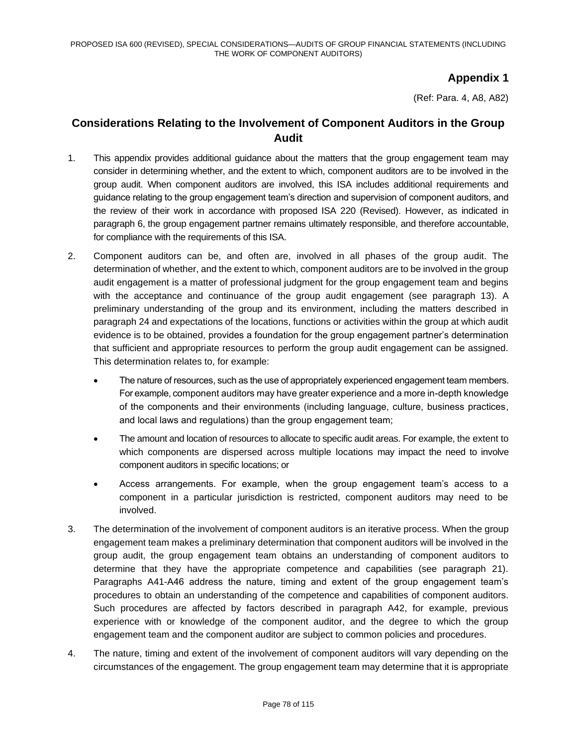# Appendix 1

(Ref: Para. 4, A8, A82)

## Considerations Relating to the Involvement of Component Auditors in the Group Audit

1. This appendix provides additional guidance about the matters that the group engagement team may consider in determining whether, and the extent to which, component auditors are to be involved in the group audit. When component auditors are involved, this ISA includes additional requirements and guidance relating to the group engagement team's direction and supervision of component auditors, and the review of their work in accordance with proposed ISA 220 (Revised). However, as indicated in paragraph 6, the group engagement partner remains ultimately responsible, and therefore accountable, for compliance with the requirements of this ISA.

2. Component auditors can be, and often are, involved in all phases of the group audit. The determination of whether, and the extent to which, component auditors are to be involved in the group audit engagement is a matter of professional judgment for the group engagement team and begins with the acceptance and continuance of the group audit engagement (see paragraph 13). A preliminary understanding of the group and its environment, including the matters described in paragraph 24 and expectations of the locations, functions or activities within the group at which audit evidence is to be obtained, provides a foundation for the group engagement partner's determination that sufficient and appropriate resources to perform the group audit engagement can be assigned. This determination relates to, for example:

   - The nature of resources, such as the use of appropriately experienced engagement team members. For example, component auditors may have greater experience and a more in-depth knowledge of the components and their environments (including language, culture, business practices, and local laws and regulations) than the group engagement team;
   - The amount and location of resources to allocate to specific audit areas. For example, the extent to which components are dispersed across multiple locations may impact the need to involve component auditors in specific locations; or
   - Access arrangements. For example, when the group engagement team's access to a component in a particular jurisdiction is restricted, component auditors may need to be involved.

3. The determination of the involvement of component auditors is an iterative process. When the group engagement team makes a preliminary determination that component auditors will be involved in the group audit, the group engagement team obtains an understanding of component auditors to determine that they have the appropriate competence and capabilities (see paragraph 21). Paragraphs A41-A46 address the nature, timing and extent of the group engagement team's procedures to obtain an understanding of the competence and capabilities of component auditors. Such procedures are affected by factors described in paragraph A42, for example, previous experience with or knowledge of the component auditor, and the degree to which the group engagement team and the component auditor are subject to common policies and procedures.

4. The nature, timing and extent of the involvement of component auditors will vary depending on the circumstances of the engagement. The group engagement team may determine that it is appropriate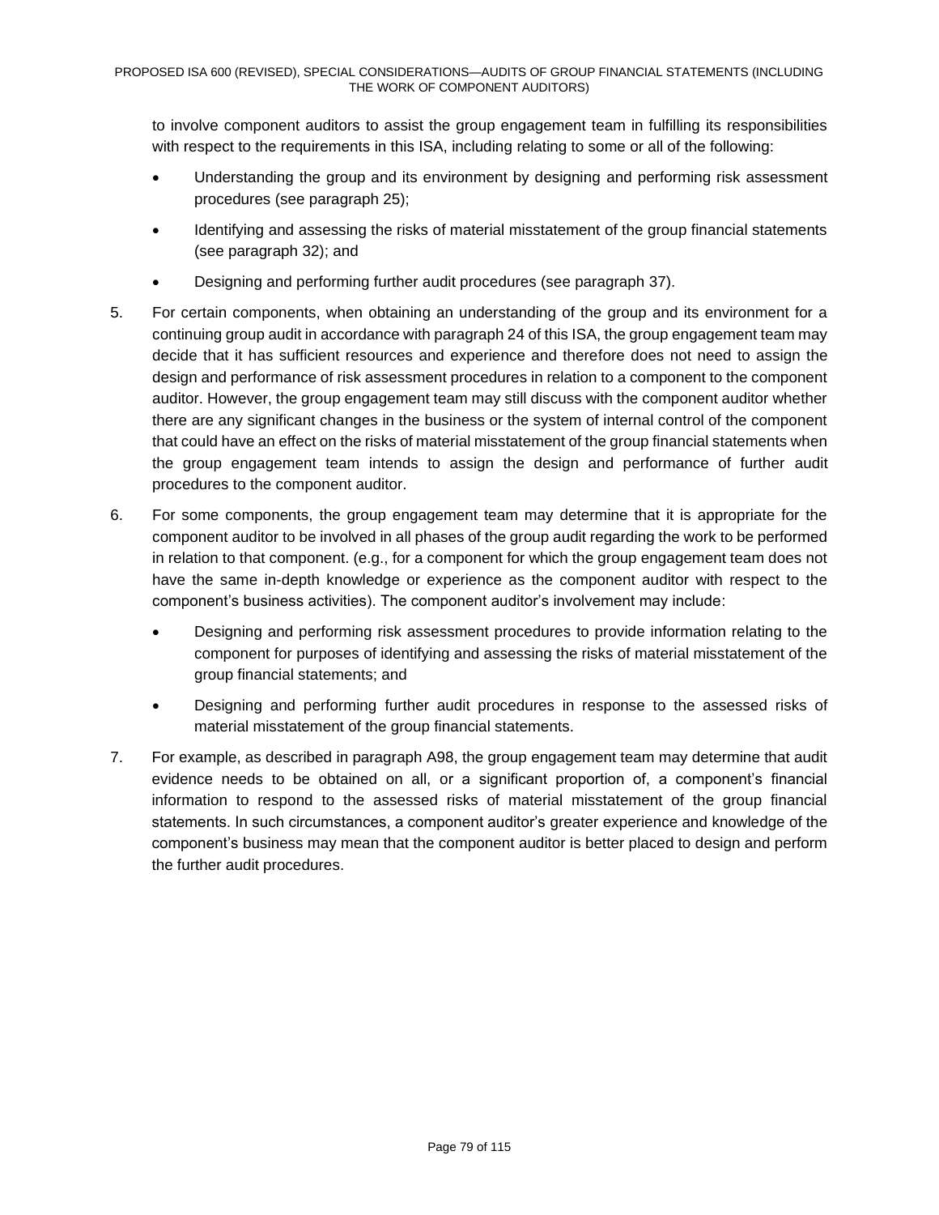to involve component auditors to assist the group engagement team in fulfilling its responsibilities with respect to the requirements in this ISA, including relating to some or all of the following:

- Understanding the group and its environment by designing and performing risk assessment procedures (see paragraph 25);
- Identifying and assessing the risks of material misstatement of the group financial statements (see paragraph 32); and
- Designing and performing further audit procedures (see paragraph 37).

5. For certain components, when obtaining an understanding of the group and its environment for a continuing group audit in accordance with paragraph 24 of this ISA, the group engagement team may decide that it has sufficient resources and experience and therefore does not need to assign the design and performance of risk assessment procedures in relation to a component to the component auditor. However, the group engagement team may still discuss with the component auditor whether there are any significant changes in the business or the system of internal control of the component that could have an effect on the risks of material misstatement of the group financial statements when the group engagement team intends to assign the design and performance of further audit procedures to the component auditor.

6. For some components, the group engagement team may determine that it is appropriate for the component auditor to be involved in all phases of the group audit regarding the work to be performed in relation to that component. (e.g., for a component for which the group engagement team does not have the same in-depth knowledge or experience as the component auditor with respect to the component's business activities). The component auditor's involvement may include:

   - Designing and performing risk assessment procedures to provide information relating to the component for purposes of identifying and assessing the risks of material misstatement of the group financial statements; and
   - Designing and performing further audit procedures in response to the assessed risks of material misstatement of the group financial statements.

7. For example, as described in paragraph A98, the group engagement team may determine that audit evidence needs to be obtained on all, or a significant proportion of, a component's financial information to respond to the assessed risks of material misstatement of the group financial statements. In such circumstances, a component auditor's greater experience and knowledge of the component's business may mean that the component auditor is better placed to design and perform the further audit procedures.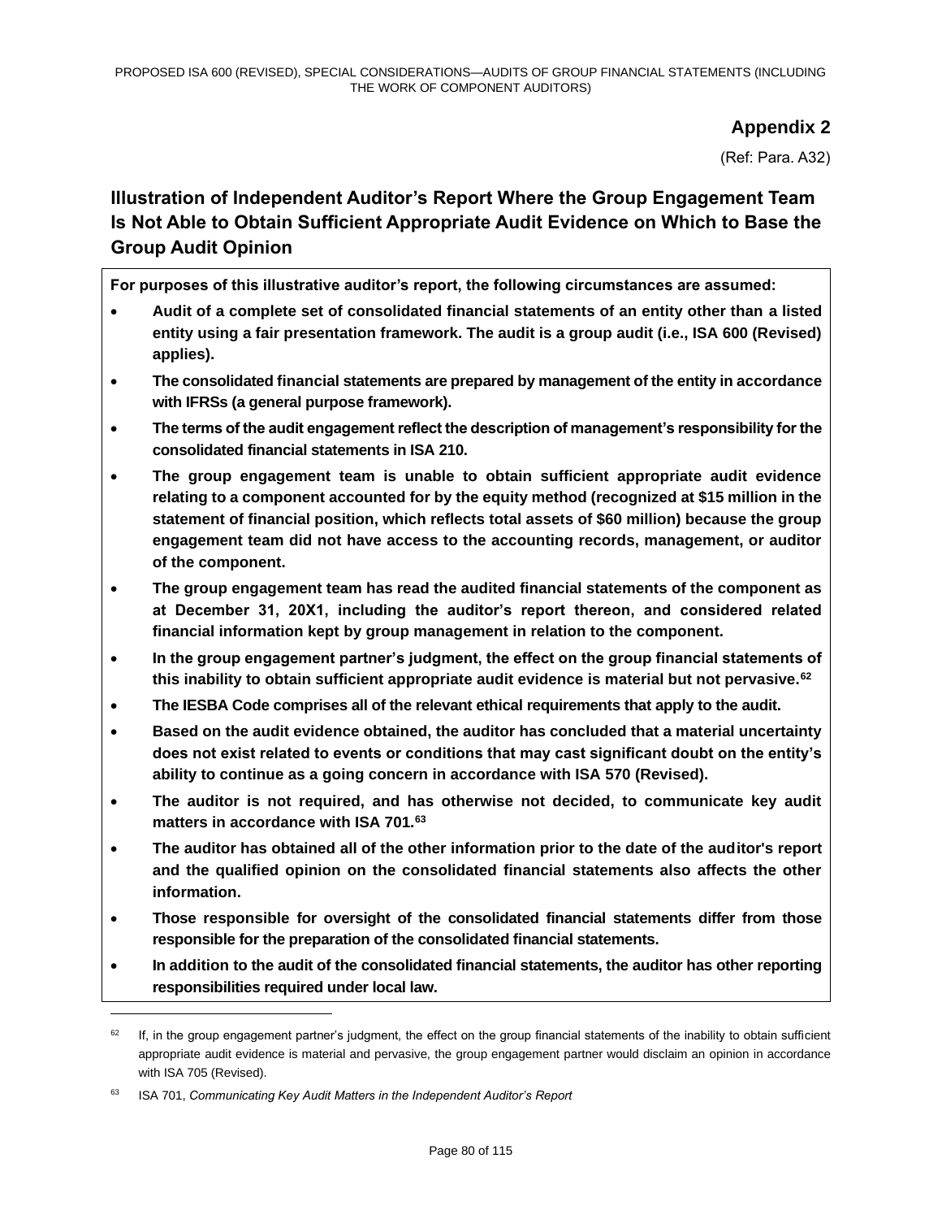## Appendix 2

(Ref: Para. A32)

## Illustration of Independent Auditor's Report Where the Group Engagement Team Is Not Able to Obtain Sufficient Appropriate Audit Evidence on Which to Base the Group Audit Opinion

**For purposes of this illustrative auditor's report, the following circumstances are assumed:**

- **Audit of a complete set of consolidated financial statements of an entity other than a listed entity using a fair presentation framework. The audit is a group audit (i.e., ISA 600 (Revised) applies).**
- **The consolidated financial statements are prepared by management of the entity in accordance with IFRSs (a general purpose framework).**
- **The terms of the audit engagement reflect the description of management's responsibility for the consolidated financial statements in ISA 210.**
- **The group engagement team is unable to obtain sufficient appropriate audit evidence relating to a component accounted for by the equity method (recognized at $15 million in the statement of financial position, which reflects total assets of $60 million) because the group engagement team did not have access to the accounting records, management, or auditor of the component.**
- **The group engagement team has read the audited financial statements of the component as at December 31, 20X1, including the auditor's report thereon, and considered related financial information kept by group management in relation to the component.**
- **In the group engagement partner's judgment, the effect on the group financial statements of this inability to obtain sufficient appropriate audit evidence is material but not pervasive.[62]**
- **The IESBA Code comprises all of the relevant ethical requirements that apply to the audit.**
- **Based on the audit evidence obtained, the auditor has concluded that a material uncertainty does not exist related to events or conditions that may cast significant doubt on the entity's ability to continue as a going concern in accordance with ISA 570 (Revised).**
- **The auditor is not required, and has otherwise not decided, to communicate key audit matters in accordance with ISA 701.[63]**
- **The auditor has obtained all of the other information prior to the date of the auditor's report and the qualified opinion on the consolidated financial statements also affects the other information.**
- **Those responsible for oversight of the consolidated financial statements differ from those responsible for the preparation of the consolidated financial statements.**
- **In addition to the audit of the consolidated financial statements, the auditor has other reporting responsibilities required under local law.**

---

[62] If, in the group engagement partner's judgment, the effect on the group financial statements of the inability to obtain sufficient appropriate audit evidence is material and pervasive, the group engagement partner would disclaim an opinion in accordance with ISA 705 (Revised).

[63] ISA 701, *Communicating Key Audit Matters in the Independent Auditor's Report*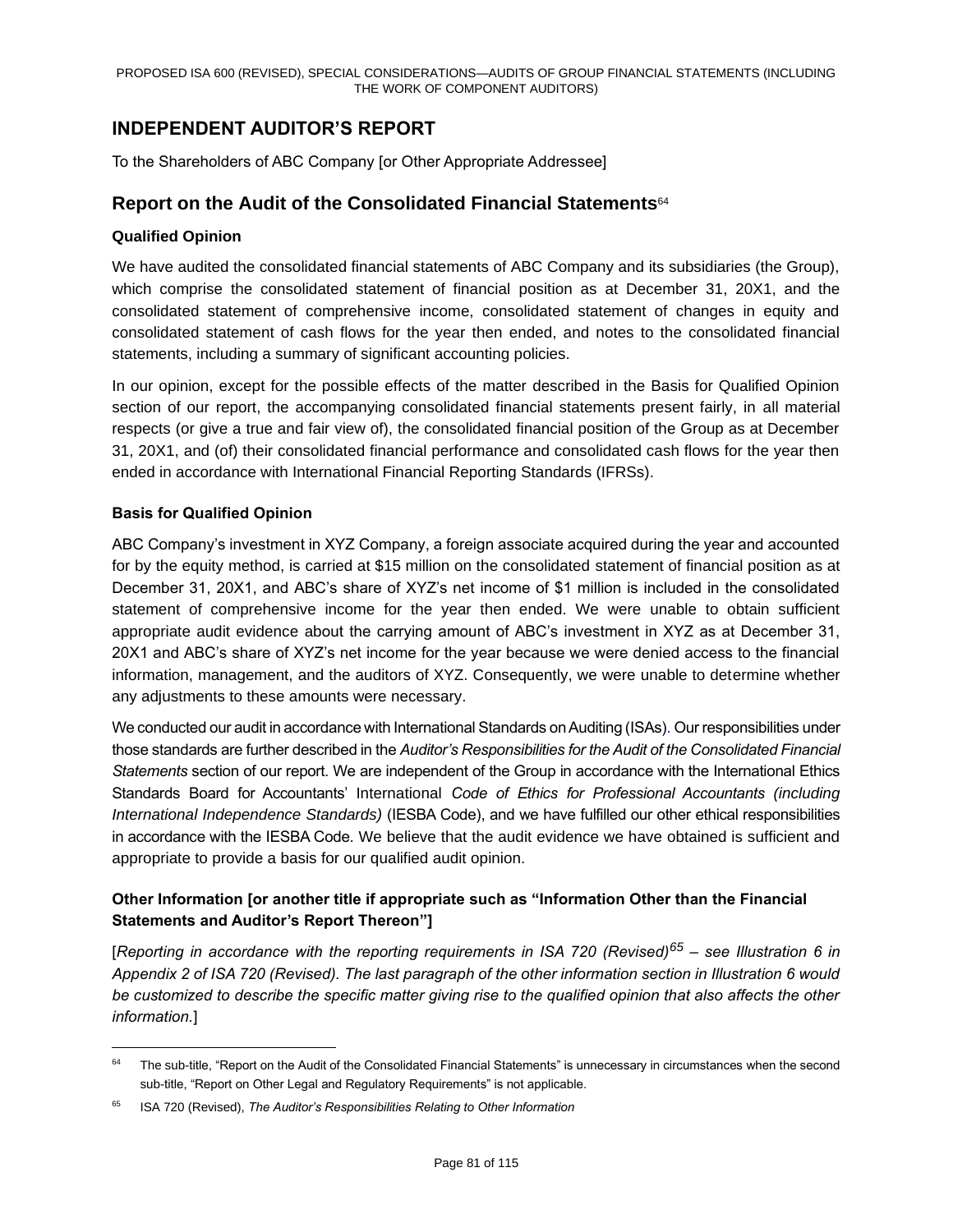# INDEPENDENT AUDITOR'S REPORT

To the Shareholders of ABC Company [or Other Appropriate Addressee]

## Report on the Audit of the Consolidated Financial Statements[64]

### Qualified Opinion

We have audited the consolidated financial statements of ABC Company and its subsidiaries (the Group), which comprise the consolidated statement of financial position as at December 31, 20X1, and the consolidated statement of comprehensive income, consolidated statement of changes in equity and consolidated statement of cash flows for the year then ended, and notes to the consolidated financial statements, including a summary of significant accounting policies.

In our opinion, except for the possible effects of the matter described in the Basis for Qualified Opinion section of our report, the accompanying consolidated financial statements present fairly, in all material respects (or give a true and fair view of), the consolidated financial position of the Group as at December 31, 20X1, and (of) their consolidated financial performance and consolidated cash flows for the year then ended in accordance with International Financial Reporting Standards (IFRSs).

### Basis for Qualified Opinion

ABC Company's investment in XYZ Company, a foreign associate acquired during the year and accounted for by the equity method, is carried at $15 million on the consolidated statement of financial position as at December 31, 20X1, and ABC's share of XYZ's net income of $1 million is included in the consolidated statement of comprehensive income for the year then ended. We were unable to obtain sufficient appropriate audit evidence about the carrying amount of ABC's investment in XYZ as at December 31, 20X1 and ABC's share of XYZ's net income for the year because we were denied access to the financial information, management, and the auditors of XYZ. Consequently, we were unable to determine whether any adjustments to these amounts were necessary.

We conducted our audit in accordance with International Standards on Auditing (ISAs). Our responsibilities under those standards are further described in the *Auditor's Responsibilities for the Audit of the Consolidated Financial Statements* section of our report. We are independent of the Group in accordance with the International Ethics Standards Board for Accountants' International *Code of Ethics for Professional Accountants (including International Independence Standards)* (IESBA Code), and we have fulfilled our other ethical responsibilities in accordance with the IESBA Code. We believe that the audit evidence we have obtained is sufficient and appropriate to provide a basis for our qualified audit opinion.

### Other Information [or another title if appropriate such as "Information Other than the Financial Statements and Auditor's Report Thereon"]

[*Reporting in accordance with the reporting requirements in ISA 720 (Revised)*[65] *– see Illustration 6 in Appendix 2 of ISA 720 (Revised). The last paragraph of the other information section in Illustration 6 would be customized to describe the specific matter giving rise to the qualified opinion that also affects the other information.*]

---

[64] The sub-title, "Report on the Audit of the Consolidated Financial Statements" is unnecessary in circumstances when the second sub-title, "Report on Other Legal and Regulatory Requirements" is not applicable.

[65] ISA 720 (Revised), *The Auditor's Responsibilities Relating to Other Information*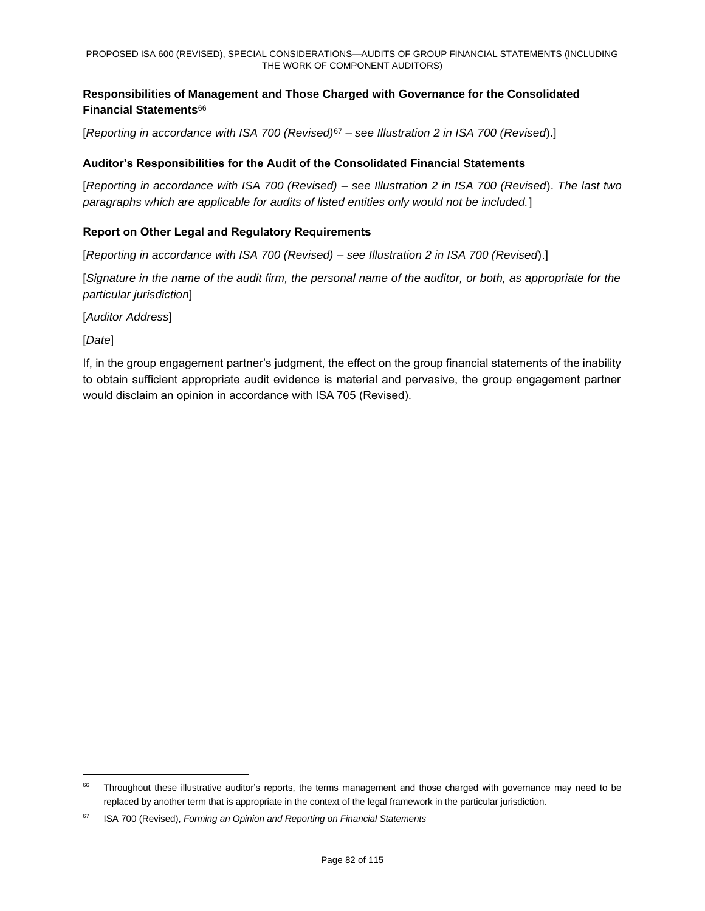### Responsibilities of Management and Those Charged with Governance for the Consolidated Financial Statements[66]

[*Reporting in accordance with ISA 700 (Revised)*[67] *– see Illustration 2 in ISA 700 (Revised*).]

### Auditor's Responsibilities for the Audit of the Consolidated Financial Statements

[*Reporting in accordance with ISA 700 (Revised) – see Illustration 2 in ISA 700 (Revised*). *The last two paragraphs which are applicable for audits of listed entities only would not be included.*]

### Report on Other Legal and Regulatory Requirements

[*Reporting in accordance with ISA 700 (Revised) – see Illustration 2 in ISA 700 (Revised*).]

[*Signature in the name of the audit firm, the personal name of the auditor, or both, as appropriate for the particular jurisdiction*]

[*Auditor Address*]

[*Date*]

If, in the group engagement partner's judgment, the effect on the group financial statements of the inability to obtain sufficient appropriate audit evidence is material and pervasive, the group engagement partner would disclaim an opinion in accordance with ISA 705 (Revised).

---

[66] Throughout these illustrative auditor's reports, the terms management and those charged with governance may need to be replaced by another term that is appropriate in the context of the legal framework in the particular jurisdiction.

[67] ISA 700 (Revised), *Forming an Opinion and Reporting on Financial Statements*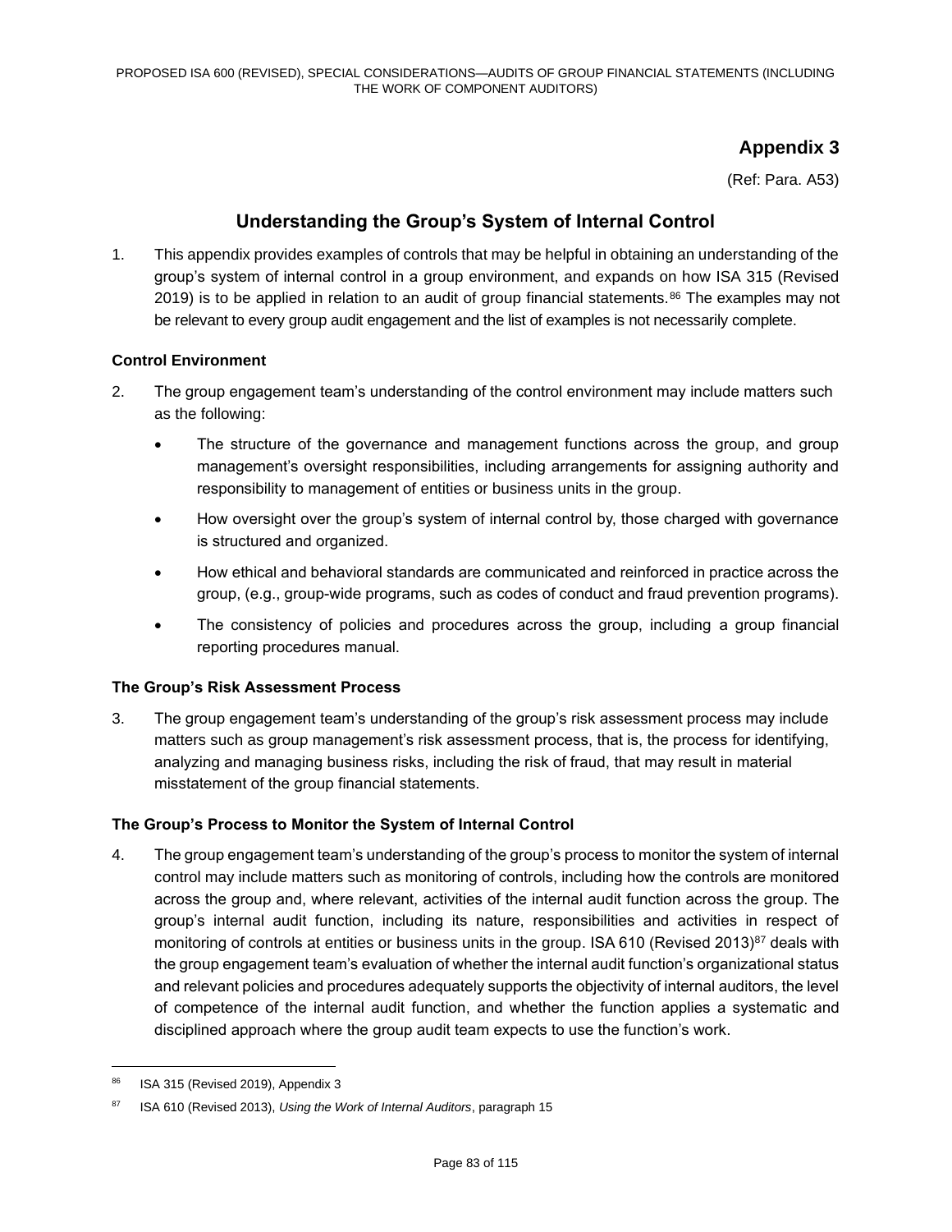## Appendix 3

(Ref: Para. A53)

# Understanding the Group's System of Internal Control

1. This appendix provides examples of controls that may be helpful in obtaining an understanding of the group's system of internal control in a group environment, and expands on how ISA 315 (Revised 2019) is to be applied in relation to an audit of group financial statements.[86] The examples may not be relevant to every group audit engagement and the list of examples is not necessarily complete.

### Control Environment

2. The group engagement team's understanding of the control environment may include matters such as the following:

    - The structure of the governance and management functions across the group, and group management's oversight responsibilities, including arrangements for assigning authority and responsibility to management of entities or business units in the group.
    - How oversight over the group's system of internal control by, those charged with governance is structured and organized.
    - How ethical and behavioral standards are communicated and reinforced in practice across the group, (e.g., group-wide programs, such as codes of conduct and fraud prevention programs).
    - The consistency of policies and procedures across the group, including a group financial reporting procedures manual.

### The Group's Risk Assessment Process

3. The group engagement team's understanding of the group's risk assessment process may include matters such as group management's risk assessment process, that is, the process for identifying, analyzing and managing business risks, including the risk of fraud, that may result in material misstatement of the group financial statements.

### The Group's Process to Monitor the System of Internal Control

4. The group engagement team's understanding of the group's process to monitor the system of internal control may include matters such as monitoring of controls, including how the controls are monitored across the group and, where relevant, activities of the internal audit function across the group. The group's internal audit function, including its nature, responsibilities and activities in respect of monitoring of controls at entities or business units in the group. ISA 610 (Revised 2013)[87] deals with the group engagement team's evaluation of whether the internal audit function's organizational status and relevant policies and procedures adequately supports the objectivity of internal auditors, the level of competence of the internal audit function, and whether the function applies a systematic and disciplined approach where the group audit team expects to use the function's work.

---

[86] ISA 315 (Revised 2019), Appendix 3

[87] ISA 610 (Revised 2013), *Using the Work of Internal Auditors*, paragraph 15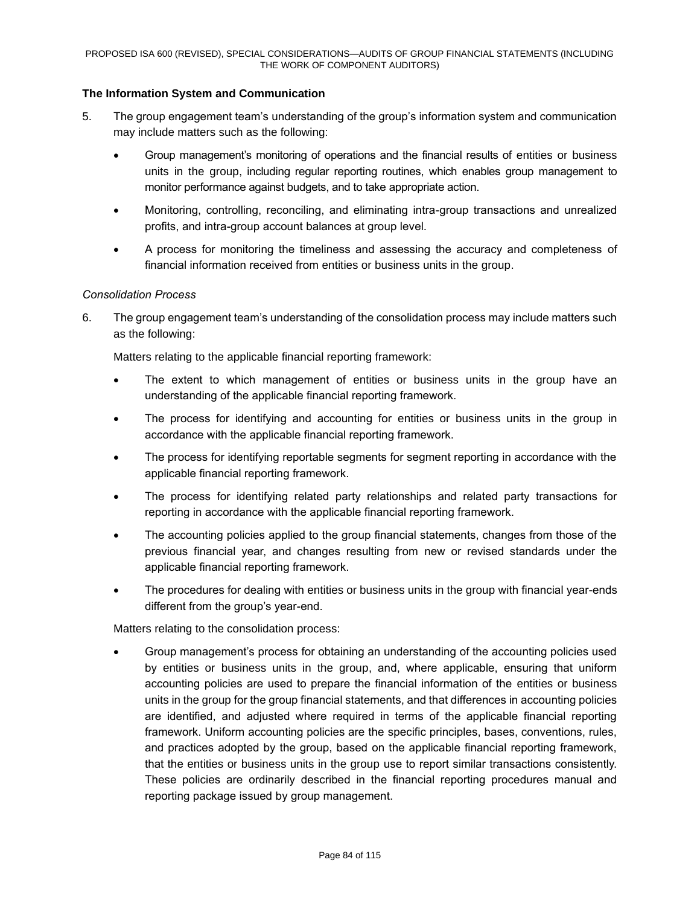**The Information System and Communication**

5. The group engagement team's understanding of the group's information system and communication may include matters such as the following:

   - Group management's monitoring of operations and the financial results of entities or business units in the group, including regular reporting routines, which enables group management to monitor performance against budgets, and to take appropriate action.
   - Monitoring, controlling, reconciling, and eliminating intra-group transactions and unrealized profits, and intra-group account balances at group level.
   - A process for monitoring the timeliness and assessing the accuracy and completeness of financial information received from entities or business units in the group.

*Consolidation Process*

6. The group engagement team's understanding of the consolidation process may include matters such as the following:

   Matters relating to the applicable financial reporting framework:

   - The extent to which management of entities or business units in the group have an understanding of the applicable financial reporting framework.
   - The process for identifying and accounting for entities or business units in the group in accordance with the applicable financial reporting framework.
   - The process for identifying reportable segments for segment reporting in accordance with the applicable financial reporting framework.
   - The process for identifying related party relationships and related party transactions for reporting in accordance with the applicable financial reporting framework.
   - The accounting policies applied to the group financial statements, changes from those of the previous financial year, and changes resulting from new or revised standards under the applicable financial reporting framework.
   - The procedures for dealing with entities or business units in the group with financial year-ends different from the group's year-end.

   Matters relating to the consolidation process:

   - Group management's process for obtaining an understanding of the accounting policies used by entities or business units in the group, and, where applicable, ensuring that uniform accounting policies are used to prepare the financial information of the entities or business units in the group for the group financial statements, and that differences in accounting policies are identified, and adjusted where required in terms of the applicable financial reporting framework. Uniform accounting policies are the specific principles, bases, conventions, rules, and practices adopted by the group, based on the applicable financial reporting framework, that the entities or business units in the group use to report similar transactions consistently. These policies are ordinarily described in the financial reporting procedures manual and reporting package issued by group management.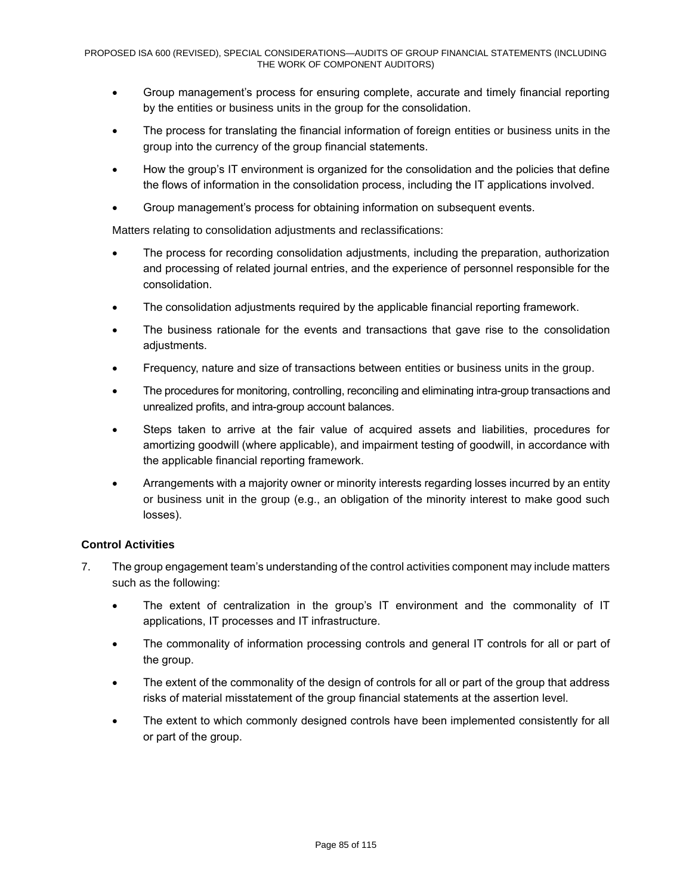- Group management's process for ensuring complete, accurate and timely financial reporting by the entities or business units in the group for the consolidation.
- The process for translating the financial information of foreign entities or business units in the group into the currency of the group financial statements.
- How the group's IT environment is organized for the consolidation and the policies that define the flows of information in the consolidation process, including the IT applications involved.
- Group management's process for obtaining information on subsequent events.

Matters relating to consolidation adjustments and reclassifications:

- The process for recording consolidation adjustments, including the preparation, authorization and processing of related journal entries, and the experience of personnel responsible for the consolidation.
- The consolidation adjustments required by the applicable financial reporting framework.
- The business rationale for the events and transactions that gave rise to the consolidation adjustments.
- Frequency, nature and size of transactions between entities or business units in the group.
- The procedures for monitoring, controlling, reconciling and eliminating intra-group transactions and unrealized profits, and intra-group account balances.
- Steps taken to arrive at the fair value of acquired assets and liabilities, procedures for amortizing goodwill (where applicable), and impairment testing of goodwill, in accordance with the applicable financial reporting framework.
- Arrangements with a majority owner or minority interests regarding losses incurred by an entity or business unit in the group (e.g., an obligation of the minority interest to make good such losses).

**Control Activities**

7. The group engagement team's understanding of the control activities component may include matters such as the following:
   - The extent of centralization in the group's IT environment and the commonality of IT applications, IT processes and IT infrastructure.
   - The commonality of information processing controls and general IT controls for all or part of the group.
   - The extent of the commonality of the design of controls for all or part of the group that address risks of material misstatement of the group financial statements at the assertion level.
   - The extent to which commonly designed controls have been implemented consistently for all or part of the group.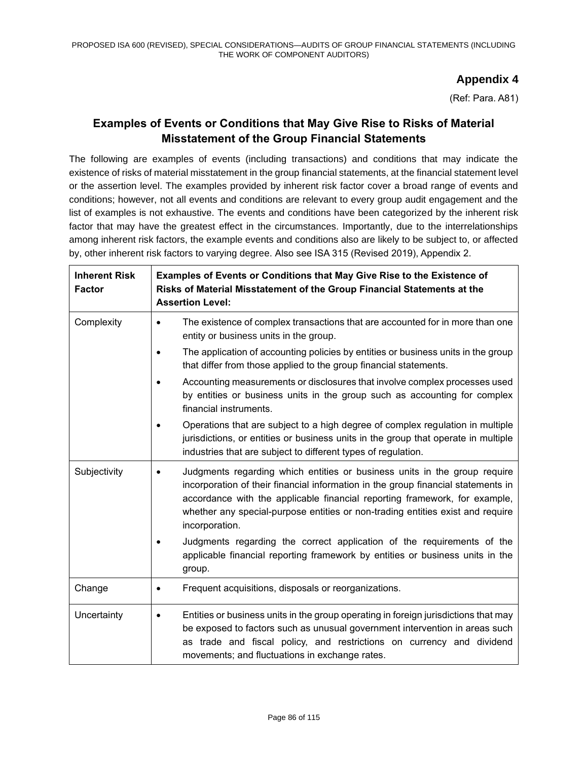## Appendix 4

(Ref: Para. A81)

## Examples of Events or Conditions that May Give Rise to Risks of Material Misstatement of the Group Financial Statements

The following are examples of events (including transactions) and conditions that may indicate the existence of risks of material misstatement in the group financial statements, at the financial statement level or the assertion level. The examples provided by inherent risk factor cover a broad range of events and conditions; however, not all events and conditions are relevant to every group audit engagement and the list of examples is not exhaustive. The events and conditions have been categorized by the inherent risk factor that may have the greatest effect in the circumstances. Importantly, due to the interrelationships among inherent risk factors, the example events and conditions also are likely to be subject to, or affected by, other inherent risk factors to varying degree. Also see ISA 315 (Revised 2019), Appendix 2.

| Inherent Risk Factor | Examples of Events or Conditions that May Give Rise to the Existence of Risks of Material Misstatement of the Group Financial Statements at the Assertion Level: |
|---|---|
| Complexity | • The existence of complex transactions that are accounted for in more than one entity or business units in the group.<br>• The application of accounting policies by entities or business units in the group that differ from those applied to the group financial statements.<br>• Accounting measurements or disclosures that involve complex processes used by entities or business units in the group such as accounting for complex financial instruments.<br>• Operations that are subject to a high degree of complex regulation in multiple jurisdictions, or entities or business units in the group that operate in multiple industries that are subject to different types of regulation. |
| Subjectivity | • Judgments regarding which entities or business units in the group require incorporation of their financial information in the group financial statements in accordance with the applicable financial reporting framework, for example, whether any special-purpose entities or non-trading entities exist and require incorporation.<br>• Judgments regarding the correct application of the requirements of the applicable financial reporting framework by entities or business units in the group. |
| Change | • Frequent acquisitions, disposals or reorganizations. |
| Uncertainty | • Entities or business units in the group operating in foreign jurisdictions that may be exposed to factors such as unusual government intervention in areas such as trade and fiscal policy, and restrictions on currency and dividend movements; and fluctuations in exchange rates. |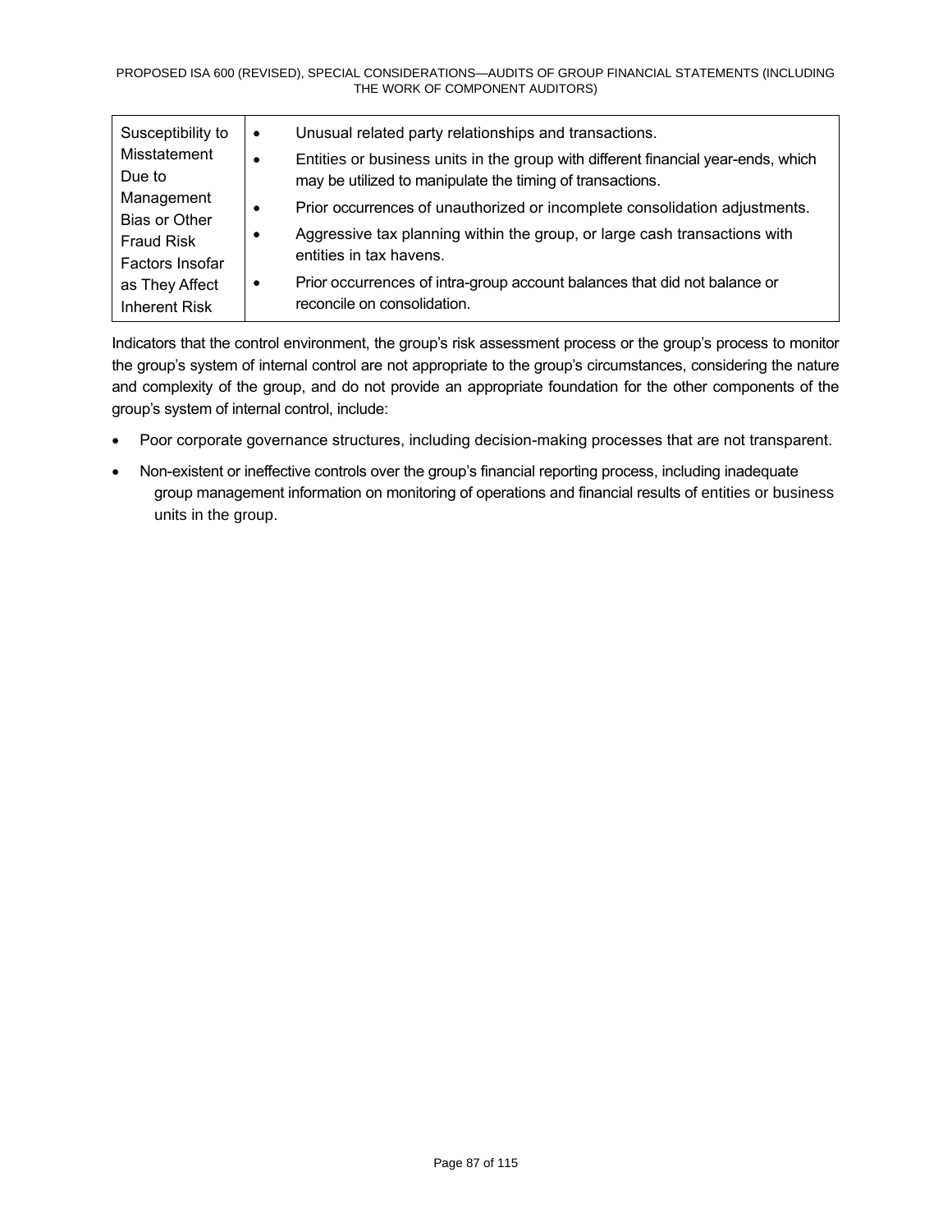| | |
|---|---|
| Susceptibility to Misstatement Due to Management Bias or Other Fraud Risk Factors Insofar as They Affect Inherent Risk | • Unusual related party relationships and transactions.<br>• Entities or business units in the group with different financial year-ends, which may be utilized to manipulate the timing of transactions.<br>• Prior occurrences of unauthorized or incomplete consolidation adjustments.<br>• Aggressive tax planning within the group, or large cash transactions with entities in tax havens.<br>• Prior occurrences of intra-group account balances that did not balance or reconcile on consolidation. |

Indicators that the control environment, the group's risk assessment process or the group's process to monitor the group's system of internal control are not appropriate to the group's circumstances, considering the nature and complexity of the group, and do not provide an appropriate foundation for the other components of the group's system of internal control, include:

- Poor corporate governance structures, including decision-making processes that are not transparent.
- Non-existent or ineffective controls over the group's financial reporting process, including inadequate group management information on monitoring of operations and financial results of entities or business units in the group.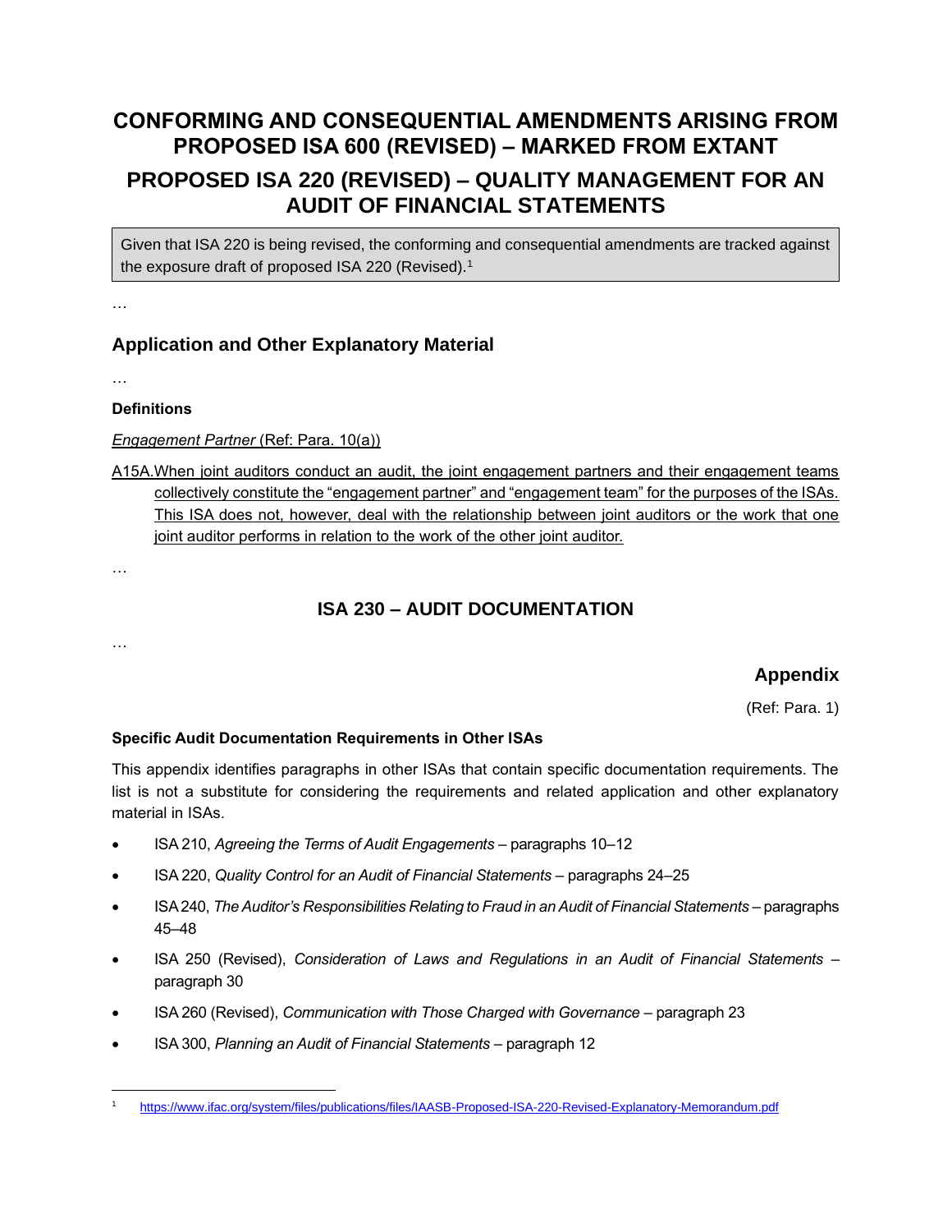# CONFORMING AND CONSEQUENTIAL AMENDMENTS ARISING FROM PROPOSED ISA 600 (REVISED) – MARKED FROM EXTANT

## PROPOSED ISA 220 (REVISED) – QUALITY MANAGEMENT FOR AN AUDIT OF FINANCIAL STATEMENTS

Given that ISA 220 is being revised, the conforming and consequential amendments are tracked against the exposure draft of proposed ISA 220 (Revised).[1]

…

## Application and Other Explanatory Material

…

**Definitions**

*Engagement Partner* (Ref: Para. 10(a))

A15A. When joint auditors conduct an audit, the joint engagement partners and their engagement teams collectively constitute the "engagement partner" and "engagement team" for the purposes of the ISAs. This ISA does not, however, deal with the relationship between joint auditors or the work that one joint auditor performs in relation to the work of the other joint auditor.

…

## ISA 230 – AUDIT DOCUMENTATION

…

### Appendix

(Ref: Para. 1)

**Specific Audit Documentation Requirements in Other ISAs**

This appendix identifies paragraphs in other ISAs that contain specific documentation requirements. The list is not a substitute for considering the requirements and related application and other explanatory material in ISAs.

- ISA 210, *Agreeing the Terms of Audit Engagements* – paragraphs 10–12
- ISA 220, *Quality Control for an Audit of Financial Statements* – paragraphs 24–25
- ISA 240, *The Auditor's Responsibilities Relating to Fraud in an Audit of Financial Statements* – paragraphs 45–48
- ISA 250 (Revised), *Consideration of Laws and Regulations in an Audit of Financial Statements* – paragraph 30
- ISA 260 (Revised), *Communication with Those Charged with Governance* – paragraph 23
- ISA 300, *Planning an Audit of Financial Statements* – paragraph 12

[1] https://www.ifac.org/system/files/publications/files/IAASB-Proposed-ISA-220-Revised-Explanatory-Memorandum.pdf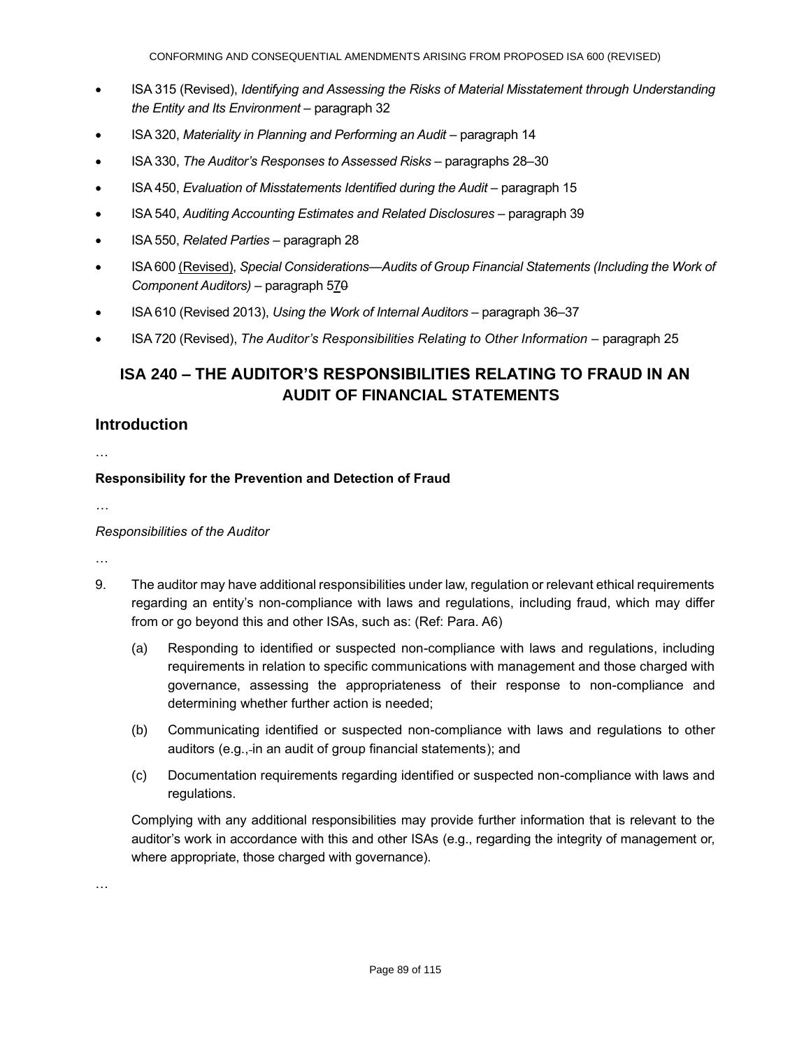- ISA 315 (Revised), *Identifying and Assessing the Risks of Material Misstatement through Understanding the Entity and Its Environment* – paragraph 32
- ISA 320, *Materiality in Planning and Performing an Audit* – paragraph 14
- ISA 330, *The Auditor's Responses to Assessed Risks* – paragraphs 28–30
- ISA 450, *Evaluation of Misstatements Identified during the Audit* – paragraph 15
- ISA 540, *Auditing Accounting Estimates and Related Disclosures* – paragraph 39
- ISA 550, *Related Parties* – paragraph 28
- ISA 600 (Revised), *Special Considerations—Audits of Group Financial Statements (Including the Work of Component Auditors)* – paragraph 570
- ISA 610 (Revised 2013), *Using the Work of Internal Auditors* – paragraph 36–37
- ISA 720 (Revised), *The Auditor's Responsibilities Relating to Other Information* – paragraph 25

## ISA 240 – THE AUDITOR'S RESPONSIBILITIES RELATING TO FRAUD IN AN AUDIT OF FINANCIAL STATEMENTS

## Introduction

…

**Responsibility for the Prevention and Detection of Fraud**

…

*Responsibilities of the Auditor*

…

9. The auditor may have additional responsibilities under law, regulation or relevant ethical requirements regarding an entity's non-compliance with laws and regulations, including fraud, which may differ from or go beyond this and other ISAs, such as: (Ref: Para. A6)

   (a) Responding to identified or suspected non-compliance with laws and regulations, including requirements in relation to specific communications with management and those charged with governance, assessing the appropriateness of their response to non-compliance and determining whether further action is needed;

   (b) Communicating identified or suspected non-compliance with laws and regulations to other auditors (e.g., in an audit of group financial statements); and

   (c) Documentation requirements regarding identified or suspected non-compliance with laws and regulations.

   Complying with any additional responsibilities may provide further information that is relevant to the auditor's work in accordance with this and other ISAs (e.g., regarding the integrity of management or, where appropriate, those charged with governance).

…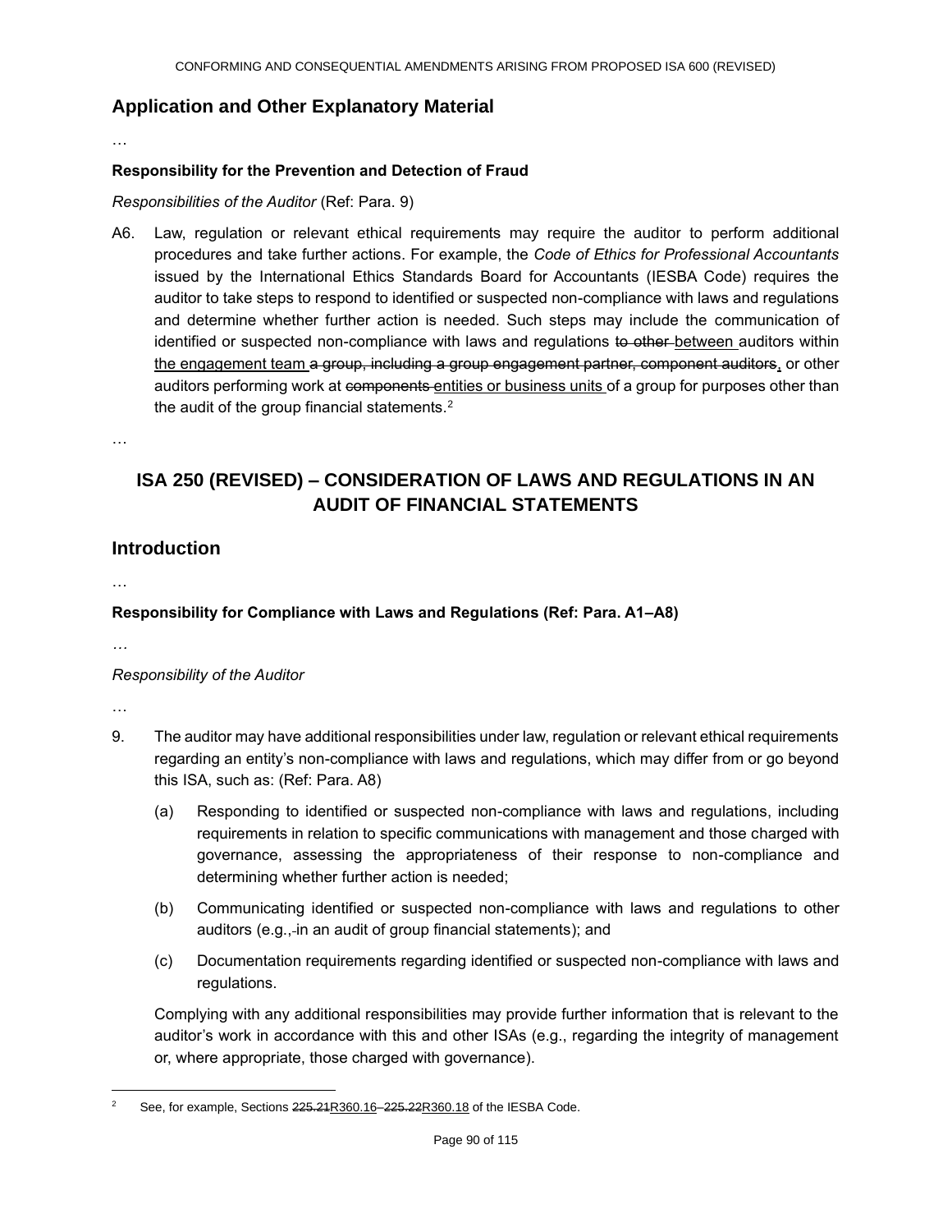## Application and Other Explanatory Material

…

**Responsibility for the Prevention and Detection of Fraud**

*Responsibilities of the Auditor* (Ref: Para. 9)

A6. Law, regulation or relevant ethical requirements may require the auditor to perform additional procedures and take further actions. For example, the *Code of Ethics for Professional Accountants* issued by the International Ethics Standards Board for Accountants (IESBA Code) requires the auditor to take steps to respond to identified or suspected non-compliance with laws and regulations and determine whether further action is needed. Such steps may include the communication of identified or suspected non-compliance with laws and regulations ~~to other~~ <u>between</u> auditors within <u>the engagement team</u> ~~a group, including a group engagement partner, component auditors~~<u>,</u> or other auditors performing work at ~~components~~ <u>entities or business units</u> of a group for purposes other than the audit of the group financial statements.[2]

…

# ISA 250 (REVISED) – CONSIDERATION OF LAWS AND REGULATIONS IN AN AUDIT OF FINANCIAL STATEMENTS

## Introduction

…

**Responsibility for Compliance with Laws and Regulations (Ref: Para. A1–A8)**

…

*Responsibility of the Auditor*

…

9. The auditor may have additional responsibilities under law, regulation or relevant ethical requirements regarding an entity's non-compliance with laws and regulations, which may differ from or go beyond this ISA, such as: (Ref: Para. A8)

   (a) Responding to identified or suspected non-compliance with laws and regulations, including requirements in relation to specific communications with management and those charged with governance, assessing the appropriateness of their response to non-compliance and determining whether further action is needed;

   (b) Communicating identified or suspected non-compliance with laws and regulations to other auditors (e.g.,~~ ~~in an audit of group financial statements); and

   (c) Documentation requirements regarding identified or suspected non-compliance with laws and regulations.

   Complying with any additional responsibilities may provide further information that is relevant to the auditor's work in accordance with this and other ISAs (e.g., regarding the integrity of management or, where appropriate, those charged with governance).

---

[2] See, for example, Sections ~~225.21~~<u>R360.16</u>–~~225.22~~<u>R360.18</u> of the IESBA Code.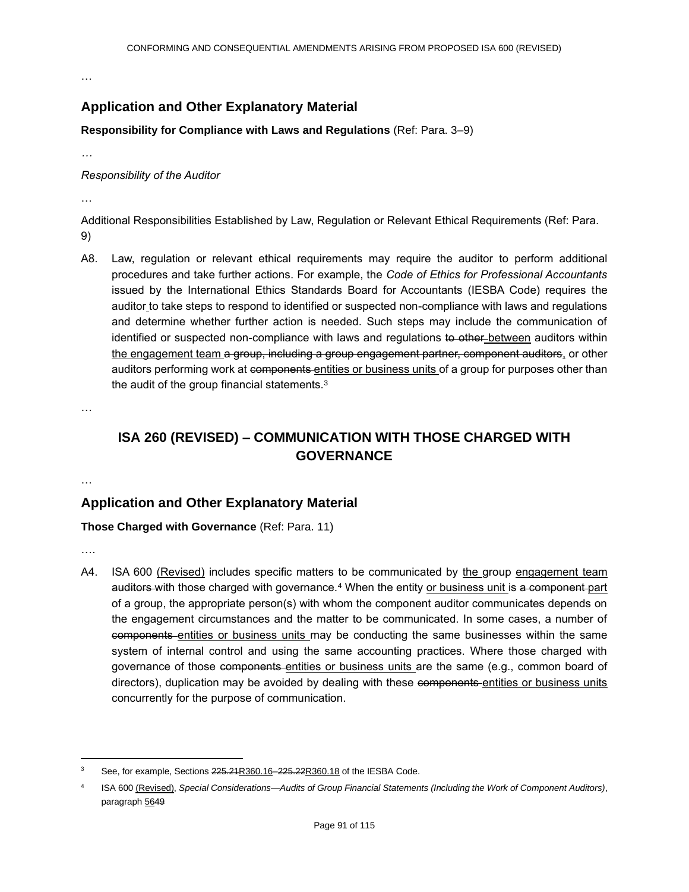…

## Application and Other Explanatory Material

**Responsibility for Compliance with Laws and Regulations** (Ref: Para. 3–9)

…

*Responsibility of the Auditor*

…

Additional Responsibilities Established by Law, Regulation or Relevant Ethical Requirements (Ref: Para. 9)

A8. Law, regulation or relevant ethical requirements may require the auditor to perform additional procedures and take further actions. For example, the *Code of Ethics for Professional Accountants* issued by the International Ethics Standards Board for Accountants (IESBA Code) requires the auditor to take steps to respond to identified or suspected non-compliance with laws and regulations and determine whether further action is needed. Such steps may include the communication of identified or suspected non-compliance with laws and regulations ~~to other~~ between auditors within the engagement team ~~a group, including a group engagement partner, component auditors~~, or other auditors performing work at ~~components~~ entities or business units of a group for purposes other than the audit of the group financial statements.[3]

…

## ISA 260 (REVISED) – COMMUNICATION WITH THOSE CHARGED WITH GOVERNANCE

…

## Application and Other Explanatory Material

**Those Charged with Governance** (Ref: Para. 11)

….

A4. ISA 600 (Revised) includes specific matters to be communicated by the group engagement team ~~auditors~~ with those charged with governance.[4] When the entity or business unit is ~~a component~~ part of a group, the appropriate person(s) with whom the component auditor communicates depends on the engagement circumstances and the matter to be communicated. In some cases, a number of ~~components~~ entities or business units may be conducting the same businesses within the same system of internal control and using the same accounting practices. Where those charged with governance of those ~~components~~ entities or business units are the same (e.g., common board of directors), duplication may be avoided by dealing with these ~~components~~ entities or business units concurrently for the purpose of communication.

---

[3] See, for example, Sections ~~225.21~~R360.16–~~225.22~~R360.18 of the IESBA Code.

[4] ISA 600 (Revised), *Special Considerations—Audits of Group Financial Statements (Including the Work of Component Auditors)*, paragraph 56~~49~~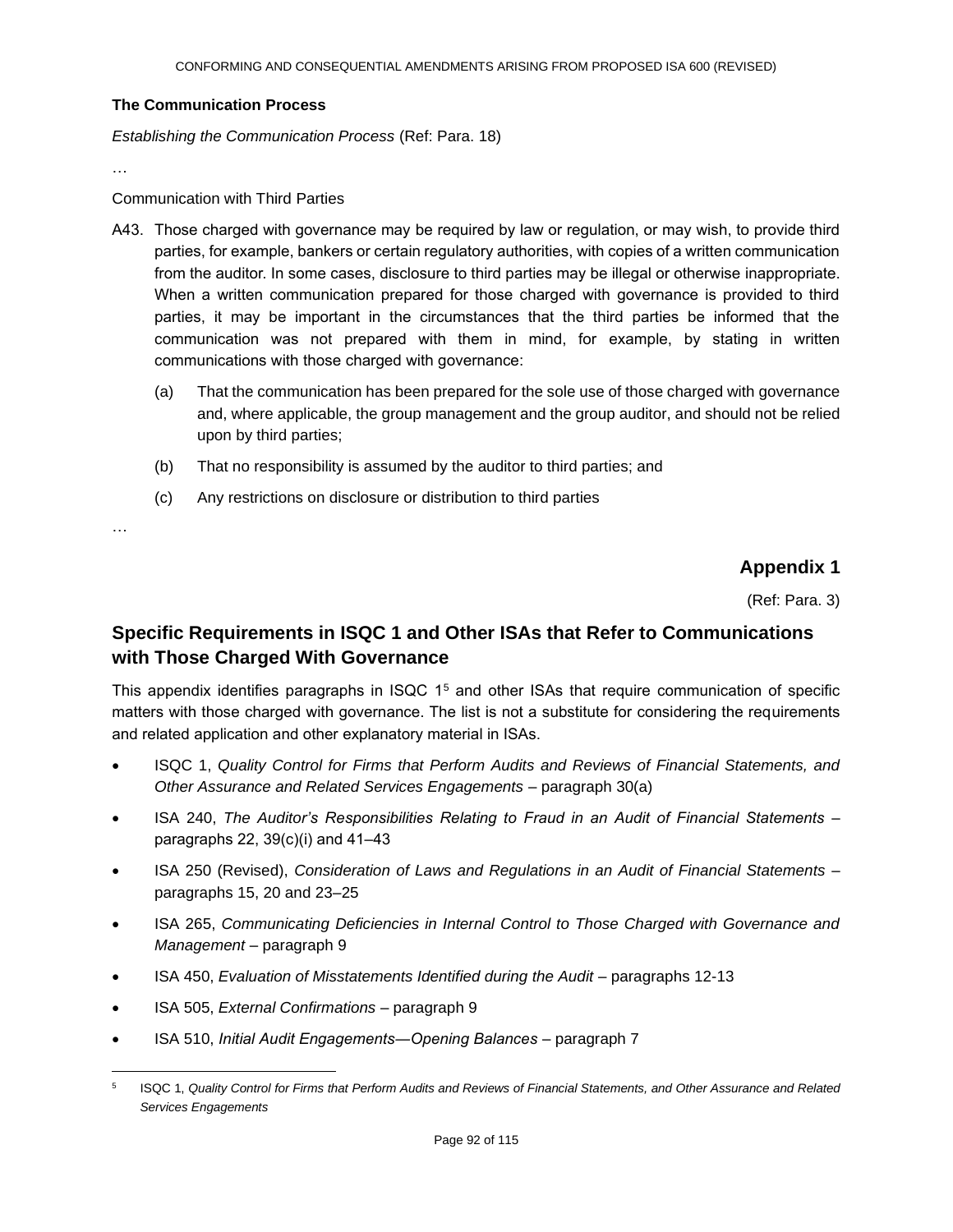### The Communication Process

*Establishing the Communication Process* (Ref: Para. 18)

…

Communication with Third Parties

A43. Those charged with governance may be required by law or regulation, or may wish, to provide third parties, for example, bankers or certain regulatory authorities, with copies of a written communication from the auditor. In some cases, disclosure to third parties may be illegal or otherwise inappropriate. When a written communication prepared for those charged with governance is provided to third parties, it may be important in the circumstances that the third parties be informed that the communication was not prepared with them in mind, for example, by stating in written communications with those charged with governance:

(a) That the communication has been prepared for the sole use of those charged with governance and, where applicable, the group management and the group auditor, and should not be relied upon by third parties;

(b) That no responsibility is assumed by the auditor to third parties; and

(c) Any restrictions on disclosure or distribution to third parties

…

## Appendix 1

(Ref: Para. 3)

## Specific Requirements in ISQC 1 and Other ISAs that Refer to Communications with Those Charged With Governance

This appendix identifies paragraphs in ISQC 1[5] and other ISAs that require communication of specific matters with those charged with governance. The list is not a substitute for considering the requirements and related application and other explanatory material in ISAs.

- ISQC 1, *Quality Control for Firms that Perform Audits and Reviews of Financial Statements, and Other Assurance and Related Services Engagements* – paragraph 30(a)
- ISA 240, *The Auditor's Responsibilities Relating to Fraud in an Audit of Financial Statements* – paragraphs 22, 39(c)(i) and 41–43
- ISA 250 (Revised), *Consideration of Laws and Regulations in an Audit of Financial Statements* – paragraphs 15, 20 and 23–25
- ISA 265, *Communicating Deficiencies in Internal Control to Those Charged with Governance and Management* – paragraph 9
- ISA 450, *Evaluation of Misstatements Identified during the Audit* – paragraphs 12-13
- ISA 505, *External Confirmations* – paragraph 9
- ISA 510, *Initial Audit Engagements—Opening Balances* – paragraph 7

[5] ISQC 1, *Quality Control for Firms that Perform Audits and Reviews of Financial Statements, and Other Assurance and Related Services Engagements*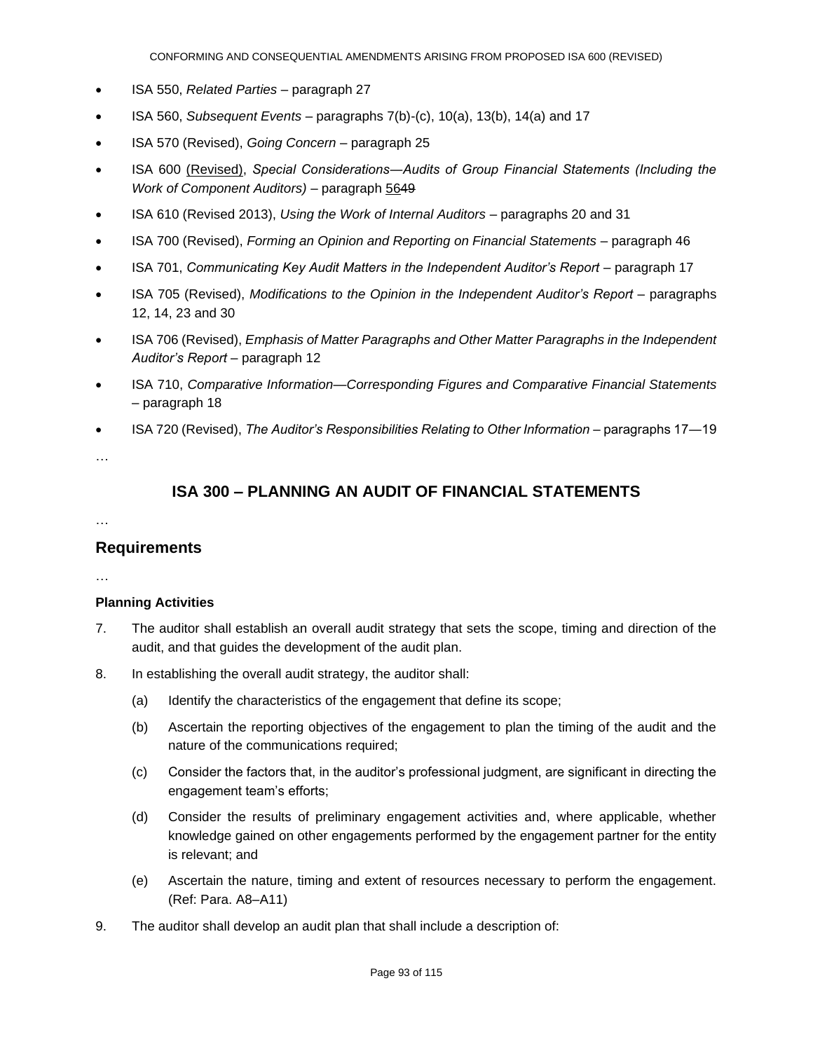- ISA 550, *Related Parties* – paragraph 27
- ISA 560, *Subsequent Events* – paragraphs 7(b)-(c), 10(a), 13(b), 14(a) and 17
- ISA 570 (Revised), *Going Concern* – paragraph 25
- ISA 600 (Revised), *Special Considerations—Audits of Group Financial Statements (Including the Work of Component Auditors)* – paragraph 56~~49~~
- ISA 610 (Revised 2013), *Using the Work of Internal Auditors* – paragraphs 20 and 31
- ISA 700 (Revised), *Forming an Opinion and Reporting on Financial Statements* – paragraph 46
- ISA 701, *Communicating Key Audit Matters in the Independent Auditor's Report* – paragraph 17
- ISA 705 (Revised), *Modifications to the Opinion in the Independent Auditor's Report* – paragraphs 12, 14, 23 and 30
- ISA 706 (Revised), *Emphasis of Matter Paragraphs and Other Matter Paragraphs in the Independent Auditor's Report* – paragraph 12
- ISA 710, *Comparative Information—Corresponding Figures and Comparative Financial Statements* – paragraph 18
- ISA 720 (Revised), *The Auditor's Responsibilities Relating to Other Information* – paragraphs 17—19

…

# ISA 300 – PLANNING AN AUDIT OF FINANCIAL STATEMENTS

…

## Requirements

…

**Planning Activities**

7. The auditor shall establish an overall audit strategy that sets the scope, timing and direction of the audit, and that guides the development of the audit plan.

8. In establishing the overall audit strategy, the auditor shall:

   (a) Identify the characteristics of the engagement that define its scope;

   (b) Ascertain the reporting objectives of the engagement to plan the timing of the audit and the nature of the communications required;

   (c) Consider the factors that, in the auditor's professional judgment, are significant in directing the engagement team's efforts;

   (d) Consider the results of preliminary engagement activities and, where applicable, whether knowledge gained on other engagements performed by the engagement partner for the entity is relevant; and

   (e) Ascertain the nature, timing and extent of resources necessary to perform the engagement. (Ref: Para. A8–A11)

9. The auditor shall develop an audit plan that shall include a description of: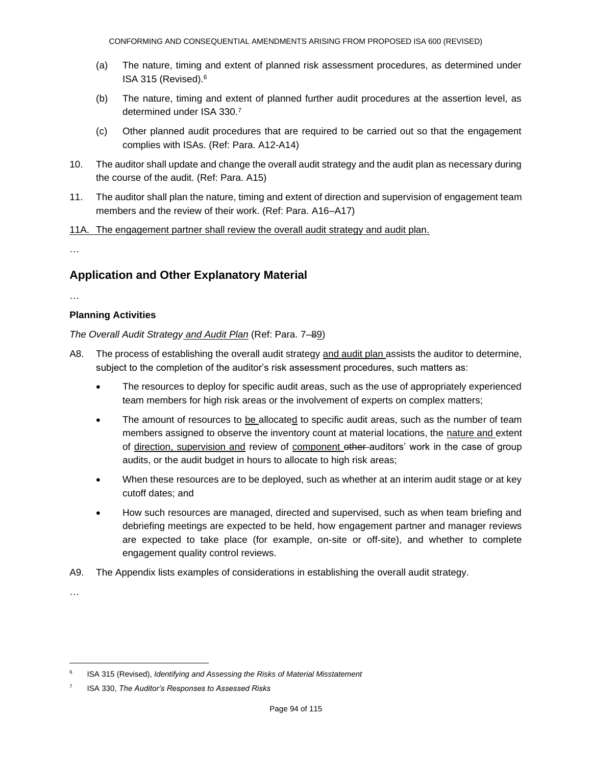(a) The nature, timing and extent of planned risk assessment procedures, as determined under ISA 315 (Revised).[6]

(b) The nature, timing and extent of planned further audit procedures at the assertion level, as determined under ISA 330.[7]

(c) Other planned audit procedures that are required to be carried out so that the engagement complies with ISAs. (Ref: Para. A12-A14)

10. The auditor shall update and change the overall audit strategy and the audit plan as necessary during the course of the audit. (Ref: Para. A15)

11. The auditor shall plan the nature, timing and extent of direction and supervision of engagement team members and the review of their work. (Ref: Para. A16–A17)

<u>11A. The engagement partner shall review the overall audit strategy and audit plan.</u>

…

## Application and Other Explanatory Material

…

### Planning Activities

*The Overall Audit Strategy <u>and Audit Plan</u>* (Ref: Para. 7–~~8~~<u>9</u>)

A8. The process of establishing the overall audit strategy <u>and audit plan</u> assists the auditor to determine, subject to the completion of the auditor's risk assessment procedures, such matters as:

- The resources to deploy for specific audit areas, such as the use of appropriately experienced team members for high risk areas or the involvement of experts on complex matters;
- The amount of resources to <u>be</u> allocate<u>d</u> to specific audit areas, such as the number of team members assigned to observe the inventory count at material locations, the <u>nature and</u> extent of <u>direction, supervision and</u> review of <u>component</u> ~~other~~ auditors' work in the case of group audits, or the audit budget in hours to allocate to high risk areas;
- When these resources are to be deployed, such as whether at an interim audit stage or at key cutoff dates; and
- How such resources are managed, directed and supervised, such as when team briefing and debriefing meetings are expected to be held, how engagement partner and manager reviews are expected to take place (for example, on-site or off-site), and whether to complete engagement quality control reviews.

A9. The Appendix lists examples of considerations in establishing the overall audit strategy.

…

[6] ISA 315 (Revised), *Identifying and Assessing the Risks of Material Misstatement*

[7] ISA 330, *The Auditor's Responses to Assessed Risks*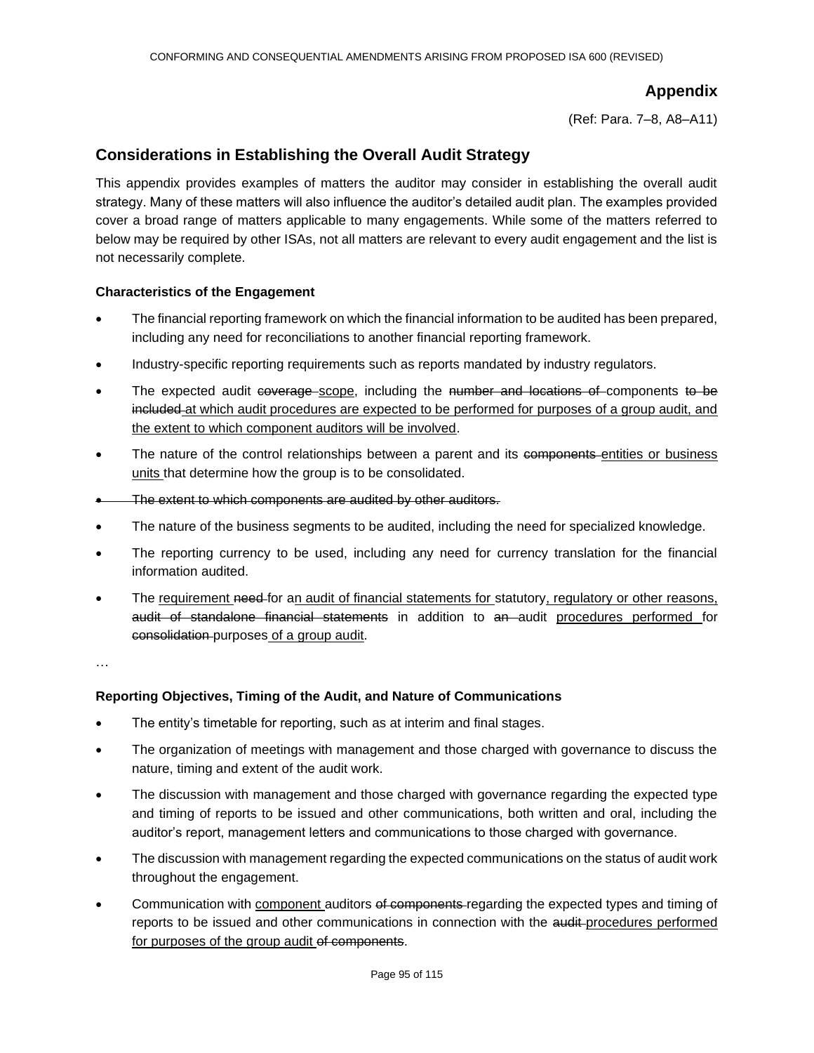## Appendix

(Ref: Para. 7–8, A8–A11)

## Considerations in Establishing the Overall Audit Strategy

This appendix provides examples of matters the auditor may consider in establishing the overall audit strategy. Many of these matters will also influence the auditor's detailed audit plan. The examples provided cover a broad range of matters applicable to many engagements. While some of the matters referred to below may be required by other ISAs, not all matters are relevant to every audit engagement and the list is not necessarily complete.

**Characteristics of the Engagement**

- The financial reporting framework on which the financial information to be audited has been prepared, including any need for reconciliations to another financial reporting framework.
- Industry-specific reporting requirements such as reports mandated by industry regulators.
- The expected audit ~~coverage~~ <u>scope</u>, including the ~~number and locations of~~ components ~~to be included~~ <u>at which audit procedures are expected to be performed for purposes of a group audit, and the extent to which component auditors will be involved</u>.
- The nature of the control relationships between a parent and its ~~components~~ <u>entities or business units</u> that determine how the group is to be consolidated.
- ~~The extent to which components are audited by other auditors.~~
- The nature of the business segments to be audited, including the need for specialized knowledge.
- The reporting currency to be used, including any need for currency translation for the financial information audited.
- The <u>requirement</u> ~~need~~ for a<u>n audit of financial statements for</u> statutory<u>, regulatory or other reasons,</u> ~~audit of standalone financial statements~~ in addition to ~~an~~ audit <u>procedures performed</u> for ~~consolidation~~ purposes <u>of a group audit</u>.

…

**Reporting Objectives, Timing of the Audit, and Nature of Communications**

- The entity's timetable for reporting, such as at interim and final stages.
- The organization of meetings with management and those charged with governance to discuss the nature, timing and extent of the audit work.
- The discussion with management and those charged with governance regarding the expected type and timing of reports to be issued and other communications, both written and oral, including the auditor's report, management letters and communications to those charged with governance.
- The discussion with management regarding the expected communications on the status of audit work throughout the engagement.
- Communication with <u>component</u> auditors ~~of components~~ regarding the expected types and timing of reports to be issued and other communications in connection with the ~~audit~~ <u>procedures performed for purposes of the group audit</u> ~~of components~~.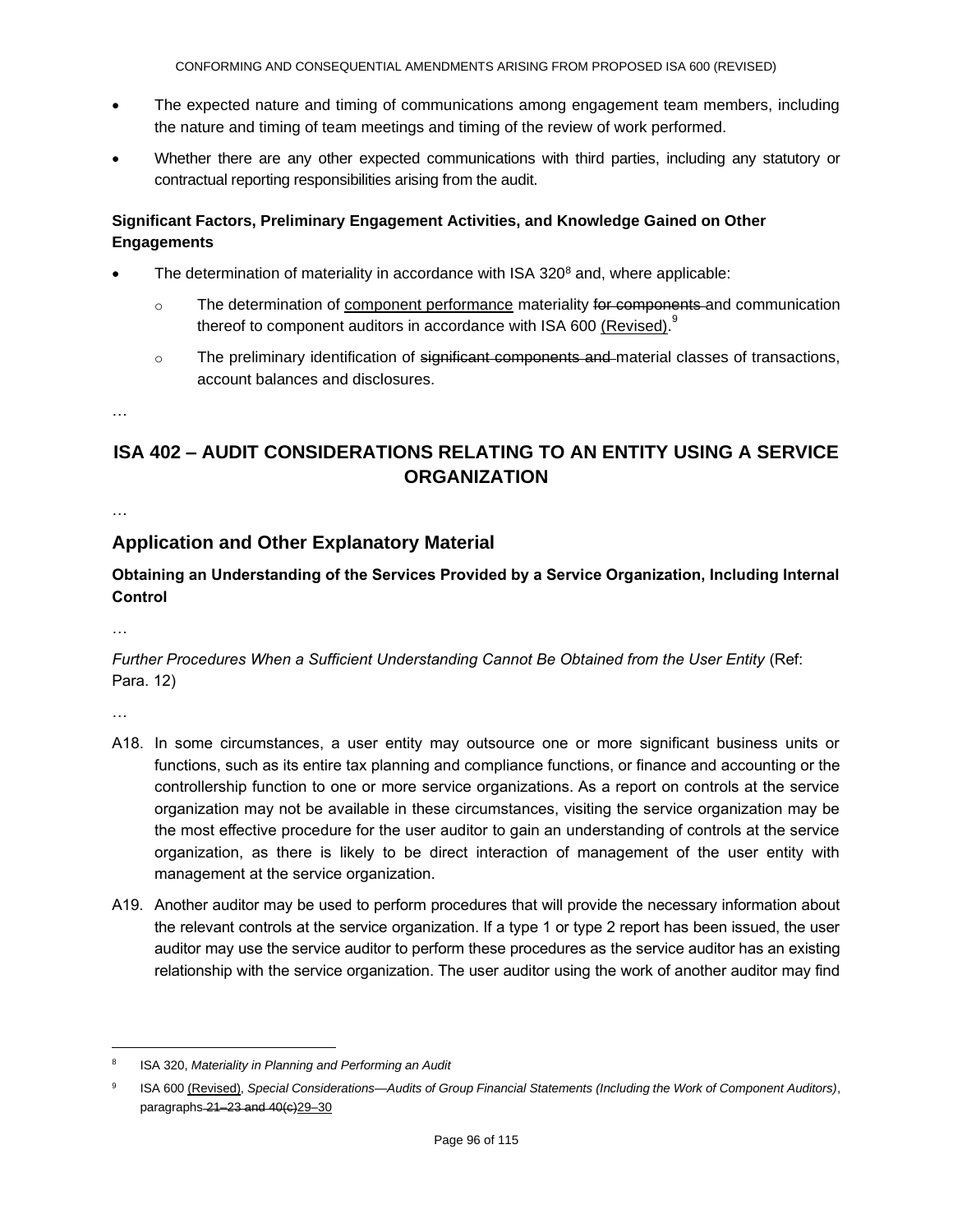- The expected nature and timing of communications among engagement team members, including the nature and timing of team meetings and timing of the review of work performed.
- Whether there are any other expected communications with third parties, including any statutory or contractual reporting responsibilities arising from the audit.

**Significant Factors, Preliminary Engagement Activities, and Knowledge Gained on Other Engagements**

- The determination of materiality in accordance with ISA 320[8] and, where applicable:
  - The determination of <u>component performance</u> materiality ~~for components~~ and communication thereof to component auditors in accordance with ISA 600 <u>(Revised)</u>.[9]
  - The preliminary identification of ~~significant components and~~ material classes of transactions, account balances and disclosures.

…

## ISA 402 – AUDIT CONSIDERATIONS RELATING TO AN ENTITY USING A SERVICE ORGANIZATION

…

### Application and Other Explanatory Material

**Obtaining an Understanding of the Services Provided by a Service Organization, Including Internal Control**

…

*Further Procedures When a Sufficient Understanding Cannot Be Obtained from the User Entity* (Ref: Para. 12)

…

A18. In some circumstances, a user entity may outsource one or more significant business units or functions, such as its entire tax planning and compliance functions, or finance and accounting or the controllership function to one or more service organizations. As a report on controls at the service organization may not be available in these circumstances, visiting the service organization may be the most effective procedure for the user auditor to gain an understanding of controls at the service organization, as there is likely to be direct interaction of management of the user entity with management at the service organization.

A19. Another auditor may be used to perform procedures that will provide the necessary information about the relevant controls at the service organization. If a type 1 or type 2 report has been issued, the user auditor may use the service auditor to perform these procedures as the service auditor has an existing relationship with the service organization. The user auditor using the work of another auditor may find

---

[8] ISA 320, *Materiality in Planning and Performing an Audit*

[9] ISA 600 <u>(Revised)</u>, *Special Considerations—Audits of Group Financial Statements (Including the Work of Component Auditors)*, paragraphs ~~21–23 and 40(c)~~<u>29–30</u>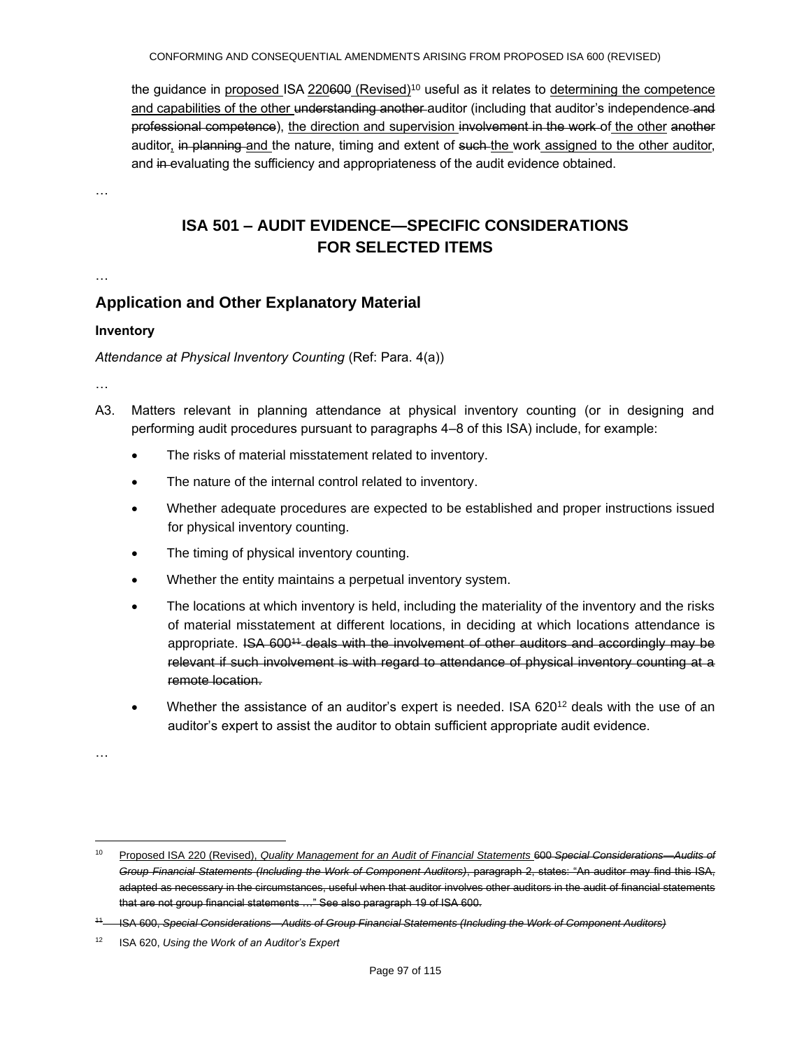the guidance in proposed ISA 220600 (Revised)[10] useful as it relates to determining the competence and capabilities of the other understanding another auditor (including that auditor's independence and professional competence), the direction and supervision involvement in the work of the other another auditor, in planning and the nature, timing and extent of such the work assigned to the other auditor, and in evaluating the sufficiency and appropriateness of the audit evidence obtained.

…

## ISA 501 – AUDIT EVIDENCE—SPECIFIC CONSIDERATIONS FOR SELECTED ITEMS

…

## Application and Other Explanatory Material

### Inventory

*Attendance at Physical Inventory Counting* (Ref: Para. 4(a))

…

A3. Matters relevant in planning attendance at physical inventory counting (or in designing and performing audit procedures pursuant to paragraphs 4–8 of this ISA) include, for example:

- The risks of material misstatement related to inventory.
- The nature of the internal control related to inventory.
- Whether adequate procedures are expected to be established and proper instructions issued for physical inventory counting.
- The timing of physical inventory counting.
- Whether the entity maintains a perpetual inventory system.
- The locations at which inventory is held, including the materiality of the inventory and the risks of material misstatement at different locations, in deciding at which locations attendance is appropriate. ~~ISA 600[11] deals with the involvement of other auditors and accordingly may be relevant if such involvement is with regard to attendance of physical inventory counting at a remote location.~~
- Whether the assistance of an auditor's expert is needed. ISA 620[12] deals with the use of an auditor's expert to assist the auditor to obtain sufficient appropriate audit evidence.

…

---

[10] Proposed ISA 220 (Revised), *Quality Management for an Audit of Financial Statements* ~~600 *Special Considerations—Audits of Group Financial Statements (Including the Work of Component Auditors)*, paragraph 2, states: "An auditor may find this ISA, adapted as necessary in the circumstances, useful when that auditor involves other auditors in the audit of financial statements that are not group financial statements …" See also paragraph 19 of ISA 600.~~

~~[11] ISA 600, *Special Considerations—Audits of Group Financial Statements (Including the Work of Component Auditors)*~~

[12] ISA 620, *Using the Work of an Auditor's Expert*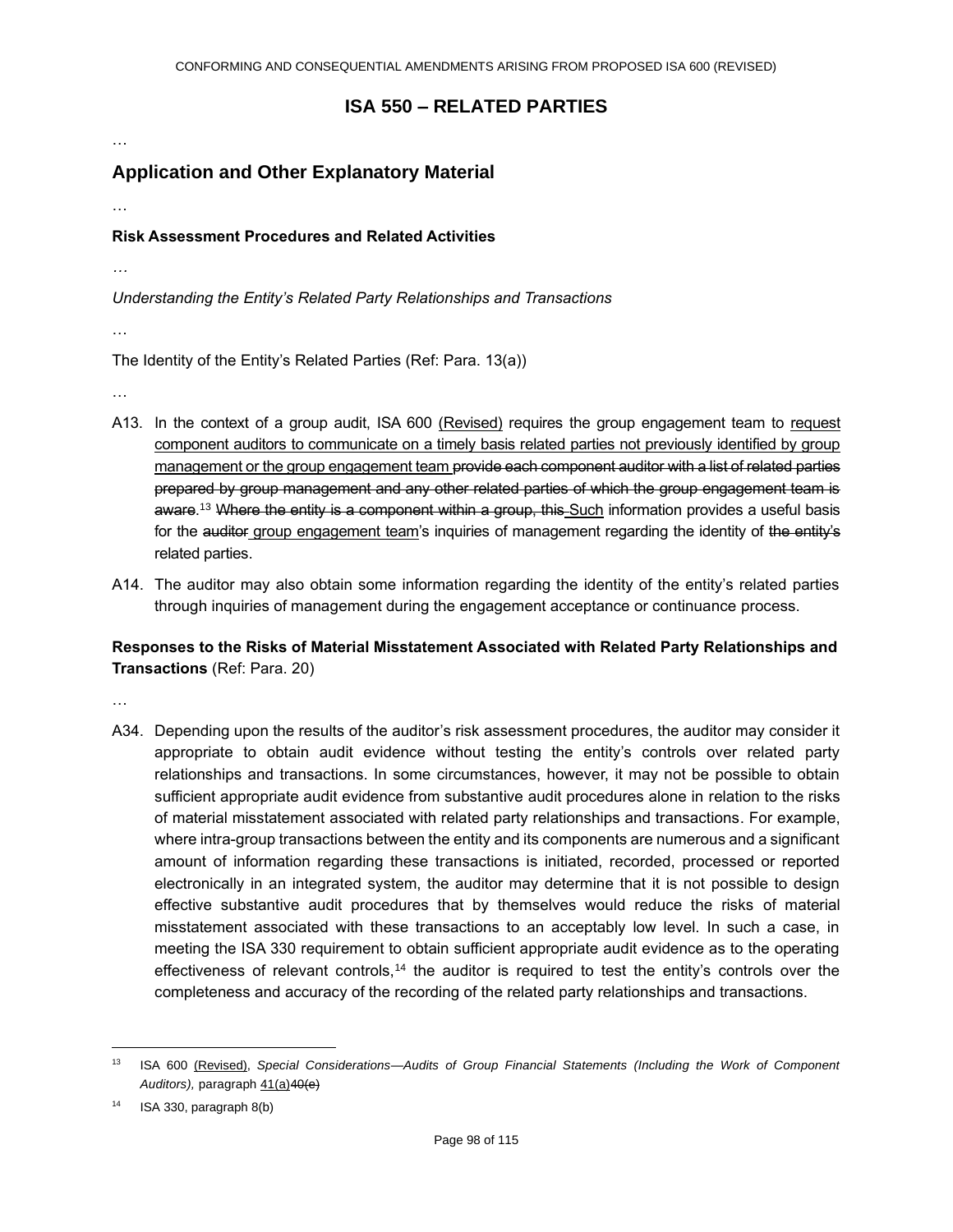## ISA 550 – RELATED PARTIES

…

## Application and Other Explanatory Material

…

### Risk Assessment Procedures and Related Activities

…

*Understanding the Entity's Related Party Relationships and Transactions*

…

The Identity of the Entity's Related Parties (Ref: Para. 13(a))

…

A13. In the context of a group audit, ISA 600 <u>(Revised)</u> requires the group engagement team to <u>request component auditors to communicate on a timely basis related parties not previously identified by group management or the group engagement team</u> ~~provide each component auditor with a list of related parties prepared by group management and any other related parties of which the group engagement team is aware~~.[13] ~~Where the entity is a component within a group, this~~ <u>Such</u> information provides a useful basis for the ~~auditor~~ <u>group engagement team</u>'s inquiries of management regarding the identity of ~~the entity's~~ related parties.

A14. The auditor may also obtain some information regarding the identity of the entity's related parties through inquiries of management during the engagement acceptance or continuance process.

**Responses to the Risks of Material Misstatement Associated with Related Party Relationships and Transactions** (Ref: Para. 20)

…

A34. Depending upon the results of the auditor's risk assessment procedures, the auditor may consider it appropriate to obtain audit evidence without testing the entity's controls over related party relationships and transactions. In some circumstances, however, it may not be possible to obtain sufficient appropriate audit evidence from substantive audit procedures alone in relation to the risks of material misstatement associated with related party relationships and transactions. For example, where intra-group transactions between the entity and its components are numerous and a significant amount of information regarding these transactions is initiated, recorded, processed or reported electronically in an integrated system, the auditor may determine that it is not possible to design effective substantive audit procedures that by themselves would reduce the risks of material misstatement associated with these transactions to an acceptably low level. In such a case, in meeting the ISA 330 requirement to obtain sufficient appropriate audit evidence as to the operating effectiveness of relevant controls,[14] the auditor is required to test the entity's controls over the completeness and accuracy of the recording of the related party relationships and transactions.

---

[13] ISA 600 <u>(Revised)</u>, *Special Considerations—Audits of Group Financial Statements (Including the Work of Component Auditors),* paragraph <u>41(a)</u>~~40(e)~~

[14] ISA 330, paragraph 8(b)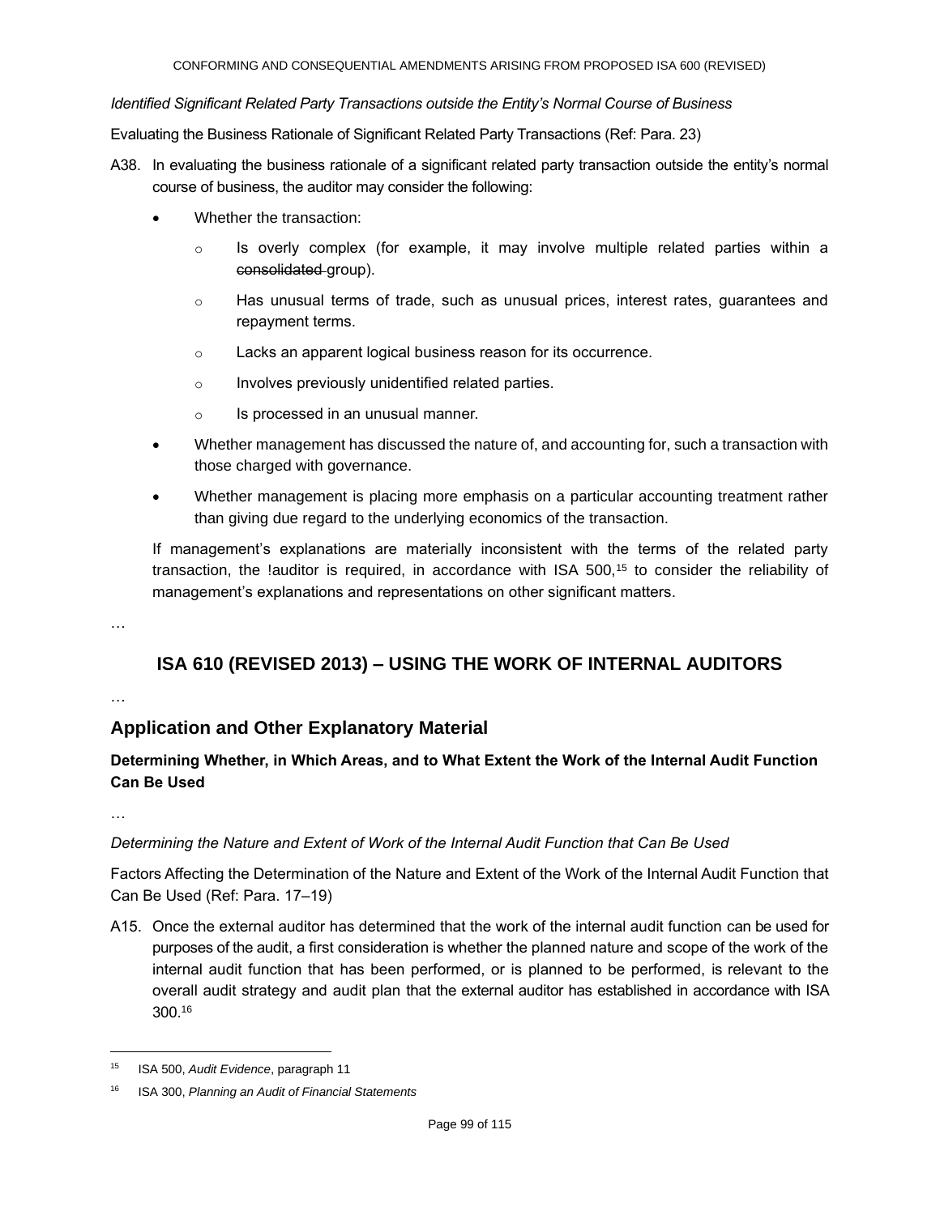*Identified Significant Related Party Transactions outside the Entity's Normal Course of Business*

Evaluating the Business Rationale of Significant Related Party Transactions (Ref: Para. 23)

A38. In evaluating the business rationale of a significant related party transaction outside the entity's normal course of business, the auditor may consider the following:

- Whether the transaction:
  - Is overly complex (for example, it may involve multiple related parties within a ~~consolidated~~ group).
  - Has unusual terms of trade, such as unusual prices, interest rates, guarantees and repayment terms.
  - Lacks an apparent logical business reason for its occurrence.
  - Involves previously unidentified related parties.
  - Is processed in an unusual manner.
- Whether management has discussed the nature of, and accounting for, such a transaction with those charged with governance.
- Whether management is placing more emphasis on a particular accounting treatment rather than giving due regard to the underlying economics of the transaction.

If management's explanations are materially inconsistent with the terms of the related party transaction, the !auditor is required, in accordance with ISA 500,[15] to consider the reliability of management's explanations and representations on other significant matters.

…

## ISA 610 (REVISED 2013) – USING THE WORK OF INTERNAL AUDITORS

…

## Application and Other Explanatory Material

### Determining Whether, in Which Areas, and to What Extent the Work of the Internal Audit Function Can Be Used

…

*Determining the Nature and Extent of Work of the Internal Audit Function that Can Be Used*

Factors Affecting the Determination of the Nature and Extent of the Work of the Internal Audit Function that Can Be Used (Ref: Para. 17–19)

A15. Once the external auditor has determined that the work of the internal audit function can be used for purposes of the audit, a first consideration is whether the planned nature and scope of the work of the internal audit function that has been performed, or is planned to be performed, is relevant to the overall audit strategy and audit plan that the external auditor has established in accordance with ISA 300.[16]

---

[15] ISA 500, *Audit Evidence*, paragraph 11

[16] ISA 300, *Planning an Audit of Financial Statements*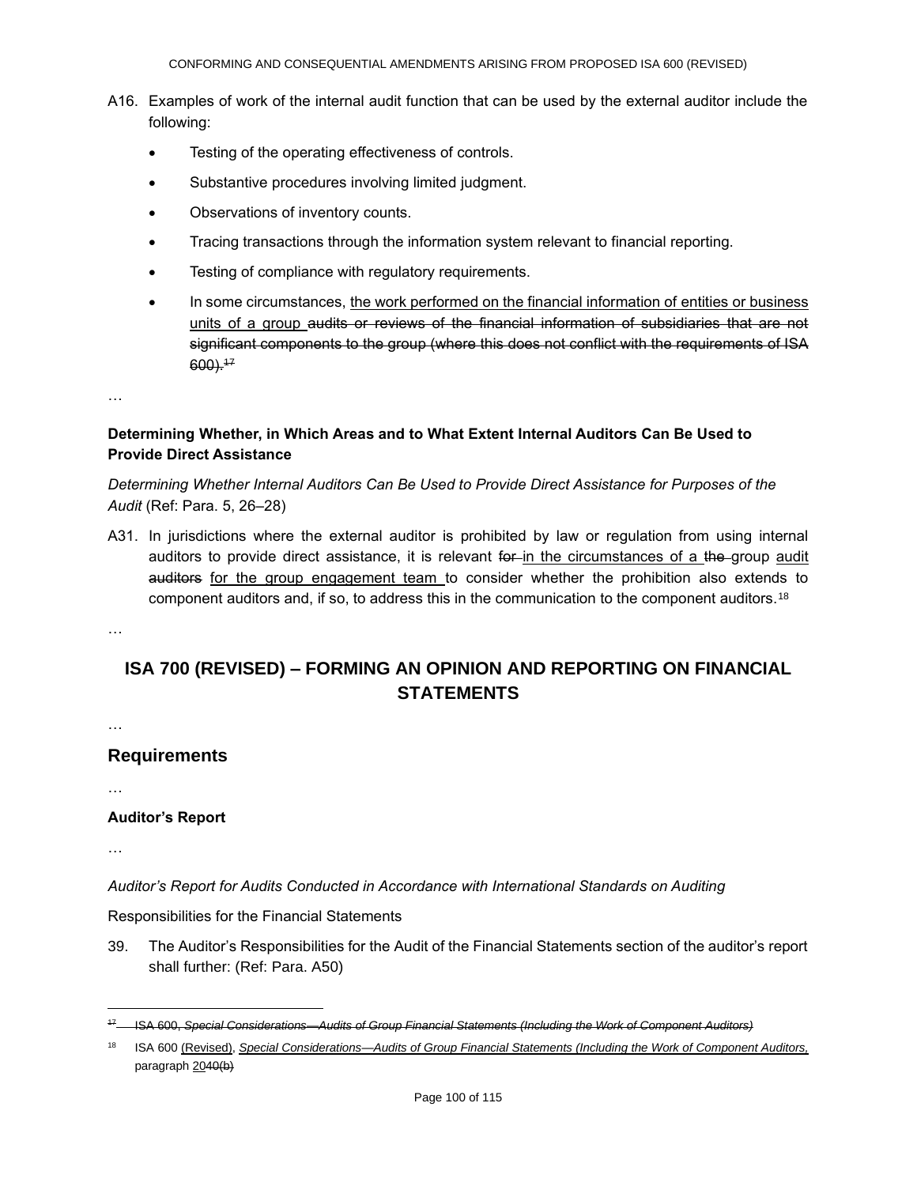A16. Examples of work of the internal audit function that can be used by the external auditor include the following:

- Testing of the operating effectiveness of controls.
- Substantive procedures involving limited judgment.
- Observations of inventory counts.
- Tracing transactions through the information system relevant to financial reporting.
- Testing of compliance with regulatory requirements.
- In some circumstances, <u>the work performed on the financial information of entities or business units of a group</u> ~~audits or reviews of the financial information of subsidiaries that are not significant components to the group (where this does not conflict with the requirements of ISA 600).~~[~~17~~]

…

**Determining Whether, in Which Areas and to What Extent Internal Auditors Can Be Used to Provide Direct Assistance**

*Determining Whether Internal Auditors Can Be Used to Provide Direct Assistance for Purposes of the Audit* (Ref: Para. 5, 26–28)

A31. In jurisdictions where the external auditor is prohibited by law or regulation from using internal auditors to provide direct assistance, it is relevant ~~for~~ <u>in the circumstances of a</u> ~~the~~ group <u>audit</u> ~~auditors~~ <u>for the group engagement team</u> to consider whether the prohibition also extends to component auditors and, if so, to address this in the communication to the component auditors.[18]

…

## ISA 700 (REVISED) – FORMING AN OPINION AND REPORTING ON FINANCIAL STATEMENTS

…

### Requirements

…

**Auditor's Report**

…

*Auditor's Report for Audits Conducted in Accordance with International Standards on Auditing*

Responsibilities for the Financial Statements

39. The Auditor's Responsibilities for the Audit of the Financial Statements section of the auditor's report shall further: (Ref: Para. A50)

---

~~[17] ISA 600, *Special Considerations—Audits of Group Financial Statements (Including the Work of Component Auditors)*~~

[18] ISA 600 <u>(Revised)</u>, <u>*Special Considerations—Audits of Group Financial Statements (Including the Work of Component Auditors,*</u> paragraph <u>20</u>~~40(b)~~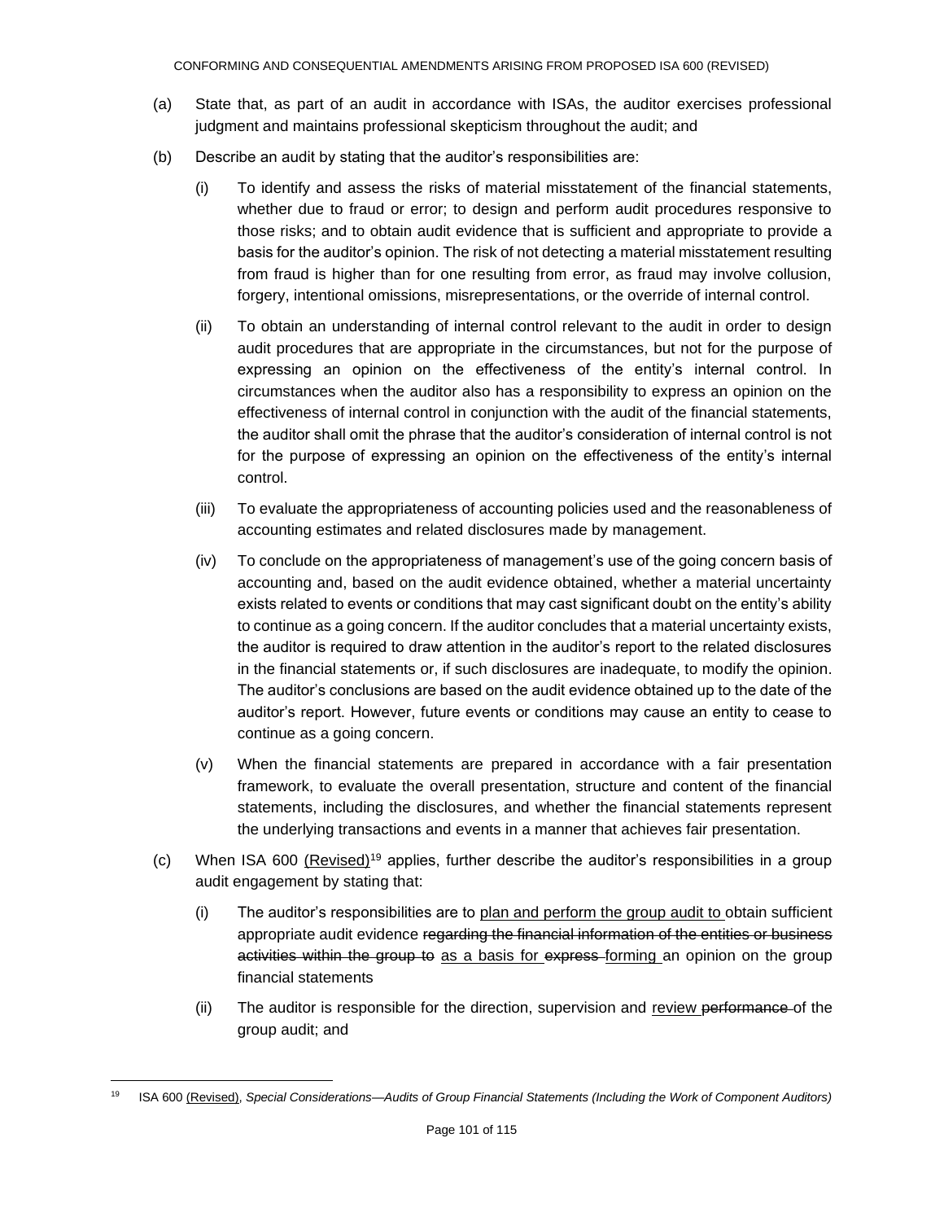(a) State that, as part of an audit in accordance with ISAs, the auditor exercises professional judgment and maintains professional skepticism throughout the audit; and

(b) Describe an audit by stating that the auditor's responsibilities are:

   (i) To identify and assess the risks of material misstatement of the financial statements, whether due to fraud or error; to design and perform audit procedures responsive to those risks; and to obtain audit evidence that is sufficient and appropriate to provide a basis for the auditor's opinion. The risk of not detecting a material misstatement resulting from fraud is higher than for one resulting from error, as fraud may involve collusion, forgery, intentional omissions, misrepresentations, or the override of internal control.

   (ii) To obtain an understanding of internal control relevant to the audit in order to design audit procedures that are appropriate in the circumstances, but not for the purpose of expressing an opinion on the effectiveness of the entity's internal control. In circumstances when the auditor also has a responsibility to express an opinion on the effectiveness of internal control in conjunction with the audit of the financial statements, the auditor shall omit the phrase that the auditor's consideration of internal control is not for the purpose of expressing an opinion on the effectiveness of the entity's internal control.

   (iii) To evaluate the appropriateness of accounting policies used and the reasonableness of accounting estimates and related disclosures made by management.

   (iv) To conclude on the appropriateness of management's use of the going concern basis of accounting and, based on the audit evidence obtained, whether a material uncertainty exists related to events or conditions that may cast significant doubt on the entity's ability to continue as a going concern. If the auditor concludes that a material uncertainty exists, the auditor is required to draw attention in the auditor's report to the related disclosures in the financial statements or, if such disclosures are inadequate, to modify the opinion. The auditor's conclusions are based on the audit evidence obtained up to the date of the auditor's report. However, future events or conditions may cause an entity to cease to continue as a going concern.

   (v) When the financial statements are prepared in accordance with a fair presentation framework, to evaluate the overall presentation, structure and content of the financial statements, including the disclosures, and whether the financial statements represent the underlying transactions and events in a manner that achieves fair presentation.

(c) When ISA 600 <u>(Revised)</u>[19] applies, further describe the auditor's responsibilities in a group audit engagement by stating that:

   (i) The auditor's responsibilities are to <u>plan and perform the group audit to</u> obtain sufficient appropriate audit evidence ~~regarding the financial information of the entities or business activities within the group to~~ <u>as a basis for</u> ~~express~~ <u>forming</u> an opinion on the group financial statements

   (ii) The auditor is responsible for the direction, supervision and <u>review</u> ~~performance~~ of the group audit; and

---

[19] ISA 600 <u>(Revised)</u>, *Special Considerations—Audits of Group Financial Statements (Including the Work of Component Auditors)*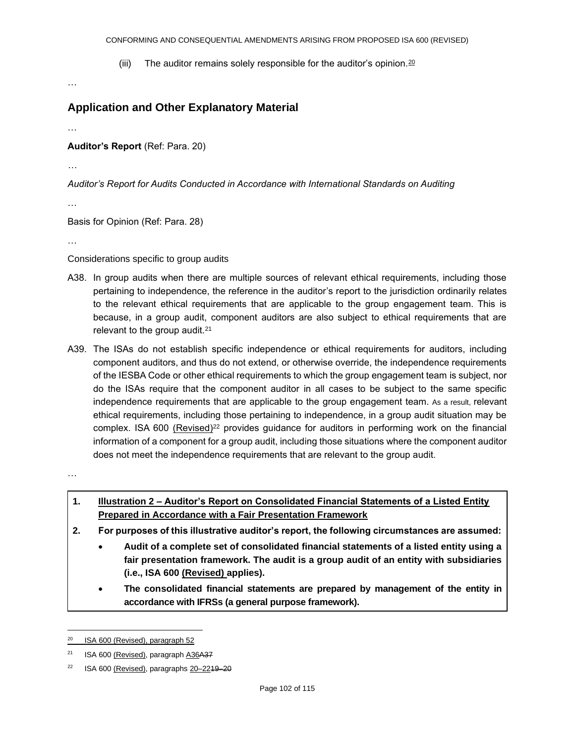(iii) The auditor remains solely responsible for the auditor's opinion.[20]

…

## Application and Other Explanatory Material

…

**Auditor's Report** (Ref: Para. 20)

…

*Auditor's Report for Audits Conducted in Accordance with International Standards on Auditing*

…

Basis for Opinion (Ref: Para. 28)

…

Considerations specific to group audits

A38. In group audits when there are multiple sources of relevant ethical requirements, including those pertaining to independence, the reference in the auditor's report to the jurisdiction ordinarily relates to the relevant ethical requirements that are applicable to the group engagement team. This is because, in a group audit, component auditors are also subject to ethical requirements that are relevant to the group audit.[21]

A39. The ISAs do not establish specific independence or ethical requirements for auditors, including component auditors, and thus do not extend, or otherwise override, the independence requirements of the IESBA Code or other ethical requirements to which the group engagement team is subject, nor do the ISAs require that the component auditor in all cases to be subject to the same specific independence requirements that are applicable to the group engagement team. As a result, relevant ethical requirements, including those pertaining to independence, in a group audit situation may be complex. ISA 600 (Revised)[22] provides guidance for auditors in performing work on the financial information of a component for a group audit, including those situations where the component auditor does not meet the independence requirements that are relevant to the group audit.

…

1. **Illustration 2 – Auditor's Report on Consolidated Financial Statements of a Listed Entity Prepared in Accordance with a Fair Presentation Framework**
2. **For purposes of this illustrative auditor's report, the following circumstances are assumed:**
   - **Audit of a complete set of consolidated financial statements of a listed entity using a fair presentation framework. The audit is a group audit of an entity with subsidiaries (i.e., ISA 600 (Revised) applies).**
   - **The consolidated financial statements are prepared by management of the entity in accordance with IFRSs (a general purpose framework).**

---

[20] ISA 600 (Revised), paragraph 52

[21] ISA 600 (Revised), paragraph A36~~A37~~

[22] ISA 600 (Revised), paragraphs 20–22~~19–20~~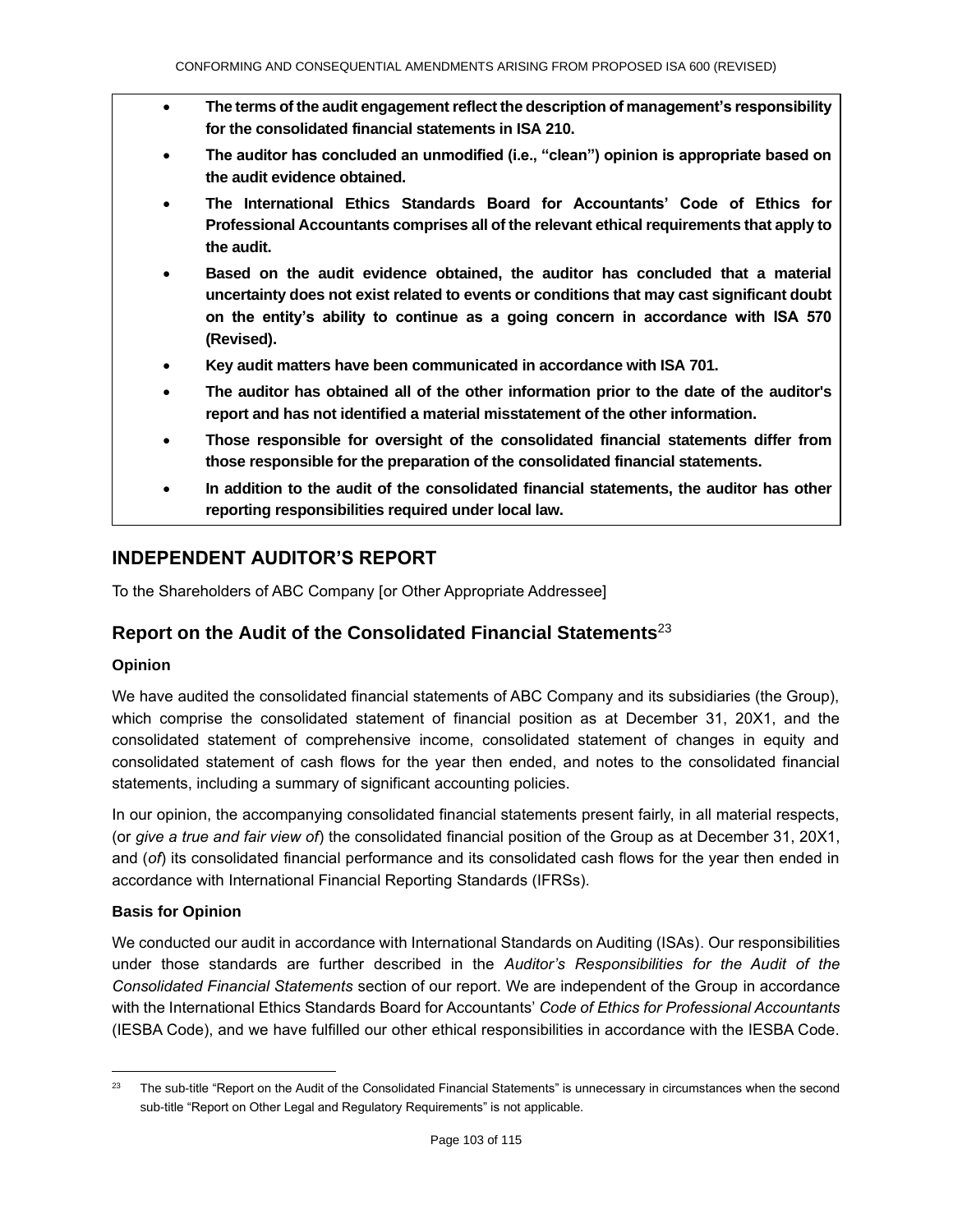- **The terms of the audit engagement reflect the description of management's responsibility for the consolidated financial statements in ISA 210.**
- **The auditor has concluded an unmodified (i.e., "clean") opinion is appropriate based on the audit evidence obtained.**
- **The International Ethics Standards Board for Accountants' Code of Ethics for Professional Accountants comprises all of the relevant ethical requirements that apply to the audit.**
- **Based on the audit evidence obtained, the auditor has concluded that a material uncertainty does not exist related to events or conditions that may cast significant doubt on the entity's ability to continue as a going concern in accordance with ISA 570 (Revised).**
- **Key audit matters have been communicated in accordance with ISA 701.**
- **The auditor has obtained all of the other information prior to the date of the auditor's report and has not identified a material misstatement of the other information.**
- **Those responsible for oversight of the consolidated financial statements differ from those responsible for the preparation of the consolidated financial statements.**
- **In addition to the audit of the consolidated financial statements, the auditor has other reporting responsibilities required under local law.**

## INDEPENDENT AUDITOR'S REPORT

To the Shareholders of ABC Company [or Other Appropriate Addressee]

## Report on the Audit of the Consolidated Financial Statements[23]

### Opinion

We have audited the consolidated financial statements of ABC Company and its subsidiaries (the Group), which comprise the consolidated statement of financial position as at December 31, 20X1, and the consolidated statement of comprehensive income, consolidated statement of changes in equity and consolidated statement of cash flows for the year then ended, and notes to the consolidated financial statements, including a summary of significant accounting policies.

In our opinion, the accompanying consolidated financial statements present fairly, in all material respects, (or *give a true and fair view of*) the consolidated financial position of the Group as at December 31, 20X1, and (*of*) its consolidated financial performance and its consolidated cash flows for the year then ended in accordance with International Financial Reporting Standards (IFRSs).

### Basis for Opinion

We conducted our audit in accordance with International Standards on Auditing (ISAs). Our responsibilities under those standards are further described in the *Auditor's Responsibilities for the Audit of the Consolidated Financial Statements* section of our report. We are independent of the Group in accordance with the International Ethics Standards Board for Accountants' *Code of Ethics for Professional Accountants* (IESBA Code), and we have fulfilled our other ethical responsibilities in accordance with the IESBA Code.

---

[23] The sub-title "Report on the Audit of the Consolidated Financial Statements" is unnecessary in circumstances when the second sub-title "Report on Other Legal and Regulatory Requirements" is not applicable.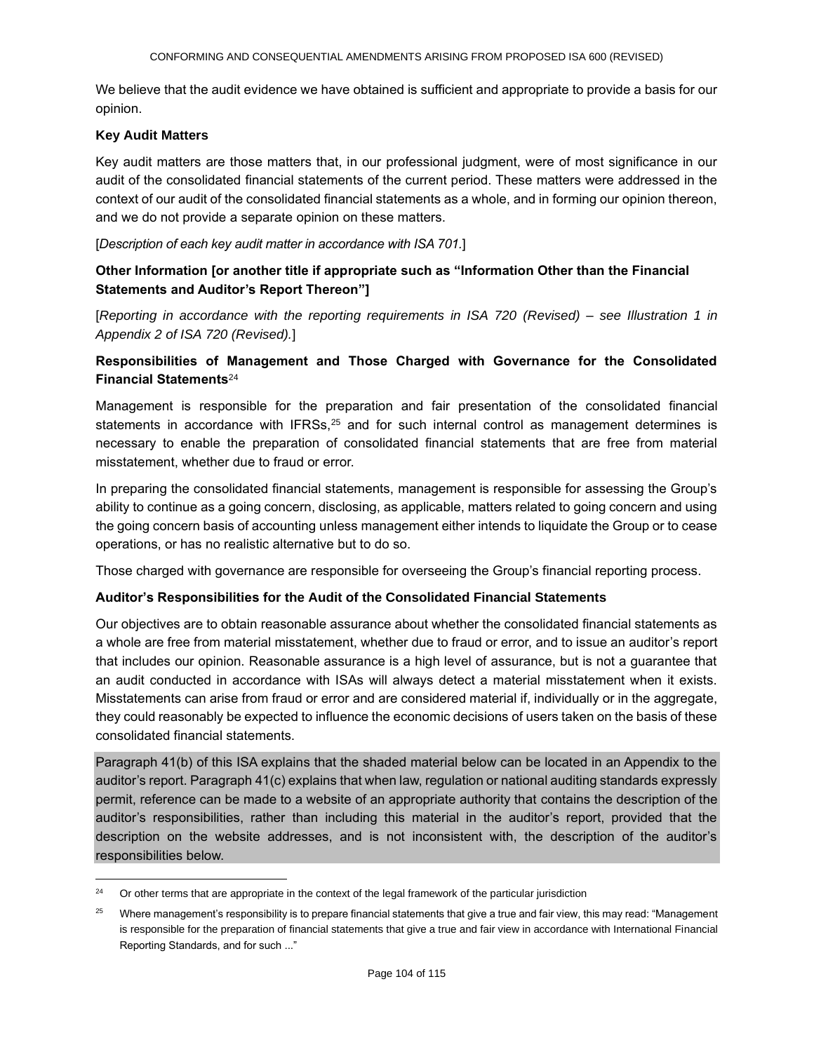We believe that the audit evidence we have obtained is sufficient and appropriate to provide a basis for our opinion.

**Key Audit Matters**

Key audit matters are those matters that, in our professional judgment, were of most significance in our audit of the consolidated financial statements of the current period. These matters were addressed in the context of our audit of the consolidated financial statements as a whole, and in forming our opinion thereon, and we do not provide a separate opinion on these matters.

[*Description of each key audit matter in accordance with ISA 701.*]

**Other Information [or another title if appropriate such as "Information Other than the Financial Statements and Auditor's Report Thereon"]**

[*Reporting in accordance with the reporting requirements in ISA 720 (Revised) – see Illustration 1 in Appendix 2 of ISA 720 (Revised).*]

**Responsibilities of Management and Those Charged with Governance for the Consolidated Financial Statements**[24]

Management is responsible for the preparation and fair presentation of the consolidated financial statements in accordance with IFRSs,[25] and for such internal control as management determines is necessary to enable the preparation of consolidated financial statements that are free from material misstatement, whether due to fraud or error.

In preparing the consolidated financial statements, management is responsible for assessing the Group's ability to continue as a going concern, disclosing, as applicable, matters related to going concern and using the going concern basis of accounting unless management either intends to liquidate the Group or to cease operations, or has no realistic alternative but to do so.

Those charged with governance are responsible for overseeing the Group's financial reporting process.

**Auditor's Responsibilities for the Audit of the Consolidated Financial Statements**

Our objectives are to obtain reasonable assurance about whether the consolidated financial statements as a whole are free from material misstatement, whether due to fraud or error, and to issue an auditor's report that includes our opinion. Reasonable assurance is a high level of assurance, but is not a guarantee that an audit conducted in accordance with ISAs will always detect a material misstatement when it exists. Misstatements can arise from fraud or error and are considered material if, individually or in the aggregate, they could reasonably be expected to influence the economic decisions of users taken on the basis of these consolidated financial statements.

Paragraph 41(b) of this ISA explains that the shaded material below can be located in an Appendix to the auditor's report. Paragraph 41(c) explains that when law, regulation or national auditing standards expressly permit, reference can be made to a website of an appropriate authority that contains the description of the auditor's responsibilities, rather than including this material in the auditor's report, provided that the description on the website addresses, and is not inconsistent with, the description of the auditor's responsibilities below.

---

[24] Or other terms that are appropriate in the context of the legal framework of the particular jurisdiction

[25] Where management's responsibility is to prepare financial statements that give a true and fair view, this may read: "Management is responsible for the preparation of financial statements that give a true and fair view in accordance with International Financial Reporting Standards, and for such ..."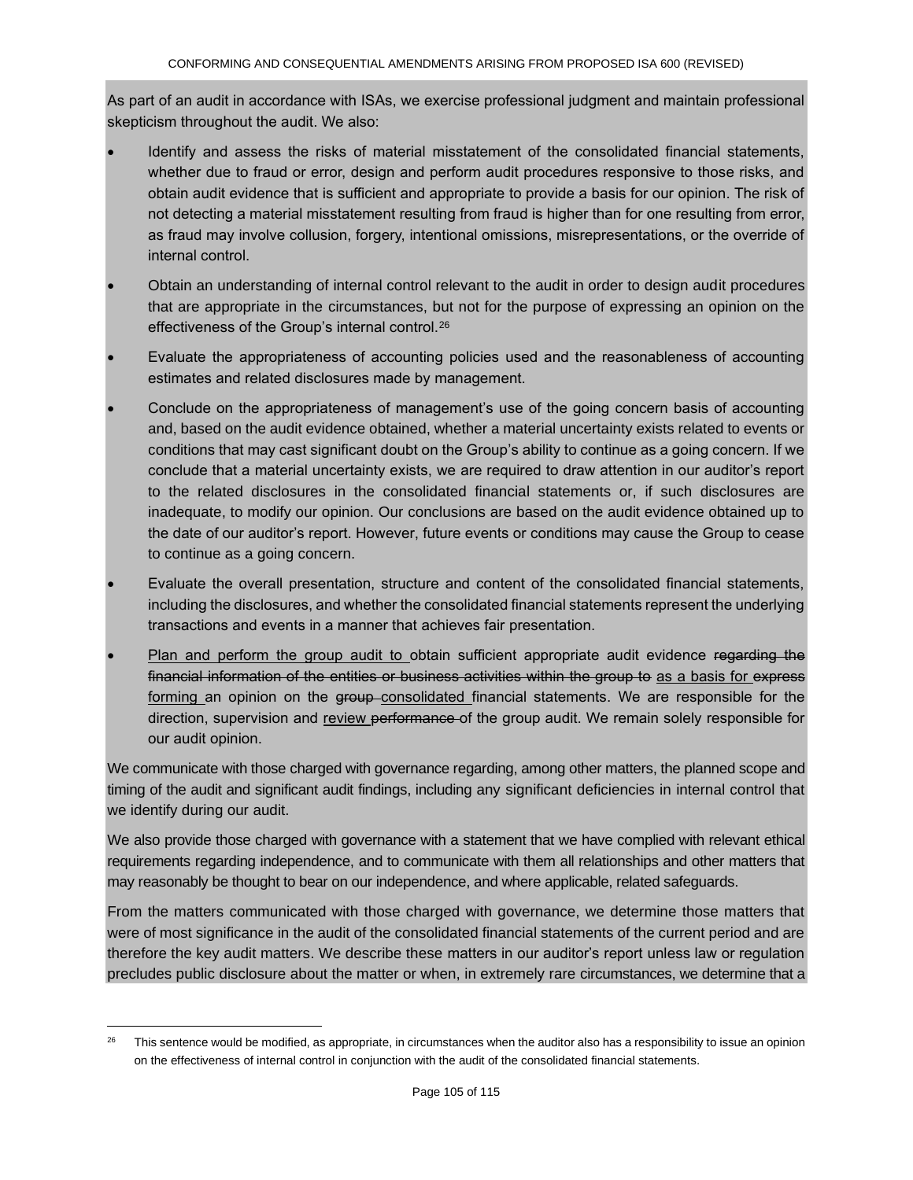As part of an audit in accordance with ISAs, we exercise professional judgment and maintain professional skepticism throughout the audit. We also:

- Identify and assess the risks of material misstatement of the consolidated financial statements, whether due to fraud or error, design and perform audit procedures responsive to those risks, and obtain audit evidence that is sufficient and appropriate to provide a basis for our opinion. The risk of not detecting a material misstatement resulting from fraud is higher than for one resulting from error, as fraud may involve collusion, forgery, intentional omissions, misrepresentations, or the override of internal control.
- Obtain an understanding of internal control relevant to the audit in order to design audit procedures that are appropriate in the circumstances, but not for the purpose of expressing an opinion on the effectiveness of the Group's internal control.[26]
- Evaluate the appropriateness of accounting policies used and the reasonableness of accounting estimates and related disclosures made by management.
- Conclude on the appropriateness of management's use of the going concern basis of accounting and, based on the audit evidence obtained, whether a material uncertainty exists related to events or conditions that may cast significant doubt on the Group's ability to continue as a going concern. If we conclude that a material uncertainty exists, we are required to draw attention in our auditor's report to the related disclosures in the consolidated financial statements or, if such disclosures are inadequate, to modify our opinion. Our conclusions are based on the audit evidence obtained up to the date of our auditor's report. However, future events or conditions may cause the Group to cease to continue as a going concern.
- Evaluate the overall presentation, structure and content of the consolidated financial statements, including the disclosures, and whether the consolidated financial statements represent the underlying transactions and events in a manner that achieves fair presentation.
- <u>Plan and perform the group audit to</u> obtain sufficient appropriate audit evidence ~~regarding the financial information of the entities or business activities within the group to~~ <u>as a basis for</u> ~~express~~ <u>forming</u> an opinion on the ~~group~~ <u>consolidated</u> financial statements. We are responsible for the direction, supervision and <u>review</u> ~~performance~~ of the group audit. We remain solely responsible for our audit opinion.

We communicate with those charged with governance regarding, among other matters, the planned scope and timing of the audit and significant audit findings, including any significant deficiencies in internal control that we identify during our audit.

We also provide those charged with governance with a statement that we have complied with relevant ethical requirements regarding independence, and to communicate with them all relationships and other matters that may reasonably be thought to bear on our independence, and where applicable, related safeguards.

From the matters communicated with those charged with governance, we determine those matters that were of most significance in the audit of the consolidated financial statements of the current period and are therefore the key audit matters. We describe these matters in our auditor's report unless law or regulation precludes public disclosure about the matter or when, in extremely rare circumstances, we determine that a

---

[26] This sentence would be modified, as appropriate, in circumstances when the auditor also has a responsibility to issue an opinion on the effectiveness of internal control in conjunction with the audit of the consolidated financial statements.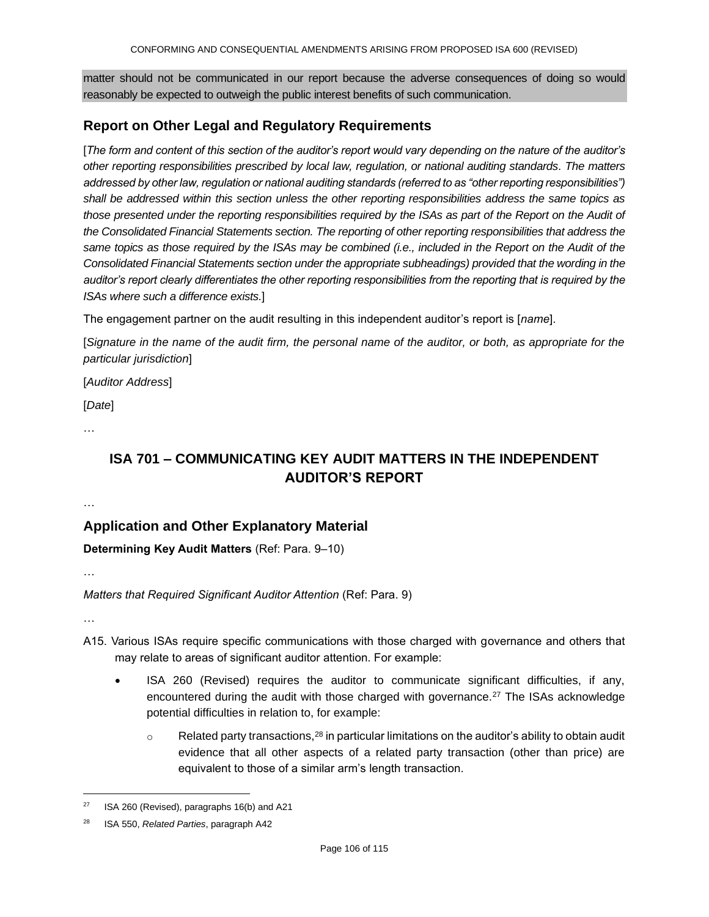matter should not be communicated in our report because the adverse consequences of doing so would reasonably be expected to outweigh the public interest benefits of such communication.

## Report on Other Legal and Regulatory Requirements

[*The form and content of this section of the auditor's report would vary depending on the nature of the auditor's other reporting responsibilities prescribed by local law, regulation, or national auditing standards. The matters addressed by other law, regulation or national auditing standards (referred to as "other reporting responsibilities") shall be addressed within this section unless the other reporting responsibilities address the same topics as those presented under the reporting responsibilities required by the ISAs as part of the Report on the Audit of the Consolidated Financial Statements section. The reporting of other reporting responsibilities that address the same topics as those required by the ISAs may be combined (i.e., included in the Report on the Audit of the Consolidated Financial Statements section under the appropriate subheadings) provided that the wording in the auditor's report clearly differentiates the other reporting responsibilities from the reporting that is required by the ISAs where such a difference exists.*]

The engagement partner on the audit resulting in this independent auditor's report is [*name*].

[*Signature in the name of the audit firm, the personal name of the auditor, or both, as appropriate for the particular jurisdiction*]

[*Auditor Address*]

[*Date*]

…

# ISA 701 – COMMUNICATING KEY AUDIT MATTERS IN THE INDEPENDENT AUDITOR'S REPORT

…

## Application and Other Explanatory Material

**Determining Key Audit Matters** (Ref: Para. 9–10)

…

*Matters that Required Significant Auditor Attention* (Ref: Para. 9)

…

A15. Various ISAs require specific communications with those charged with governance and others that may relate to areas of significant auditor attention. For example:

- ISA 260 (Revised) requires the auditor to communicate significant difficulties, if any, encountered during the audit with those charged with governance.[27] The ISAs acknowledge potential difficulties in relation to, for example:
  - Related party transactions,[28] in particular limitations on the auditor's ability to obtain audit evidence that all other aspects of a related party transaction (other than price) are equivalent to those of a similar arm's length transaction.

[27] ISA 260 (Revised), paragraphs 16(b) and A21

[28] ISA 550, *Related Parties*, paragraph A42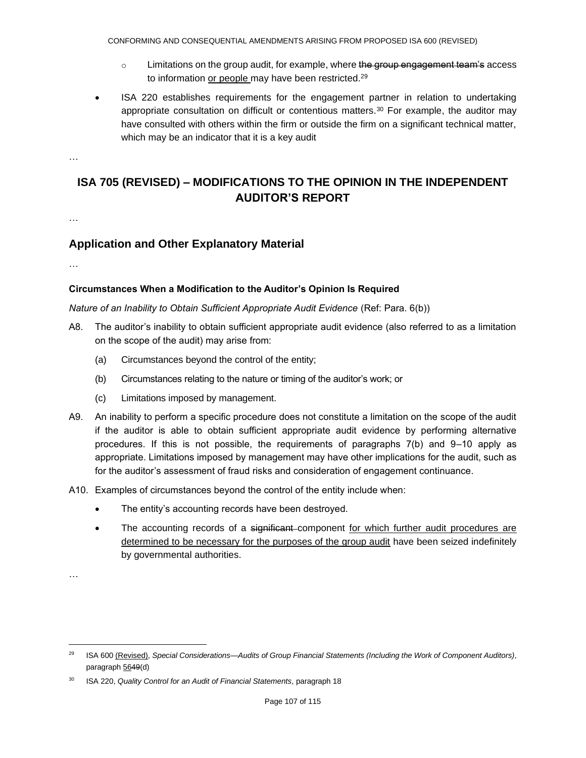- o Limitations on the group audit, for example, where ~~the group engagement team's~~ access to information <u>or people </u>may have been restricted.[29]

- ISA 220 establishes requirements for the engagement partner in relation to undertaking appropriate consultation on difficult or contentious matters.[30] For example, the auditor may have consulted with others within the firm or outside the firm on a significant technical matter, which may be an indicator that it is a key audit

…

## ISA 705 (REVISED) – MODIFICATIONS TO THE OPINION IN THE INDEPENDENT AUDITOR'S REPORT

…

## Application and Other Explanatory Material

…

### Circumstances When a Modification to the Auditor's Opinion Is Required

*Nature of an Inability to Obtain Sufficient Appropriate Audit Evidence* (Ref: Para. 6(b))

A8. The auditor's inability to obtain sufficient appropriate audit evidence (also referred to as a limitation on the scope of the audit) may arise from:

(a) Circumstances beyond the control of the entity;

(b) Circumstances relating to the nature or timing of the auditor's work; or

(c) Limitations imposed by management.

A9. An inability to perform a specific procedure does not constitute a limitation on the scope of the audit if the auditor is able to obtain sufficient appropriate audit evidence by performing alternative procedures. If this is not possible, the requirements of paragraphs 7(b) and 9–10 apply as appropriate. Limitations imposed by management may have other implications for the audit, such as for the auditor's assessment of fraud risks and consideration of engagement continuance.

A10. Examples of circumstances beyond the control of the entity include when:

- The entity's accounting records have been destroyed.
- The accounting records of a ~~significant~~ component <u>for which further audit procedures are determined to be necessary for the purposes of the group audit</u> have been seized indefinitely by governmental authorities.

…

---

[29] ISA 600 <u>(Revised)</u>, *Special Considerations—Audits of Group Financial Statements (Including the Work of Component Auditors)*, paragraph <u>56</u>~~49~~(d)

[30] ISA 220, *Quality Control for an Audit of Financial Statements*, paragraph 18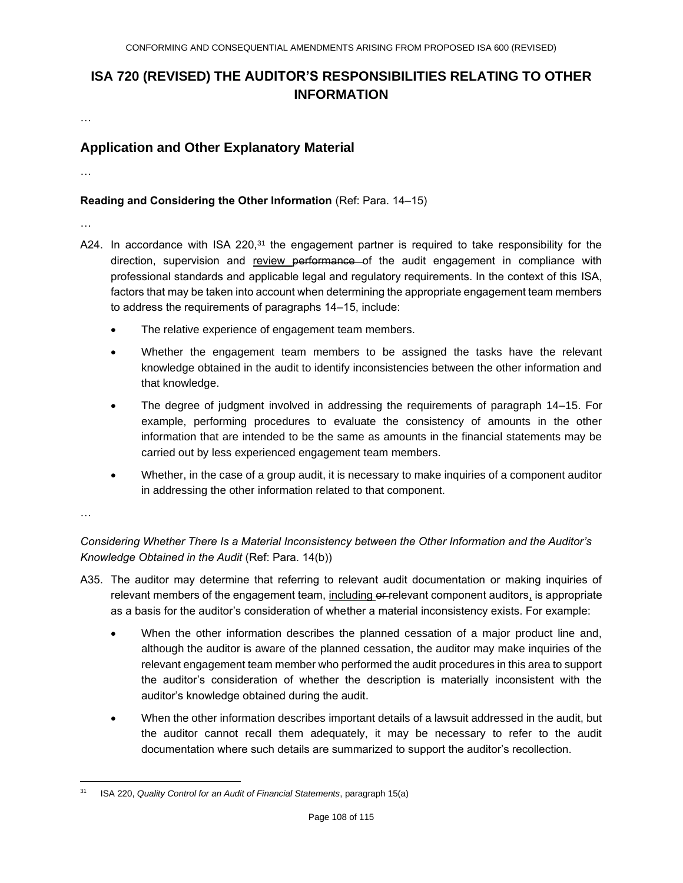# ISA 720 (REVISED) THE AUDITOR'S RESPONSIBILITIES RELATING TO OTHER INFORMATION

…

## Application and Other Explanatory Material

…

**Reading and Considering the Other Information** (Ref: Para. 14–15)

…

A24. In accordance with ISA 220,[31] the engagement partner is required to take responsibility for the direction, supervision and <u>review</u> ~~performance~~ of the audit engagement in compliance with professional standards and applicable legal and regulatory requirements. In the context of this ISA, factors that may be taken into account when determining the appropriate engagement team members to address the requirements of paragraphs 14–15, include:

- The relative experience of engagement team members.
- Whether the engagement team members to be assigned the tasks have the relevant knowledge obtained in the audit to identify inconsistencies between the other information and that knowledge.
- The degree of judgment involved in addressing the requirements of paragraph 14–15. For example, performing procedures to evaluate the consistency of amounts in the other information that are intended to be the same as amounts in the financial statements may be carried out by less experienced engagement team members.
- Whether, in the case of a group audit, it is necessary to make inquiries of a component auditor in addressing the other information related to that component.

…

*Considering Whether There Is a Material Inconsistency between the Other Information and the Auditor's Knowledge Obtained in the Audit* (Ref: Para. 14(b))

A35. The auditor may determine that referring to relevant audit documentation or making inquiries of relevant members of the engagement team, <u>including</u> ~~or~~ relevant component auditors<u>,</u> is appropriate as a basis for the auditor's consideration of whether a material inconsistency exists. For example:

- When the other information describes the planned cessation of a major product line and, although the auditor is aware of the planned cessation, the auditor may make inquiries of the relevant engagement team member who performed the audit procedures in this area to support the auditor's consideration of whether the description is materially inconsistent with the auditor's knowledge obtained during the audit.
- When the other information describes important details of a lawsuit addressed in the audit, but the auditor cannot recall them adequately, it may be necessary to refer to the audit documentation where such details are summarized to support the auditor's recollection.

---

[31] ISA 220, *Quality Control for an Audit of Financial Statements*, paragraph 15(a)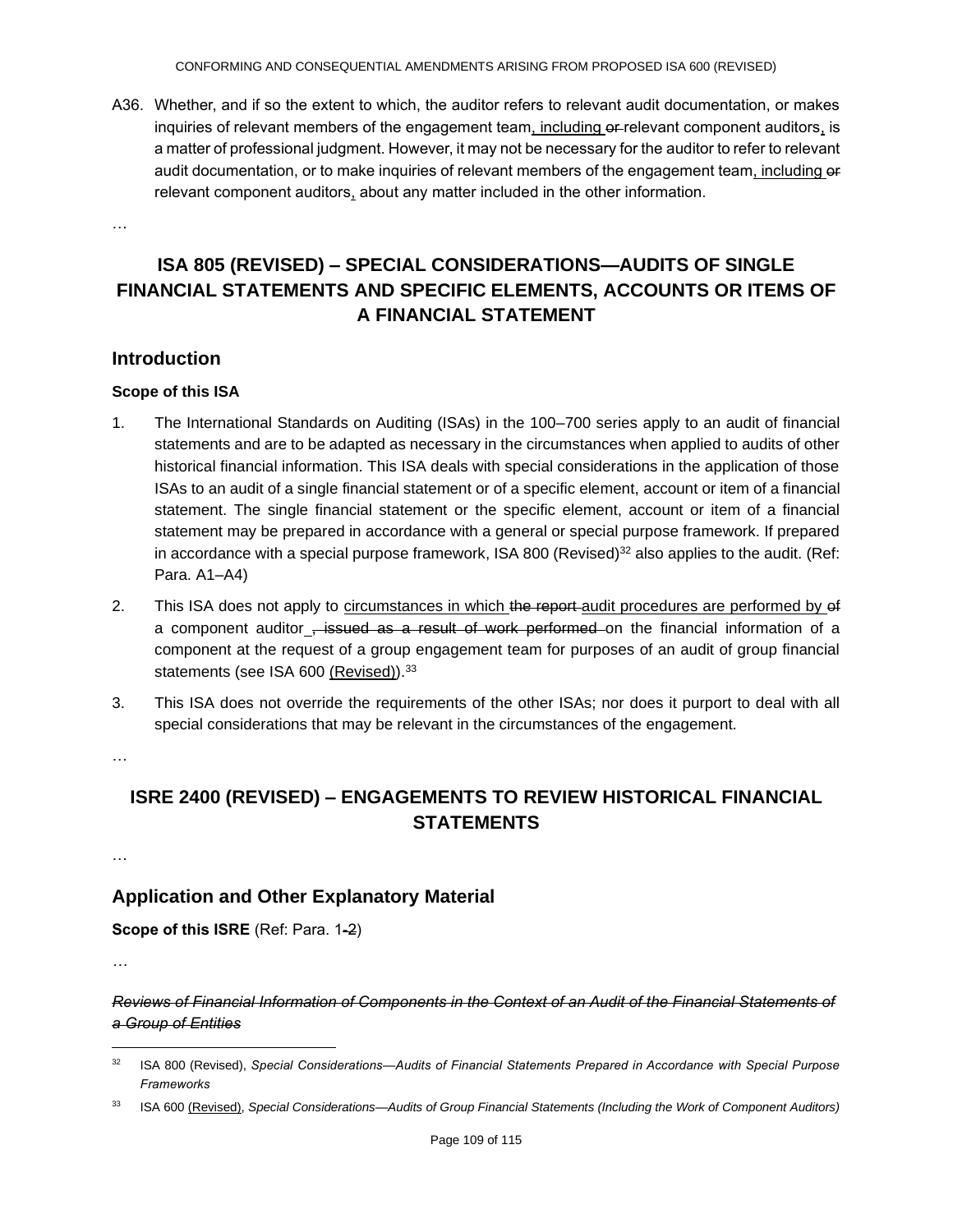A36. Whether, and if so the extent to which, the auditor refers to relevant audit documentation, or makes inquiries of relevant members of the engagement team<u>, including</u> ~~or~~ relevant component auditors<u>,</u> is a matter of professional judgment. However, it may not be necessary for the auditor to refer to relevant audit documentation, or to make inquiries of relevant members of the engagement team<u>, including</u> ~~or~~ relevant component auditors<u>,</u> about any matter included in the other information.

…

## ISA 805 (REVISED) – SPECIAL CONSIDERATIONS—AUDITS OF SINGLE FINANCIAL STATEMENTS AND SPECIFIC ELEMENTS, ACCOUNTS OR ITEMS OF A FINANCIAL STATEMENT

### Introduction

**Scope of this ISA**

1. The International Standards on Auditing (ISAs) in the 100–700 series apply to an audit of financial statements and are to be adapted as necessary in the circumstances when applied to audits of other historical financial information. This ISA deals with special considerations in the application of those ISAs to an audit of a single financial statement or of a specific element, account or item of a financial statement. The single financial statement or the specific element, account or item of a financial statement may be prepared in accordance with a general or special purpose framework. If prepared in accordance with a special purpose framework, ISA 800 (Revised)[32] also applies to the audit. (Ref: Para. A1–A4)

2. This ISA does not apply to <u>circumstances in which</u> ~~the report~~ <u>audit procedures are performed by</u> ~~of~~ a component auditor ~~, issued as a result of work performed~~ on the financial information of a component at the request of a group engagement team for purposes of an audit of group financial statements (see ISA 600 <u>(Revised)</u>).[33]

3. This ISA does not override the requirements of the other ISAs; nor does it purport to deal with all special considerations that may be relevant in the circumstances of the engagement.

…

## ISRE 2400 (REVISED) – ENGAGEMENTS TO REVIEW HISTORICAL FINANCIAL STATEMENTS

…

### Application and Other Explanatory Material

**Scope of this ISRE** (Ref: Para. 1~~-2~~)

*…*

~~*Reviews of Financial Information of Components in the Context of an Audit of the Financial Statements of a Group of Entities*~~

---

[32] ISA 800 (Revised), *Special Considerations—Audits of Financial Statements Prepared in Accordance with Special Purpose Frameworks*

[33] ISA 600 <u>(Revised)</u>, *Special Considerations—Audits of Group Financial Statements (Including the Work of Component Auditors)*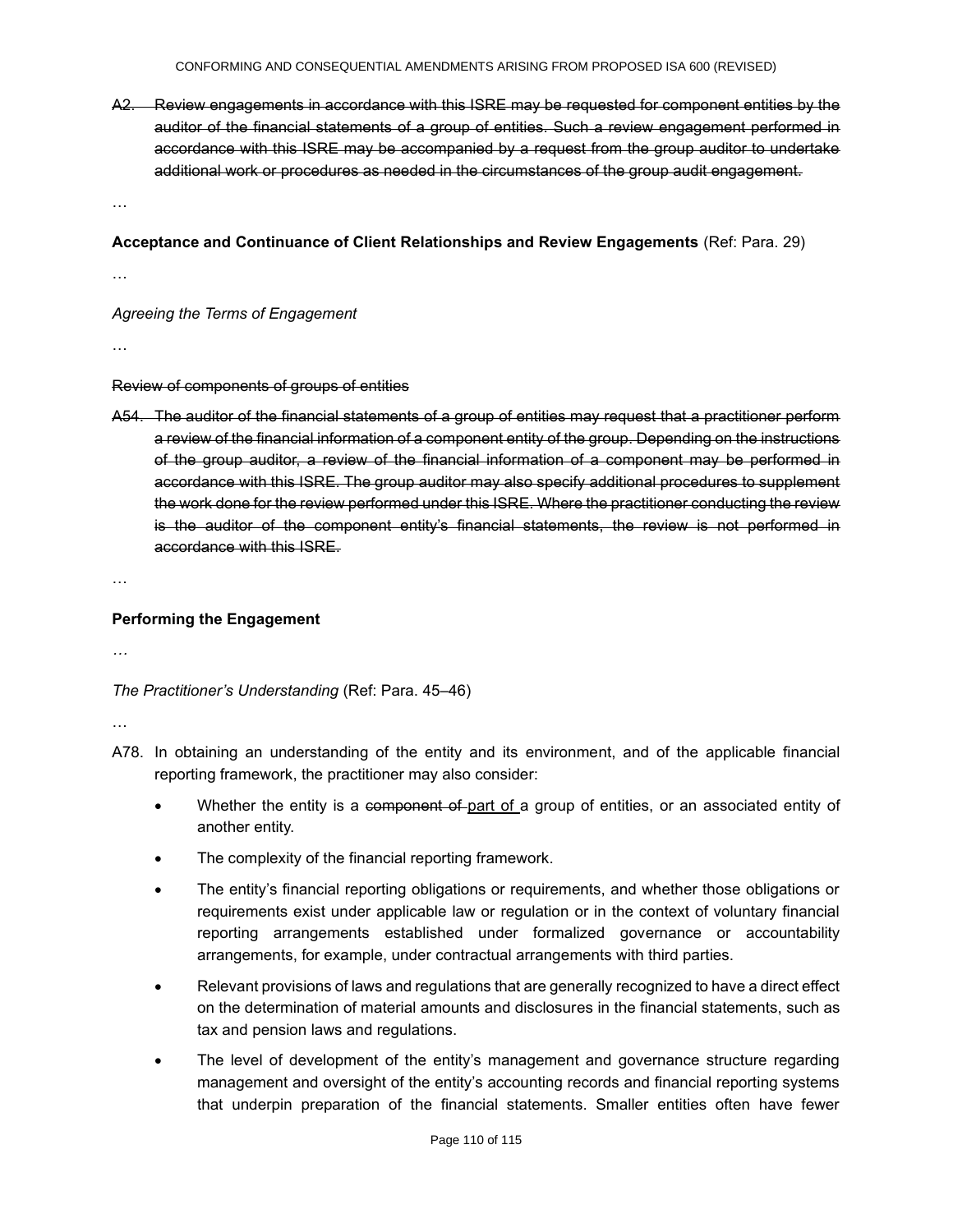~~A2. Review engagements in accordance with this ISRE may be requested for component entities by the auditor of the financial statements of a group of entities. Such a review engagement performed in accordance with this ISRE may be accompanied by a request from the group auditor to undertake additional work or procedures as needed in the circumstances of the group audit engagement.~~

…

**Acceptance and Continuance of Client Relationships and Review Engagements** (Ref: Para. 29)

…

*Agreeing the Terms of Engagement*

…

~~Review of components of groups of entities~~

~~A54. The auditor of the financial statements of a group of entities may request that a practitioner perform a review of the financial information of a component entity of the group. Depending on the instructions of the group auditor, a review of the financial information of a component may be performed in accordance with this ISRE. The group auditor may also specify additional procedures to supplement the work done for the review performed under this ISRE. Where the practitioner conducting the review is the auditor of the component entity's financial statements, the review is not performed in accordance with this ISRE.~~

…

**Performing the Engagement**

…

*The Practitioner's Understanding* (Ref: Para. 45–46)

…

A78. In obtaining an understanding of the entity and its environment, and of the applicable financial reporting framework, the practitioner may also consider:

- Whether the entity is a ~~component of~~ <u>part of</u> a group of entities, or an associated entity of another entity.
- The complexity of the financial reporting framework.
- The entity's financial reporting obligations or requirements, and whether those obligations or requirements exist under applicable law or regulation or in the context of voluntary financial reporting arrangements established under formalized governance or accountability arrangements, for example, under contractual arrangements with third parties.
- Relevant provisions of laws and regulations that are generally recognized to have a direct effect on the determination of material amounts and disclosures in the financial statements, such as tax and pension laws and regulations.
- The level of development of the entity's management and governance structure regarding management and oversight of the entity's accounting records and financial reporting systems that underpin preparation of the financial statements. Smaller entities often have fewer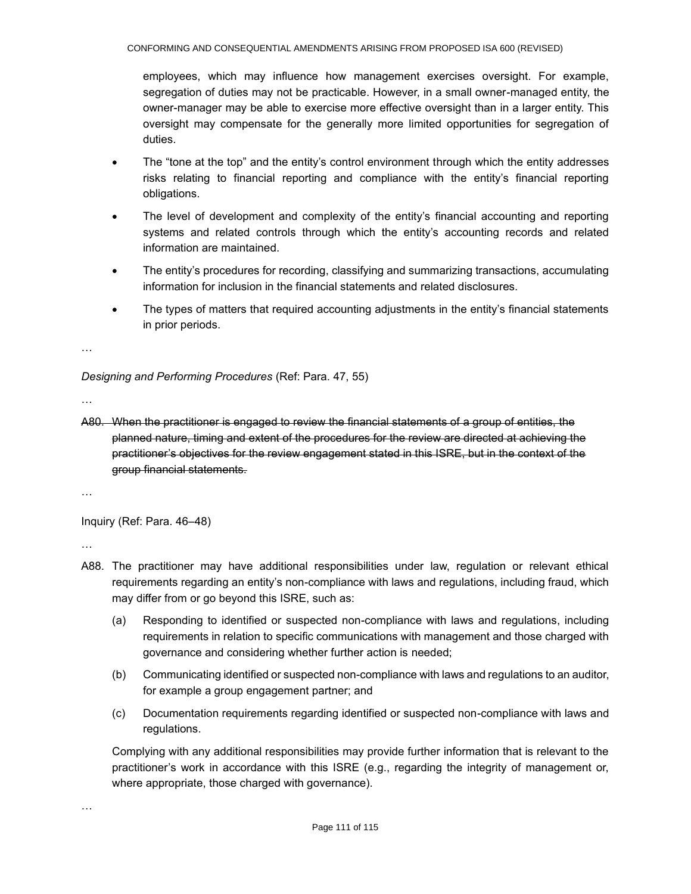employees, which may influence how management exercises oversight. For example, segregation of duties may not be practicable. However, in a small owner-managed entity, the owner-manager may be able to exercise more effective oversight than in a larger entity. This oversight may compensate for the generally more limited opportunities for segregation of duties.

- The "tone at the top" and the entity's control environment through which the entity addresses risks relating to financial reporting and compliance with the entity's financial reporting obligations.
- The level of development and complexity of the entity's financial accounting and reporting systems and related controls through which the entity's accounting records and related information are maintained.
- The entity's procedures for recording, classifying and summarizing transactions, accumulating information for inclusion in the financial statements and related disclosures.
- The types of matters that required accounting adjustments in the entity's financial statements in prior periods.

…

*Designing and Performing Procedures* (Ref: Para. 47, 55)

…

~~A80. When the practitioner is engaged to review the financial statements of a group of entities, the planned nature, timing and extent of the procedures for the review are directed at achieving the practitioner's objectives for the review engagement stated in this ISRE, but in the context of the group financial statements.~~

…

Inquiry (Ref: Para. 46–48)

…

A88. The practitioner may have additional responsibilities under law, regulation or relevant ethical requirements regarding an entity's non-compliance with laws and regulations, including fraud, which may differ from or go beyond this ISRE, such as:

(a) Responding to identified or suspected non-compliance with laws and regulations, including requirements in relation to specific communications with management and those charged with governance and considering whether further action is needed;

(b) Communicating identified or suspected non-compliance with laws and regulations to an auditor, for example a group engagement partner; and

(c) Documentation requirements regarding identified or suspected non-compliance with laws and regulations.

Complying with any additional responsibilities may provide further information that is relevant to the practitioner's work in accordance with this ISRE (e.g., regarding the integrity of management or, where appropriate, those charged with governance).

…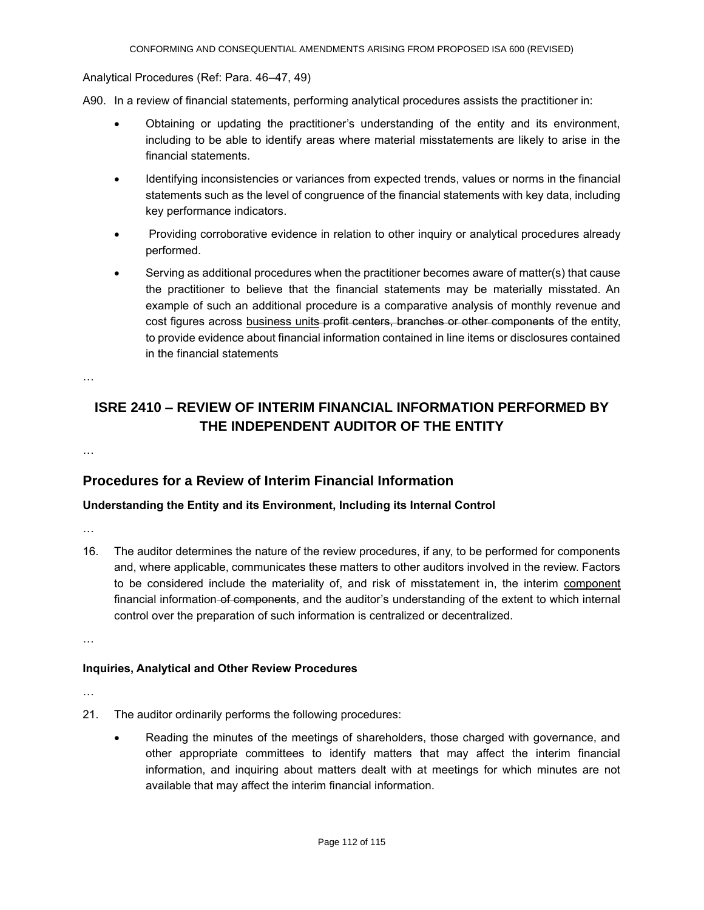Analytical Procedures (Ref: Para. 46–47, 49)

A90. In a review of financial statements, performing analytical procedures assists the practitioner in:

- Obtaining or updating the practitioner's understanding of the entity and its environment, including to be able to identify areas where material misstatements are likely to arise in the financial statements.
- Identifying inconsistencies or variances from expected trends, values or norms in the financial statements such as the level of congruence of the financial statements with key data, including key performance indicators.
- Providing corroborative evidence in relation to other inquiry or analytical procedures already performed.
- Serving as additional procedures when the practitioner becomes aware of matter(s) that cause the practitioner to believe that the financial statements may be materially misstated. An example of such an additional procedure is a comparative analysis of monthly revenue and cost figures across <u>business units</u> ~~profit centers, branches or other components~~ of the entity, to provide evidence about financial information contained in line items or disclosures contained in the financial statements

…

# ISRE 2410 – REVIEW OF INTERIM FINANCIAL INFORMATION PERFORMED BY THE INDEPENDENT AUDITOR OF THE ENTITY

…

## Procedures for a Review of Interim Financial Information

### Understanding the Entity and its Environment, Including its Internal Control

…

16. The auditor determines the nature of the review procedures, if any, to be performed for components and, where applicable, communicates these matters to other auditors involved in the review. Factors to be considered include the materiality of, and risk of misstatement in, the interim <u>component</u> financial information ~~of components~~, and the auditor's understanding of the extent to which internal control over the preparation of such information is centralized or decentralized.

…

### Inquiries, Analytical and Other Review Procedures

…

21. The auditor ordinarily performs the following procedures:

    - Reading the minutes of the meetings of shareholders, those charged with governance, and other appropriate committees to identify matters that may affect the interim financial information, and inquiring about matters dealt with at meetings for which minutes are not available that may affect the interim financial information.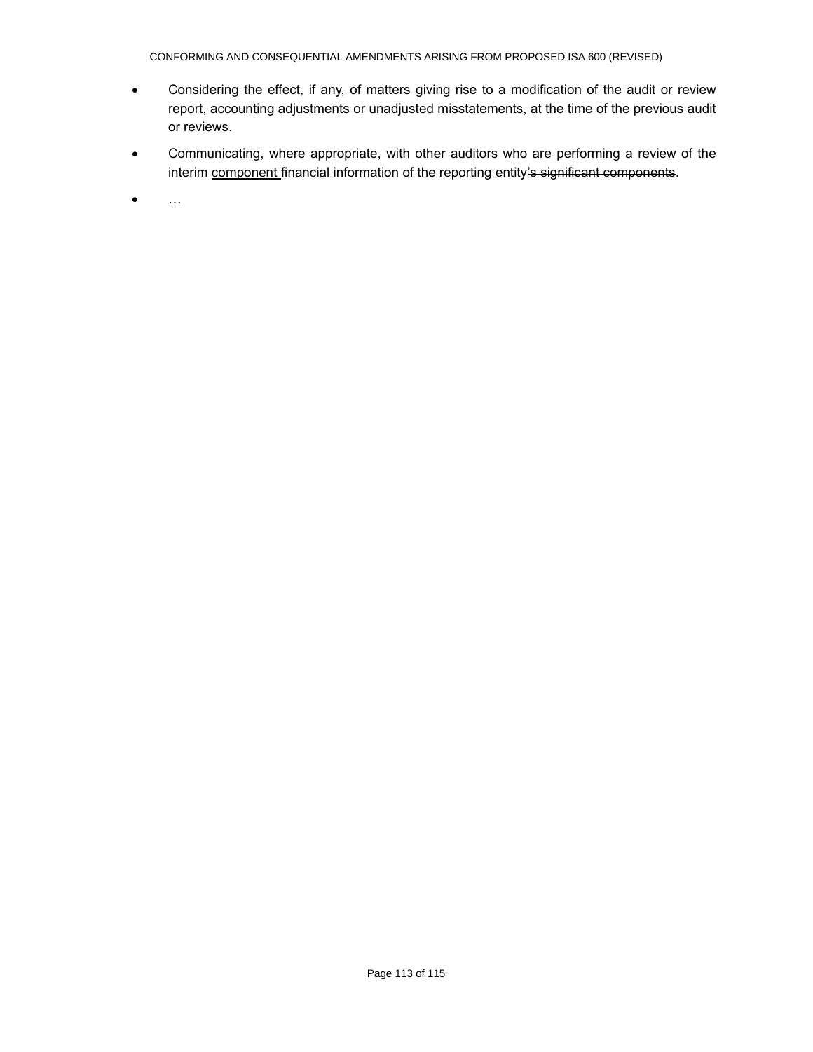- Considering the effect, if any, of matters giving rise to a modification of the audit or review report, accounting adjustments or unadjusted misstatements, at the time of the previous audit or reviews.
- Communicating, where appropriate, with other auditors who are performing a review of the interim <u>component</u> financial information of the reporting entity~~'s significant components~~.
- …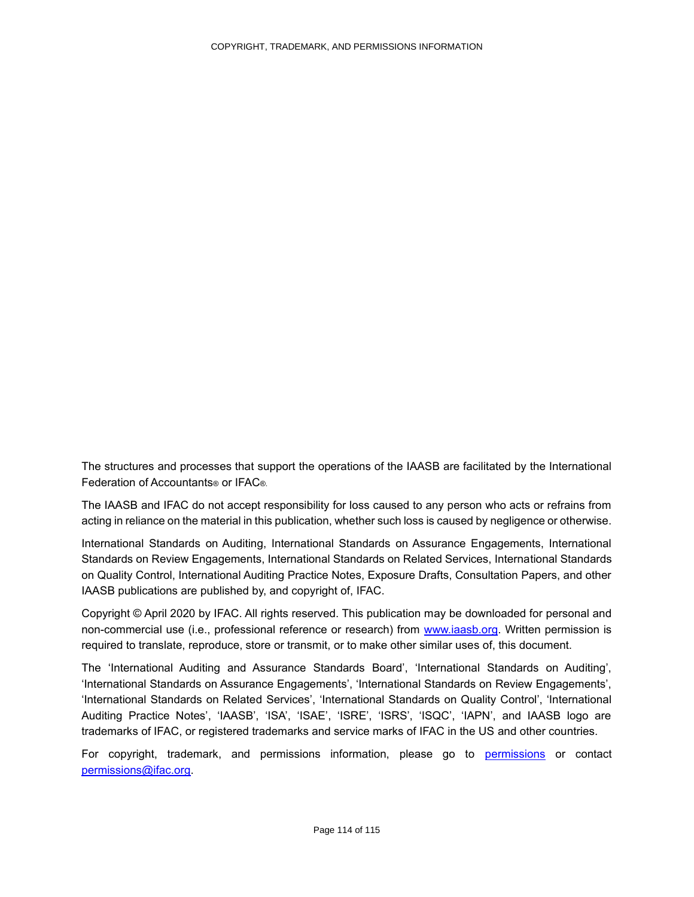# COPYRIGHT, TRADEMARK, AND PERMISSIONS INFORMATION

The structures and processes that support the operations of the IAASB are facilitated by the International Federation of Accountants® or IFAC®.

The IAASB and IFAC do not accept responsibility for loss caused to any person who acts or refrains from acting in reliance on the material in this publication, whether such loss is caused by negligence or otherwise.

International Standards on Auditing, International Standards on Assurance Engagements, International Standards on Review Engagements, International Standards on Related Services, International Standards on Quality Control, International Auditing Practice Notes, Exposure Drafts, Consultation Papers, and other IAASB publications are published by, and copyright of, IFAC.

Copyright © April 2020 by IFAC. All rights reserved. This publication may be downloaded for personal and non-commercial use (i.e., professional reference or research) from [www.iaasb.org](http://www.iaasb.org). Written permission is required to translate, reproduce, store or transmit, or to make other similar uses of, this document.

The 'International Auditing and Assurance Standards Board', 'International Standards on Auditing', 'International Standards on Assurance Engagements', 'International Standards on Review Engagements', 'International Standards on Related Services', 'International Standards on Quality Control', 'International Auditing Practice Notes', 'IAASB', 'ISA', 'ISAE', 'ISRE', 'ISRS', 'ISQC', 'IAPN', and IAASB logo are trademarks of IFAC, or registered trademarks and service marks of IFAC in the US and other countries.

For copyright, trademark, and permissions information, please go to permissions or contact [permissions@ifac.org](mailto:permissions@ifac.org).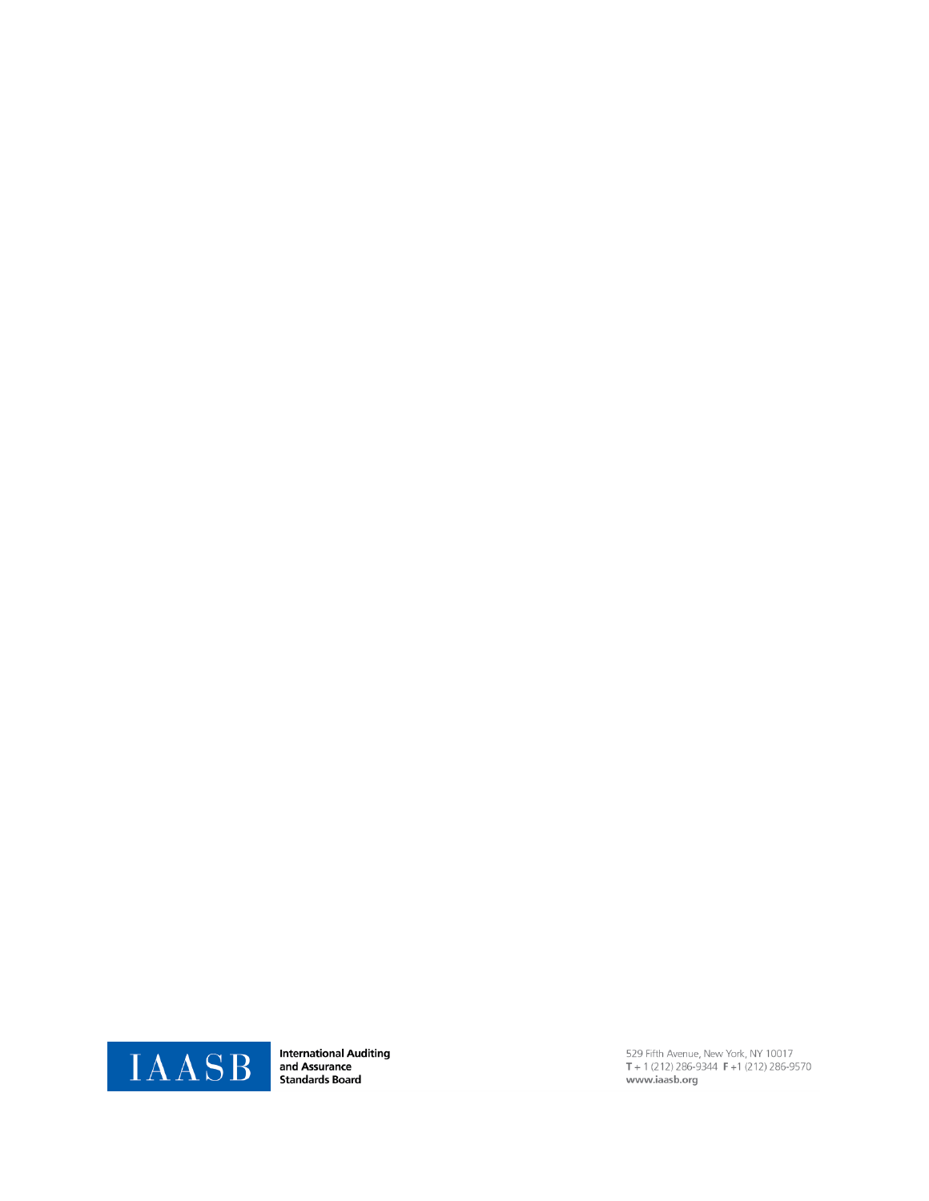IAASB

International Auditing and Assurance Standards Board

529 Fifth Avenue, New York, NY 10017
**T** + 1 (212) 286-9344 **F** +1 (212) 286-9570
**www.iaasb.org**